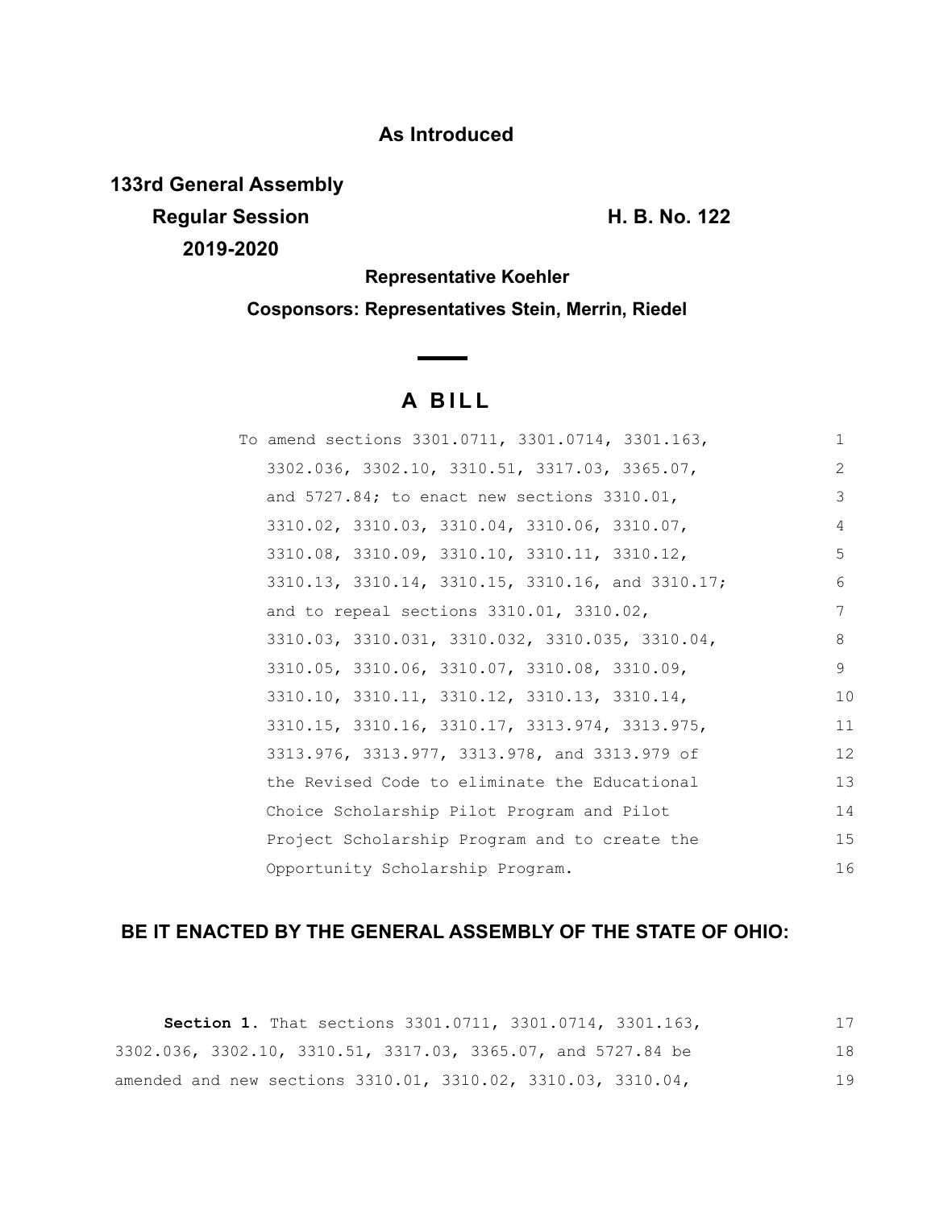**As Introduced**

**133rd General Assembly**
**Regular Session** **H. B. No. 122**
**2019-2020**

**Representative Koehler**

**Cosponsors: Representatives Stein, Merrin, Riedel**

# A BILL

To amend sections 3301.0711, 3301.0714, 3301.163, 3302.036, 3302.10, 3310.51, 3317.03, 3365.07, and 5727.84; to enact new sections 3310.01, 3310.02, 3310.03, 3310.04, 3310.06, 3310.07, 3310.08, 3310.09, 3310.10, 3310.11, 3310.12, 3310.13, 3310.14, 3310.15, 3310.16, and 3310.17; and to repeal sections 3310.01, 3310.02, 3310.03, 3310.031, 3310.032, 3310.035, 3310.04, 3310.05, 3310.06, 3310.07, 3310.08, 3310.09, 3310.10, 3310.11, 3310.12, 3310.13, 3310.14, 3310.15, 3310.16, 3310.17, 3313.974, 3313.975, 3313.976, 3313.977, 3313.978, and 3313.979 of the Revised Code to eliminate the Educational Choice Scholarship Pilot Program and Pilot Project Scholarship Program and to create the Opportunity Scholarship Program.

**BE IT ENACTED BY THE GENERAL ASSEMBLY OF THE STATE OF OHIO:**

**Section 1.** That sections 3301.0711, 3301.0714, 3301.163, 3302.036, 3302.10, 3310.51, 3317.03, 3365.07, and 5727.84 be amended and new sections 3310.01, 3310.02, 3310.03, 3310.04,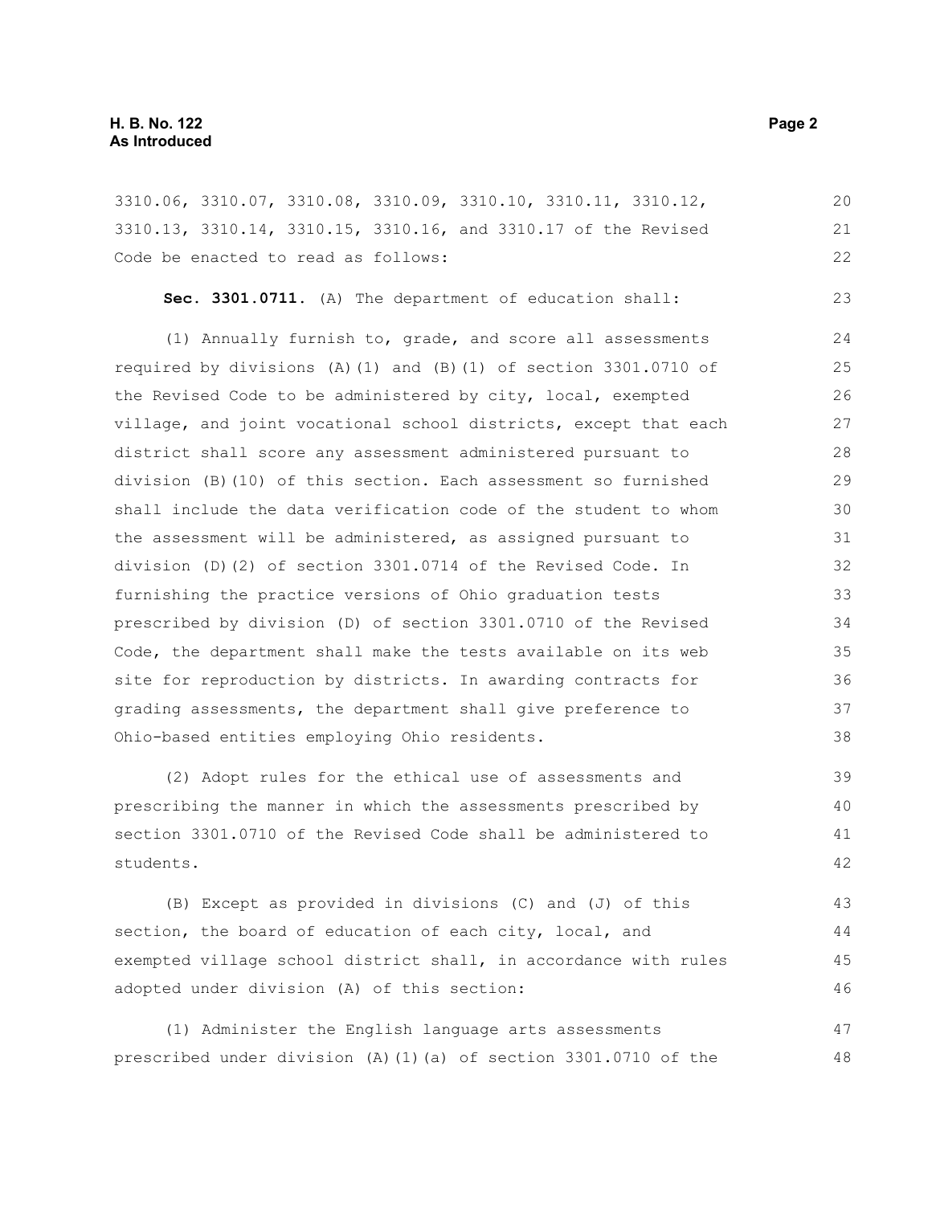3310.06, 3310.07, 3310.08, 3310.09, 3310.10, 3310.11, 3310.12, 3310.13, 3310.14, 3310.15, 3310.16, and 3310.17 of the Revised Code be enacted to read as follows:

**Sec. 3301.0711.** (A) The department of education shall:

(1) Annually furnish to, grade, and score all assessments required by divisions (A)(1) and (B)(1) of section 3301.0710 of the Revised Code to be administered by city, local, exempted village, and joint vocational school districts, except that each district shall score any assessment administered pursuant to division (B)(10) of this section. Each assessment so furnished shall include the data verification code of the student to whom the assessment will be administered, as assigned pursuant to division (D)(2) of section 3301.0714 of the Revised Code. In furnishing the practice versions of Ohio graduation tests prescribed by division (D) of section 3301.0710 of the Revised Code, the department shall make the tests available on its web site for reproduction by districts. In awarding contracts for grading assessments, the department shall give preference to Ohio-based entities employing Ohio residents.

(2) Adopt rules for the ethical use of assessments and prescribing the manner in which the assessments prescribed by section 3301.0710 of the Revised Code shall be administered to students.

(B) Except as provided in divisions (C) and (J) of this section, the board of education of each city, local, and exempted village school district shall, in accordance with rules adopted under division (A) of this section:

(1) Administer the English language arts assessments prescribed under division (A)(1)(a) of section 3301.0710 of the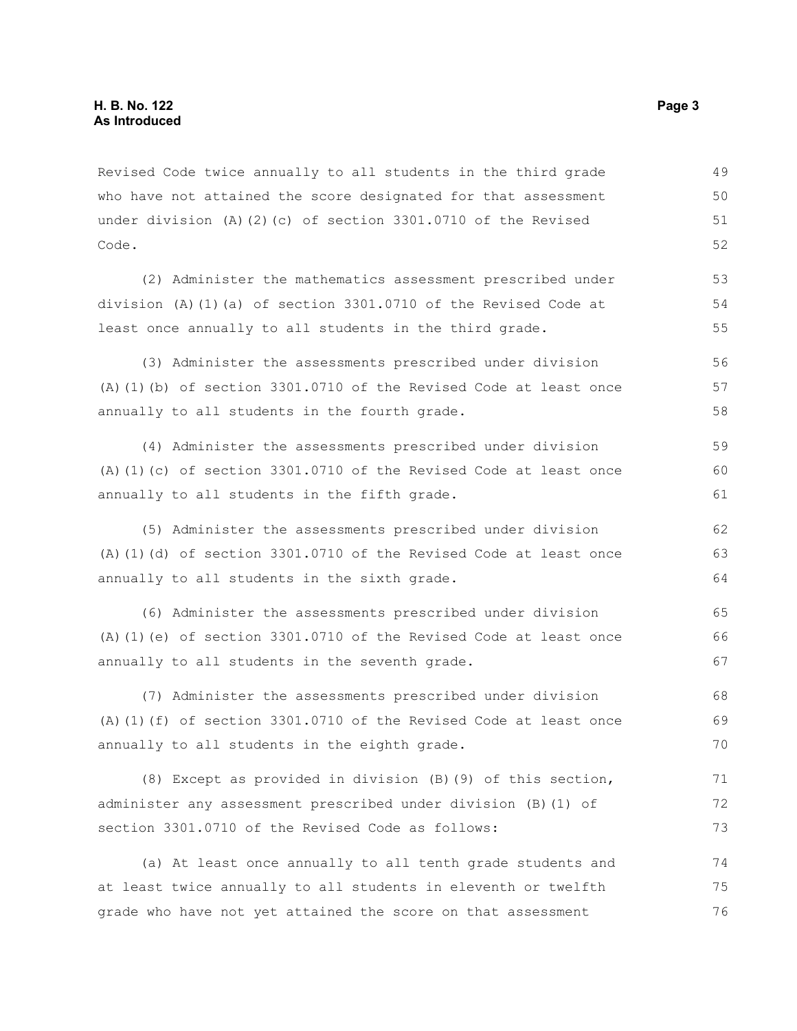Revised Code twice annually to all students in the third grade who have not attained the score designated for that assessment under division (A)(2)(c) of section 3301.0710 of the Revised Code.

(2) Administer the mathematics assessment prescribed under division (A)(1)(a) of section 3301.0710 of the Revised Code at least once annually to all students in the third grade.

(3) Administer the assessments prescribed under division (A)(1)(b) of section 3301.0710 of the Revised Code at least once annually to all students in the fourth grade.

(4) Administer the assessments prescribed under division (A)(1)(c) of section 3301.0710 of the Revised Code at least once annually to all students in the fifth grade.

(5) Administer the assessments prescribed under division (A)(1)(d) of section 3301.0710 of the Revised Code at least once annually to all students in the sixth grade.

(6) Administer the assessments prescribed under division (A)(1)(e) of section 3301.0710 of the Revised Code at least once annually to all students in the seventh grade.

(7) Administer the assessments prescribed under division (A)(1)(f) of section 3301.0710 of the Revised Code at least once annually to all students in the eighth grade.

(8) Except as provided in division (B)(9) of this section, administer any assessment prescribed under division (B)(1) of section 3301.0710 of the Revised Code as follows:

(a) At least once annually to all tenth grade students and at least twice annually to all students in eleventh or twelfth grade who have not yet attained the score on that assessment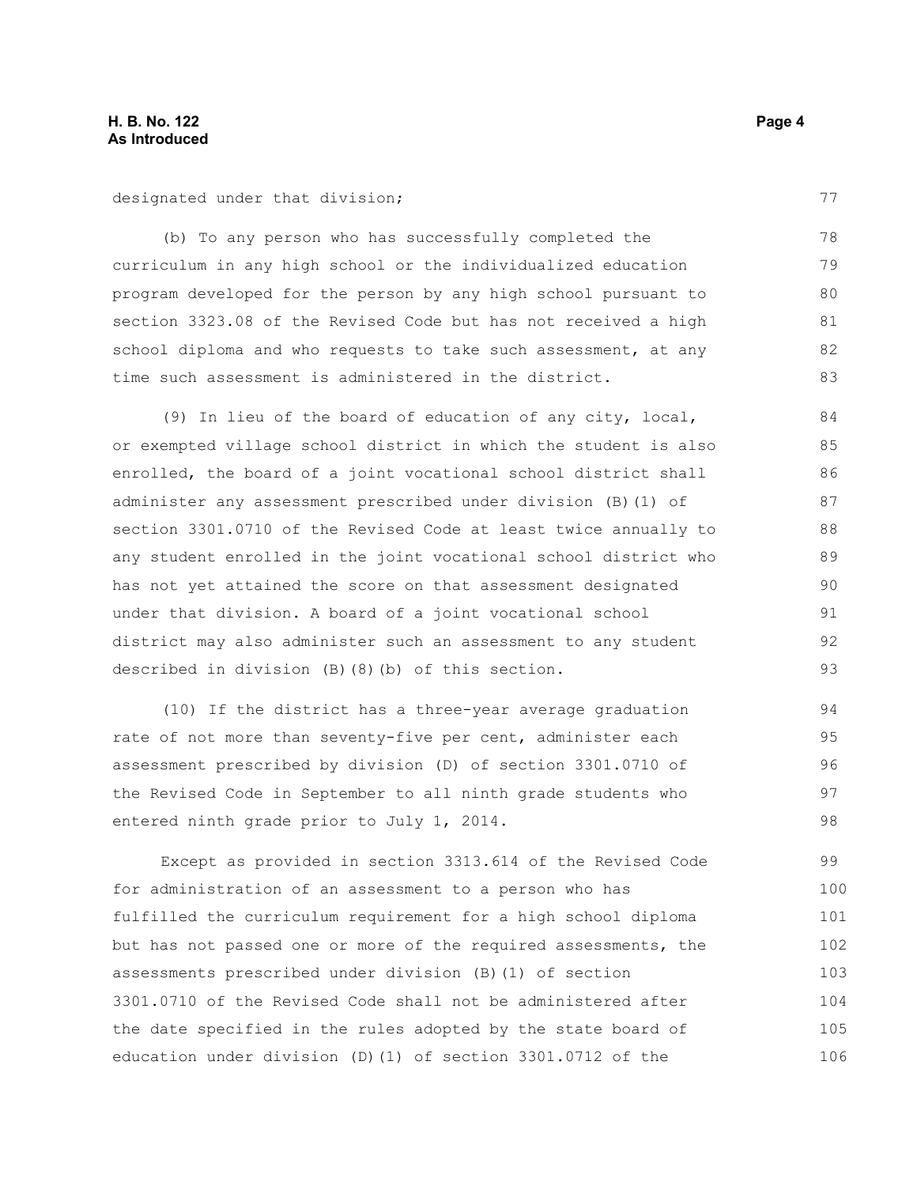designated under that division;

(b) To any person who has successfully completed the curriculum in any high school or the individualized education program developed for the person by any high school pursuant to section 3323.08 of the Revised Code but has not received a high school diploma and who requests to take such assessment, at any time such assessment is administered in the district.

(9) In lieu of the board of education of any city, local, or exempted village school district in which the student is also enrolled, the board of a joint vocational school district shall administer any assessment prescribed under division (B)(1) of section 3301.0710 of the Revised Code at least twice annually to any student enrolled in the joint vocational school district who has not yet attained the score on that assessment designated under that division. A board of a joint vocational school district may also administer such an assessment to any student described in division (B)(8)(b) of this section.

(10) If the district has a three-year average graduation rate of not more than seventy-five per cent, administer each assessment prescribed by division (D) of section 3301.0710 of the Revised Code in September to all ninth grade students who entered ninth grade prior to July 1, 2014.

Except as provided in section 3313.614 of the Revised Code for administration of an assessment to a person who has fulfilled the curriculum requirement for a high school diploma but has not passed one or more of the required assessments, the assessments prescribed under division (B)(1) of section 3301.0710 of the Revised Code shall not be administered after the date specified in the rules adopted by the state board of education under division (D)(1) of section 3301.0712 of the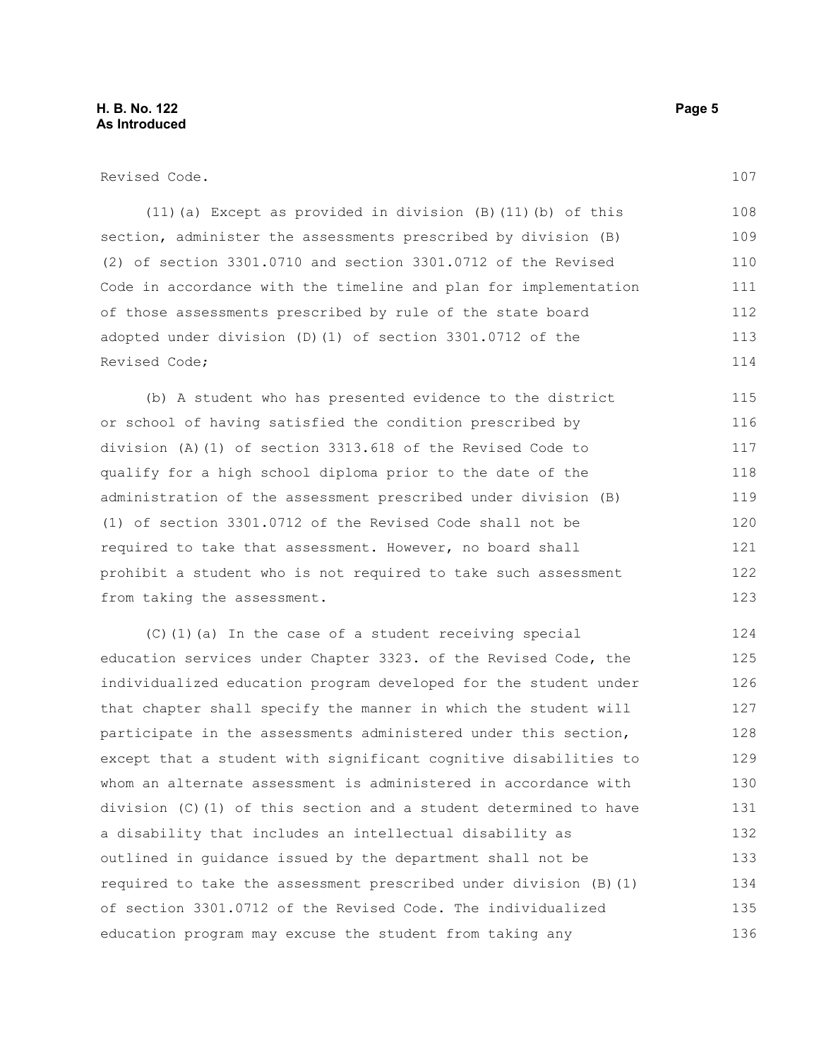Revised Code.

(11)(a) Except as provided in division (B)(11)(b) of this section, administer the assessments prescribed by division (B)(2) of section 3301.0710 and section 3301.0712 of the Revised Code in accordance with the timeline and plan for implementation of those assessments prescribed by rule of the state board adopted under division (D)(1) of section 3301.0712 of the Revised Code;

(b) A student who has presented evidence to the district or school of having satisfied the condition prescribed by division (A)(1) of section 3313.618 of the Revised Code to qualify for a high school diploma prior to the date of the administration of the assessment prescribed under division (B)(1) of section 3301.0712 of the Revised Code shall not be required to take that assessment. However, no board shall prohibit a student who is not required to take such assessment from taking the assessment.

(C)(1)(a) In the case of a student receiving special education services under Chapter 3323. of the Revised Code, the individualized education program developed for the student under that chapter shall specify the manner in which the student will participate in the assessments administered under this section, except that a student with significant cognitive disabilities to whom an alternate assessment is administered in accordance with division (C)(1) of this section and a student determined to have a disability that includes an intellectual disability as outlined in guidance issued by the department shall not be required to take the assessment prescribed under division (B)(1) of section 3301.0712 of the Revised Code. The individualized education program may excuse the student from taking any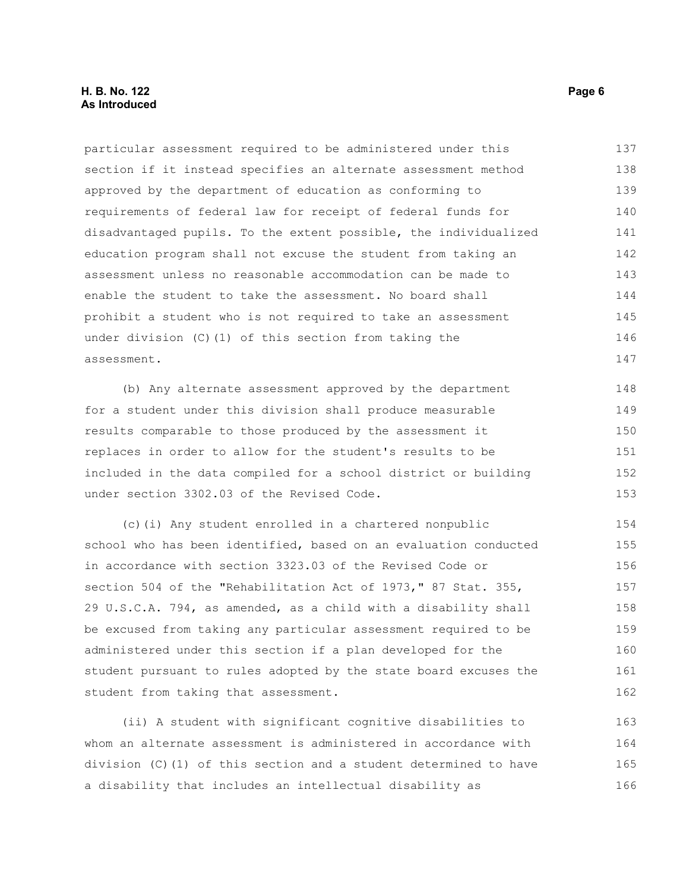particular assessment required to be administered under this section if it instead specifies an alternate assessment method approved by the department of education as conforming to requirements of federal law for receipt of federal funds for disadvantaged pupils. To the extent possible, the individualized education program shall not excuse the student from taking an assessment unless no reasonable accommodation can be made to enable the student to take the assessment. No board shall prohibit a student who is not required to take an assessment under division (C)(1) of this section from taking the assessment.

(b) Any alternate assessment approved by the department for a student under this division shall produce measurable results comparable to those produced by the assessment it replaces in order to allow for the student's results to be included in the data compiled for a school district or building under section 3302.03 of the Revised Code.

(c)(i) Any student enrolled in a chartered nonpublic school who has been identified, based on an evaluation conducted in accordance with section 3323.03 of the Revised Code or section 504 of the "Rehabilitation Act of 1973," 87 Stat. 355, 29 U.S.C.A. 794, as amended, as a child with a disability shall be excused from taking any particular assessment required to be administered under this section if a plan developed for the student pursuant to rules adopted by the state board excuses the student from taking that assessment.

(ii) A student with significant cognitive disabilities to whom an alternate assessment is administered in accordance with division (C)(1) of this section and a student determined to have a disability that includes an intellectual disability as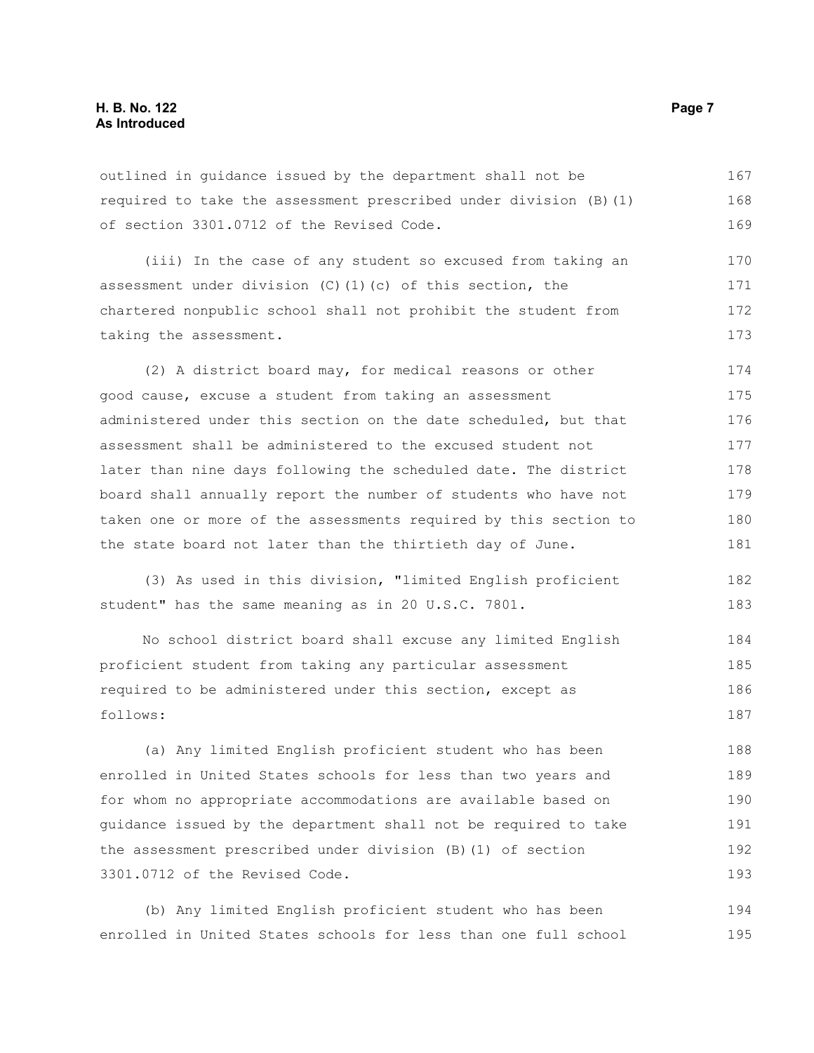outlined in guidance issued by the department shall not be required to take the assessment prescribed under division (B)(1) of section 3301.0712 of the Revised Code.

(iii) In the case of any student so excused from taking an assessment under division (C)(1)(c) of this section, the chartered nonpublic school shall not prohibit the student from taking the assessment.

(2) A district board may, for medical reasons or other good cause, excuse a student from taking an assessment administered under this section on the date scheduled, but that assessment shall be administered to the excused student not later than nine days following the scheduled date. The district board shall annually report the number of students who have not taken one or more of the assessments required by this section to the state board not later than the thirtieth day of June.

(3) As used in this division, "limited English proficient student" has the same meaning as in 20 U.S.C. 7801.

No school district board shall excuse any limited English proficient student from taking any particular assessment required to be administered under this section, except as follows:

(a) Any limited English proficient student who has been enrolled in United States schools for less than two years and for whom no appropriate accommodations are available based on guidance issued by the department shall not be required to take the assessment prescribed under division (B)(1) of section 3301.0712 of the Revised Code.

(b) Any limited English proficient student who has been enrolled in United States schools for less than one full school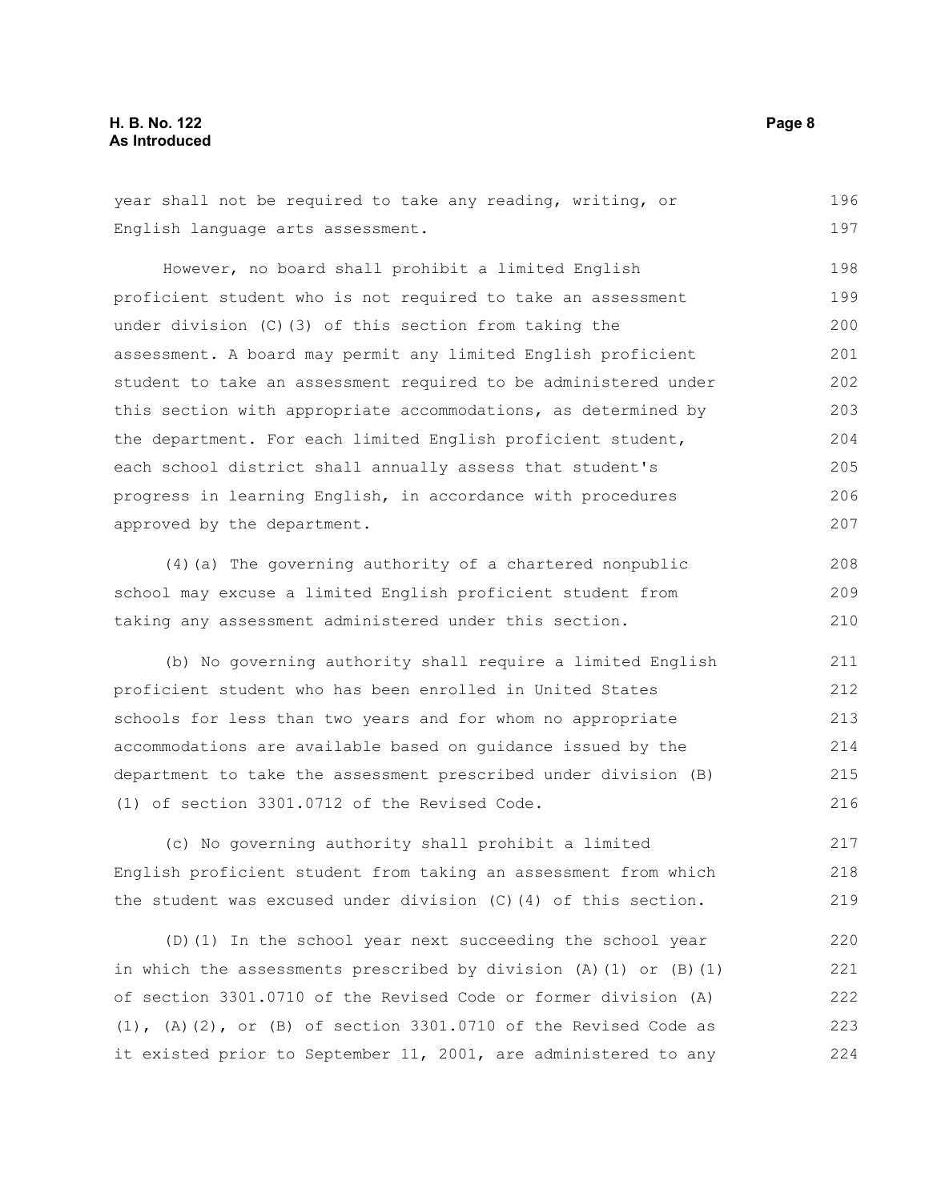year shall not be required to take any reading, writing, or English language arts assessment.

However, no board shall prohibit a limited English proficient student who is not required to take an assessment under division (C)(3) of this section from taking the assessment. A board may permit any limited English proficient student to take an assessment required to be administered under this section with appropriate accommodations, as determined by the department. For each limited English proficient student, each school district shall annually assess that student's progress in learning English, in accordance with procedures approved by the department.

(4)(a) The governing authority of a chartered nonpublic school may excuse a limited English proficient student from taking any assessment administered under this section.

(b) No governing authority shall require a limited English proficient student who has been enrolled in United States schools for less than two years and for whom no appropriate accommodations are available based on guidance issued by the department to take the assessment prescribed under division (B)(1) of section 3301.0712 of the Revised Code.

(c) No governing authority shall prohibit a limited English proficient student from taking an assessment from which the student was excused under division (C)(4) of this section.

(D)(1) In the school year next succeeding the school year in which the assessments prescribed by division (A)(1) or (B)(1) of section 3301.0710 of the Revised Code or former division (A)(1), (A)(2), or (B) of section 3301.0710 of the Revised Code as it existed prior to September 11, 2001, are administered to any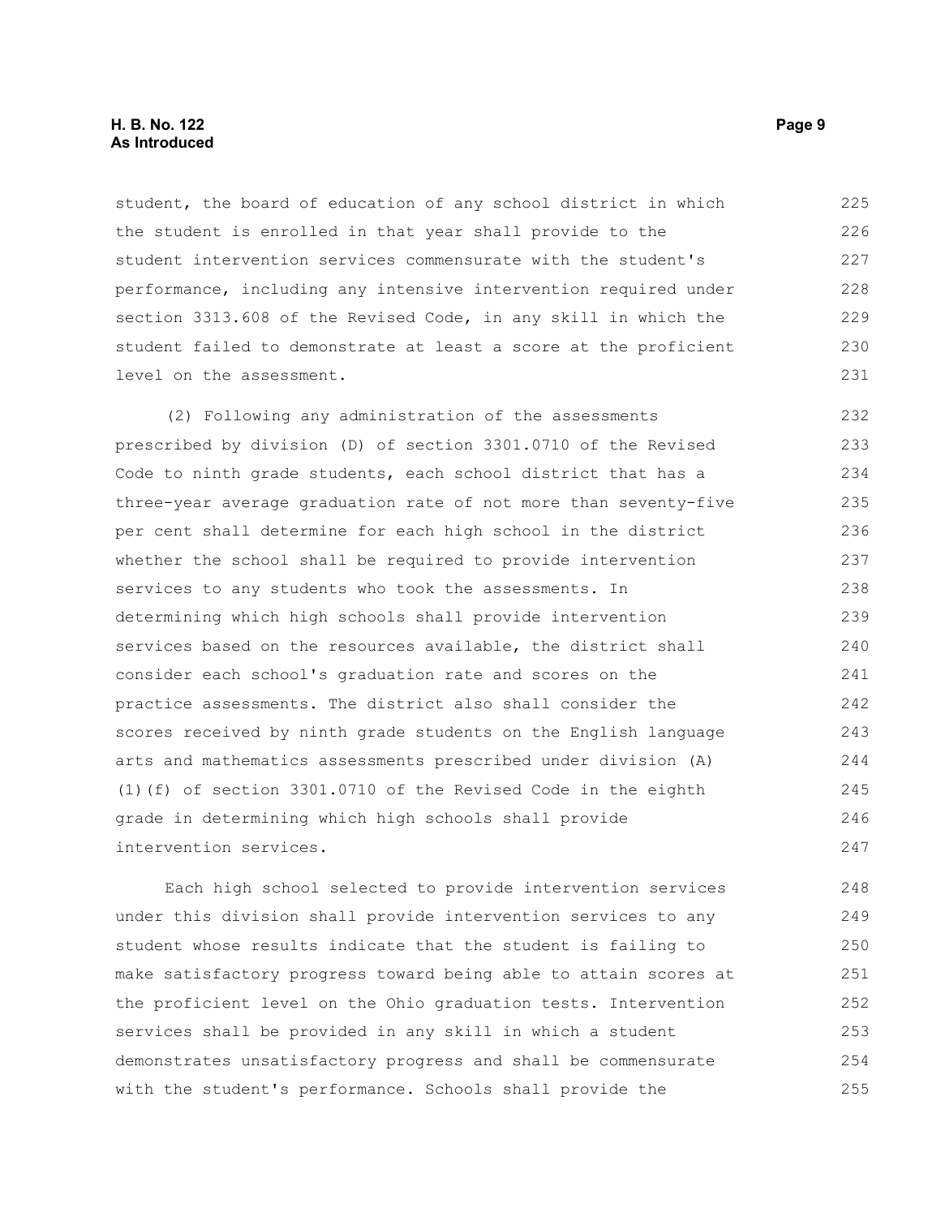student, the board of education of any school district in which the student is enrolled in that year shall provide to the student intervention services commensurate with the student's performance, including any intensive intervention required under section 3313.608 of the Revised Code, in any skill in which the student failed to demonstrate at least a score at the proficient level on the assessment.

(2) Following any administration of the assessments prescribed by division (D) of section 3301.0710 of the Revised Code to ninth grade students, each school district that has a three-year average graduation rate of not more than seventy-five per cent shall determine for each high school in the district whether the school shall be required to provide intervention services to any students who took the assessments. In determining which high schools shall provide intervention services based on the resources available, the district shall consider each school's graduation rate and scores on the practice assessments. The district also shall consider the scores received by ninth grade students on the English language arts and mathematics assessments prescribed under division (A)(1)(f) of section 3301.0710 of the Revised Code in the eighth grade in determining which high schools shall provide intervention services.

Each high school selected to provide intervention services under this division shall provide intervention services to any student whose results indicate that the student is failing to make satisfactory progress toward being able to attain scores at the proficient level on the Ohio graduation tests. Intervention services shall be provided in any skill in which a student demonstrates unsatisfactory progress and shall be commensurate with the student's performance. Schools shall provide the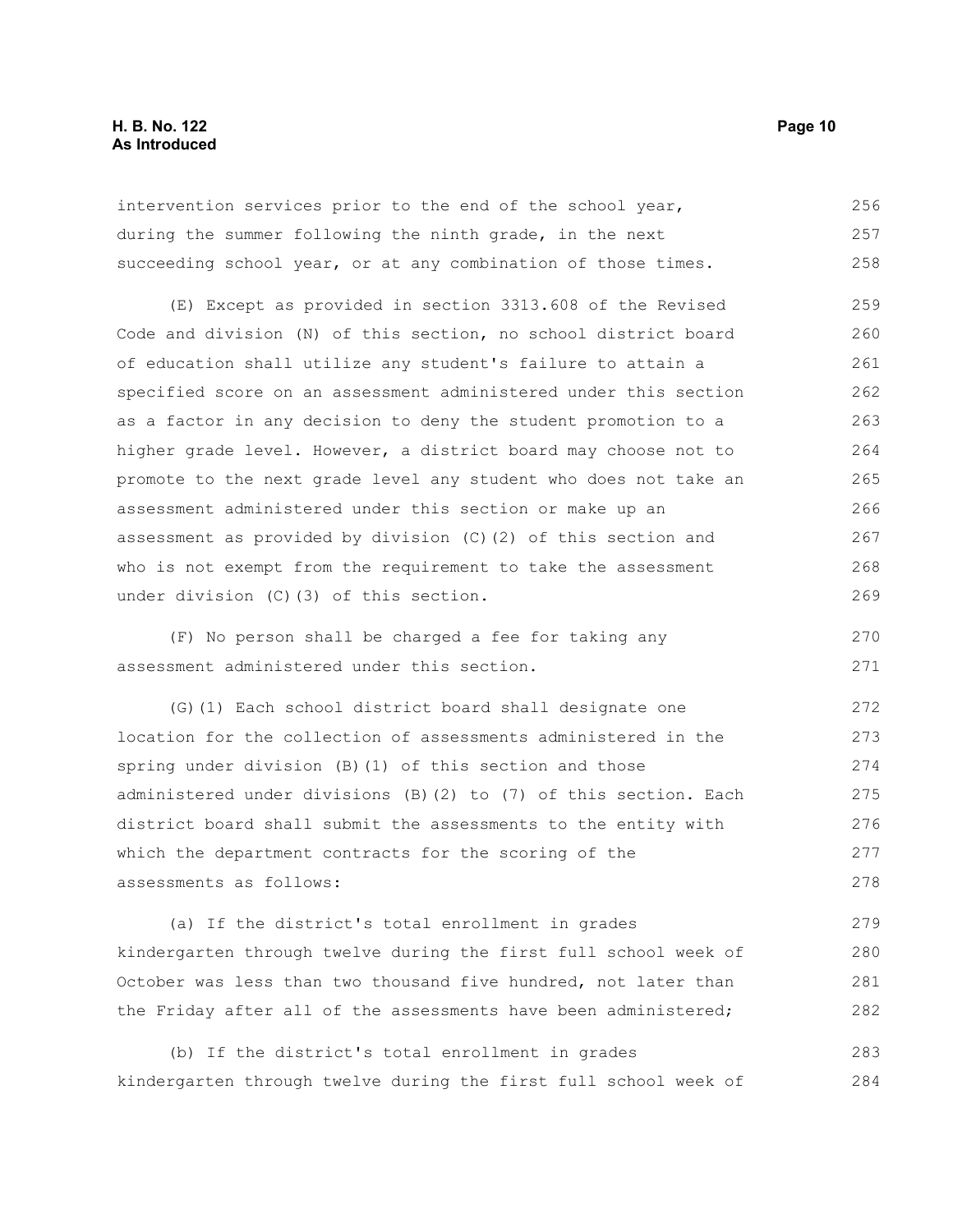intervention services prior to the end of the school year, during the summer following the ninth grade, in the next succeeding school year, or at any combination of those times.

(E) Except as provided in section 3313.608 of the Revised Code and division (N) of this section, no school district board of education shall utilize any student's failure to attain a specified score on an assessment administered under this section as a factor in any decision to deny the student promotion to a higher grade level. However, a district board may choose not to promote to the next grade level any student who does not take an assessment administered under this section or make up an assessment as provided by division (C)(2) of this section and who is not exempt from the requirement to take the assessment under division (C)(3) of this section.

(F) No person shall be charged a fee for taking any assessment administered under this section.

(G)(1) Each school district board shall designate one location for the collection of assessments administered in the spring under division (B)(1) of this section and those administered under divisions (B)(2) to (7) of this section. Each district board shall submit the assessments to the entity with which the department contracts for the scoring of the assessments as follows:

(a) If the district's total enrollment in grades kindergarten through twelve during the first full school week of October was less than two thousand five hundred, not later than the Friday after all of the assessments have been administered;

(b) If the district's total enrollment in grades kindergarten through twelve during the first full school week of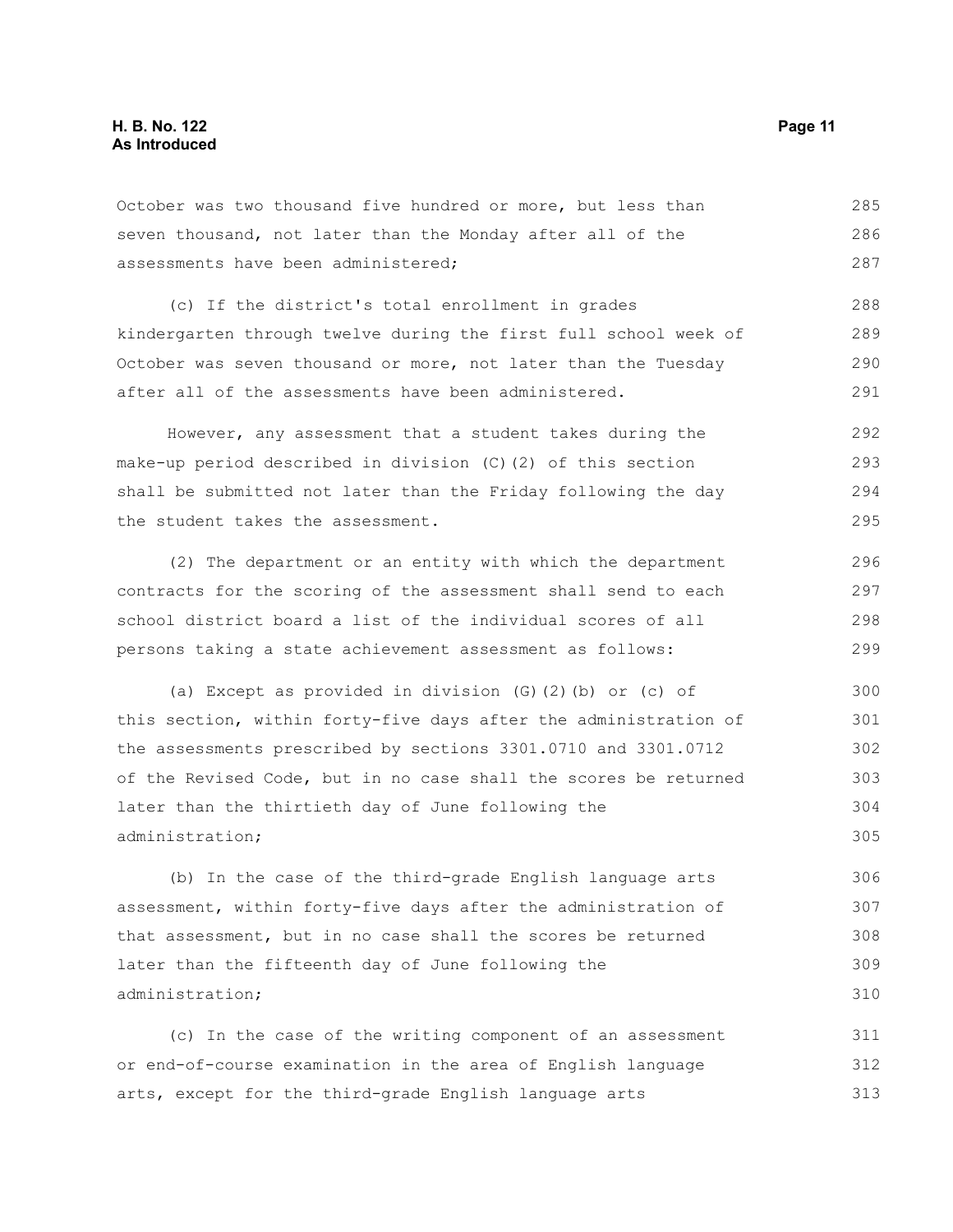October was two thousand five hundred or more, but less than seven thousand, not later than the Monday after all of the assessments have been administered;

(c) If the district's total enrollment in grades kindergarten through twelve during the first full school week of October was seven thousand or more, not later than the Tuesday after all of the assessments have been administered.

However, any assessment that a student takes during the make-up period described in division (C)(2) of this section shall be submitted not later than the Friday following the day the student takes the assessment.

(2) The department or an entity with which the department contracts for the scoring of the assessment shall send to each school district board a list of the individual scores of all persons taking a state achievement assessment as follows:

(a) Except as provided in division (G)(2)(b) or (c) of this section, within forty-five days after the administration of the assessments prescribed by sections 3301.0710 and 3301.0712 of the Revised Code, but in no case shall the scores be returned later than the thirtieth day of June following the administration;

(b) In the case of the third-grade English language arts assessment, within forty-five days after the administration of that assessment, but in no case shall the scores be returned later than the fifteenth day of June following the administration;

(c) In the case of the writing component of an assessment or end-of-course examination in the area of English language arts, except for the third-grade English language arts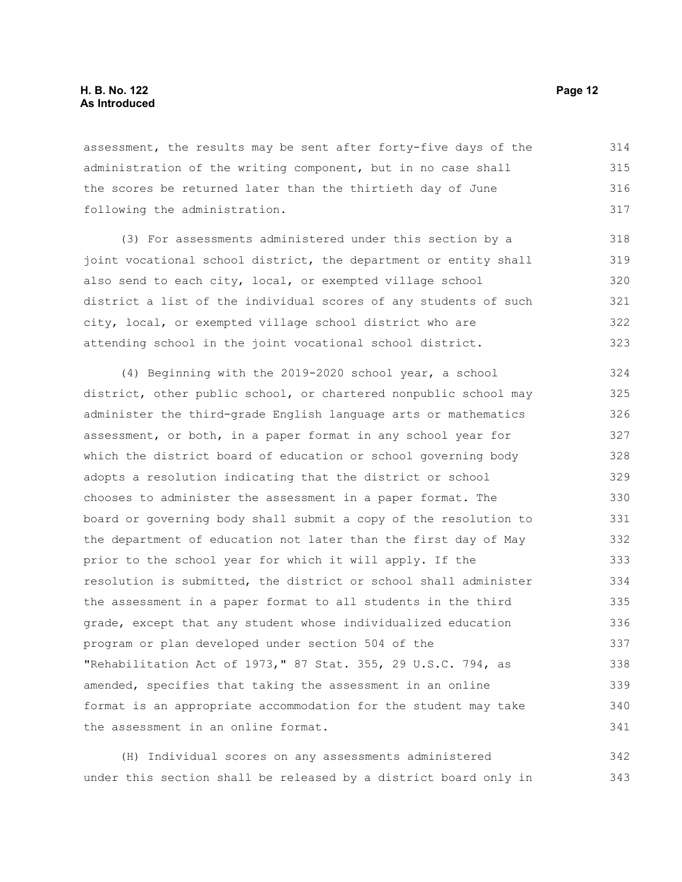assessment, the results may be sent after forty-five days of the administration of the writing component, but in no case shall the scores be returned later than the thirtieth day of June following the administration.

(3) For assessments administered under this section by a joint vocational school district, the department or entity shall also send to each city, local, or exempted village school district a list of the individual scores of any students of such city, local, or exempted village school district who are attending school in the joint vocational school district.

(4) Beginning with the 2019-2020 school year, a school district, other public school, or chartered nonpublic school may administer the third-grade English language arts or mathematics assessment, or both, in a paper format in any school year for which the district board of education or school governing body adopts a resolution indicating that the district or school chooses to administer the assessment in a paper format. The board or governing body shall submit a copy of the resolution to the department of education not later than the first day of May prior to the school year for which it will apply. If the resolution is submitted, the district or school shall administer the assessment in a paper format to all students in the third grade, except that any student whose individualized education program or plan developed under section 504 of the "Rehabilitation Act of 1973," 87 Stat. 355, 29 U.S.C. 794, as amended, specifies that taking the assessment in an online format is an appropriate accommodation for the student may take the assessment in an online format.

(H) Individual scores on any assessments administered under this section shall be released by a district board only in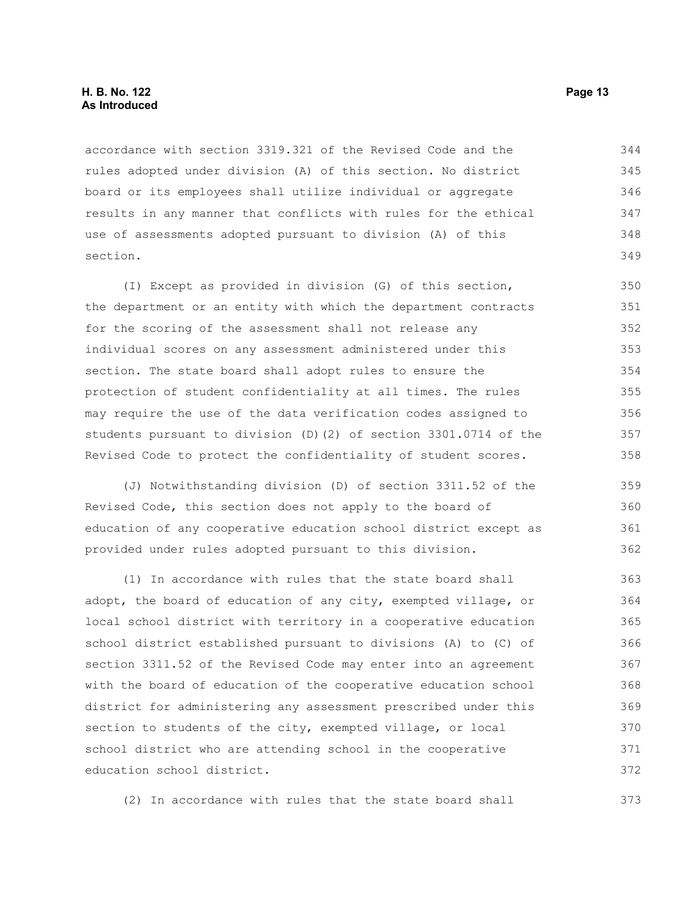accordance with section 3319.321 of the Revised Code and the rules adopted under division (A) of this section. No district board or its employees shall utilize individual or aggregate results in any manner that conflicts with rules for the ethical use of assessments adopted pursuant to division (A) of this section.

(I) Except as provided in division (G) of this section, the department or an entity with which the department contracts for the scoring of the assessment shall not release any individual scores on any assessment administered under this section. The state board shall adopt rules to ensure the protection of student confidentiality at all times. The rules may require the use of the data verification codes assigned to students pursuant to division (D)(2) of section 3301.0714 of the Revised Code to protect the confidentiality of student scores.

(J) Notwithstanding division (D) of section 3311.52 of the Revised Code, this section does not apply to the board of education of any cooperative education school district except as provided under rules adopted pursuant to this division.

(1) In accordance with rules that the state board shall adopt, the board of education of any city, exempted village, or local school district with territory in a cooperative education school district established pursuant to divisions (A) to (C) of section 3311.52 of the Revised Code may enter into an agreement with the board of education of the cooperative education school district for administering any assessment prescribed under this section to students of the city, exempted village, or local school district who are attending school in the cooperative education school district.

(2) In accordance with rules that the state board shall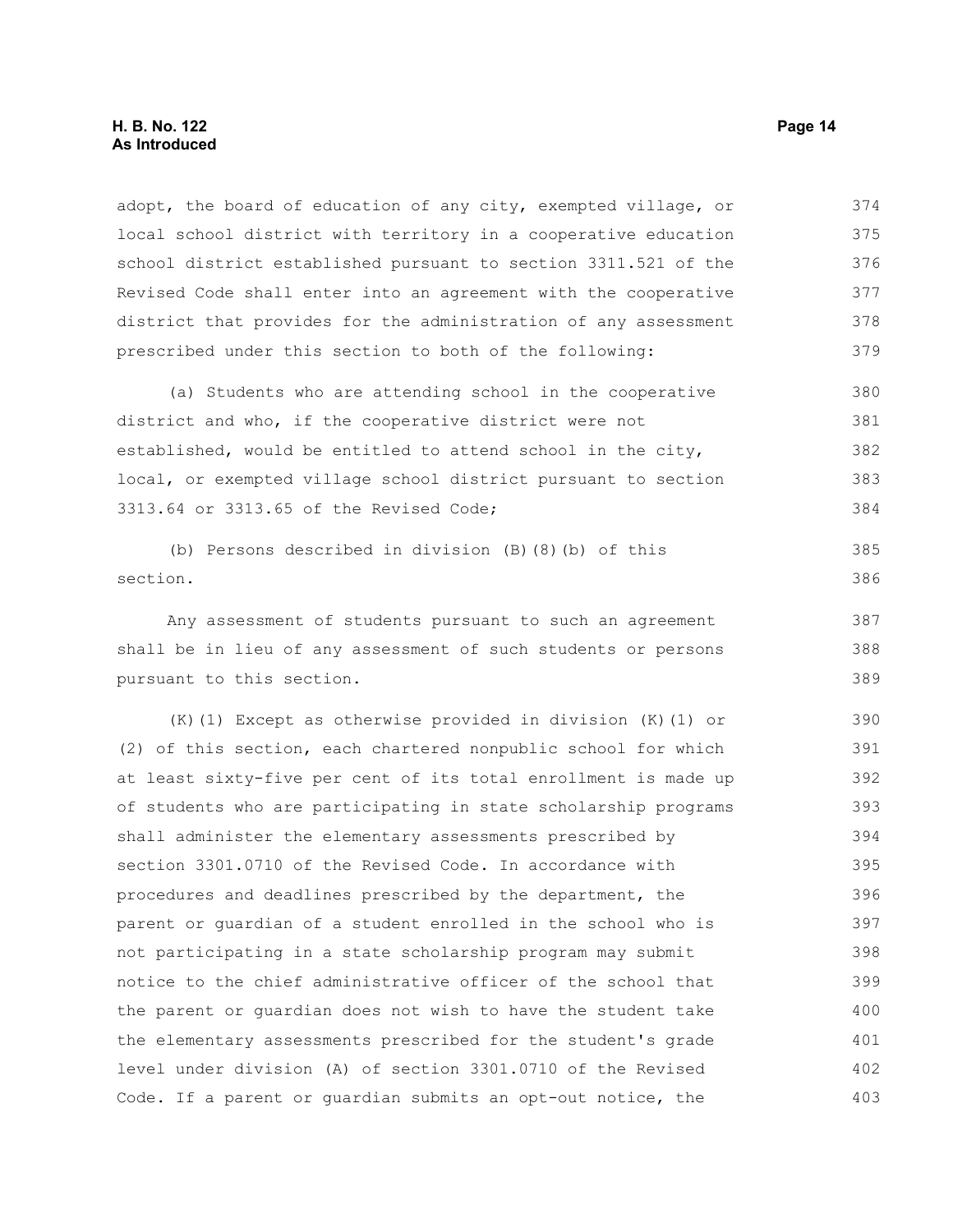adopt, the board of education of any city, exempted village, or local school district with territory in a cooperative education school district established pursuant to section 3311.521 of the Revised Code shall enter into an agreement with the cooperative district that provides for the administration of any assessment prescribed under this section to both of the following:

(a) Students who are attending school in the cooperative district and who, if the cooperative district were not established, would be entitled to attend school in the city, local, or exempted village school district pursuant to section 3313.64 or 3313.65 of the Revised Code;

(b) Persons described in division (B)(8)(b) of this section.

Any assessment of students pursuant to such an agreement shall be in lieu of any assessment of such students or persons pursuant to this section.

(K)(1) Except as otherwise provided in division (K)(1) or (2) of this section, each chartered nonpublic school for which at least sixty-five per cent of its total enrollment is made up of students who are participating in state scholarship programs shall administer the elementary assessments prescribed by section 3301.0710 of the Revised Code. In accordance with procedures and deadlines prescribed by the department, the parent or guardian of a student enrolled in the school who is not participating in a state scholarship program may submit notice to the chief administrative officer of the school that the parent or guardian does not wish to have the student take the elementary assessments prescribed for the student's grade level under division (A) of section 3301.0710 of the Revised Code. If a parent or guardian submits an opt-out notice, the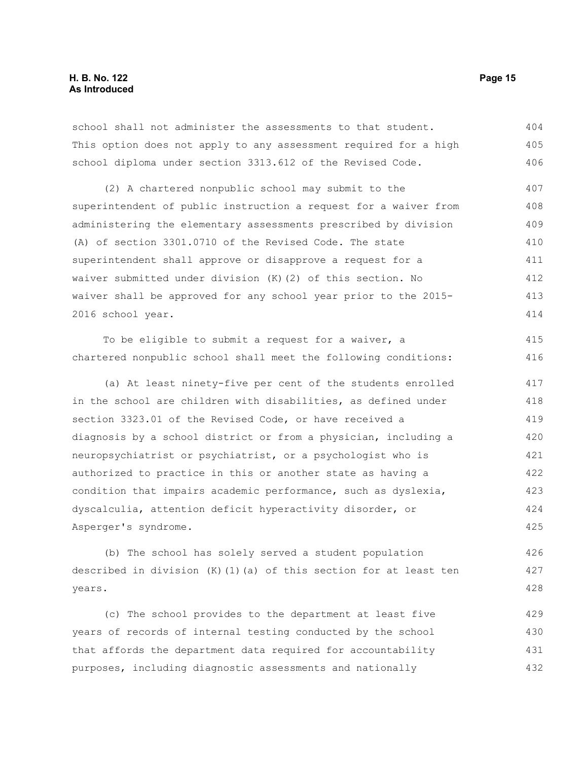school shall not administer the assessments to that student. This option does not apply to any assessment required for a high school diploma under section 3313.612 of the Revised Code.

(2) A chartered nonpublic school may submit to the superintendent of public instruction a request for a waiver from administering the elementary assessments prescribed by division (A) of section 3301.0710 of the Revised Code. The state superintendent shall approve or disapprove a request for a waiver submitted under division (K)(2) of this section. No waiver shall be approved for any school year prior to the 2015-2016 school year.

To be eligible to submit a request for a waiver, a chartered nonpublic school shall meet the following conditions:

(a) At least ninety-five per cent of the students enrolled in the school are children with disabilities, as defined under section 3323.01 of the Revised Code, or have received a diagnosis by a school district or from a physician, including a neuropsychiatrist or psychiatrist, or a psychologist who is authorized to practice in this or another state as having a condition that impairs academic performance, such as dyslexia, dyscalculia, attention deficit hyperactivity disorder, or Asperger's syndrome.

(b) The school has solely served a student population described in division (K)(1)(a) of this section for at least ten years.

(c) The school provides to the department at least five years of records of internal testing conducted by the school that affords the department data required for accountability purposes, including diagnostic assessments and nationally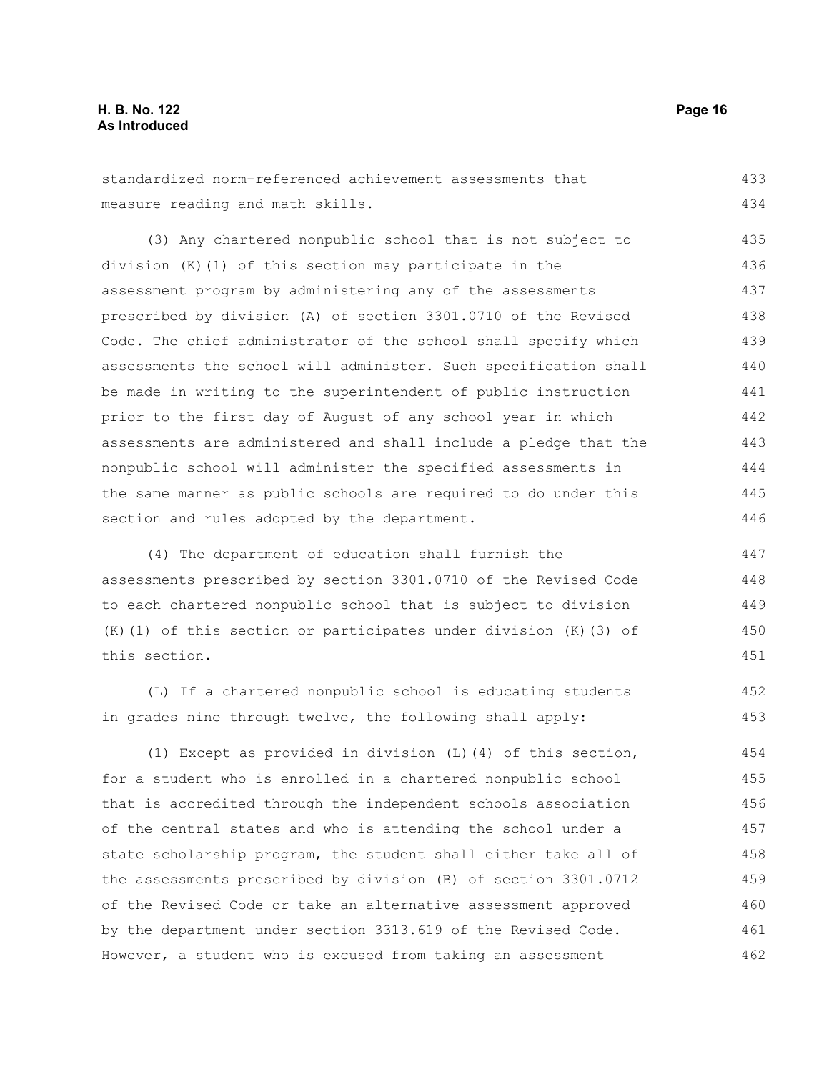standardized norm-referenced achievement assessments that measure reading and math skills.

(3) Any chartered nonpublic school that is not subject to division (K)(1) of this section may participate in the assessment program by administering any of the assessments prescribed by division (A) of section 3301.0710 of the Revised Code. The chief administrator of the school shall specify which assessments the school will administer. Such specification shall be made in writing to the superintendent of public instruction prior to the first day of August of any school year in which assessments are administered and shall include a pledge that the nonpublic school will administer the specified assessments in the same manner as public schools are required to do under this section and rules adopted by the department.

(4) The department of education shall furnish the assessments prescribed by section 3301.0710 of the Revised Code to each chartered nonpublic school that is subject to division (K)(1) of this section or participates under division (K)(3) of this section.

(L) If a chartered nonpublic school is educating students in grades nine through twelve, the following shall apply:

(1) Except as provided in division (L)(4) of this section, for a student who is enrolled in a chartered nonpublic school that is accredited through the independent schools association of the central states and who is attending the school under a state scholarship program, the student shall either take all of the assessments prescribed by division (B) of section 3301.0712 of the Revised Code or take an alternative assessment approved by the department under section 3313.619 of the Revised Code. However, a student who is excused from taking an assessment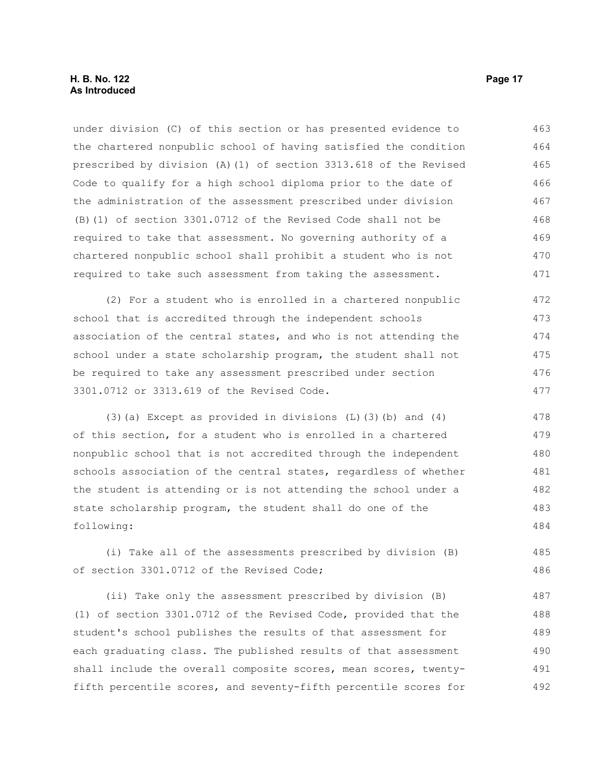under division (C) of this section or has presented evidence to the chartered nonpublic school of having satisfied the condition prescribed by division (A)(1) of section 3313.618 of the Revised Code to qualify for a high school diploma prior to the date of the administration of the assessment prescribed under division (B)(1) of section 3301.0712 of the Revised Code shall not be required to take that assessment. No governing authority of a chartered nonpublic school shall prohibit a student who is not required to take such assessment from taking the assessment.

(2) For a student who is enrolled in a chartered nonpublic school that is accredited through the independent schools association of the central states, and who is not attending the school under a state scholarship program, the student shall not be required to take any assessment prescribed under section 3301.0712 or 3313.619 of the Revised Code.

(3)(a) Except as provided in divisions (L)(3)(b) and (4) of this section, for a student who is enrolled in a chartered nonpublic school that is not accredited through the independent schools association of the central states, regardless of whether the student is attending or is not attending the school under a state scholarship program, the student shall do one of the following:

(i) Take all of the assessments prescribed by division (B) of section 3301.0712 of the Revised Code;

(ii) Take only the assessment prescribed by division (B)(1) of section 3301.0712 of the Revised Code, provided that the student's school publishes the results of that assessment for each graduating class. The published results of that assessment shall include the overall composite scores, mean scores, twenty-fifth percentile scores, and seventy-fifth percentile scores for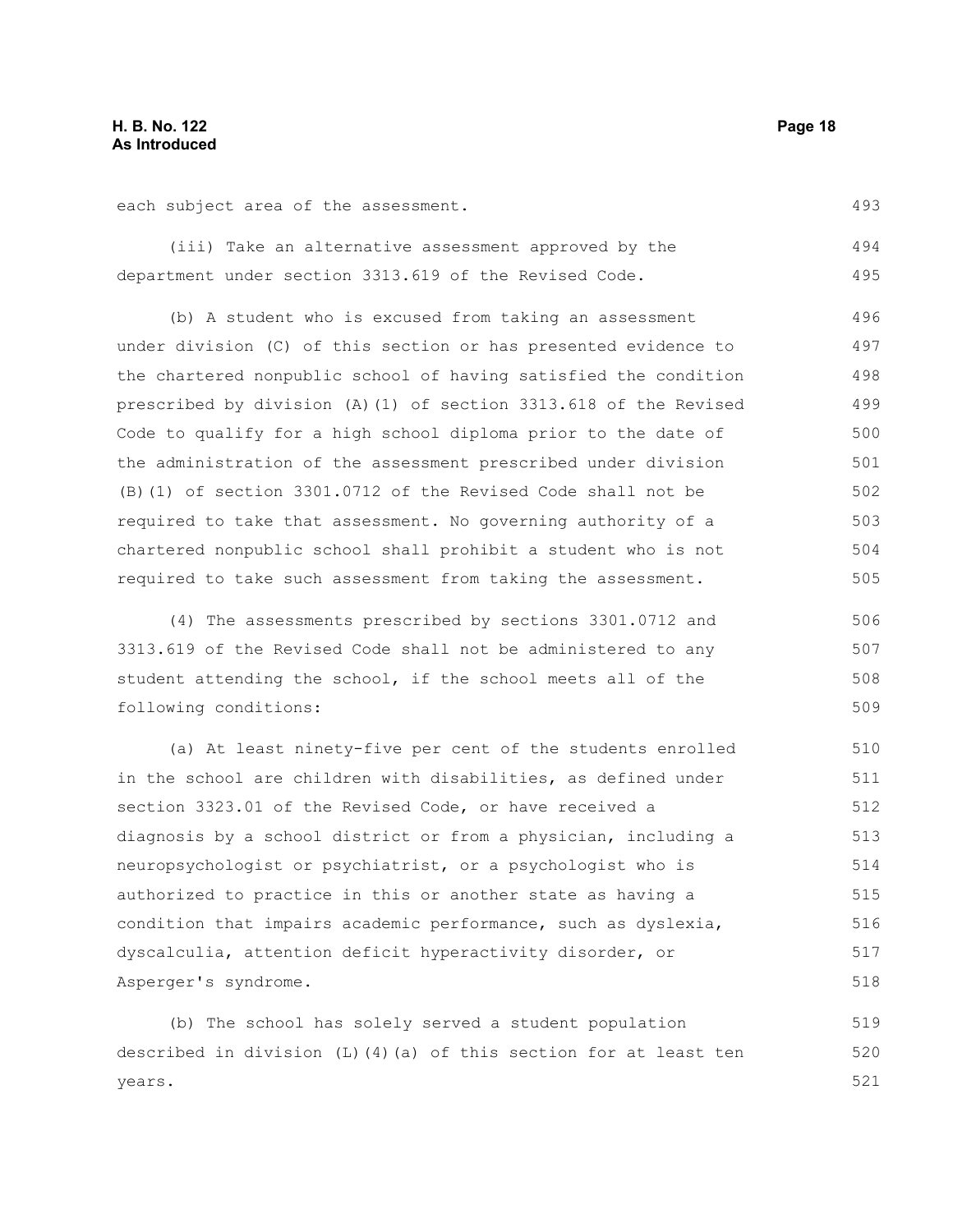each subject area of the assessment.

(iii) Take an alternative assessment approved by the department under section 3313.619 of the Revised Code.

(b) A student who is excused from taking an assessment under division (C) of this section or has presented evidence to the chartered nonpublic school of having satisfied the condition prescribed by division (A)(1) of section 3313.618 of the Revised Code to qualify for a high school diploma prior to the date of the administration of the assessment prescribed under division (B)(1) of section 3301.0712 of the Revised Code shall not be required to take that assessment. No governing authority of a chartered nonpublic school shall prohibit a student who is not required to take such assessment from taking the assessment.

(4) The assessments prescribed by sections 3301.0712 and 3313.619 of the Revised Code shall not be administered to any student attending the school, if the school meets all of the following conditions:

(a) At least ninety-five per cent of the students enrolled in the school are children with disabilities, as defined under section 3323.01 of the Revised Code, or have received a diagnosis by a school district or from a physician, including a neuropsychologist or psychiatrist, or a psychologist who is authorized to practice in this or another state as having a condition that impairs academic performance, such as dyslexia, dyscalculia, attention deficit hyperactivity disorder, or Asperger's syndrome.

(b) The school has solely served a student population described in division (L)(4)(a) of this section for at least ten years.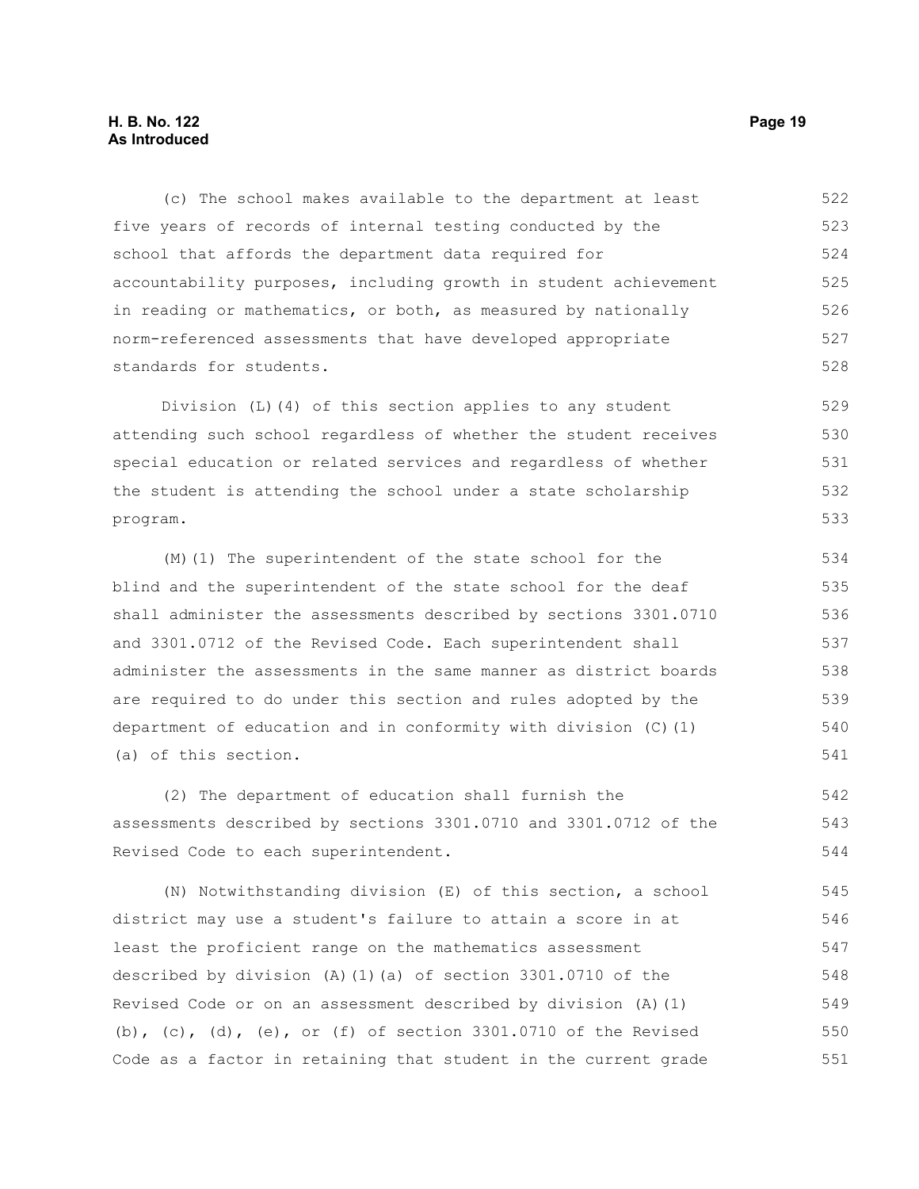(c) The school makes available to the department at least five years of records of internal testing conducted by the school that affords the department data required for accountability purposes, including growth in student achievement in reading or mathematics, or both, as measured by nationally norm-referenced assessments that have developed appropriate standards for students.

Division (L)(4) of this section applies to any student attending such school regardless of whether the student receives special education or related services and regardless of whether the student is attending the school under a state scholarship program.

(M)(1) The superintendent of the state school for the blind and the superintendent of the state school for the deaf shall administer the assessments described by sections 3301.0710 and 3301.0712 of the Revised Code. Each superintendent shall administer the assessments in the same manner as district boards are required to do under this section and rules adopted by the department of education and in conformity with division (C)(1)(a) of this section.

(2) The department of education shall furnish the assessments described by sections 3301.0710 and 3301.0712 of the Revised Code to each superintendent.

(N) Notwithstanding division (E) of this section, a school district may use a student's failure to attain a score in at least the proficient range on the mathematics assessment described by division (A)(1)(a) of section 3301.0710 of the Revised Code or on an assessment described by division (A)(1)(b), (c), (d), (e), or (f) of section 3301.0710 of the Revised Code as a factor in retaining that student in the current grade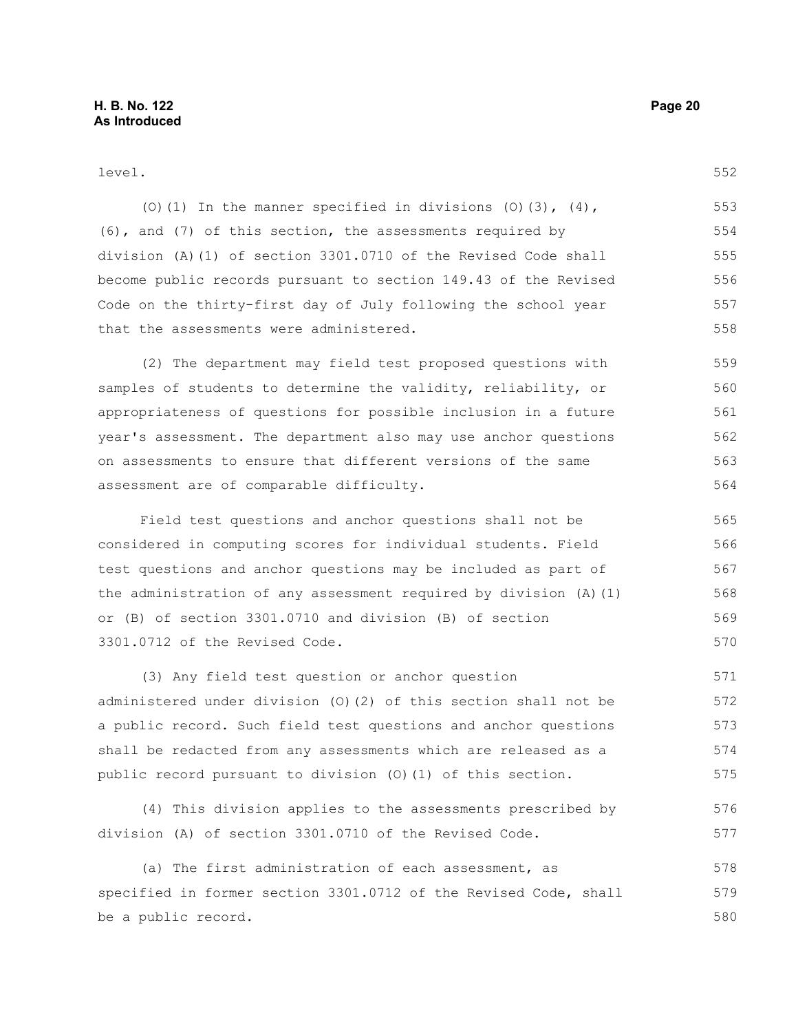level.

(O)(1) In the manner specified in divisions (O)(3), (4), (6), and (7) of this section, the assessments required by division (A)(1) of section 3301.0710 of the Revised Code shall become public records pursuant to section 149.43 of the Revised Code on the thirty-first day of July following the school year that the assessments were administered.

(2) The department may field test proposed questions with samples of students to determine the validity, reliability, or appropriateness of questions for possible inclusion in a future year's assessment. The department also may use anchor questions on assessments to ensure that different versions of the same assessment are of comparable difficulty.

Field test questions and anchor questions shall not be considered in computing scores for individual students. Field test questions and anchor questions may be included as part of the administration of any assessment required by division (A)(1) or (B) of section 3301.0710 and division (B) of section 3301.0712 of the Revised Code.

(3) Any field test question or anchor question administered under division (O)(2) of this section shall not be a public record. Such field test questions and anchor questions shall be redacted from any assessments which are released as a public record pursuant to division (O)(1) of this section.

(4) This division applies to the assessments prescribed by division (A) of section 3301.0710 of the Revised Code.

(a) The first administration of each assessment, as specified in former section 3301.0712 of the Revised Code, shall be a public record.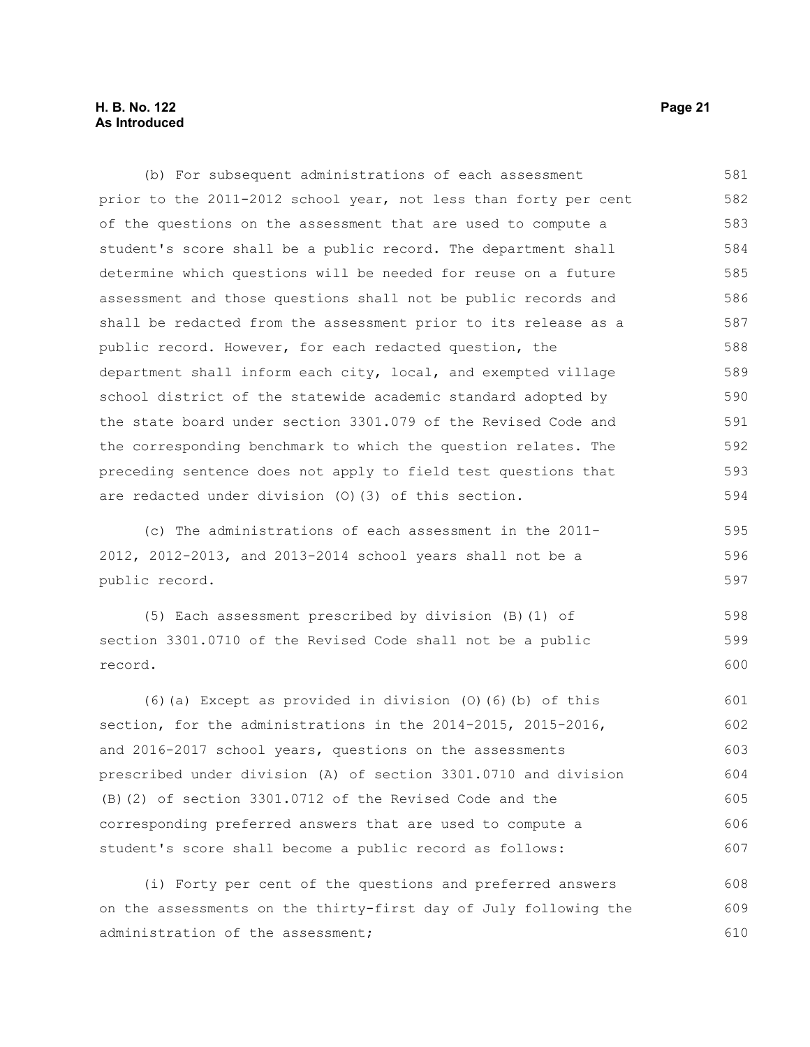(b) For subsequent administrations of each assessment prior to the 2011-2012 school year, not less than forty per cent of the questions on the assessment that are used to compute a student's score shall be a public record. The department shall determine which questions will be needed for reuse on a future assessment and those questions shall not be public records and shall be redacted from the assessment prior to its release as a public record. However, for each redacted question, the department shall inform each city, local, and exempted village school district of the statewide academic standard adopted by the state board under section 3301.079 of the Revised Code and the corresponding benchmark to which the question relates. The preceding sentence does not apply to field test questions that are redacted under division (O)(3) of this section.

(c) The administrations of each assessment in the 2011-2012, 2012-2013, and 2013-2014 school years shall not be a public record.

(5) Each assessment prescribed by division (B)(1) of section 3301.0710 of the Revised Code shall not be a public record.

(6)(a) Except as provided in division (O)(6)(b) of this section, for the administrations in the 2014-2015, 2015-2016, and 2016-2017 school years, questions on the assessments prescribed under division (A) of section 3301.0710 and division (B)(2) of section 3301.0712 of the Revised Code and the corresponding preferred answers that are used to compute a student's score shall become a public record as follows:

(i) Forty per cent of the questions and preferred answers on the assessments on the thirty-first day of July following the administration of the assessment;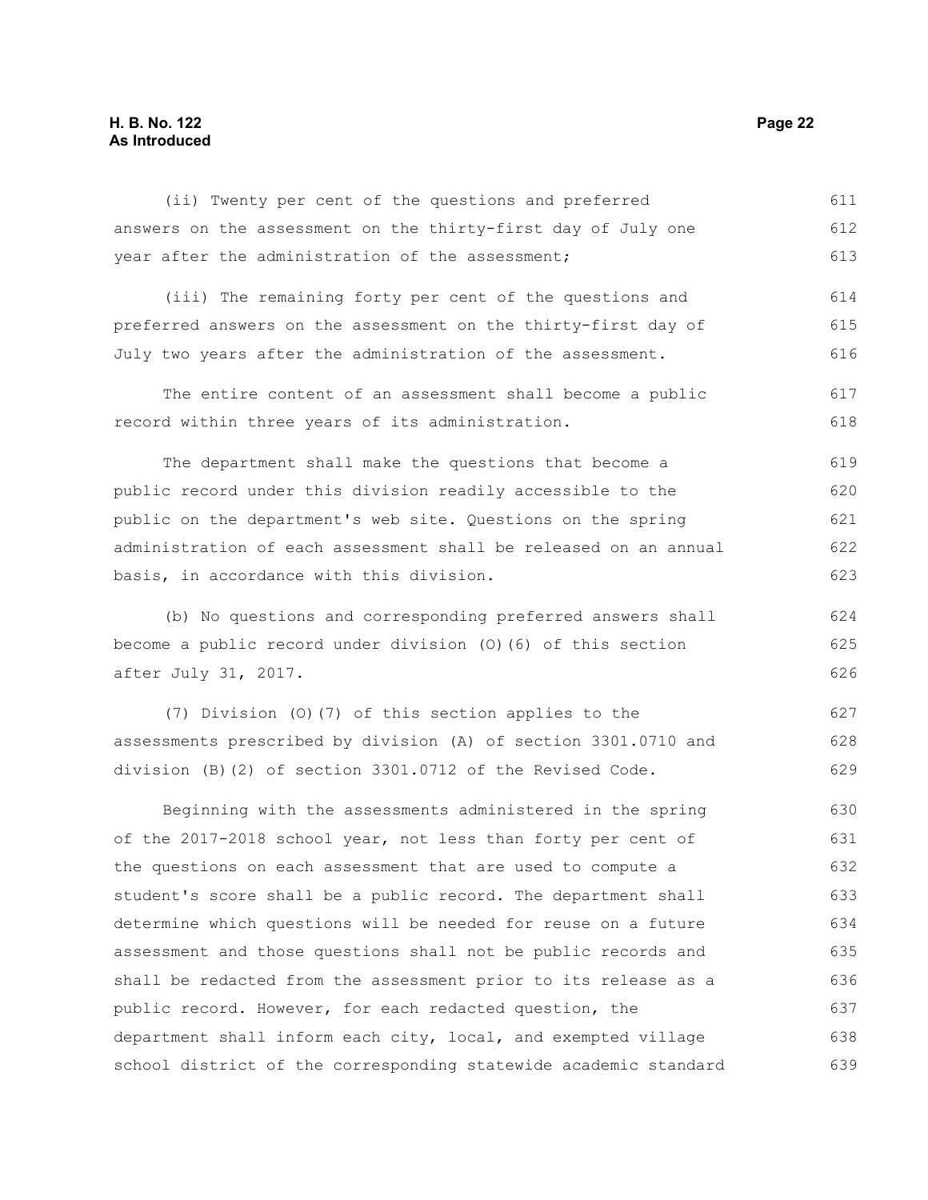(ii) Twenty per cent of the questions and preferred answers on the assessment on the thirty-first day of July one year after the administration of the assessment;

(iii) The remaining forty per cent of the questions and preferred answers on the assessment on the thirty-first day of July two years after the administration of the assessment.

The entire content of an assessment shall become a public record within three years of its administration.

The department shall make the questions that become a public record under this division readily accessible to the public on the department's web site. Questions on the spring administration of each assessment shall be released on an annual basis, in accordance with this division.

(b) No questions and corresponding preferred answers shall become a public record under division (O)(6) of this section after July 31, 2017.

(7) Division (O)(7) of this section applies to the assessments prescribed by division (A) of section 3301.0710 and division (B)(2) of section 3301.0712 of the Revised Code.

Beginning with the assessments administered in the spring of the 2017-2018 school year, not less than forty per cent of the questions on each assessment that are used to compute a student's score shall be a public record. The department shall determine which questions will be needed for reuse on a future assessment and those questions shall not be public records and shall be redacted from the assessment prior to its release as a public record. However, for each redacted question, the department shall inform each city, local, and exempted village school district of the corresponding statewide academic standard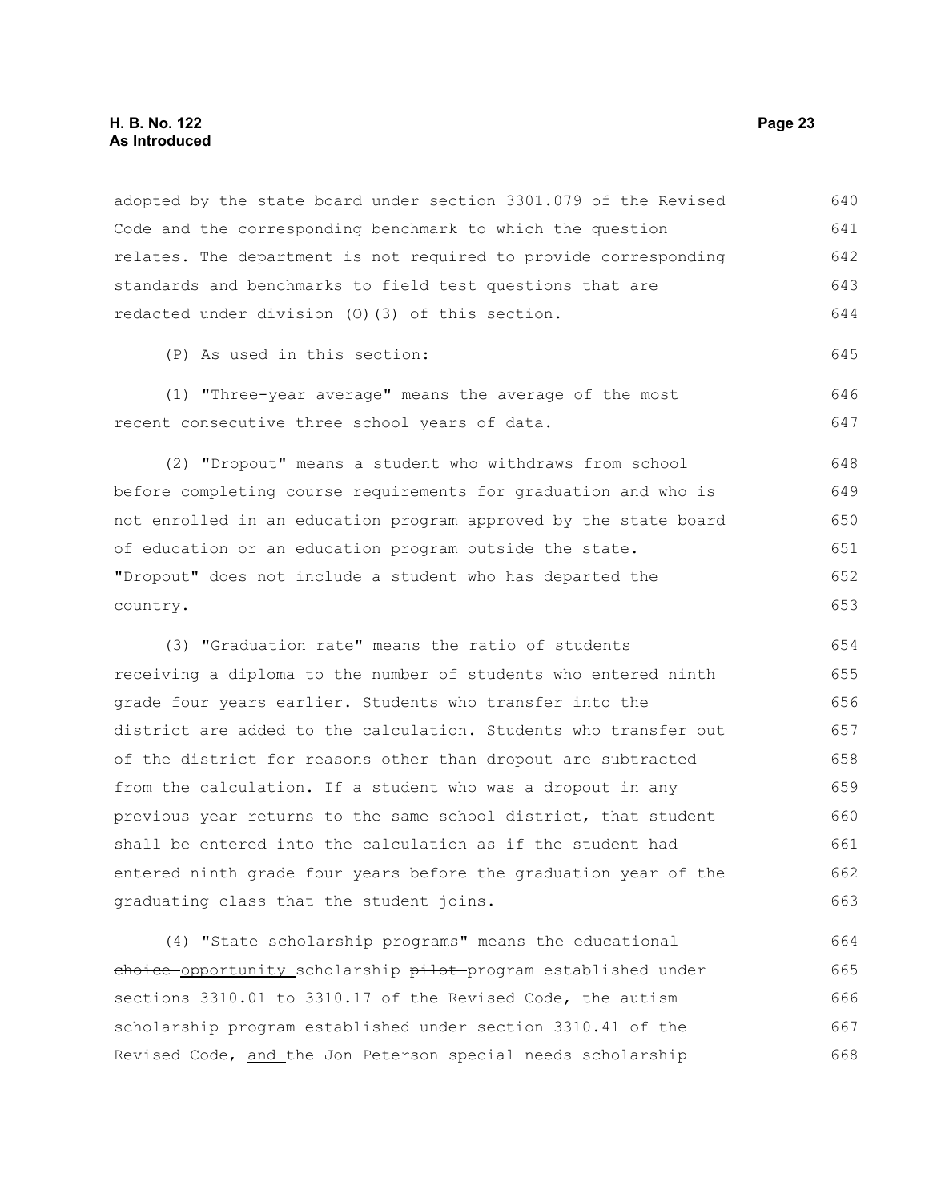adopted by the state board under section 3301.079 of the Revised Code and the corresponding benchmark to which the question relates. The department is not required to provide corresponding standards and benchmarks to field test questions that are redacted under division (O)(3) of this section.

(P) As used in this section:

(1) "Three-year average" means the average of the most recent consecutive three school years of data.

(2) "Dropout" means a student who withdraws from school before completing course requirements for graduation and who is not enrolled in an education program approved by the state board of education or an education program outside the state. "Dropout" does not include a student who has departed the country.

(3) "Graduation rate" means the ratio of students receiving a diploma to the number of students who entered ninth grade four years earlier. Students who transfer into the district are added to the calculation. Students who transfer out of the district for reasons other than dropout are subtracted from the calculation. If a student who was a dropout in any previous year returns to the same school district, that student shall be entered into the calculation as if the student had entered ninth grade four years before the graduation year of the graduating class that the student joins.

(4) "State scholarship programs" means the ~~educational choice~~ opportunity scholarship ~~pilot~~ program established under sections 3310.01 to 3310.17 of the Revised Code, the autism scholarship program established under section 3310.41 of the Revised Code, and the Jon Peterson special needs scholarship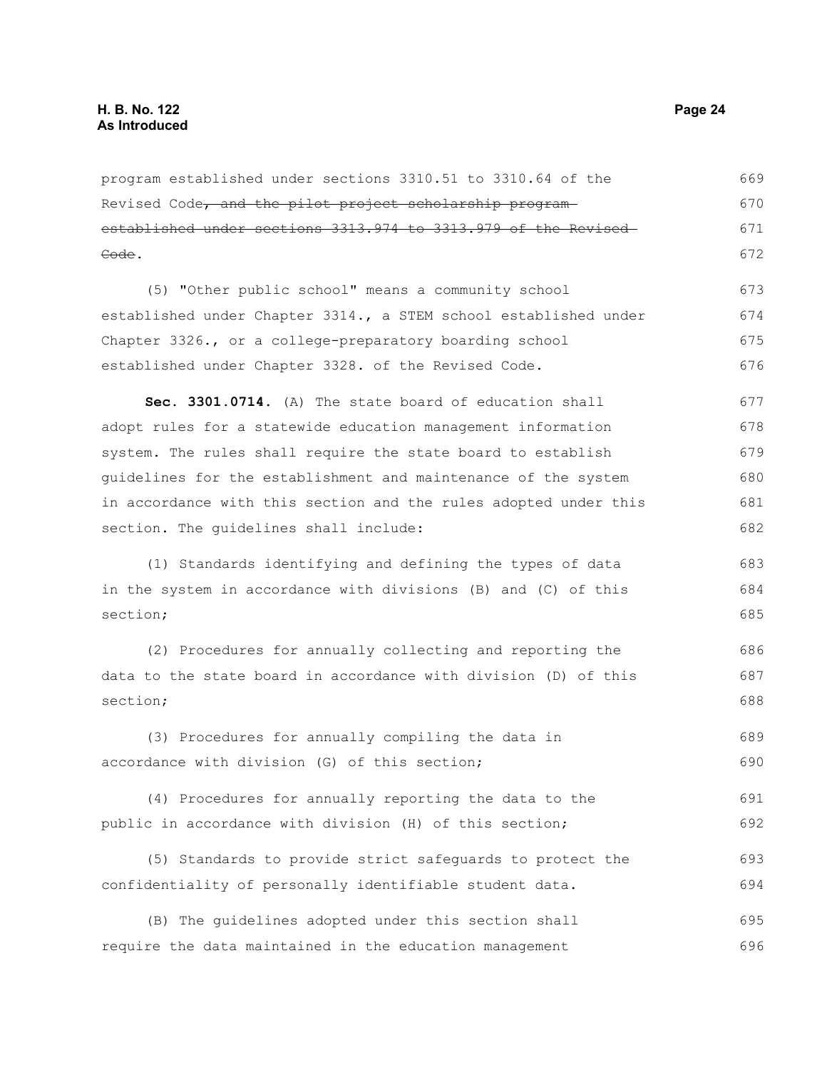program established under sections 3310.51 to 3310.64 of the Revised Code~~, and the pilot project scholarship program established under sections 3313.974 to 3313.979 of the Revised Code~~.

(5) "Other public school" means a community school established under Chapter 3314., a STEM school established under Chapter 3326., or a college-preparatory boarding school established under Chapter 3328. of the Revised Code.

**Sec. 3301.0714.** (A) The state board of education shall adopt rules for a statewide education management information system. The rules shall require the state board to establish guidelines for the establishment and maintenance of the system in accordance with this section and the rules adopted under this section. The guidelines shall include:

(1) Standards identifying and defining the types of data in the system in accordance with divisions (B) and (C) of this section;

(2) Procedures for annually collecting and reporting the data to the state board in accordance with division (D) of this section;

(3) Procedures for annually compiling the data in accordance with division (G) of this section;

(4) Procedures for annually reporting the data to the public in accordance with division (H) of this section;

(5) Standards to provide strict safeguards to protect the confidentiality of personally identifiable student data.

(B) The guidelines adopted under this section shall require the data maintained in the education management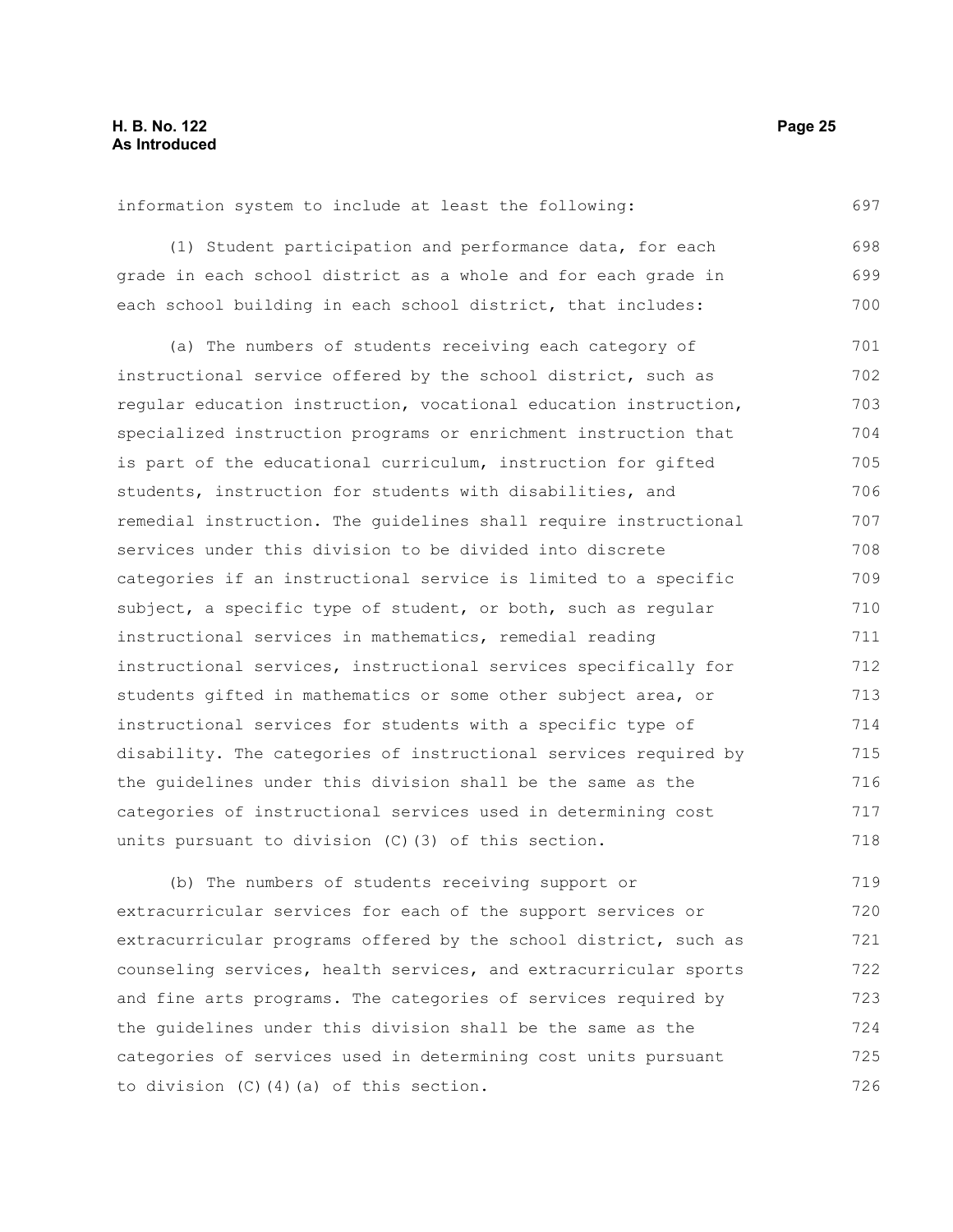information system to include at least the following:

(1) Student participation and performance data, for each grade in each school district as a whole and for each grade in each school building in each school district, that includes:

(a) The numbers of students receiving each category of instructional service offered by the school district, such as regular education instruction, vocational education instruction, specialized instruction programs or enrichment instruction that is part of the educational curriculum, instruction for gifted students, instruction for students with disabilities, and remedial instruction. The guidelines shall require instructional services under this division to be divided into discrete categories if an instructional service is limited to a specific subject, a specific type of student, or both, such as regular instructional services in mathematics, remedial reading instructional services, instructional services specifically for students gifted in mathematics or some other subject area, or instructional services for students with a specific type of disability. The categories of instructional services required by the guidelines under this division shall be the same as the categories of instructional services used in determining cost units pursuant to division (C)(3) of this section.

(b) The numbers of students receiving support or extracurricular services for each of the support services or extracurricular programs offered by the school district, such as counseling services, health services, and extracurricular sports and fine arts programs. The categories of services required by the guidelines under this division shall be the same as the categories of services used in determining cost units pursuant to division (C)(4)(a) of this section.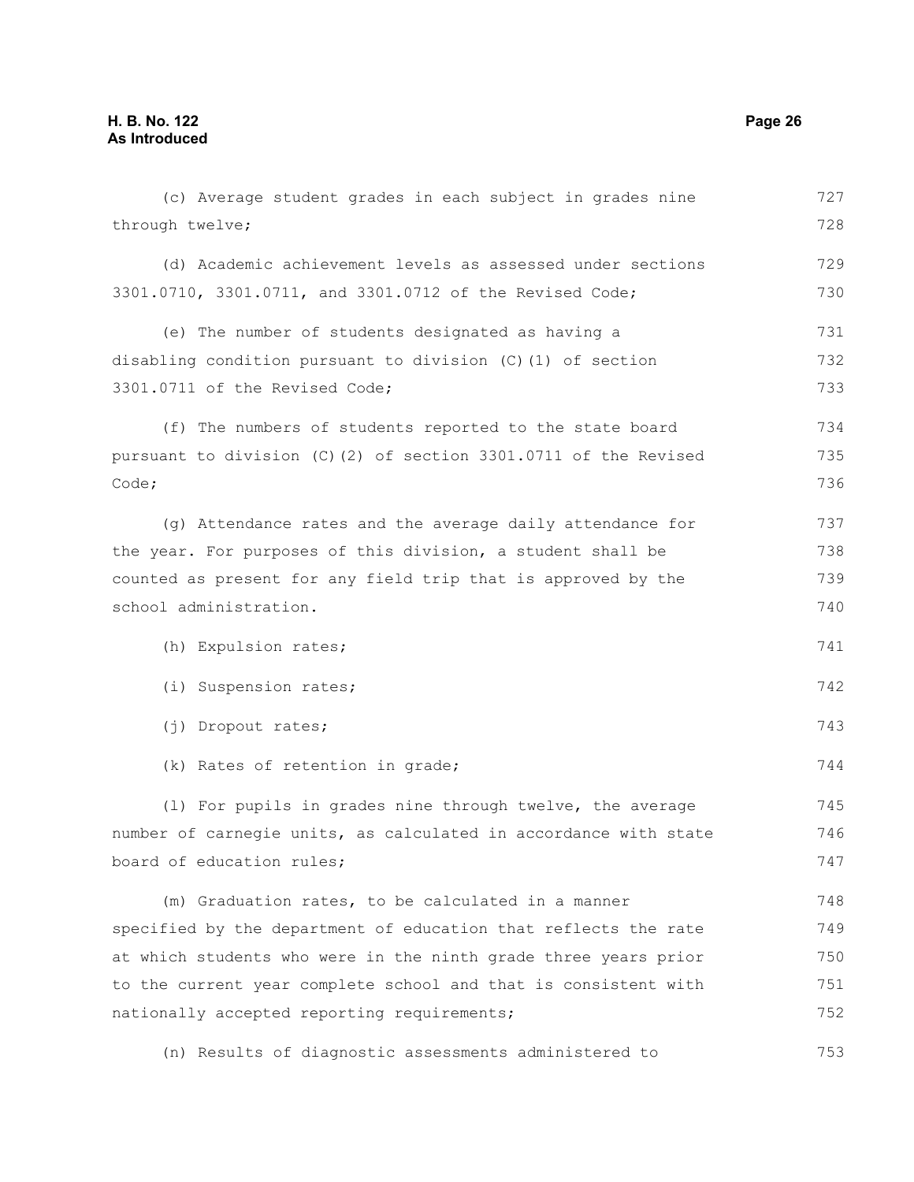(c) Average student grades in each subject in grades nine through twelve;

(d) Academic achievement levels as assessed under sections 3301.0710, 3301.0711, and 3301.0712 of the Revised Code;

(e) The number of students designated as having a disabling condition pursuant to division (C)(1) of section 3301.0711 of the Revised Code;

(f) The numbers of students reported to the state board pursuant to division (C)(2) of section 3301.0711 of the Revised Code;

(g) Attendance rates and the average daily attendance for the year. For purposes of this division, a student shall be counted as present for any field trip that is approved by the school administration.

(h) Expulsion rates;

(i) Suspension rates;

(j) Dropout rates;

(k) Rates of retention in grade;

(l) For pupils in grades nine through twelve, the average number of carnegie units, as calculated in accordance with state board of education rules;

(m) Graduation rates, to be calculated in a manner specified by the department of education that reflects the rate at which students who were in the ninth grade three years prior to the current year complete school and that is consistent with nationally accepted reporting requirements;

(n) Results of diagnostic assessments administered to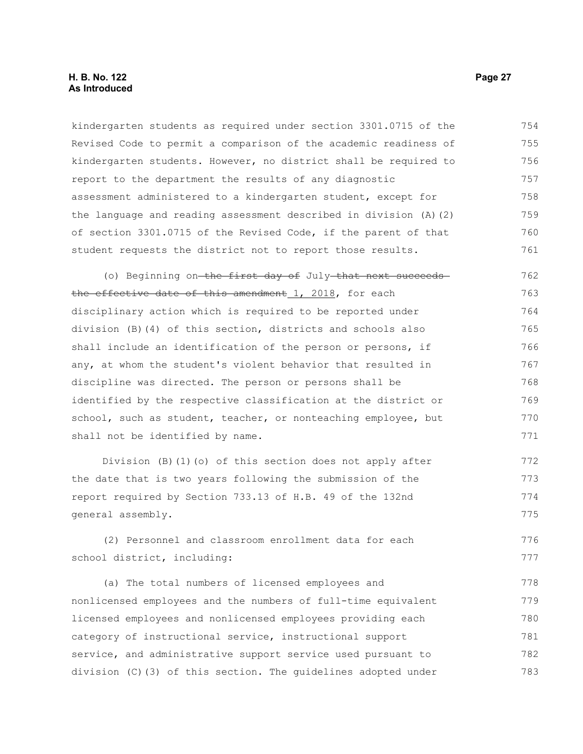kindergarten students as required under section 3301.0715 of the Revised Code to permit a comparison of the academic readiness of kindergarten students. However, no district shall be required to report to the department the results of any diagnostic assessment administered to a kindergarten student, except for the language and reading assessment described in division (A)(2) of section 3301.0715 of the Revised Code, if the parent of that student requests the district not to report those results.

(o) Beginning on ~~the first day of~~ July ~~that next succeeds the effective date of this amendment~~ 1, 2018, for each disciplinary action which is required to be reported under division (B)(4) of this section, districts and schools also shall include an identification of the person or persons, if any, at whom the student's violent behavior that resulted in discipline was directed. The person or persons shall be identified by the respective classification at the district or school, such as student, teacher, or nonteaching employee, but shall not be identified by name.

Division (B)(1)(o) of this section does not apply after the date that is two years following the submission of the report required by Section 733.13 of H.B. 49 of the 132nd general assembly.

(2) Personnel and classroom enrollment data for each school district, including:

(a) The total numbers of licensed employees and nonlicensed employees and the numbers of full-time equivalent licensed employees and nonlicensed employees providing each category of instructional service, instructional support service, and administrative support service used pursuant to division (C)(3) of this section. The guidelines adopted under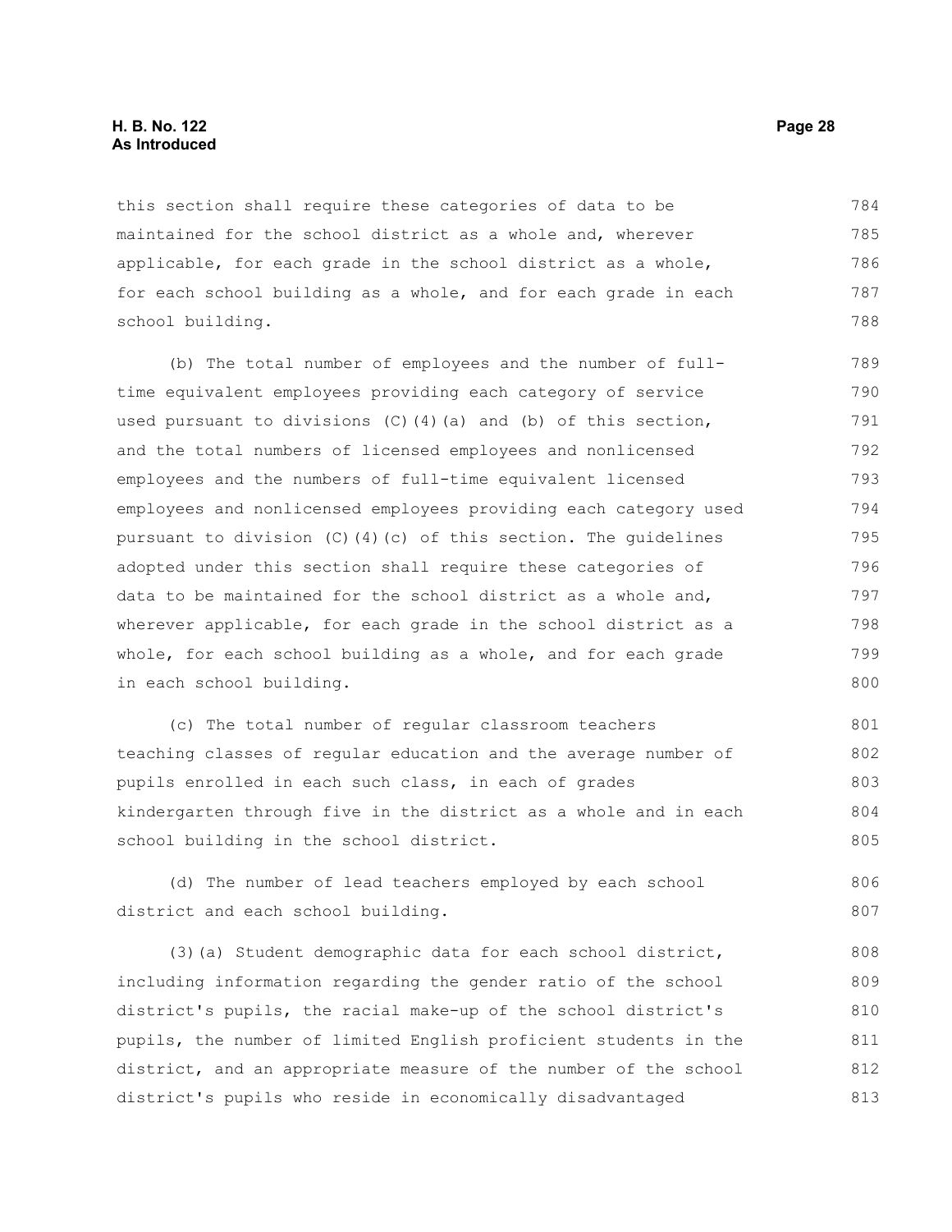this section shall require these categories of data to be maintained for the school district as a whole and, wherever applicable, for each grade in the school district as a whole, for each school building as a whole, and for each grade in each school building.

(b) The total number of employees and the number of full-time equivalent employees providing each category of service used pursuant to divisions (C)(4)(a) and (b) of this section, and the total numbers of licensed employees and nonlicensed employees and the numbers of full-time equivalent licensed employees and nonlicensed employees providing each category used pursuant to division (C)(4)(c) of this section. The guidelines adopted under this section shall require these categories of data to be maintained for the school district as a whole and, wherever applicable, for each grade in the school district as a whole, for each school building as a whole, and for each grade in each school building.

(c) The total number of regular classroom teachers teaching classes of regular education and the average number of pupils enrolled in each such class, in each of grades kindergarten through five in the district as a whole and in each school building in the school district.

(d) The number of lead teachers employed by each school district and each school building.

(3)(a) Student demographic data for each school district, including information regarding the gender ratio of the school district's pupils, the racial make-up of the school district's pupils, the number of limited English proficient students in the district, and an appropriate measure of the number of the school district's pupils who reside in economically disadvantaged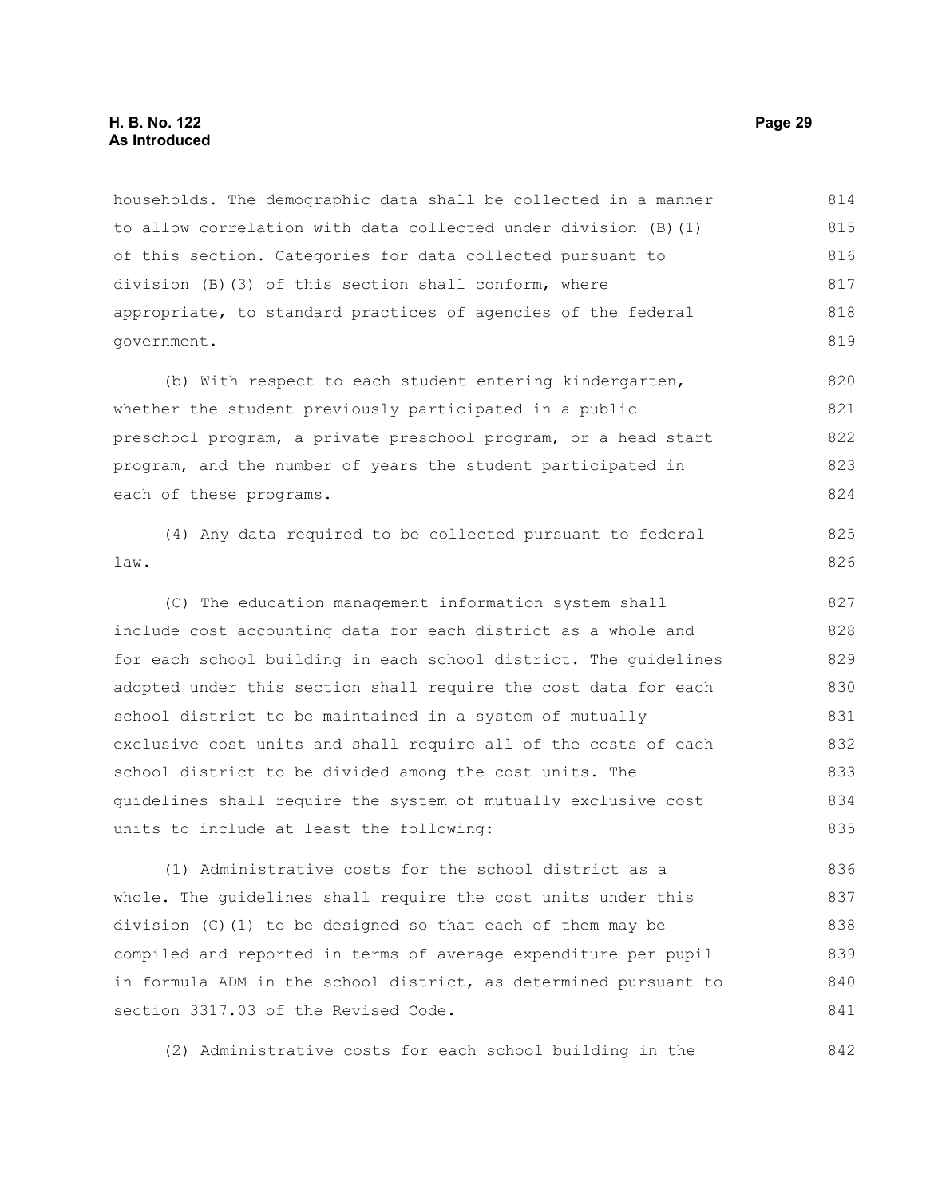households. The demographic data shall be collected in a manner to allow correlation with data collected under division (B)(1) of this section. Categories for data collected pursuant to division (B)(3) of this section shall conform, where appropriate, to standard practices of agencies of the federal government.

(b) With respect to each student entering kindergarten, whether the student previously participated in a public preschool program, a private preschool program, or a head start program, and the number of years the student participated in each of these programs.

(4) Any data required to be collected pursuant to federal law.

(C) The education management information system shall include cost accounting data for each district as a whole and for each school building in each school district. The guidelines adopted under this section shall require the cost data for each school district to be maintained in a system of mutually exclusive cost units and shall require all of the costs of each school district to be divided among the cost units. The guidelines shall require the system of mutually exclusive cost units to include at least the following:

(1) Administrative costs for the school district as a whole. The guidelines shall require the cost units under this division (C)(1) to be designed so that each of them may be compiled and reported in terms of average expenditure per pupil in formula ADM in the school district, as determined pursuant to section 3317.03 of the Revised Code.

(2) Administrative costs for each school building in the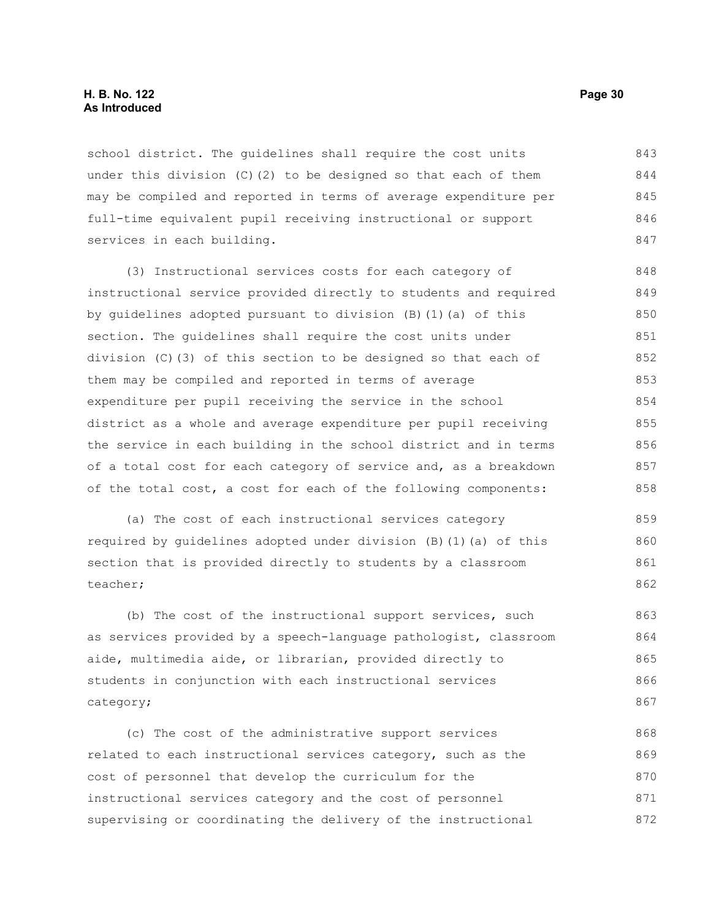school district. The guidelines shall require the cost units under this division (C)(2) to be designed so that each of them may be compiled and reported in terms of average expenditure per full-time equivalent pupil receiving instructional or support services in each building.

(3) Instructional services costs for each category of instructional service provided directly to students and required by guidelines adopted pursuant to division (B)(1)(a) of this section. The guidelines shall require the cost units under division (C)(3) of this section to be designed so that each of them may be compiled and reported in terms of average expenditure per pupil receiving the service in the school district as a whole and average expenditure per pupil receiving the service in each building in the school district and in terms of a total cost for each category of service and, as a breakdown of the total cost, a cost for each of the following components:

(a) The cost of each instructional services category required by guidelines adopted under division (B)(1)(a) of this section that is provided directly to students by a classroom teacher;

(b) The cost of the instructional support services, such as services provided by a speech-language pathologist, classroom aide, multimedia aide, or librarian, provided directly to students in conjunction with each instructional services category;

(c) The cost of the administrative support services related to each instructional services category, such as the cost of personnel that develop the curriculum for the instructional services category and the cost of personnel supervising or coordinating the delivery of the instructional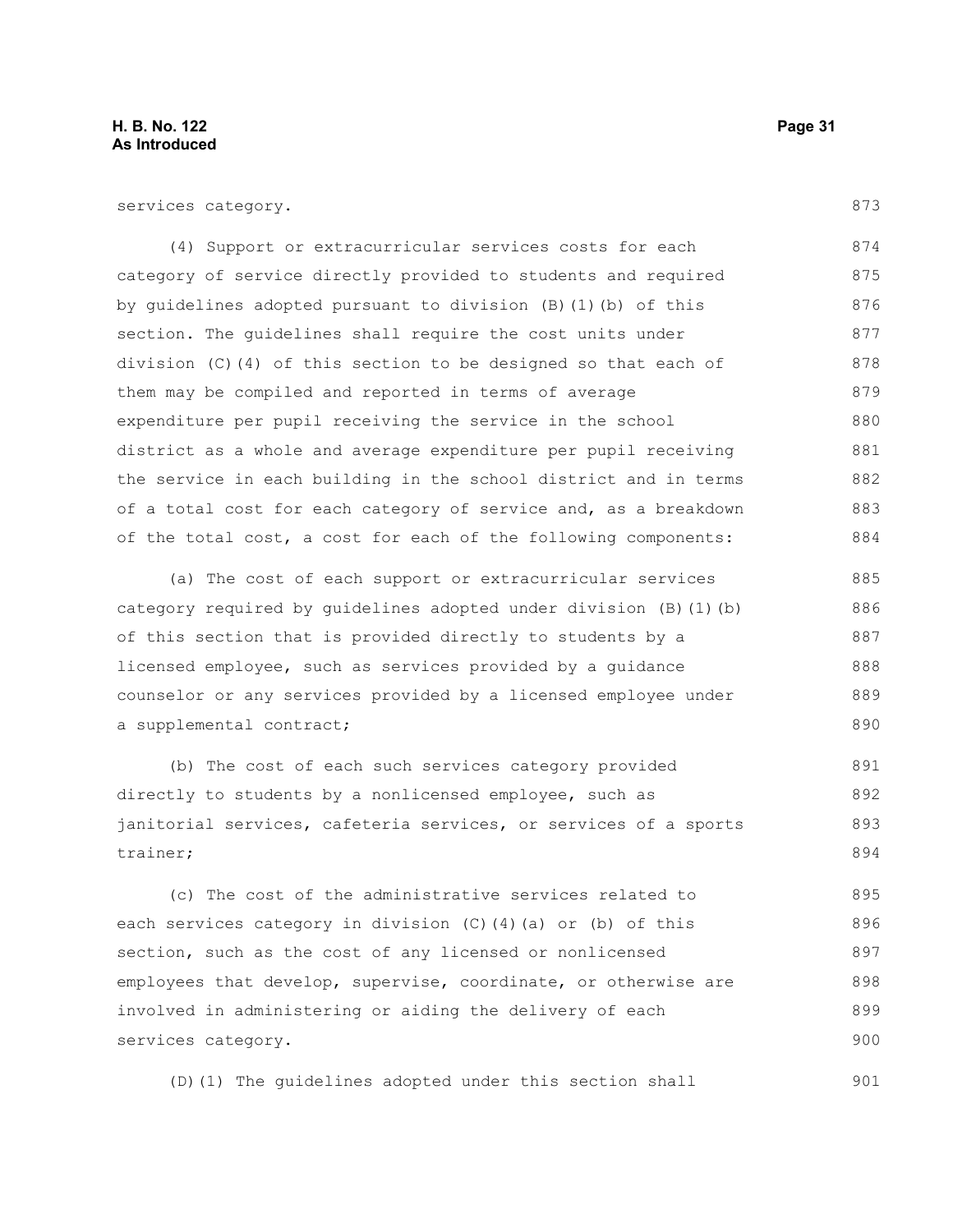services category.

(4) Support or extracurricular services costs for each category of service directly provided to students and required by guidelines adopted pursuant to division (B)(1)(b) of this section. The guidelines shall require the cost units under division (C)(4) of this section to be designed so that each of them may be compiled and reported in terms of average expenditure per pupil receiving the service in the school district as a whole and average expenditure per pupil receiving the service in each building in the school district and in terms of a total cost for each category of service and, as a breakdown of the total cost, a cost for each of the following components:

(a) The cost of each support or extracurricular services category required by guidelines adopted under division (B)(1)(b) of this section that is provided directly to students by a licensed employee, such as services provided by a guidance counselor or any services provided by a licensed employee under a supplemental contract;

(b) The cost of each such services category provided directly to students by a nonlicensed employee, such as janitorial services, cafeteria services, or services of a sports trainer;

(c) The cost of the administrative services related to each services category in division (C)(4)(a) or (b) of this section, such as the cost of any licensed or nonlicensed employees that develop, supervise, coordinate, or otherwise are involved in administering or aiding the delivery of each services category.

(D)(1) The guidelines adopted under this section shall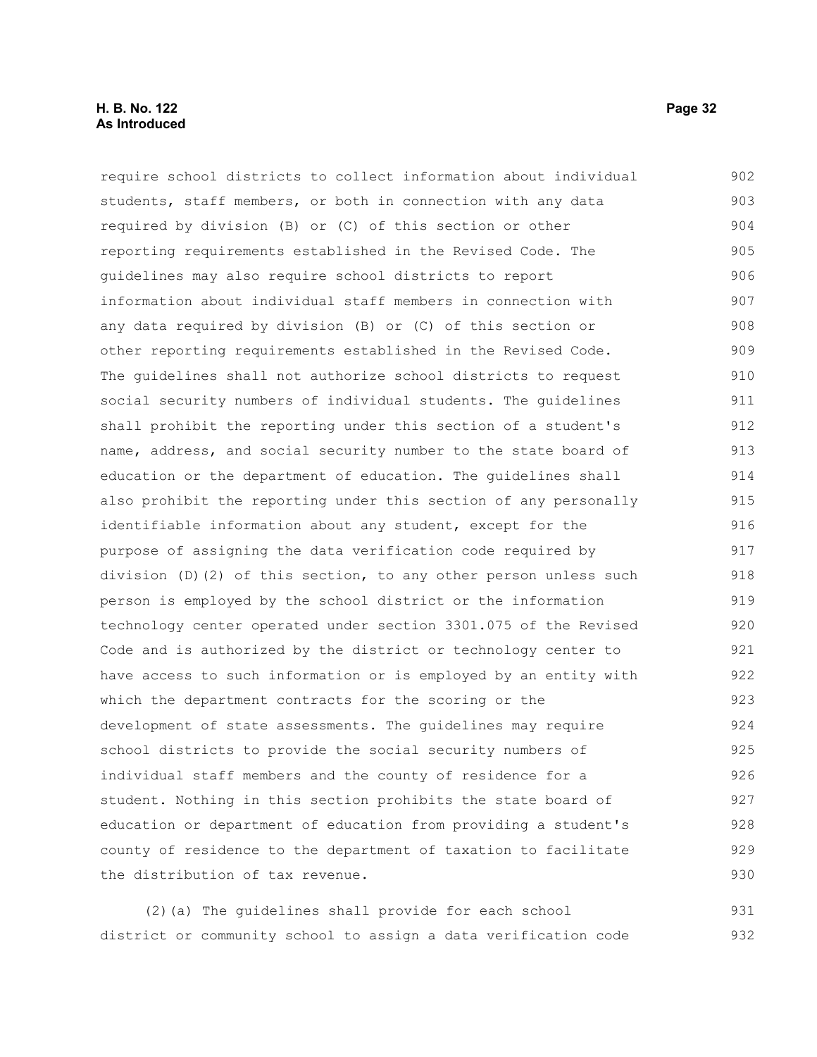require school districts to collect information about individual students, staff members, or both in connection with any data required by division (B) or (C) of this section or other reporting requirements established in the Revised Code. The guidelines may also require school districts to report information about individual staff members in connection with any data required by division (B) or (C) of this section or other reporting requirements established in the Revised Code. The guidelines shall not authorize school districts to request social security numbers of individual students. The guidelines shall prohibit the reporting under this section of a student's name, address, and social security number to the state board of education or the department of education. The guidelines shall also prohibit the reporting under this section of any personally identifiable information about any student, except for the purpose of assigning the data verification code required by division (D)(2) of this section, to any other person unless such person is employed by the school district or the information technology center operated under section 3301.075 of the Revised Code and is authorized by the district or technology center to have access to such information or is employed by an entity with which the department contracts for the scoring or the development of state assessments. The guidelines may require school districts to provide the social security numbers of individual staff members and the county of residence for a student. Nothing in this section prohibits the state board of education or department of education from providing a student's county of residence to the department of taxation to facilitate the distribution of tax revenue.

(2)(a) The guidelines shall provide for each school district or community school to assign a data verification code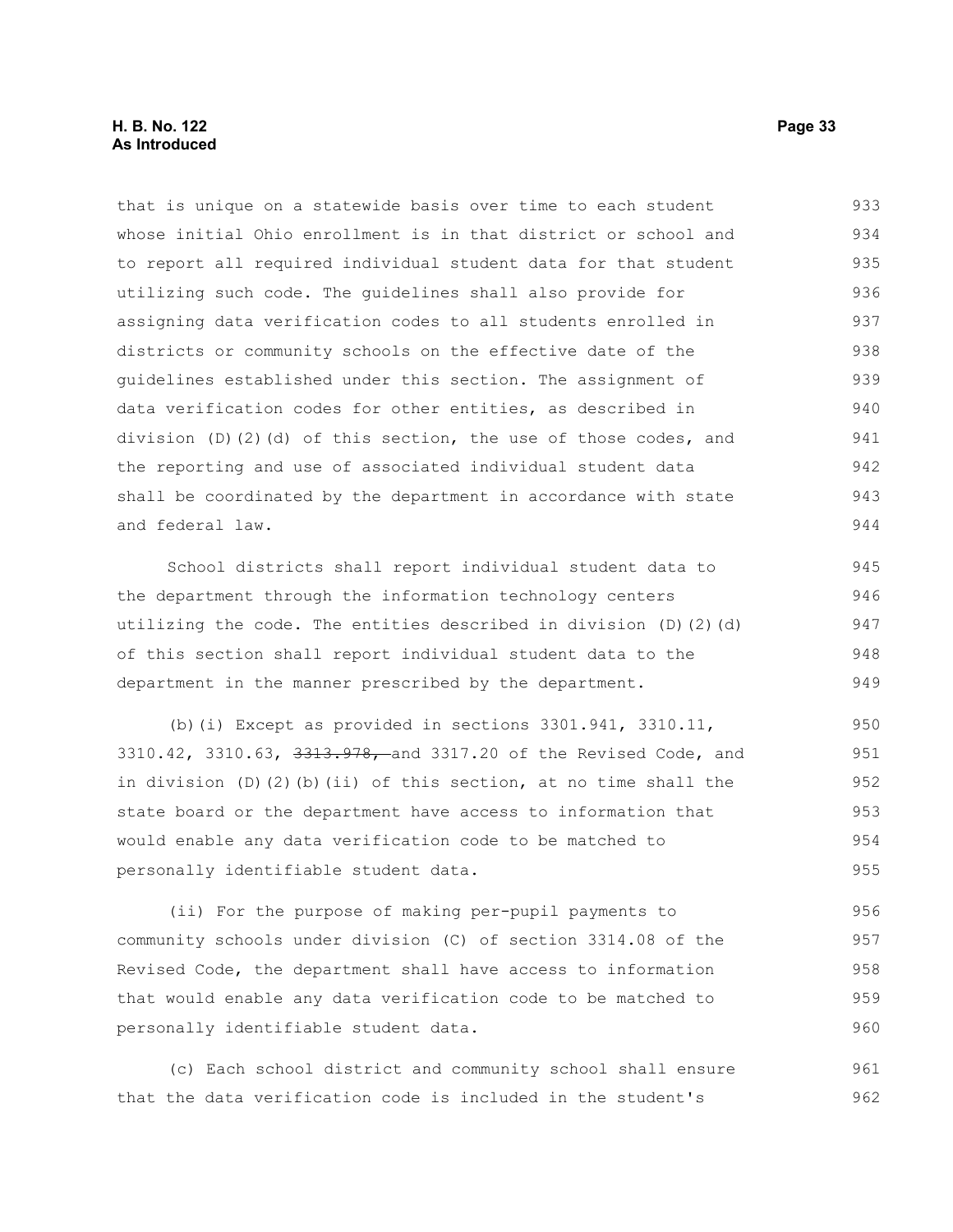that is unique on a statewide basis over time to each student whose initial Ohio enrollment is in that district or school and to report all required individual student data for that student utilizing such code. The guidelines shall also provide for assigning data verification codes to all students enrolled in districts or community schools on the effective date of the guidelines established under this section. The assignment of data verification codes for other entities, as described in division (D)(2)(d) of this section, the use of those codes, and the reporting and use of associated individual student data shall be coordinated by the department in accordance with state and federal law.

School districts shall report individual student data to the department through the information technology centers utilizing the code. The entities described in division (D)(2)(d) of this section shall report individual student data to the department in the manner prescribed by the department.

(b)(i) Except as provided in sections 3301.941, 3310.11, 3310.42, 3310.63, ~~3313.978,~~ and 3317.20 of the Revised Code, and in division (D)(2)(b)(ii) of this section, at no time shall the state board or the department have access to information that would enable any data verification code to be matched to personally identifiable student data.

(ii) For the purpose of making per-pupil payments to community schools under division (C) of section 3314.08 of the Revised Code, the department shall have access to information that would enable any data verification code to be matched to personally identifiable student data.

(c) Each school district and community school shall ensure that the data verification code is included in the student's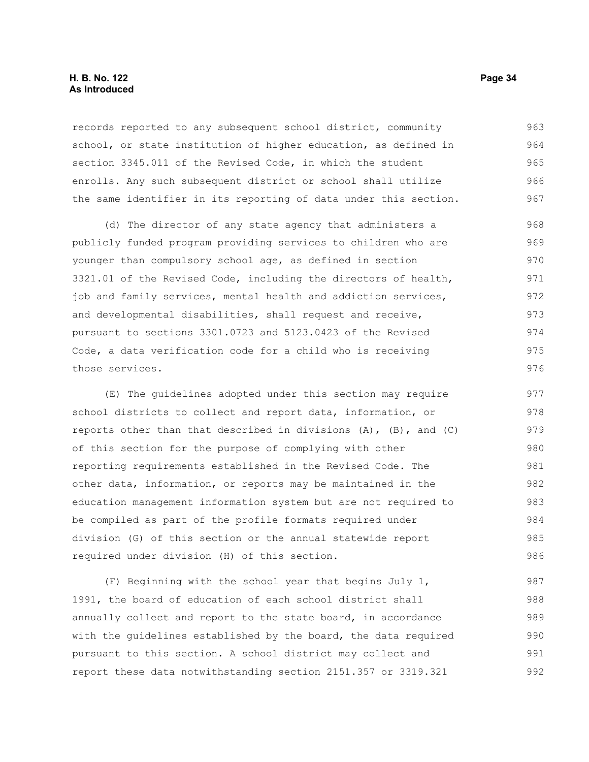records reported to any subsequent school district, community school, or state institution of higher education, as defined in section 3345.011 of the Revised Code, in which the student enrolls. Any such subsequent district or school shall utilize the same identifier in its reporting of data under this section.

(d) The director of any state agency that administers a publicly funded program providing services to children who are younger than compulsory school age, as defined in section 3321.01 of the Revised Code, including the directors of health, job and family services, mental health and addiction services, and developmental disabilities, shall request and receive, pursuant to sections 3301.0723 and 5123.0423 of the Revised Code, a data verification code for a child who is receiving those services.

(E) The guidelines adopted under this section may require school districts to collect and report data, information, or reports other than that described in divisions (A), (B), and (C) of this section for the purpose of complying with other reporting requirements established in the Revised Code. The other data, information, or reports may be maintained in the education management information system but are not required to be compiled as part of the profile formats required under division (G) of this section or the annual statewide report required under division (H) of this section.

(F) Beginning with the school year that begins July 1, 1991, the board of education of each school district shall annually collect and report to the state board, in accordance with the guidelines established by the board, the data required pursuant to this section. A school district may collect and report these data notwithstanding section 2151.357 or 3319.321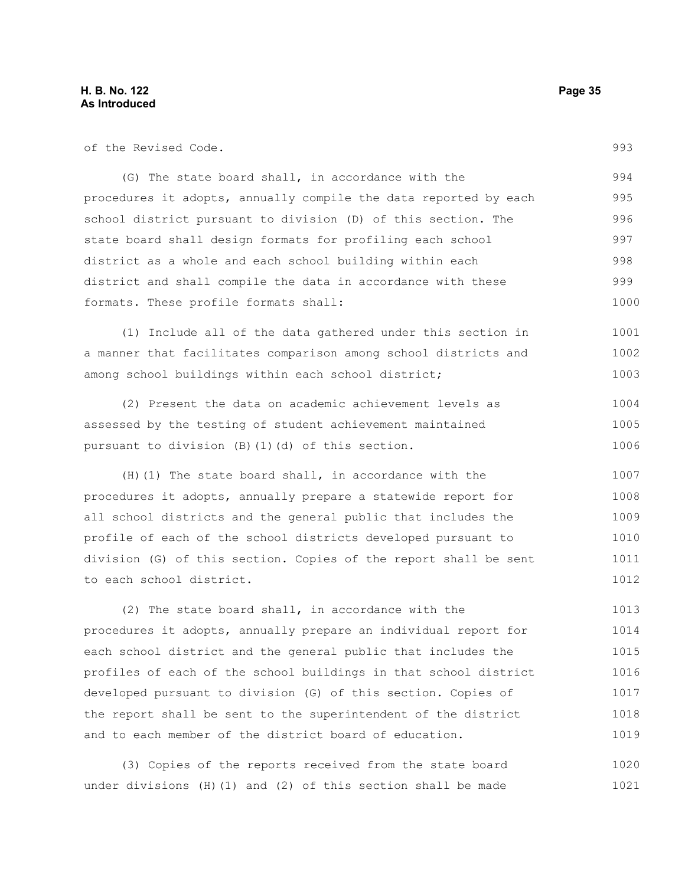of the Revised Code.

(G) The state board shall, in accordance with the procedures it adopts, annually compile the data reported by each school district pursuant to division (D) of this section. The state board shall design formats for profiling each school district as a whole and each school building within each district and shall compile the data in accordance with these formats. These profile formats shall:

(1) Include all of the data gathered under this section in a manner that facilitates comparison among school districts and among school buildings within each school district;

(2) Present the data on academic achievement levels as assessed by the testing of student achievement maintained pursuant to division (B)(1)(d) of this section.

(H)(1) The state board shall, in accordance with the procedures it adopts, annually prepare a statewide report for all school districts and the general public that includes the profile of each of the school districts developed pursuant to division (G) of this section. Copies of the report shall be sent to each school district.

(2) The state board shall, in accordance with the procedures it adopts, annually prepare an individual report for each school district and the general public that includes the profiles of each of the school buildings in that school district developed pursuant to division (G) of this section. Copies of the report shall be sent to the superintendent of the district and to each member of the district board of education.

(3) Copies of the reports received from the state board under divisions (H)(1) and (2) of this section shall be made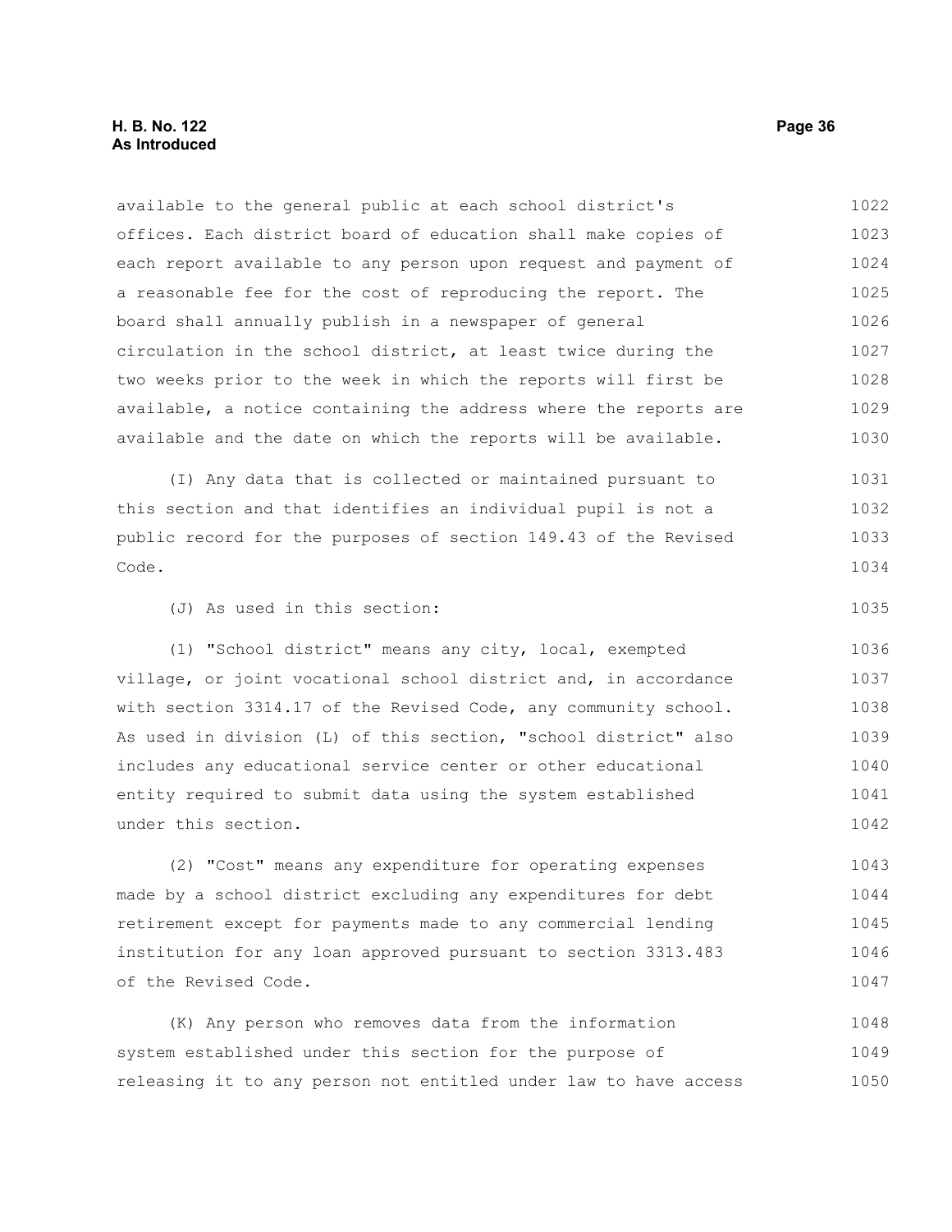available to the general public at each school district's offices. Each district board of education shall make copies of each report available to any person upon request and payment of a reasonable fee for the cost of reproducing the report. The board shall annually publish in a newspaper of general circulation in the school district, at least twice during the two weeks prior to the week in which the reports will first be available, a notice containing the address where the reports are available and the date on which the reports will be available.

(I) Any data that is collected or maintained pursuant to this section and that identifies an individual pupil is not a public record for the purposes of section 149.43 of the Revised Code.

(J) As used in this section:

(1) "School district" means any city, local, exempted village, or joint vocational school district and, in accordance with section 3314.17 of the Revised Code, any community school. As used in division (L) of this section, "school district" also includes any educational service center or other educational entity required to submit data using the system established under this section.

(2) "Cost" means any expenditure for operating expenses made by a school district excluding any expenditures for debt retirement except for payments made to any commercial lending institution for any loan approved pursuant to section 3313.483 of the Revised Code.

(K) Any person who removes data from the information system established under this section for the purpose of releasing it to any person not entitled under law to have access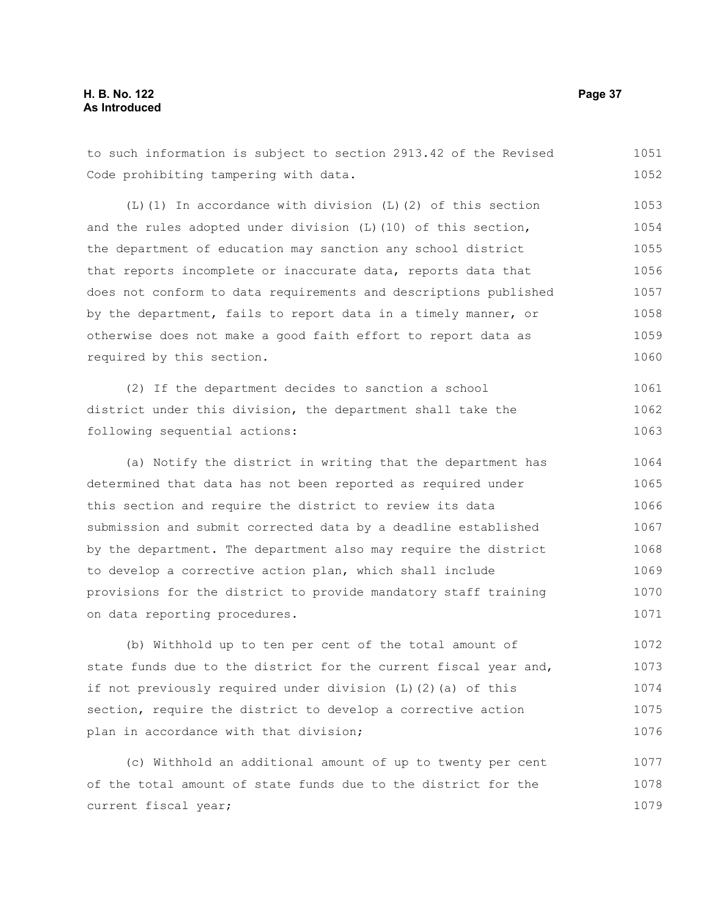to such information is subject to section 2913.42 of the Revised Code prohibiting tampering with data.

(L)(1) In accordance with division (L)(2) of this section and the rules adopted under division (L)(10) of this section, the department of education may sanction any school district that reports incomplete or inaccurate data, reports data that does not conform to data requirements and descriptions published by the department, fails to report data in a timely manner, or otherwise does not make a good faith effort to report data as required by this section.

(2) If the department decides to sanction a school district under this division, the department shall take the following sequential actions:

(a) Notify the district in writing that the department has determined that data has not been reported as required under this section and require the district to review its data submission and submit corrected data by a deadline established by the department. The department also may require the district to develop a corrective action plan, which shall include provisions for the district to provide mandatory staff training on data reporting procedures.

(b) Withhold up to ten per cent of the total amount of state funds due to the district for the current fiscal year and, if not previously required under division (L)(2)(a) of this section, require the district to develop a corrective action plan in accordance with that division;

(c) Withhold an additional amount of up to twenty per cent of the total amount of state funds due to the district for the current fiscal year;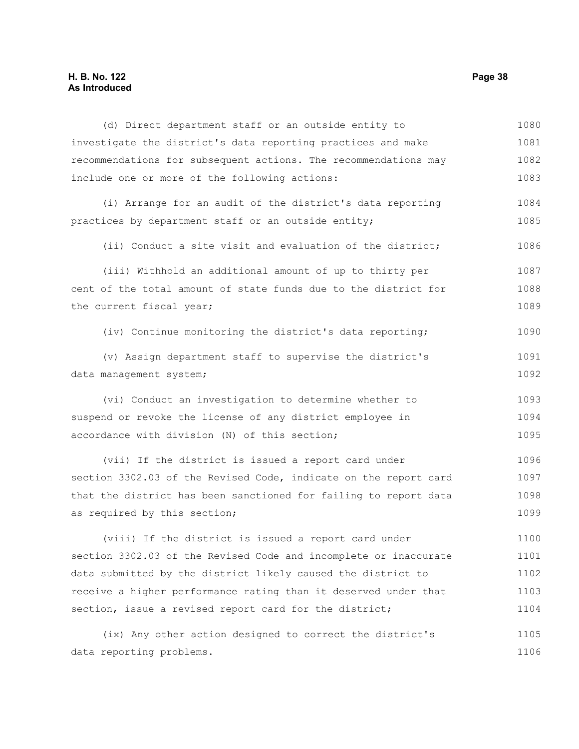(d) Direct department staff or an outside entity to investigate the district's data reporting practices and make recommendations for subsequent actions. The recommendations may include one or more of the following actions:

(i) Arrange for an audit of the district's data reporting practices by department staff or an outside entity;

(ii) Conduct a site visit and evaluation of the district;

(iii) Withhold an additional amount of up to thirty per cent of the total amount of state funds due to the district for the current fiscal year;

(iv) Continue monitoring the district's data reporting;

(v) Assign department staff to supervise the district's data management system;

(vi) Conduct an investigation to determine whether to suspend or revoke the license of any district employee in accordance with division (N) of this section;

(vii) If the district is issued a report card under section 3302.03 of the Revised Code, indicate on the report card that the district has been sanctioned for failing to report data as required by this section;

(viii) If the district is issued a report card under section 3302.03 of the Revised Code and incomplete or inaccurate data submitted by the district likely caused the district to receive a higher performance rating than it deserved under that section, issue a revised report card for the district;

(ix) Any other action designed to correct the district's data reporting problems.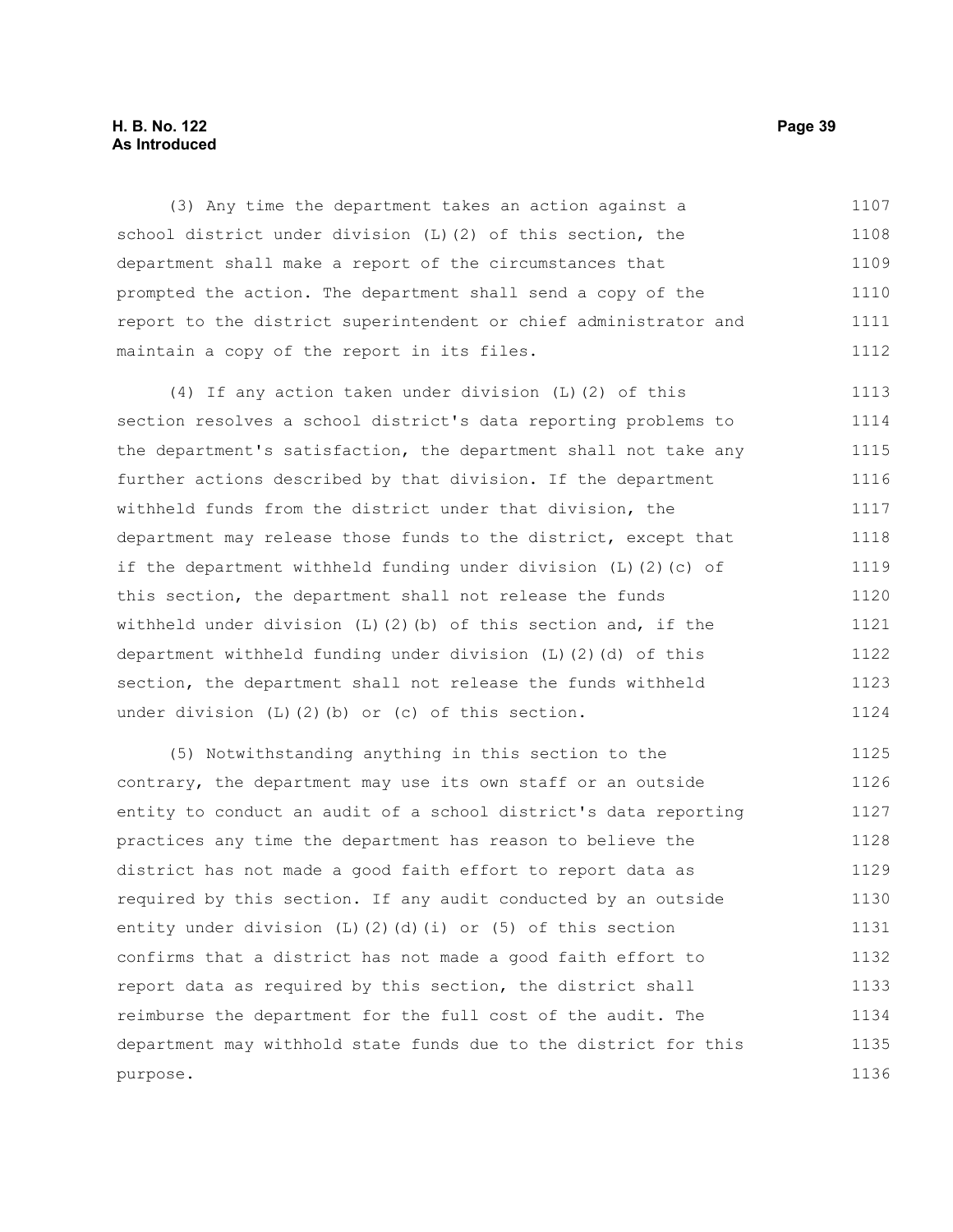(3) Any time the department takes an action against a school district under division (L)(2) of this section, the department shall make a report of the circumstances that prompted the action. The department shall send a copy of the report to the district superintendent or chief administrator and maintain a copy of the report in its files.

(4) If any action taken under division (L)(2) of this section resolves a school district's data reporting problems to the department's satisfaction, the department shall not take any further actions described by that division. If the department withheld funds from the district under that division, the department may release those funds to the district, except that if the department withheld funding under division (L)(2)(c) of this section, the department shall not release the funds withheld under division (L)(2)(b) of this section and, if the department withheld funding under division (L)(2)(d) of this section, the department shall not release the funds withheld under division (L)(2)(b) or (c) of this section.

(5) Notwithstanding anything in this section to the contrary, the department may use its own staff or an outside entity to conduct an audit of a school district's data reporting practices any time the department has reason to believe the district has not made a good faith effort to report data as required by this section. If any audit conducted by an outside entity under division (L)(2)(d)(i) or (5) of this section confirms that a district has not made a good faith effort to report data as required by this section, the district shall reimburse the department for the full cost of the audit. The department may withhold state funds due to the district for this purpose.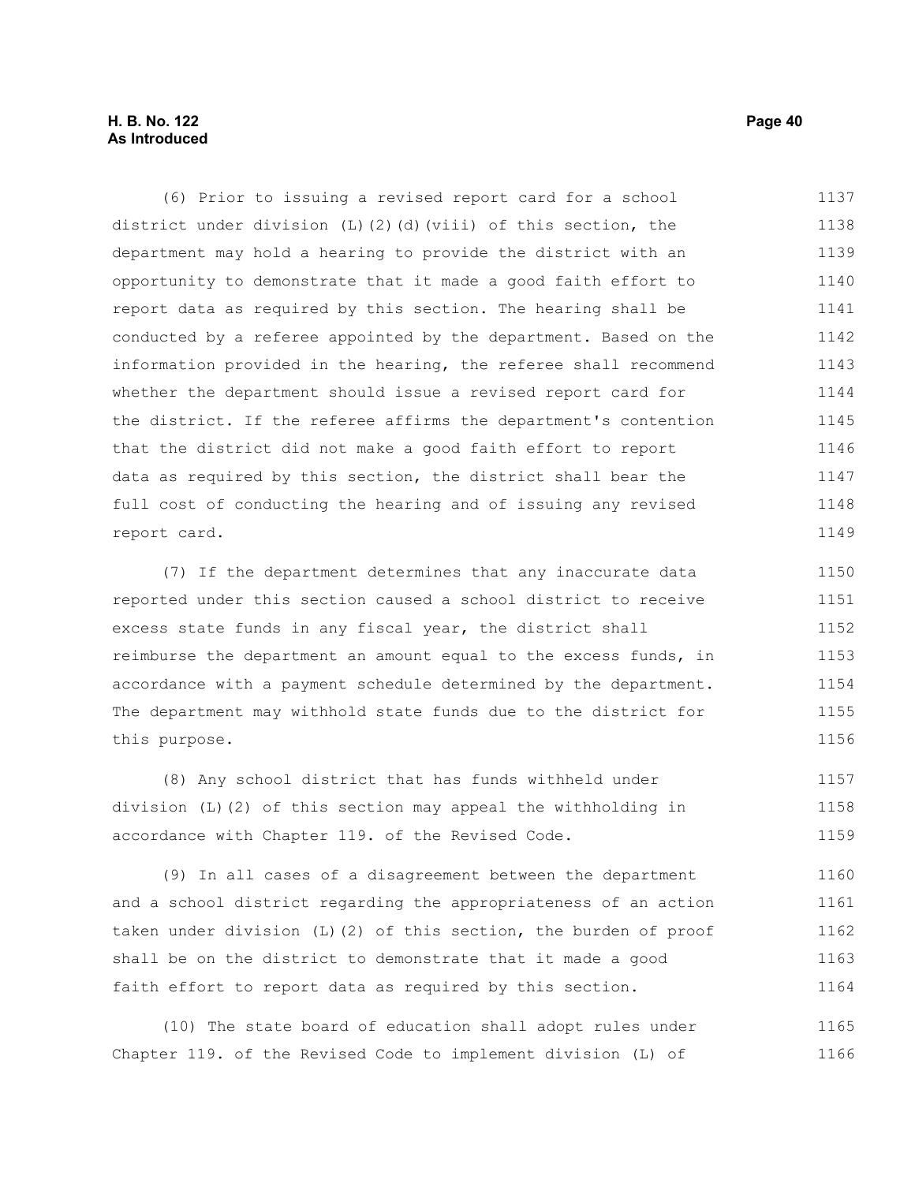(6) Prior to issuing a revised report card for a school district under division (L)(2)(d)(viii) of this section, the department may hold a hearing to provide the district with an opportunity to demonstrate that it made a good faith effort to report data as required by this section. The hearing shall be conducted by a referee appointed by the department. Based on the information provided in the hearing, the referee shall recommend whether the department should issue a revised report card for the district. If the referee affirms the department's contention that the district did not make a good faith effort to report data as required by this section, the district shall bear the full cost of conducting the hearing and of issuing any revised report card.

(7) If the department determines that any inaccurate data reported under this section caused a school district to receive excess state funds in any fiscal year, the district shall reimburse the department an amount equal to the excess funds, in accordance with a payment schedule determined by the department. The department may withhold state funds due to the district for this purpose.

(8) Any school district that has funds withheld under division (L)(2) of this section may appeal the withholding in accordance with Chapter 119. of the Revised Code.

(9) In all cases of a disagreement between the department and a school district regarding the appropriateness of an action taken under division (L)(2) of this section, the burden of proof shall be on the district to demonstrate that it made a good faith effort to report data as required by this section.

(10) The state board of education shall adopt rules under Chapter 119. of the Revised Code to implement division (L) of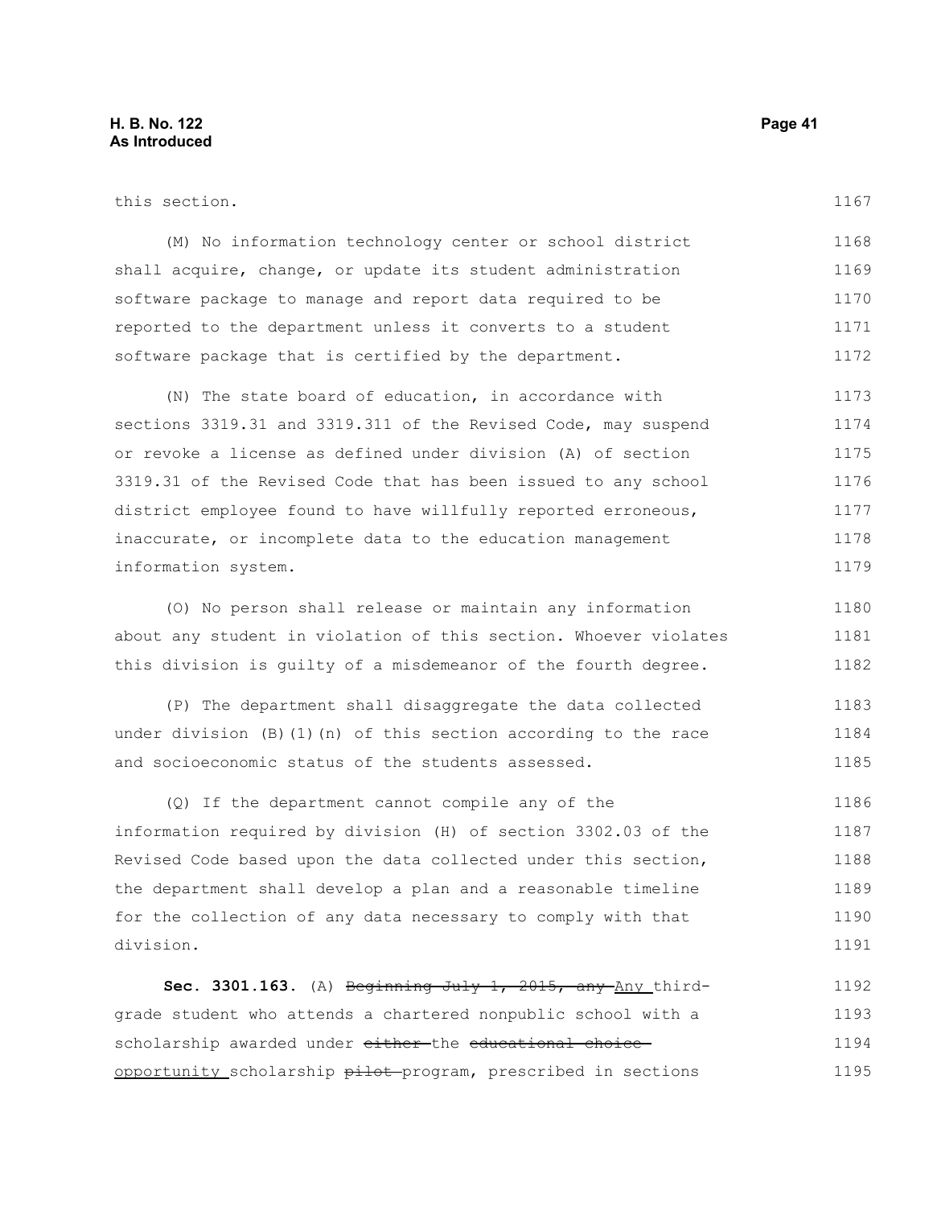this section.

(M) No information technology center or school district shall acquire, change, or update its student administration software package to manage and report data required to be reported to the department unless it converts to a student software package that is certified by the department.

(N) The state board of education, in accordance with sections 3319.31 and 3319.311 of the Revised Code, may suspend or revoke a license as defined under division (A) of section 3319.31 of the Revised Code that has been issued to any school district employee found to have willfully reported erroneous, inaccurate, or incomplete data to the education management information system.

(O) No person shall release or maintain any information about any student in violation of this section. Whoever violates this division is guilty of a misdemeanor of the fourth degree.

(P) The department shall disaggregate the data collected under division (B)(1)(n) of this section according to the race and socioeconomic status of the students assessed.

(Q) If the department cannot compile any of the information required by division (H) of section 3302.03 of the Revised Code based upon the data collected under this section, the department shall develop a plan and a reasonable timeline for the collection of any data necessary to comply with that division.

**Sec. 3301.163.** (A) ~~Beginning July 1, 2015, any~~ Any third-grade student who attends a chartered nonpublic school with a scholarship awarded under ~~either~~ the ~~educational choice~~ opportunity scholarship ~~pilot~~ program, prescribed in sections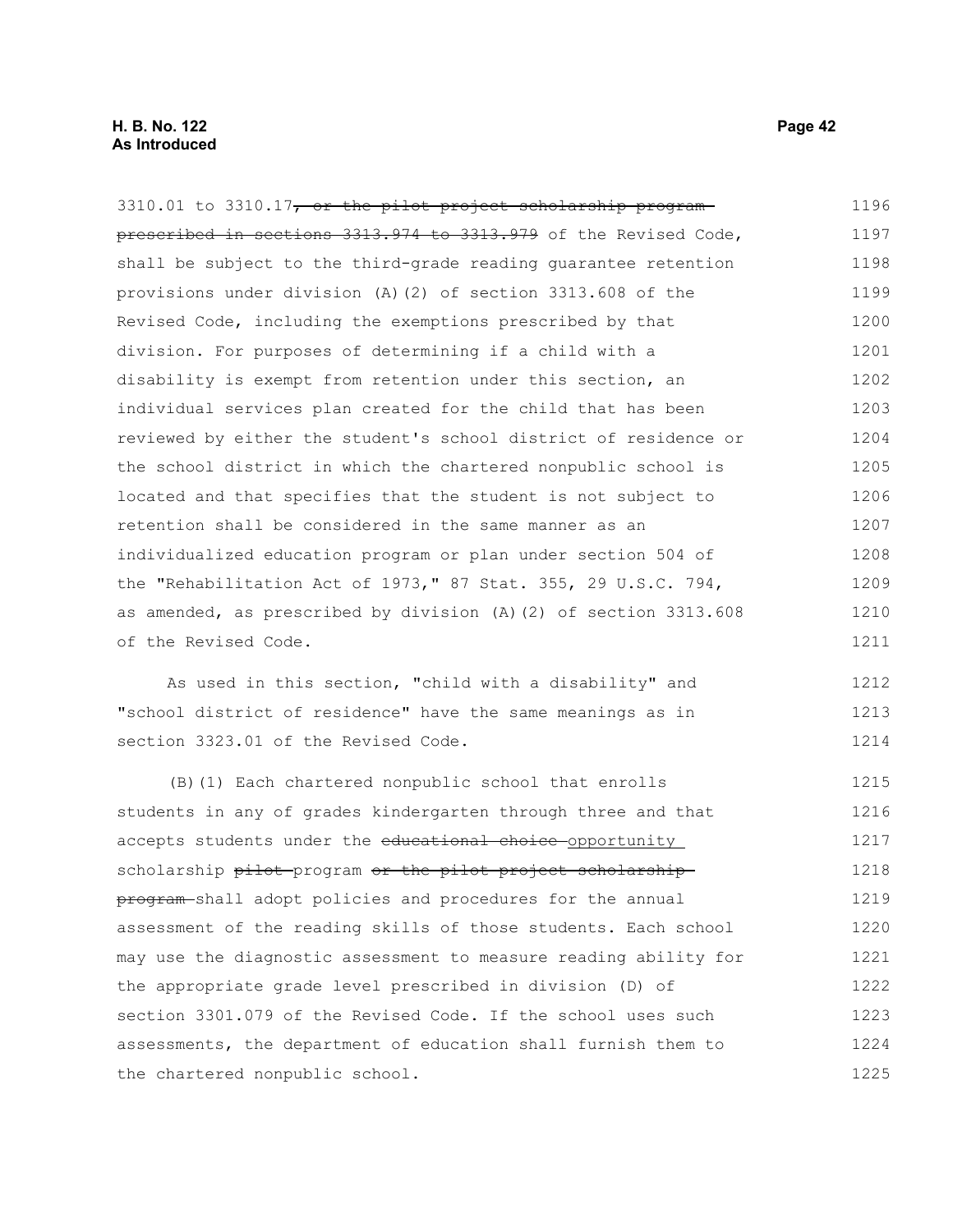3310.01 to 3310.17~~, or the pilot project scholarship program prescribed in sections 3313.974 to 3313.979~~ of the Revised Code, shall be subject to the third-grade reading guarantee retention provisions under division (A)(2) of section 3313.608 of the Revised Code, including the exemptions prescribed by that division. For purposes of determining if a child with a disability is exempt from retention under this section, an individual services plan created for the child that has been reviewed by either the student's school district of residence or the school district in which the chartered nonpublic school is located and that specifies that the student is not subject to retention shall be considered in the same manner as an individualized education program or plan under section 504 of the "Rehabilitation Act of 1973," 87 Stat. 355, 29 U.S.C. 794, as amended, as prescribed by division (A)(2) of section 3313.608 of the Revised Code.

As used in this section, "child with a disability" and "school district of residence" have the same meanings as in section 3323.01 of the Revised Code.

(B)(1) Each chartered nonpublic school that enrolls students in any of grades kindergarten through three and that accepts students under the ~~educational choice~~ opportunity scholarship ~~pilot~~ program ~~or the pilot project scholarship program~~ shall adopt policies and procedures for the annual assessment of the reading skills of those students. Each school may use the diagnostic assessment to measure reading ability for the appropriate grade level prescribed in division (D) of section 3301.079 of the Revised Code. If the school uses such assessments, the department of education shall furnish them to the chartered nonpublic school.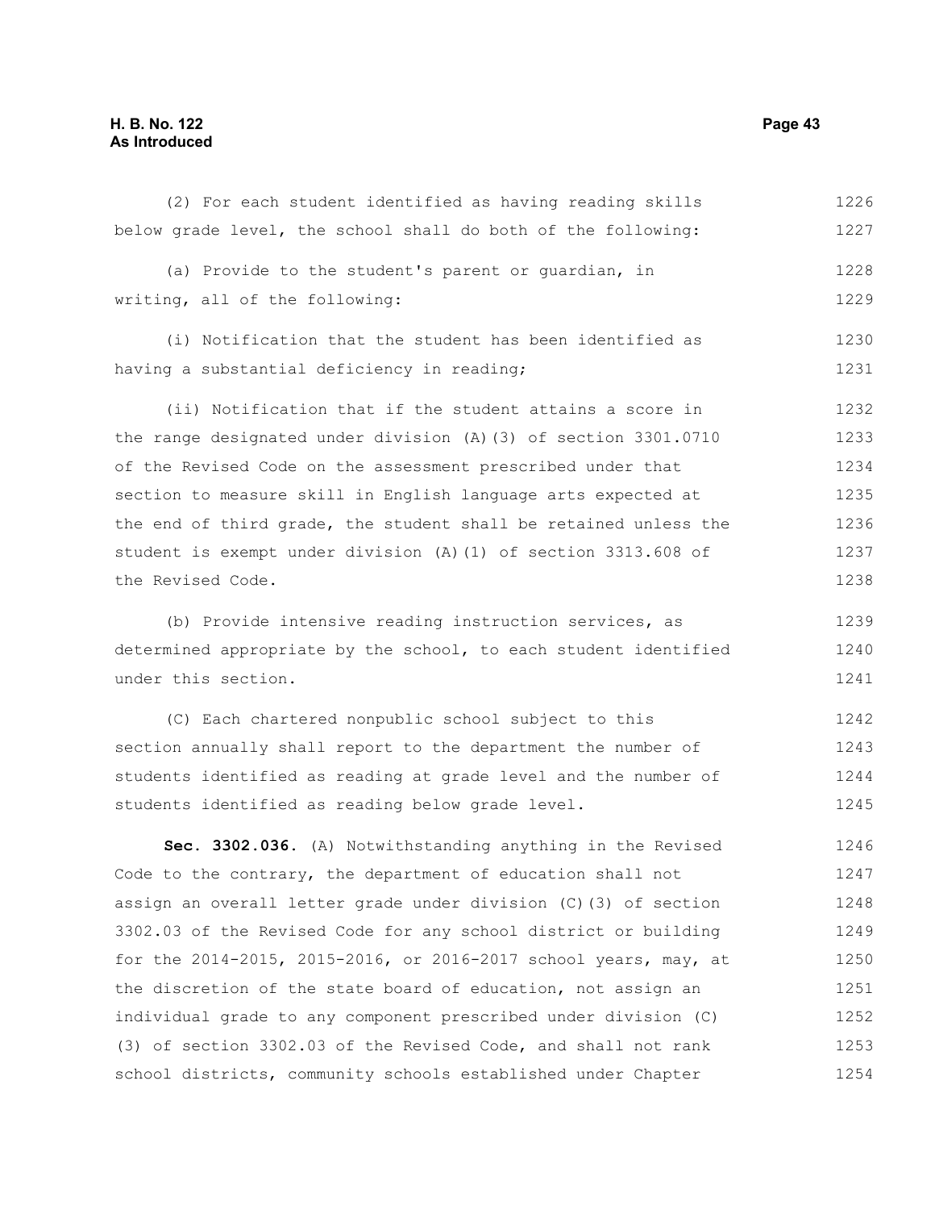(2) For each student identified as having reading skills below grade level, the school shall do both of the following:

(a) Provide to the student's parent or guardian, in writing, all of the following:

(i) Notification that the student has been identified as having a substantial deficiency in reading;

(ii) Notification that if the student attains a score in the range designated under division (A)(3) of section 3301.0710 of the Revised Code on the assessment prescribed under that section to measure skill in English language arts expected at the end of third grade, the student shall be retained unless the student is exempt under division (A)(1) of section 3313.608 of the Revised Code.

(b) Provide intensive reading instruction services, as determined appropriate by the school, to each student identified under this section.

(C) Each chartered nonpublic school subject to this section annually shall report to the department the number of students identified as reading at grade level and the number of students identified as reading below grade level.

**Sec. 3302.036.** (A) Notwithstanding anything in the Revised Code to the contrary, the department of education shall not assign an overall letter grade under division (C)(3) of section 3302.03 of the Revised Code for any school district or building for the 2014-2015, 2015-2016, or 2016-2017 school years, may, at the discretion of the state board of education, not assign an individual grade to any component prescribed under division (C)(3) of section 3302.03 of the Revised Code, and shall not rank school districts, community schools established under Chapter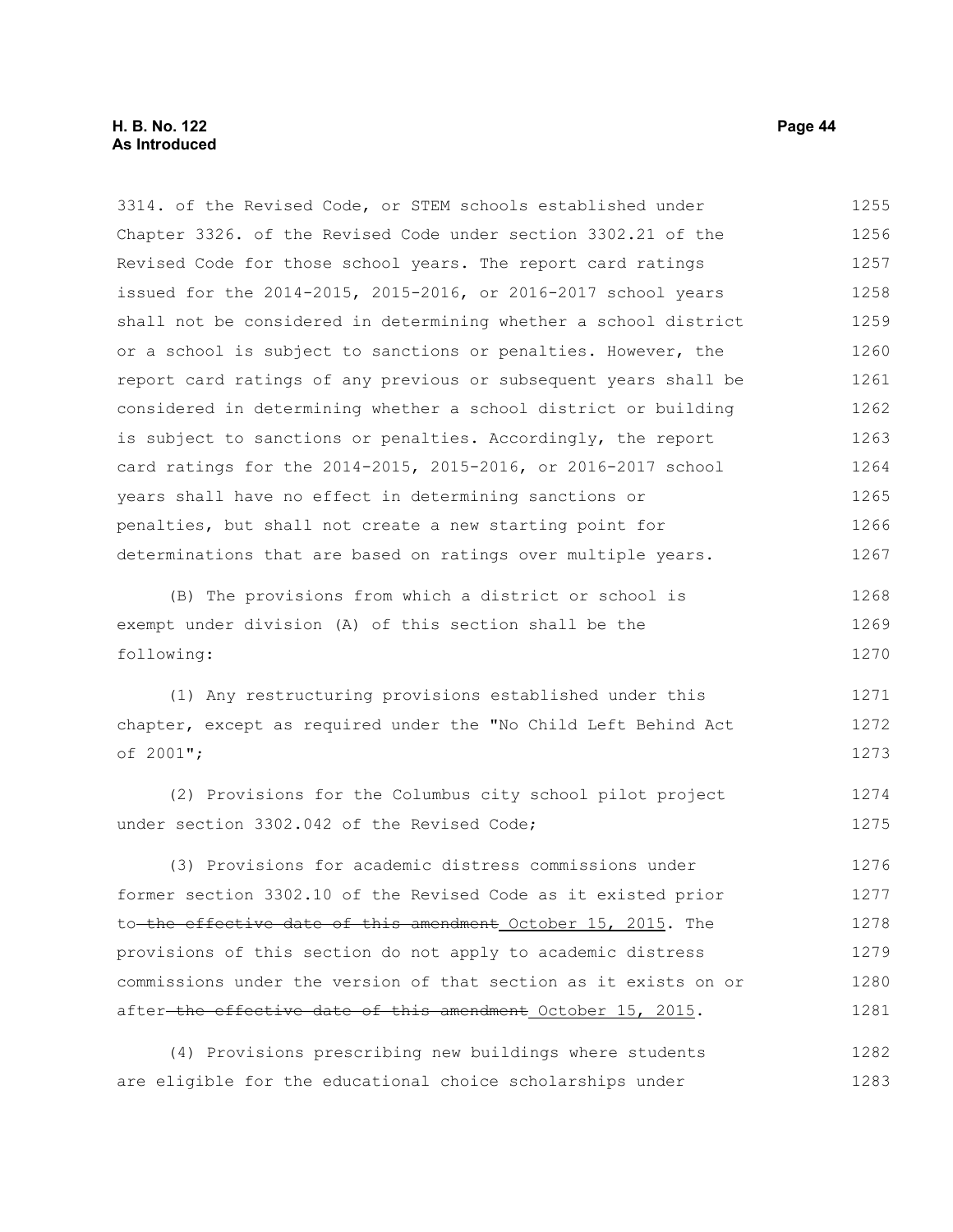3314. of the Revised Code, or STEM schools established under Chapter 3326. of the Revised Code under section 3302.21 of the Revised Code for those school years. The report card ratings issued for the 2014-2015, 2015-2016, or 2016-2017 school years shall not be considered in determining whether a school district or a school is subject to sanctions or penalties. However, the report card ratings of any previous or subsequent years shall be considered in determining whether a school district or building is subject to sanctions or penalties. Accordingly, the report card ratings for the 2014-2015, 2015-2016, or 2016-2017 school years shall have no effect in determining sanctions or penalties, but shall not create a new starting point for determinations that are based on ratings over multiple years.

(B) The provisions from which a district or school is exempt under division (A) of this section shall be the following:

(1) Any restructuring provisions established under this chapter, except as required under the "No Child Left Behind Act of 2001";

(2) Provisions for the Columbus city school pilot project under section 3302.042 of the Revised Code;

(3) Provisions for academic distress commissions under former section 3302.10 of the Revised Code as it existed prior to ~~the effective date of this amendment~~ <u>October 15, 2015</u>. The provisions of this section do not apply to academic distress commissions under the version of that section as it exists on or after ~~the effective date of this amendment~~ <u>October 15, 2015</u>.

(4) Provisions prescribing new buildings where students are eligible for the educational choice scholarships under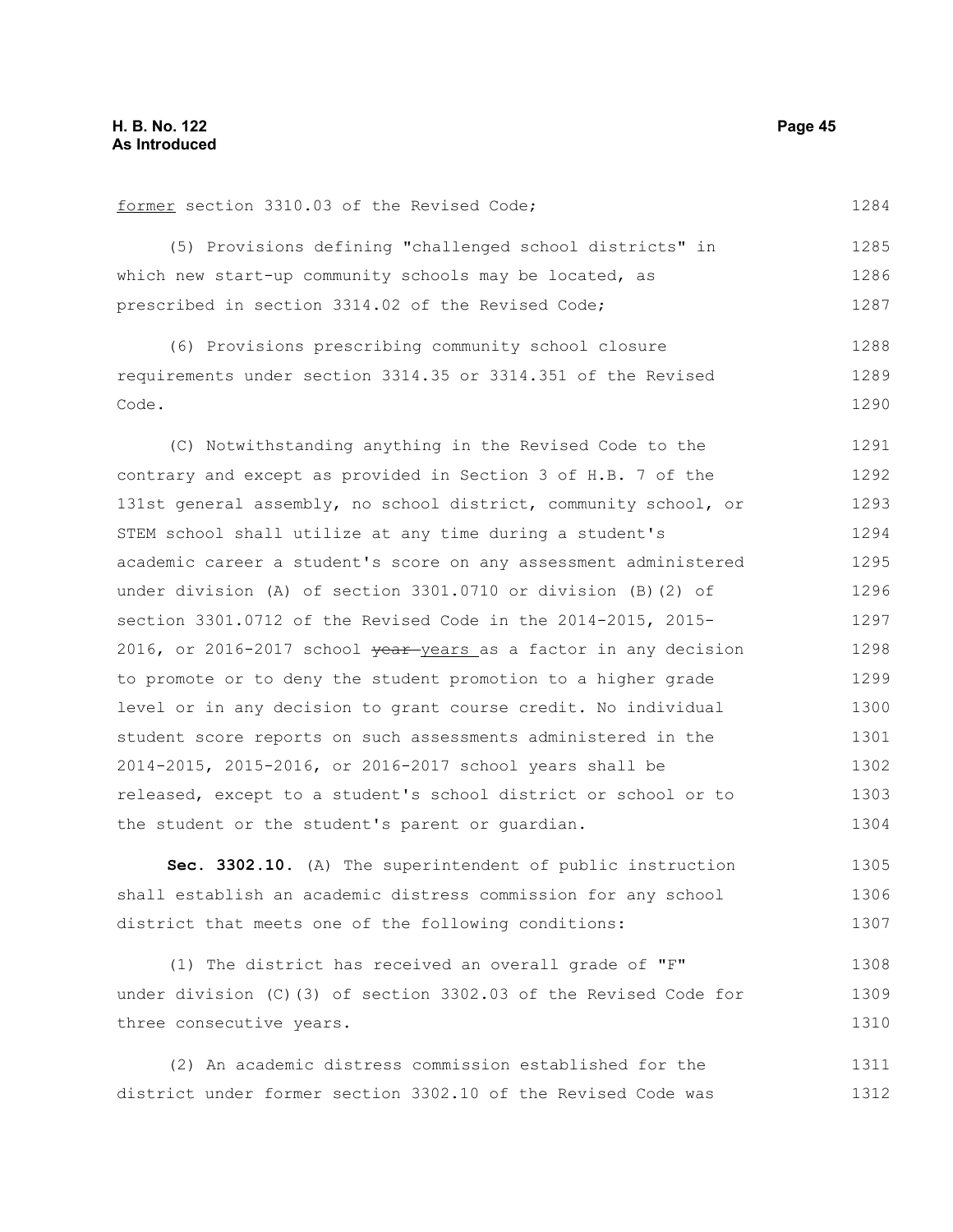former section 3310.03 of the Revised Code;

(5) Provisions defining "challenged school districts" in which new start-up community schools may be located, as prescribed in section 3314.02 of the Revised Code;

(6) Provisions prescribing community school closure requirements under section 3314.35 or 3314.351 of the Revised Code.

(C) Notwithstanding anything in the Revised Code to the contrary and except as provided in Section 3 of H.B. 7 of the 131st general assembly, no school district, community school, or STEM school shall utilize at any time during a student's academic career a student's score on any assessment administered under division (A) of section 3301.0710 or division (B)(2) of section 3301.0712 of the Revised Code in the 2014-2015, 2015-2016, or 2016-2017 school ~~year~~ years as a factor in any decision to promote or to deny the student promotion to a higher grade level or in any decision to grant course credit. No individual student score reports on such assessments administered in the 2014-2015, 2015-2016, or 2016-2017 school years shall be released, except to a student's school district or school or to the student or the student's parent or guardian.

**Sec. 3302.10.** (A) The superintendent of public instruction shall establish an academic distress commission for any school district that meets one of the following conditions:

(1) The district has received an overall grade of "F" under division (C)(3) of section 3302.03 of the Revised Code for three consecutive years.

(2) An academic distress commission established for the district under former section 3302.10 of the Revised Code was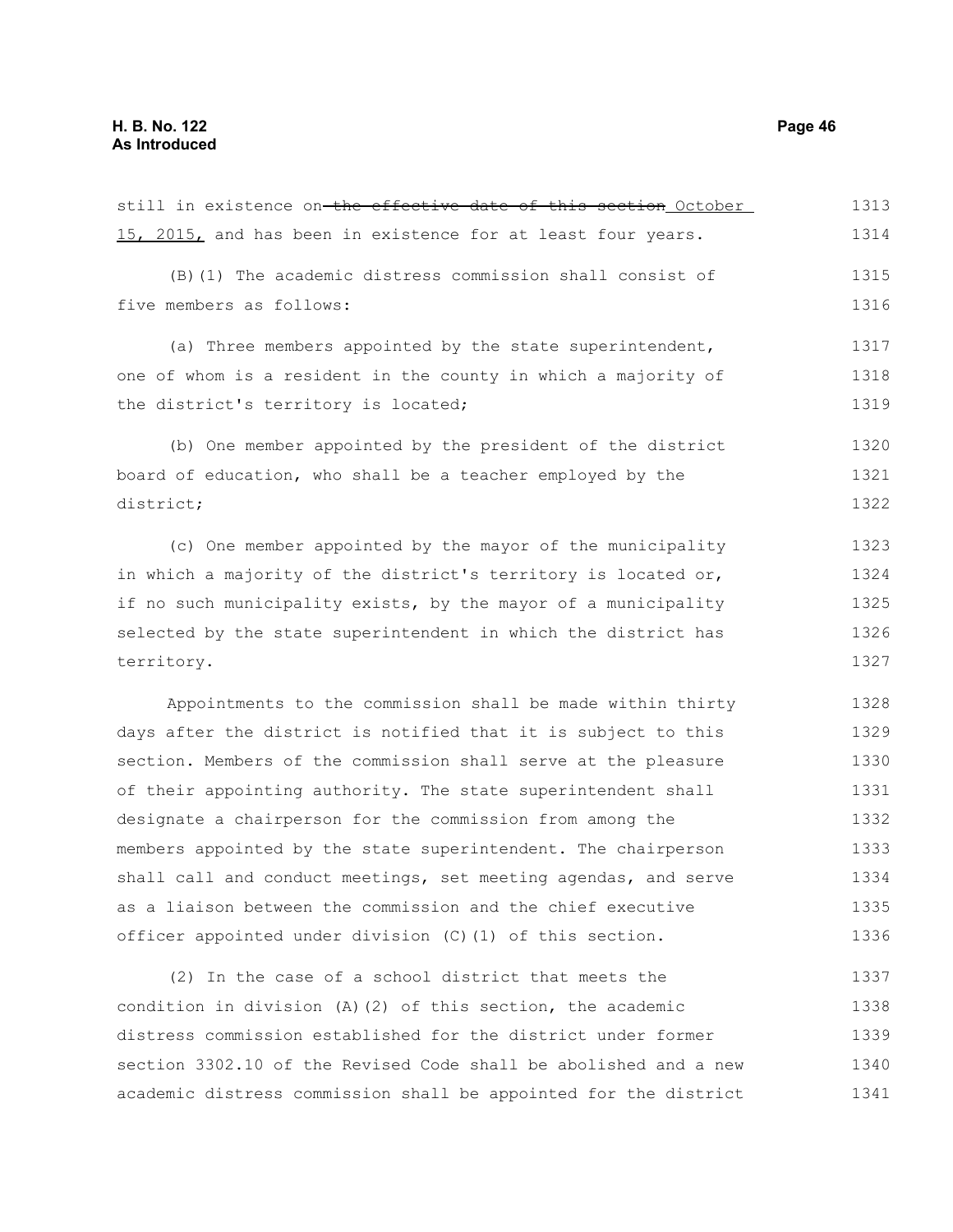still in existence on ~~the effective date of this section~~ October 15, 2015, and has been in existence for at least four years.

(B)(1) The academic distress commission shall consist of five members as follows:

(a) Three members appointed by the state superintendent, one of whom is a resident in the county in which a majority of the district's territory is located;

(b) One member appointed by the president of the district board of education, who shall be a teacher employed by the district;

(c) One member appointed by the mayor of the municipality in which a majority of the district's territory is located or, if no such municipality exists, by the mayor of a municipality selected by the state superintendent in which the district has territory.

Appointments to the commission shall be made within thirty days after the district is notified that it is subject to this section. Members of the commission shall serve at the pleasure of their appointing authority. The state superintendent shall designate a chairperson for the commission from among the members appointed by the state superintendent. The chairperson shall call and conduct meetings, set meeting agendas, and serve as a liaison between the commission and the chief executive officer appointed under division (C)(1) of this section.

(2) In the case of a school district that meets the condition in division (A)(2) of this section, the academic distress commission established for the district under former section 3302.10 of the Revised Code shall be abolished and a new academic distress commission shall be appointed for the district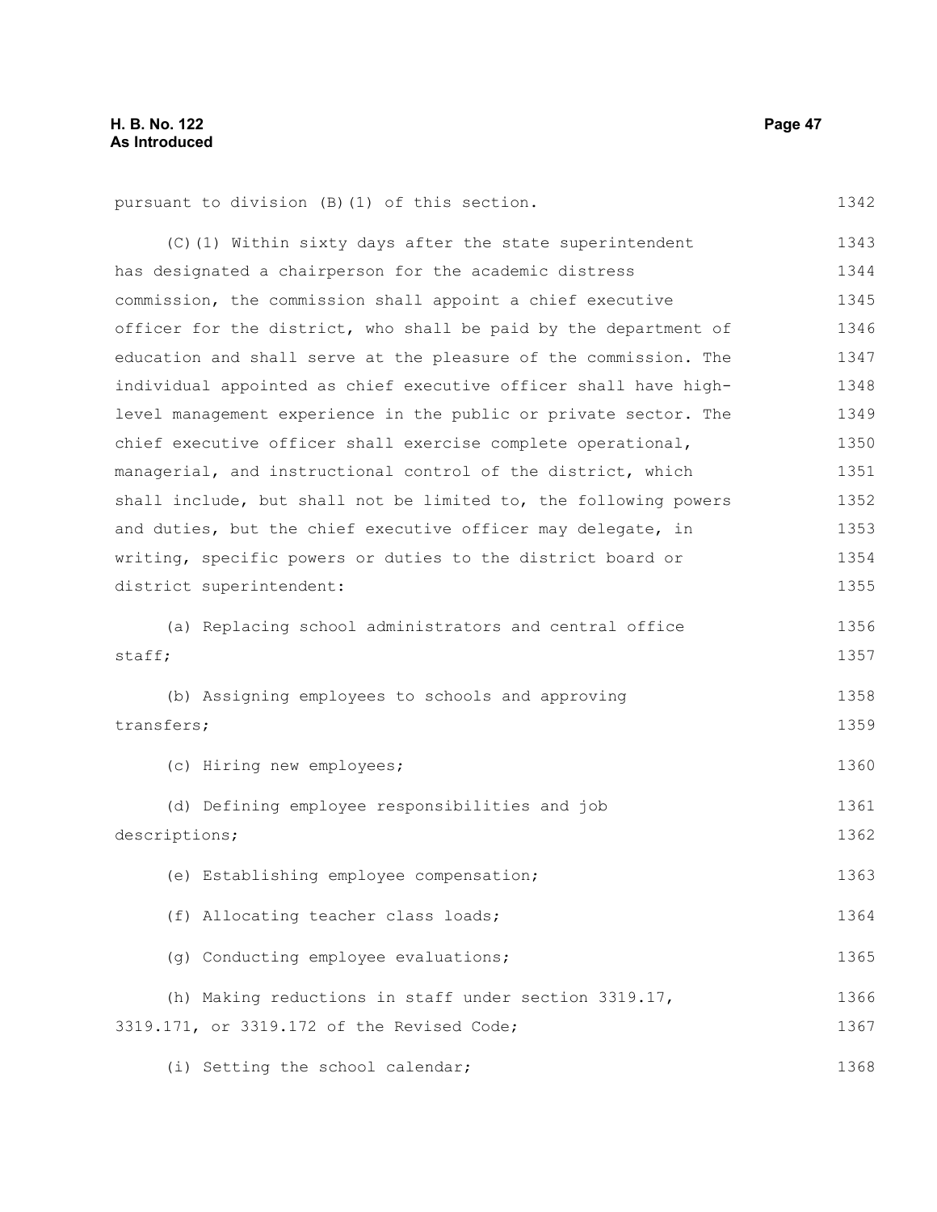pursuant to division (B)(1) of this section.

(C)(1) Within sixty days after the state superintendent has designated a chairperson for the academic distress commission, the commission shall appoint a chief executive officer for the district, who shall be paid by the department of education and shall serve at the pleasure of the commission. The individual appointed as chief executive officer shall have high-level management experience in the public or private sector. The chief executive officer shall exercise complete operational, managerial, and instructional control of the district, which shall include, but shall not be limited to, the following powers and duties, but the chief executive officer may delegate, in writing, specific powers or duties to the district board or district superintendent:

(a) Replacing school administrators and central office staff;

(b) Assigning employees to schools and approving transfers;

(c) Hiring new employees;

(d) Defining employee responsibilities and job descriptions;

(e) Establishing employee compensation;

(f) Allocating teacher class loads;

(g) Conducting employee evaluations;

(h) Making reductions in staff under section 3319.17, 3319.171, or 3319.172 of the Revised Code;

(i) Setting the school calendar;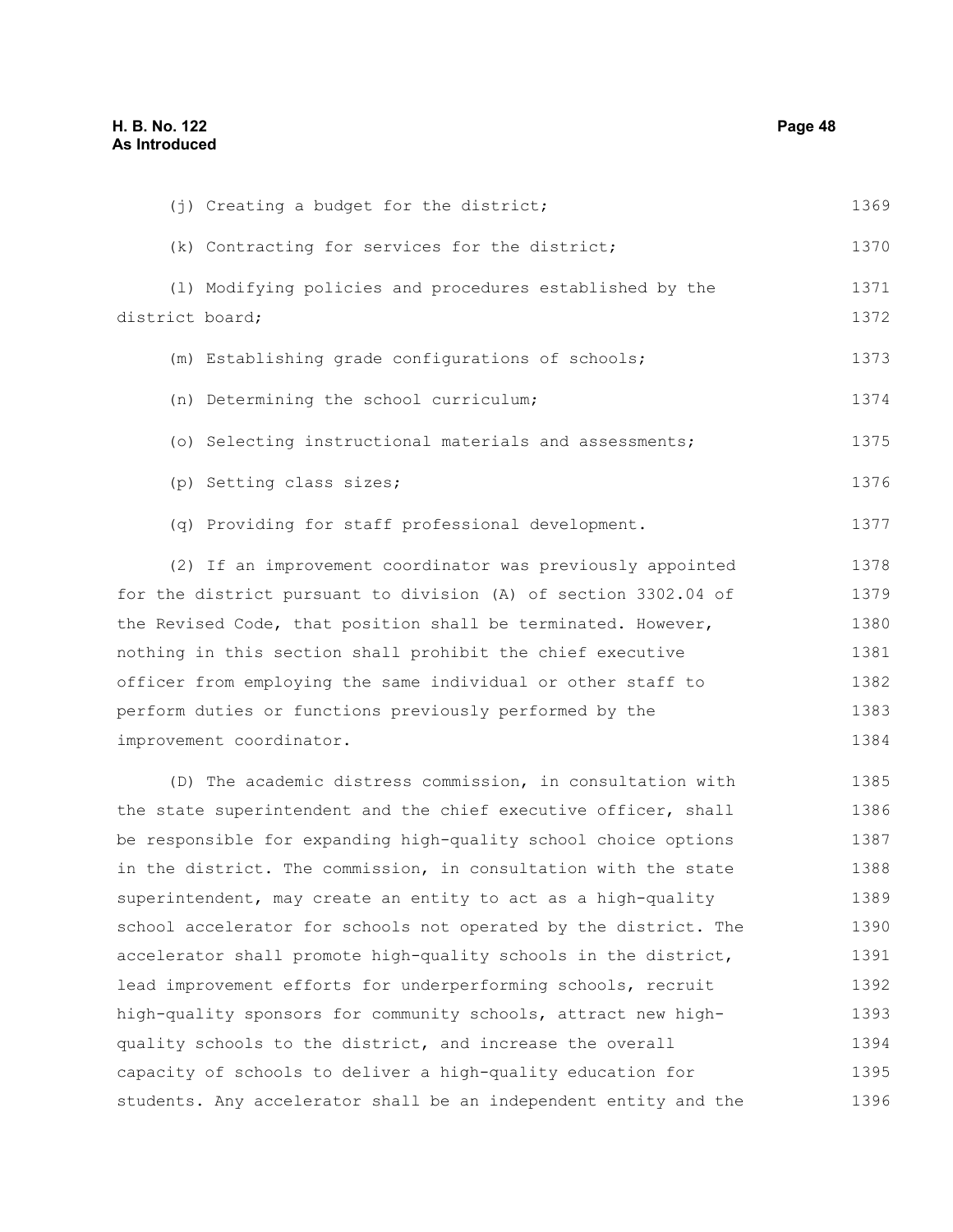(j) Creating a budget for the district;

(k) Contracting for services for the district;

(l) Modifying policies and procedures established by the district board;

(m) Establishing grade configurations of schools;

(n) Determining the school curriculum;

(o) Selecting instructional materials and assessments;

(p) Setting class sizes;

(q) Providing for staff professional development.

(2) If an improvement coordinator was previously appointed for the district pursuant to division (A) of section 3302.04 of the Revised Code, that position shall be terminated. However, nothing in this section shall prohibit the chief executive officer from employing the same individual or other staff to perform duties or functions previously performed by the improvement coordinator.

(D) The academic distress commission, in consultation with the state superintendent and the chief executive officer, shall be responsible for expanding high-quality school choice options in the district. The commission, in consultation with the state superintendent, may create an entity to act as a high-quality school accelerator for schools not operated by the district. The accelerator shall promote high-quality schools in the district, lead improvement efforts for underperforming schools, recruit high-quality sponsors for community schools, attract new high-quality schools to the district, and increase the overall capacity of schools to deliver a high-quality education for students. Any accelerator shall be an independent entity and the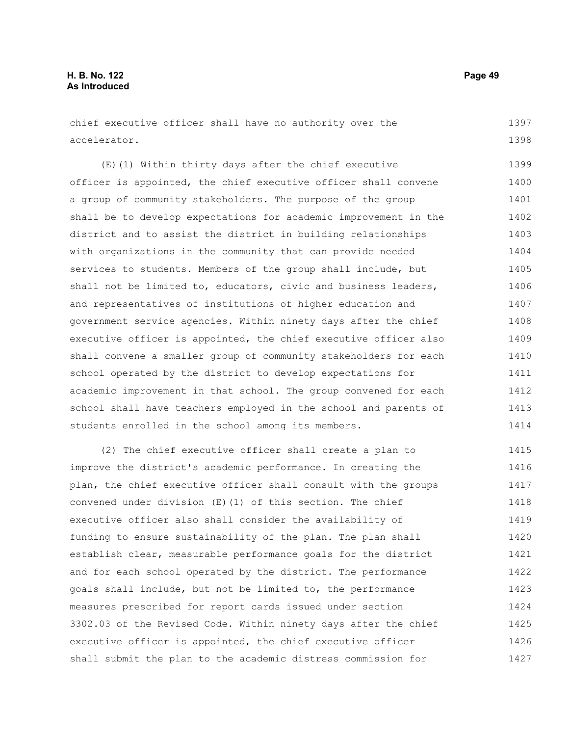chief executive officer shall have no authority over the accelerator.

(E)(1) Within thirty days after the chief executive officer is appointed, the chief executive officer shall convene a group of community stakeholders. The purpose of the group shall be to develop expectations for academic improvement in the district and to assist the district in building relationships with organizations in the community that can provide needed services to students. Members of the group shall include, but shall not be limited to, educators, civic and business leaders, and representatives of institutions of higher education and government service agencies. Within ninety days after the chief executive officer is appointed, the chief executive officer also shall convene a smaller group of community stakeholders for each school operated by the district to develop expectations for academic improvement in that school. The group convened for each school shall have teachers employed in the school and parents of students enrolled in the school among its members.

(2) The chief executive officer shall create a plan to improve the district's academic performance. In creating the plan, the chief executive officer shall consult with the groups convened under division (E)(1) of this section. The chief executive officer also shall consider the availability of funding to ensure sustainability of the plan. The plan shall establish clear, measurable performance goals for the district and for each school operated by the district. The performance goals shall include, but not be limited to, the performance measures prescribed for report cards issued under section 3302.03 of the Revised Code. Within ninety days after the chief executive officer is appointed, the chief executive officer shall submit the plan to the academic distress commission for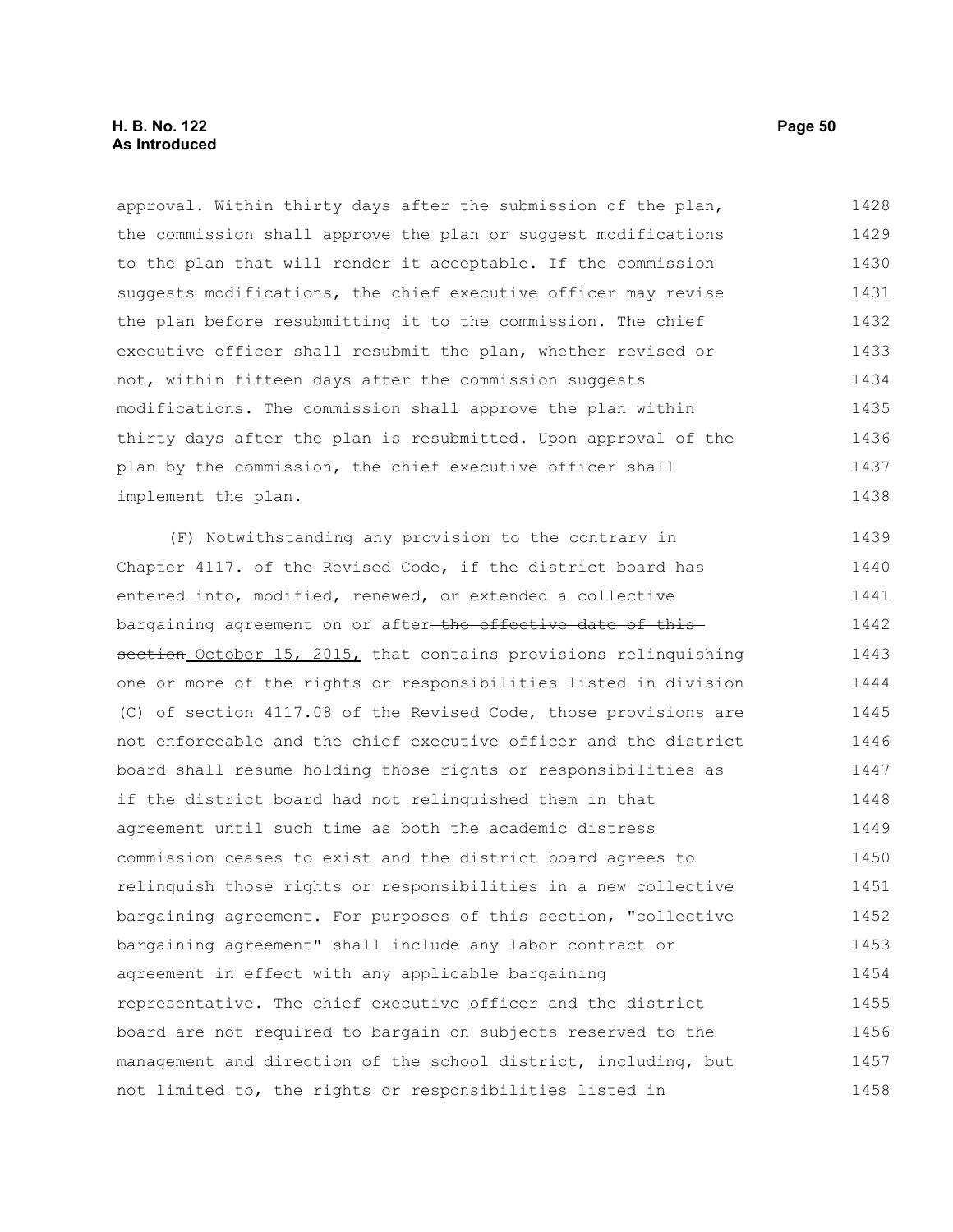approval. Within thirty days after the submission of the plan, the commission shall approve the plan or suggest modifications to the plan that will render it acceptable. If the commission suggests modifications, the chief executive officer may revise the plan before resubmitting it to the commission. The chief executive officer shall resubmit the plan, whether revised or not, within fifteen days after the commission suggests modifications. The commission shall approve the plan within thirty days after the plan is resubmitted. Upon approval of the plan by the commission, the chief executive officer shall implement the plan.

(F) Notwithstanding any provision to the contrary in Chapter 4117. of the Revised Code, if the district board has entered into, modified, renewed, or extended a collective bargaining agreement on or after ~~the effective date of this section~~ October 15, 2015, that contains provisions relinquishing one or more of the rights or responsibilities listed in division (C) of section 4117.08 of the Revised Code, those provisions are not enforceable and the chief executive officer and the district board shall resume holding those rights or responsibilities as if the district board had not relinquished them in that agreement until such time as both the academic distress commission ceases to exist and the district board agrees to relinquish those rights or responsibilities in a new collective bargaining agreement. For purposes of this section, "collective bargaining agreement" shall include any labor contract or agreement in effect with any applicable bargaining representative. The chief executive officer and the district board are not required to bargain on subjects reserved to the management and direction of the school district, including, but not limited to, the rights or responsibilities listed in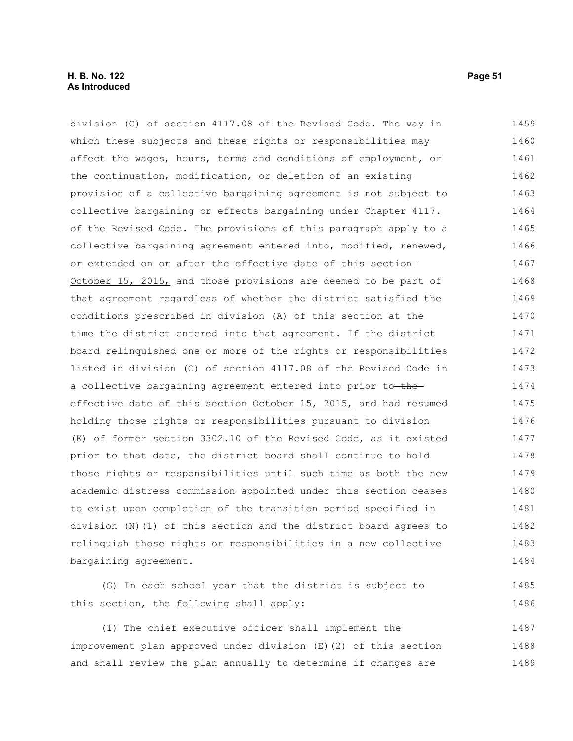division (C) of section 4117.08 of the Revised Code. The way in which these subjects and these rights or responsibilities may affect the wages, hours, terms and conditions of employment, or the continuation, modification, or deletion of an existing provision of a collective bargaining agreement is not subject to collective bargaining or effects bargaining under Chapter 4117. of the Revised Code. The provisions of this paragraph apply to a collective bargaining agreement entered into, modified, renewed, or extended on or after ~~the effective date of this section~~ October 15, 2015, and those provisions are deemed to be part of that agreement regardless of whether the district satisfied the conditions prescribed in division (A) of this section at the time the district entered into that agreement. If the district board relinquished one or more of the rights or responsibilities listed in division (C) of section 4117.08 of the Revised Code in a collective bargaining agreement entered into prior to ~~the effective date of this section~~ October 15, 2015, and had resumed holding those rights or responsibilities pursuant to division (K) of former section 3302.10 of the Revised Code, as it existed prior to that date, the district board shall continue to hold those rights or responsibilities until such time as both the new academic distress commission appointed under this section ceases to exist upon completion of the transition period specified in division (N)(1) of this section and the district board agrees to relinquish those rights or responsibilities in a new collective bargaining agreement.

(G) In each school year that the district is subject to this section, the following shall apply:

(1) The chief executive officer shall implement the improvement plan approved under division (E)(2) of this section and shall review the plan annually to determine if changes are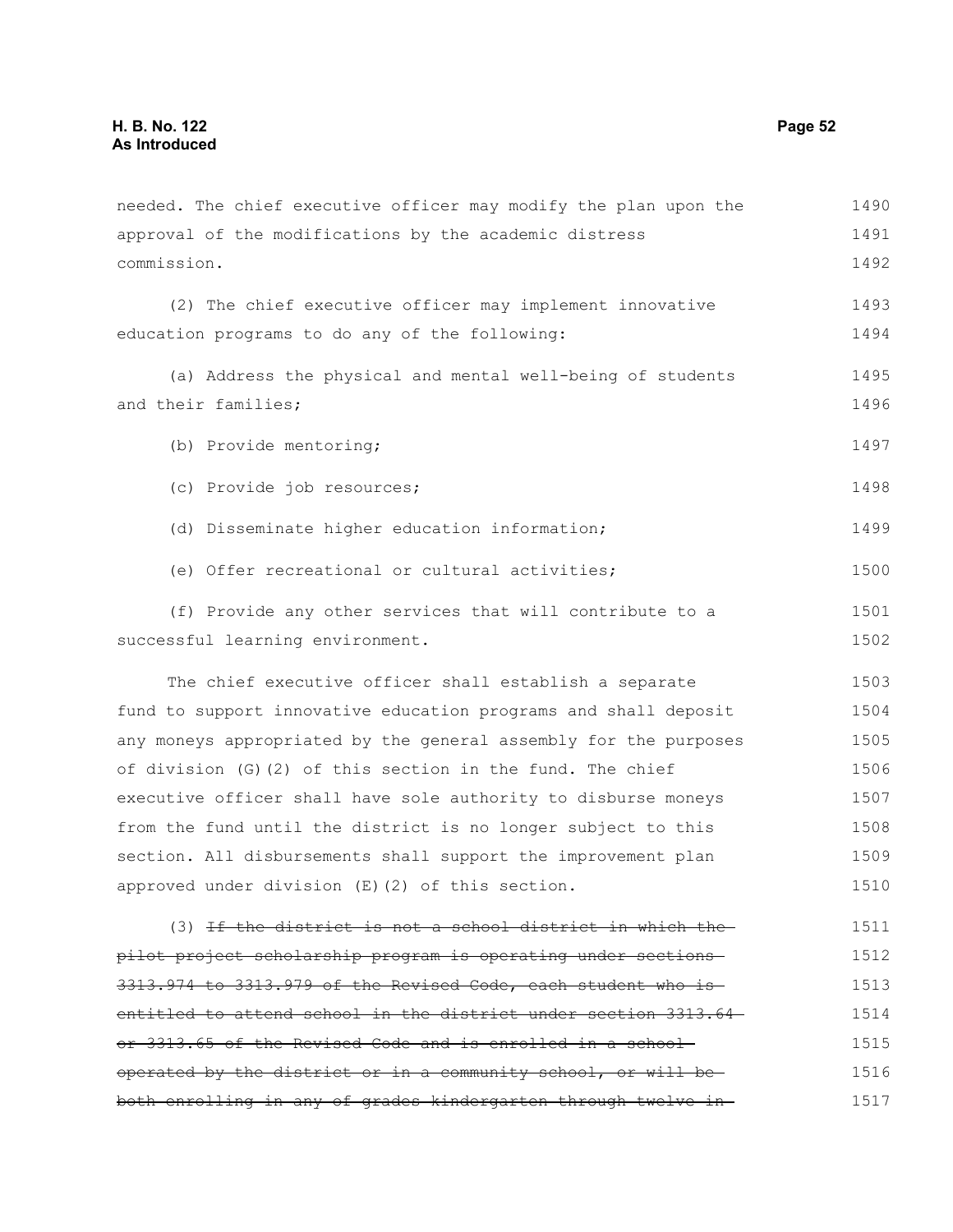needed. The chief executive officer may modify the plan upon the approval of the modifications by the academic distress commission.

(2) The chief executive officer may implement innovative education programs to do any of the following:

(a) Address the physical and mental well-being of students and their families;

(b) Provide mentoring;

(c) Provide job resources;

(d) Disseminate higher education information;

(e) Offer recreational or cultural activities;

(f) Provide any other services that will contribute to a successful learning environment.

The chief executive officer shall establish a separate fund to support innovative education programs and shall deposit any moneys appropriated by the general assembly for the purposes of division (G)(2) of this section in the fund. The chief executive officer shall have sole authority to disburse moneys from the fund until the district is no longer subject to this section. All disbursements shall support the improvement plan approved under division (E)(2) of this section.

(3) ~~If the district is not a school district in which the pilot project scholarship program is operating under sections 3313.974 to 3313.979 of the Revised Code, each student who is entitled to attend school in the district under section 3313.64 or 3313.65 of the Revised Code and is enrolled in a school operated by the district or in a community school, or will be both enrolling in any of grades kindergarten through twelve in~~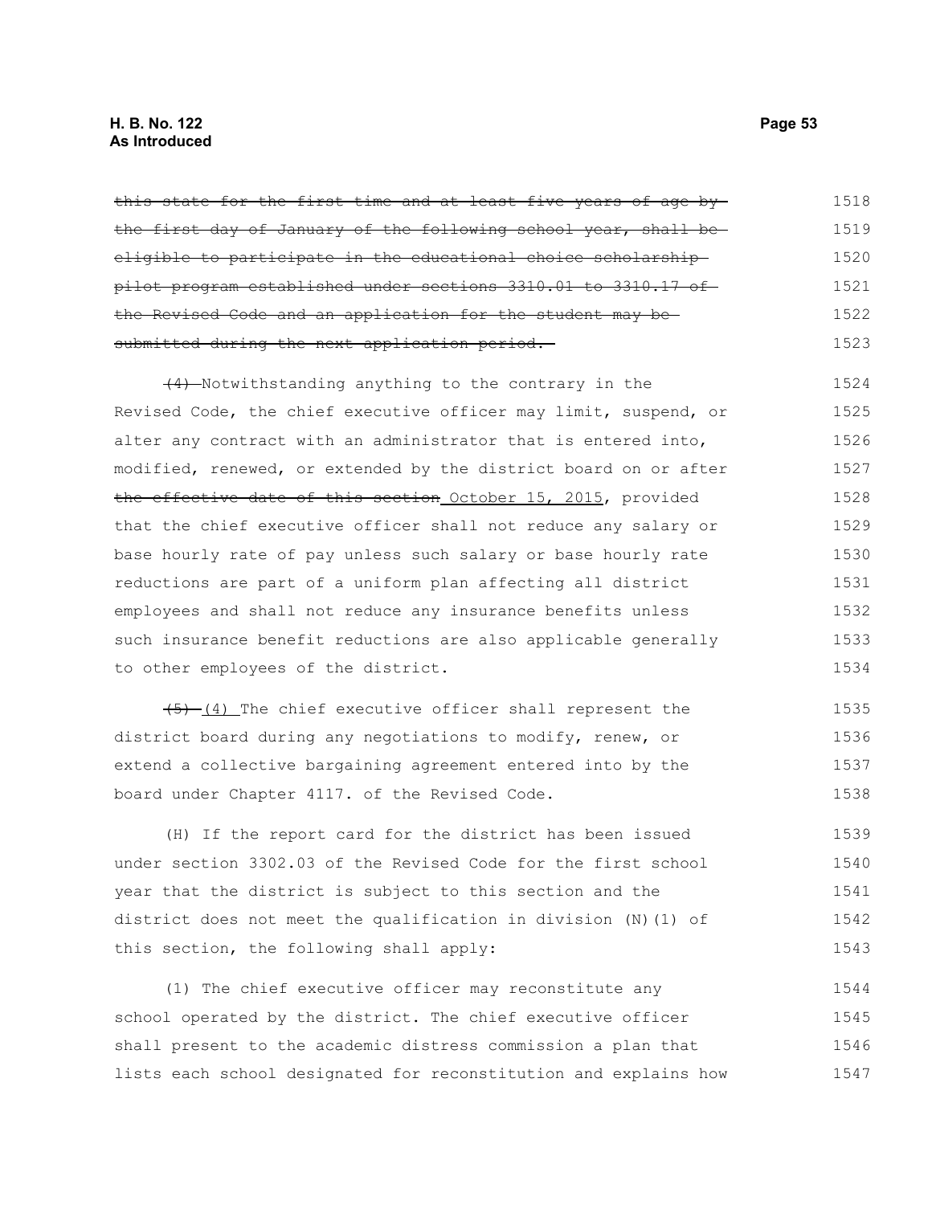~~this state for the first time and at least five years of age by the first day of January of the following school year, shall be eligible to participate in the educational choice scholarship pilot program established under sections 3310.01 to 3310.17 of the Revised Code and an application for the student may be submitted during the next application period.~~

~~(4)~~ Notwithstanding anything to the contrary in the Revised Code, the chief executive officer may limit, suspend, or alter any contract with an administrator that is entered into, modified, renewed, or extended by the district board on or after ~~the effective date of this section~~ October 15, 2015, provided that the chief executive officer shall not reduce any salary or base hourly rate of pay unless such salary or base hourly rate reductions are part of a uniform plan affecting all district employees and shall not reduce any insurance benefits unless such insurance benefit reductions are also applicable generally to other employees of the district.

~~(5)~~ (4) The chief executive officer shall represent the district board during any negotiations to modify, renew, or extend a collective bargaining agreement entered into by the board under Chapter 4117. of the Revised Code.

(H) If the report card for the district has been issued under section 3302.03 of the Revised Code for the first school year that the district is subject to this section and the district does not meet the qualification in division (N)(1) of this section, the following shall apply:

(1) The chief executive officer may reconstitute any school operated by the district. The chief executive officer shall present to the academic distress commission a plan that lists each school designated for reconstitution and explains how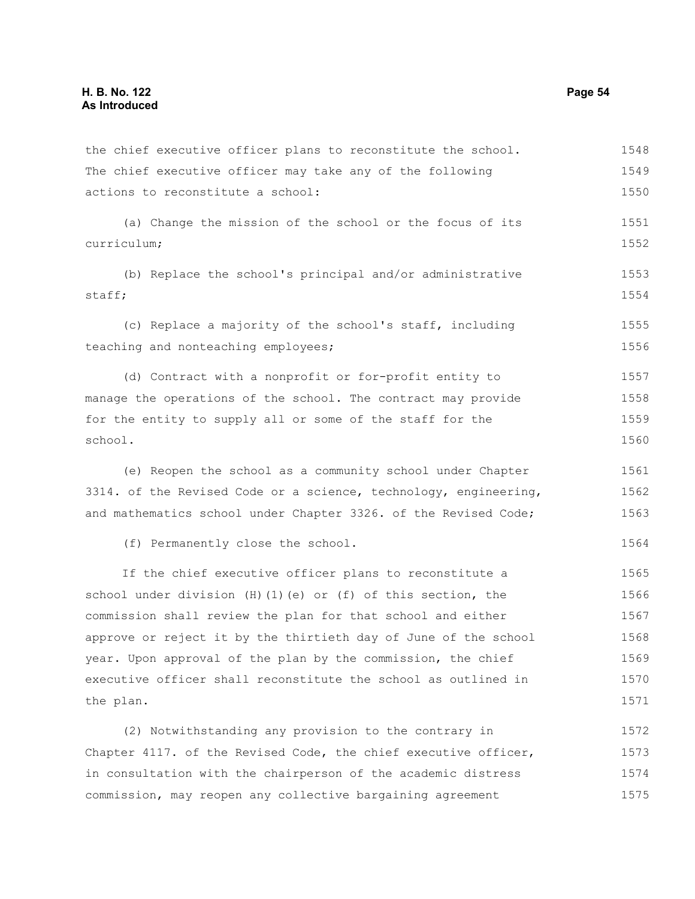the chief executive officer plans to reconstitute the school. The chief executive officer may take any of the following actions to reconstitute a school:

(a) Change the mission of the school or the focus of its curriculum;

(b) Replace the school's principal and/or administrative staff;

(c) Replace a majority of the school's staff, including teaching and nonteaching employees;

(d) Contract with a nonprofit or for-profit entity to manage the operations of the school. The contract may provide for the entity to supply all or some of the staff for the school.

(e) Reopen the school as a community school under Chapter 3314. of the Revised Code or a science, technology, engineering, and mathematics school under Chapter 3326. of the Revised Code;

(f) Permanently close the school.

If the chief executive officer plans to reconstitute a school under division (H)(1)(e) or (f) of this section, the commission shall review the plan for that school and either approve or reject it by the thirtieth day of June of the school year. Upon approval of the plan by the commission, the chief executive officer shall reconstitute the school as outlined in the plan.

(2) Notwithstanding any provision to the contrary in Chapter 4117. of the Revised Code, the chief executive officer, in consultation with the chairperson of the academic distress commission, may reopen any collective bargaining agreement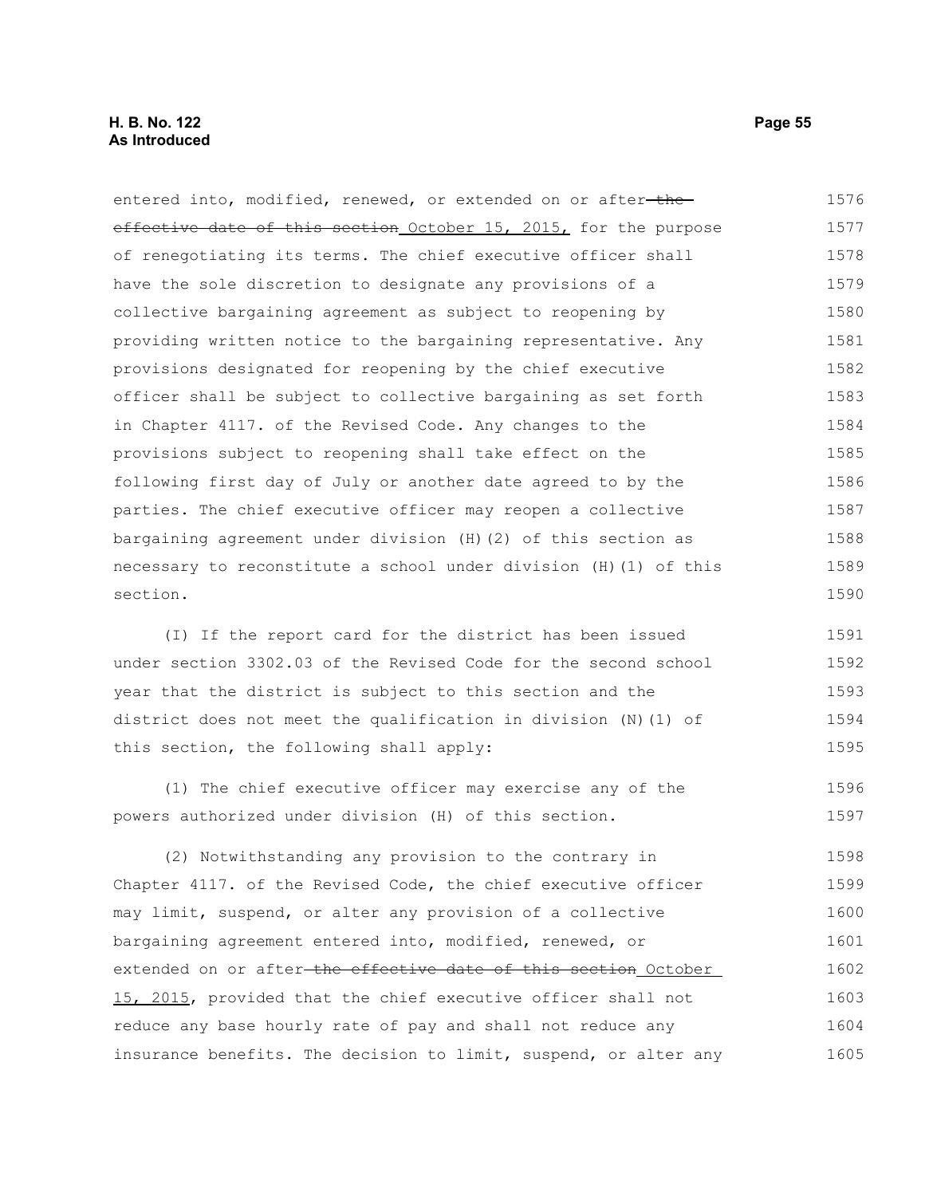entered into, modified, renewed, or extended on or after ~~the effective date of this section~~ October 15, 2015, for the purpose of renegotiating its terms. The chief executive officer shall have the sole discretion to designate any provisions of a collective bargaining agreement as subject to reopening by providing written notice to the bargaining representative. Any provisions designated for reopening by the chief executive officer shall be subject to collective bargaining as set forth in Chapter 4117. of the Revised Code. Any changes to the provisions subject to reopening shall take effect on the following first day of July or another date agreed to by the parties. The chief executive officer may reopen a collective bargaining agreement under division (H)(2) of this section as necessary to reconstitute a school under division (H)(1) of this section.

(I) If the report card for the district has been issued under section 3302.03 of the Revised Code for the second school year that the district is subject to this section and the district does not meet the qualification in division (N)(1) of this section, the following shall apply:

(1) The chief executive officer may exercise any of the powers authorized under division (H) of this section.

(2) Notwithstanding any provision to the contrary in Chapter 4117. of the Revised Code, the chief executive officer may limit, suspend, or alter any provision of a collective bargaining agreement entered into, modified, renewed, or extended on or after ~~the effective date of this section~~ October 15, 2015, provided that the chief executive officer shall not reduce any base hourly rate of pay and shall not reduce any insurance benefits. The decision to limit, suspend, or alter any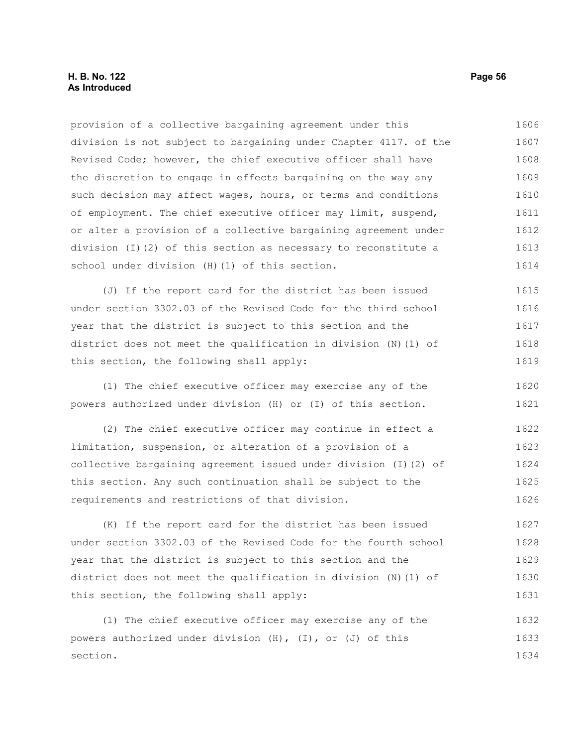provision of a collective bargaining agreement under this division is not subject to bargaining under Chapter 4117. of the Revised Code; however, the chief executive officer shall have the discretion to engage in effects bargaining on the way any such decision may affect wages, hours, or terms and conditions of employment. The chief executive officer may limit, suspend, or alter a provision of a collective bargaining agreement under division (I)(2) of this section as necessary to reconstitute a school under division (H)(1) of this section.

(J) If the report card for the district has been issued under section 3302.03 of the Revised Code for the third school year that the district is subject to this section and the district does not meet the qualification in division (N)(1) of this section, the following shall apply:

(1) The chief executive officer may exercise any of the powers authorized under division (H) or (I) of this section.

(2) The chief executive officer may continue in effect a limitation, suspension, or alteration of a provision of a collective bargaining agreement issued under division (I)(2) of this section. Any such continuation shall be subject to the requirements and restrictions of that division.

(K) If the report card for the district has been issued under section 3302.03 of the Revised Code for the fourth school year that the district is subject to this section and the district does not meet the qualification in division (N)(1) of this section, the following shall apply:

(1) The chief executive officer may exercise any of the powers authorized under division (H), (I), or (J) of this section.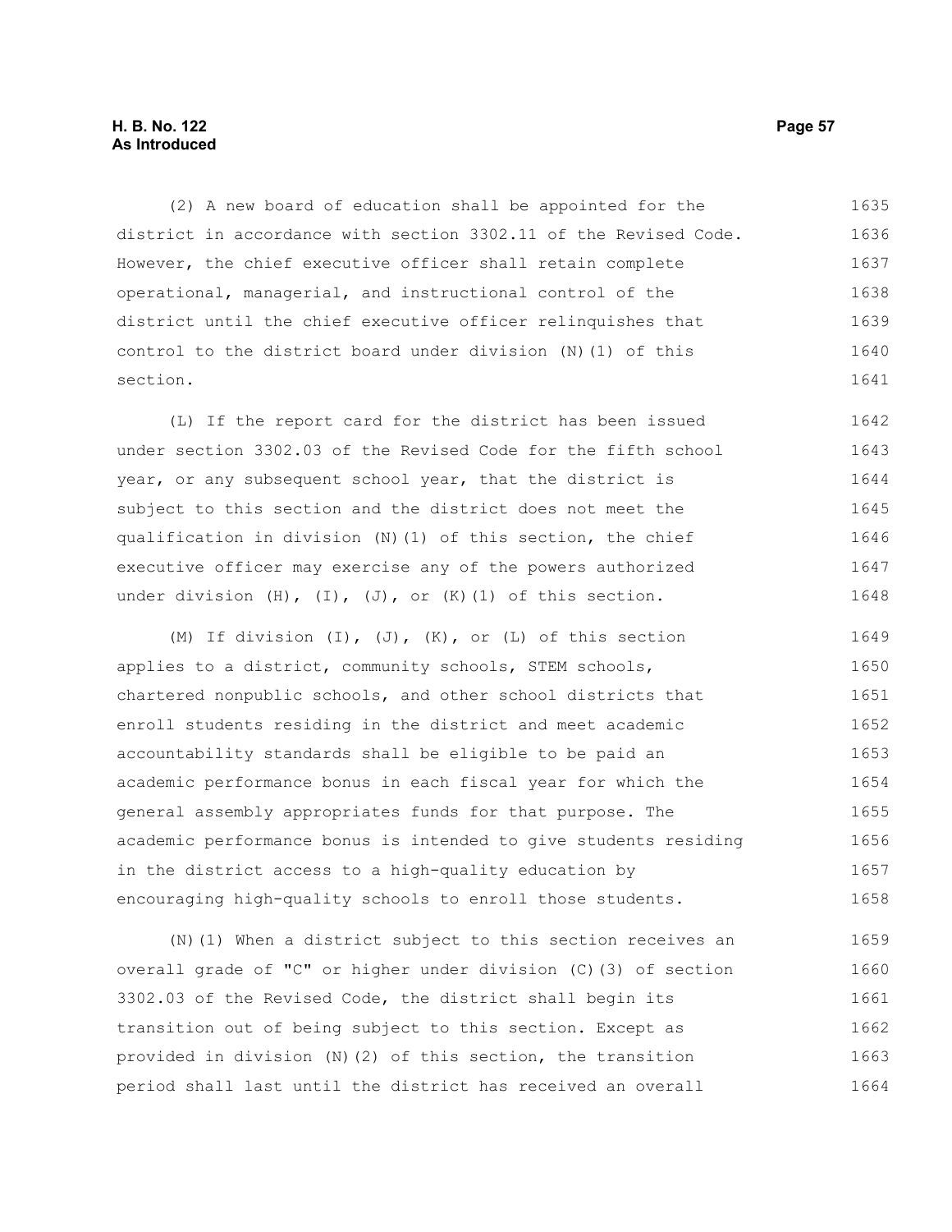(2) A new board of education shall be appointed for the district in accordance with section 3302.11 of the Revised Code. However, the chief executive officer shall retain complete operational, managerial, and instructional control of the district until the chief executive officer relinquishes that control to the district board under division (N)(1) of this section.

(L) If the report card for the district has been issued under section 3302.03 of the Revised Code for the fifth school year, or any subsequent school year, that the district is subject to this section and the district does not meet the qualification in division (N)(1) of this section, the chief executive officer may exercise any of the powers authorized under division (H), (I), (J), or (K)(1) of this section.

(M) If division (I), (J), (K), or (L) of this section applies to a district, community schools, STEM schools, chartered nonpublic schools, and other school districts that enroll students residing in the district and meet academic accountability standards shall be eligible to be paid an academic performance bonus in each fiscal year for which the general assembly appropriates funds for that purpose. The academic performance bonus is intended to give students residing in the district access to a high-quality education by encouraging high-quality schools to enroll those students.

(N)(1) When a district subject to this section receives an overall grade of "C" or higher under division (C)(3) of section 3302.03 of the Revised Code, the district shall begin its transition out of being subject to this section. Except as provided in division (N)(2) of this section, the transition period shall last until the district has received an overall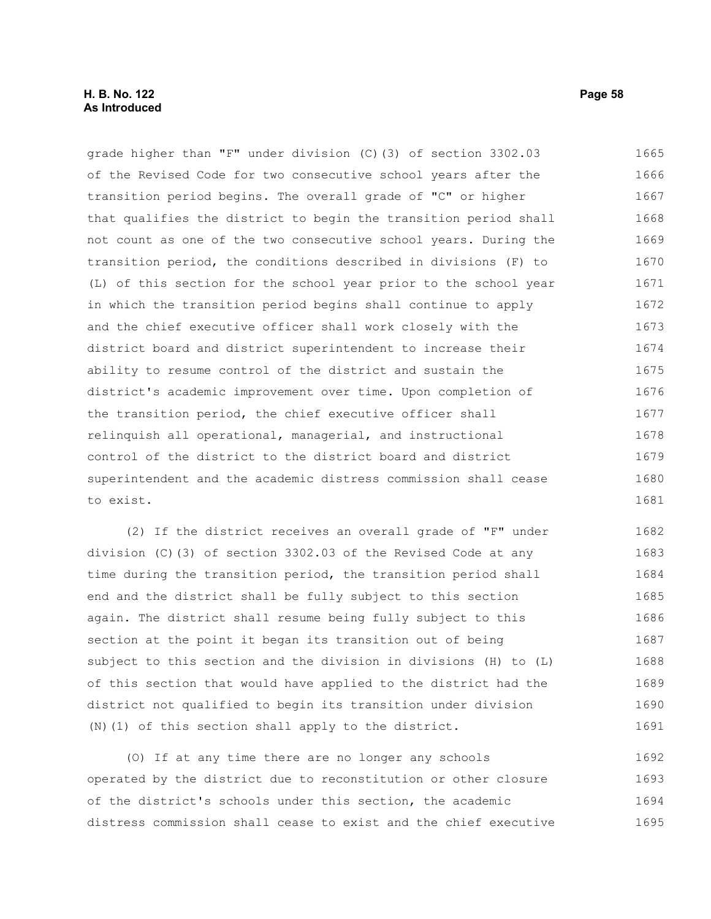grade higher than "F" under division (C)(3) of section 3302.03 of the Revised Code for two consecutive school years after the transition period begins. The overall grade of "C" or higher that qualifies the district to begin the transition period shall not count as one of the two consecutive school years. During the transition period, the conditions described in divisions (F) to (L) of this section for the school year prior to the school year in which the transition period begins shall continue to apply and the chief executive officer shall work closely with the district board and district superintendent to increase their ability to resume control of the district and sustain the district's academic improvement over time. Upon completion of the transition period, the chief executive officer shall relinquish all operational, managerial, and instructional control of the district to the district board and district superintendent and the academic distress commission shall cease to exist.

(2) If the district receives an overall grade of "F" under division (C)(3) of section 3302.03 of the Revised Code at any time during the transition period, the transition period shall end and the district shall be fully subject to this section again. The district shall resume being fully subject to this section at the point it began its transition out of being subject to this section and the division in divisions (H) to (L) of this section that would have applied to the district had the district not qualified to begin its transition under division (N)(1) of this section shall apply to the district.

(O) If at any time there are no longer any schools operated by the district due to reconstitution or other closure of the district's schools under this section, the academic distress commission shall cease to exist and the chief executive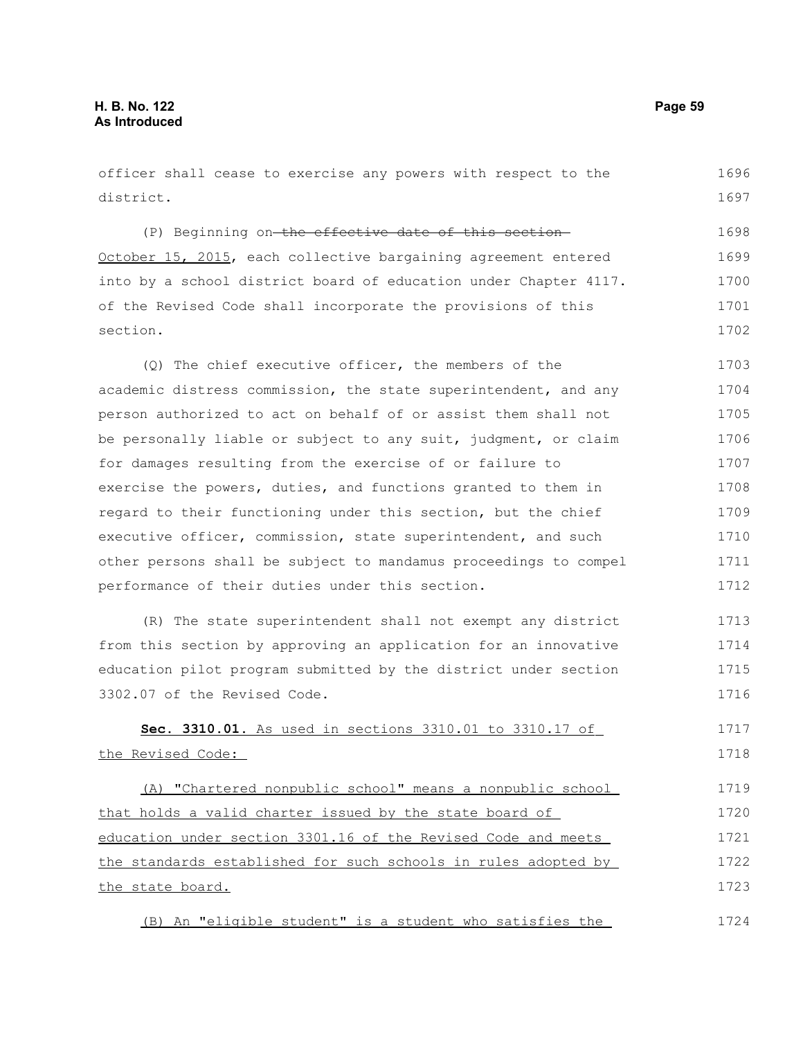officer shall cease to exercise any powers with respect to the district.

(P) Beginning on ~~the effective date of this section~~ <u>October 15, 2015</u>, each collective bargaining agreement entered into by a school district board of education under Chapter 4117. of the Revised Code shall incorporate the provisions of this section.

(Q) The chief executive officer, the members of the academic distress commission, the state superintendent, and any person authorized to act on behalf of or assist them shall not be personally liable or subject to any suit, judgment, or claim for damages resulting from the exercise of or failure to exercise the powers, duties, and functions granted to them in regard to their functioning under this section, but the chief executive officer, commission, state superintendent, and such other persons shall be subject to mandamus proceedings to compel performance of their duties under this section.

(R) The state superintendent shall not exempt any district from this section by approving an application for an innovative education pilot program submitted by the district under section 3302.07 of the Revised Code.

**Sec. 3310.01.** <u>As used in sections 3310.01 to 3310.17 of the Revised Code:</u>

<u>(A) "Chartered nonpublic school" means a nonpublic school that holds a valid charter issued by the state board of education under section 3301.16 of the Revised Code and meets the standards established for such schools in rules adopted by the state board.</u>

<u>(B) An "eligible student" is a student who satisfies the</u>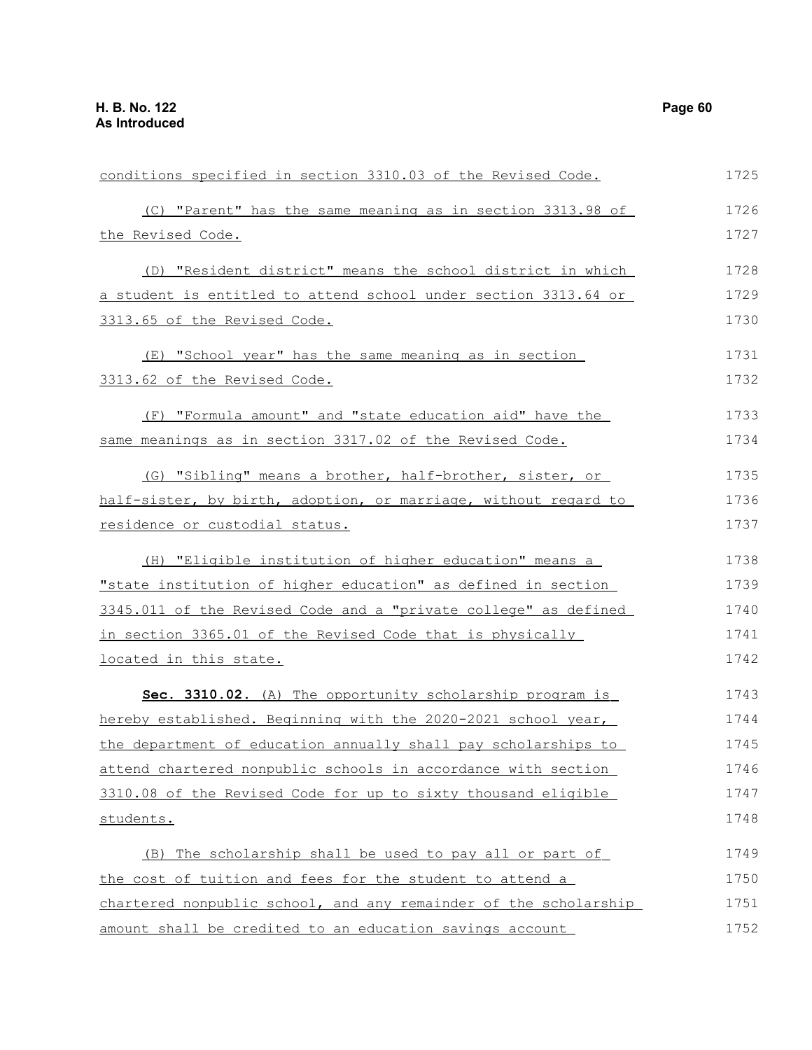conditions specified in section 3310.03 of the Revised Code.

(C) "Parent" has the same meaning as in section 3313.98 of the Revised Code.

(D) "Resident district" means the school district in which a student is entitled to attend school under section 3313.64 or 3313.65 of the Revised Code.

(E) "School year" has the same meaning as in section 3313.62 of the Revised Code.

(F) "Formula amount" and "state education aid" have the same meanings as in section 3317.02 of the Revised Code.

(G) "Sibling" means a brother, half-brother, sister, or half-sister, by birth, adoption, or marriage, without regard to residence or custodial status.

(H) "Eligible institution of higher education" means a "state institution of higher education" as defined in section 3345.011 of the Revised Code and a "private college" as defined in section 3365.01 of the Revised Code that is physically located in this state.

**Sec. 3310.02.** (A) The opportunity scholarship program is hereby established. Beginning with the 2020-2021 school year, the department of education annually shall pay scholarships to attend chartered nonpublic schools in accordance with section 3310.08 of the Revised Code for up to sixty thousand eligible students.

(B) The scholarship shall be used to pay all or part of the cost of tuition and fees for the student to attend a chartered nonpublic school, and any remainder of the scholarship amount shall be credited to an education savings account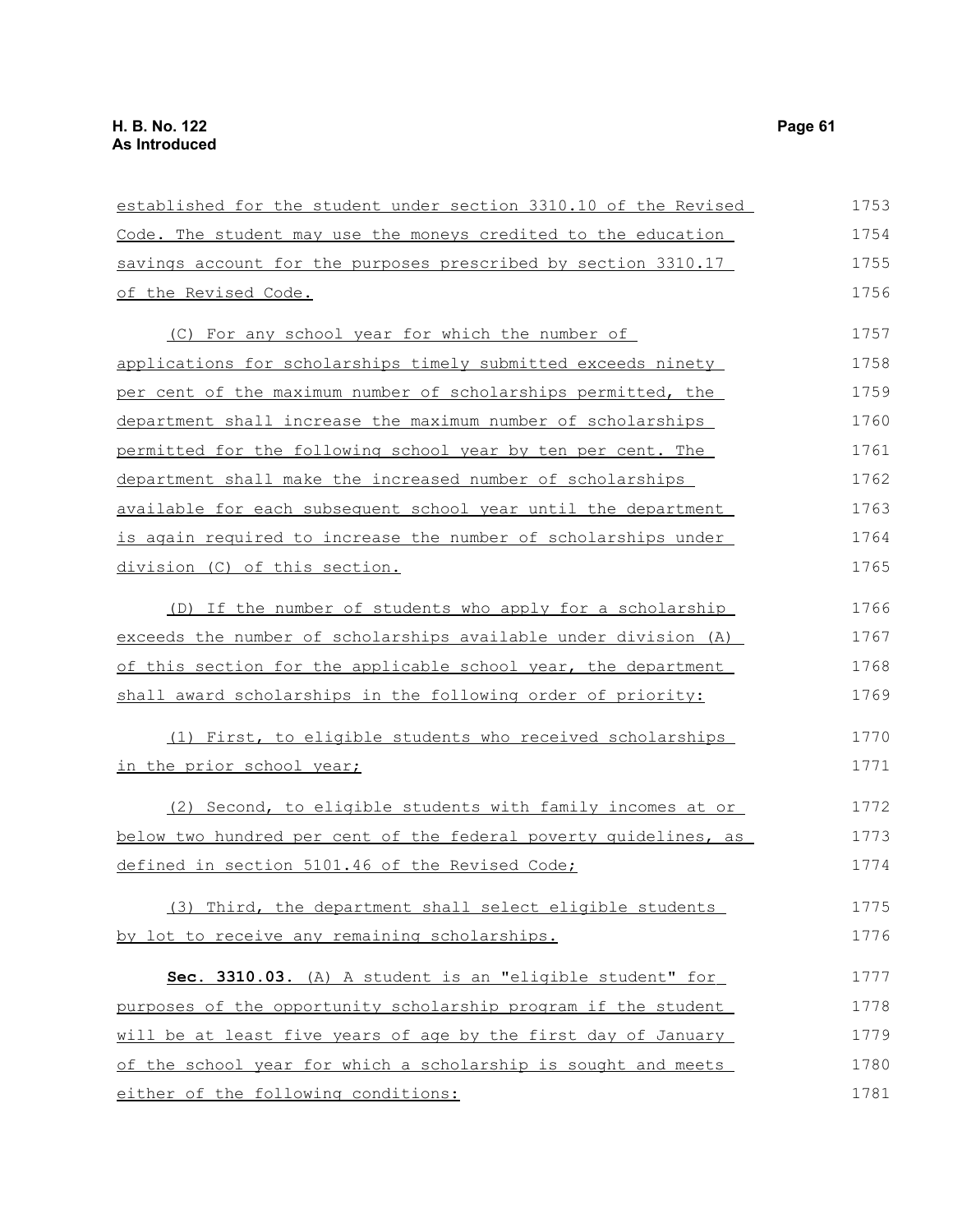established for the student under section 3310.10 of the Revised Code. The student may use the moneys credited to the education savings account for the purposes prescribed by section 3310.17 of the Revised Code.

(C) For any school year for which the number of applications for scholarships timely submitted exceeds ninety per cent of the maximum number of scholarships permitted, the department shall increase the maximum number of scholarships permitted for the following school year by ten per cent. The department shall make the increased number of scholarships available for each subsequent school year until the department is again required to increase the number of scholarships under division (C) of this section.

(D) If the number of students who apply for a scholarship exceeds the number of scholarships available under division (A) of this section for the applicable school year, the department shall award scholarships in the following order of priority:

(1) First, to eligible students who received scholarships in the prior school year;

(2) Second, to eligible students with family incomes at or below two hundred per cent of the federal poverty guidelines, as defined in section 5101.46 of the Revised Code;

(3) Third, the department shall select eligible students by lot to receive any remaining scholarships.

**Sec. 3310.03.** (A) A student is an "eligible student" for purposes of the opportunity scholarship program if the student will be at least five years of age by the first day of January of the school year for which a scholarship is sought and meets either of the following conditions: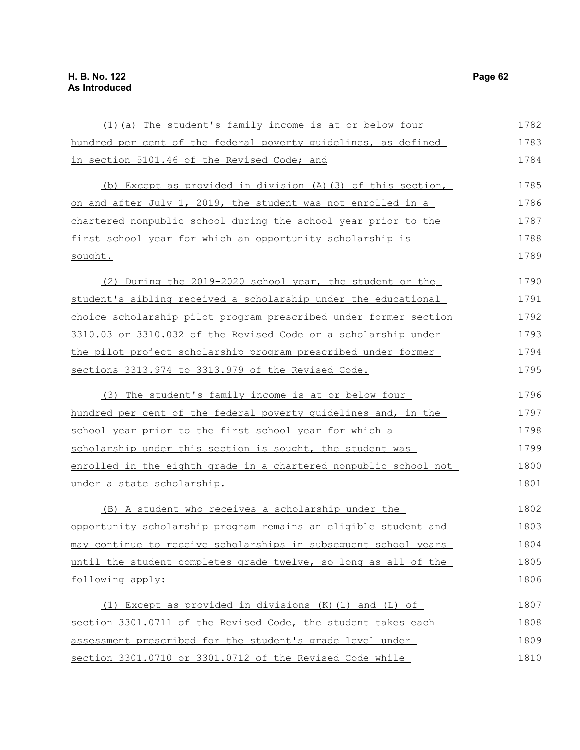(1)(a) The student's family income is at or below four hundred per cent of the federal poverty guidelines, as defined in section 5101.46 of the Revised Code; and

(b) Except as provided in division (A)(3) of this section, on and after July 1, 2019, the student was not enrolled in a chartered nonpublic school during the school year prior to the first school year for which an opportunity scholarship is sought.

(2) During the 2019-2020 school year, the student or the student's sibling received a scholarship under the educational choice scholarship pilot program prescribed under former section 3310.03 or 3310.032 of the Revised Code or a scholarship under the pilot project scholarship program prescribed under former sections 3313.974 to 3313.979 of the Revised Code.

(3) The student's family income is at or below four hundred per cent of the federal poverty guidelines and, in the school year prior to the first school year for which a scholarship under this section is sought, the student was enrolled in the eighth grade in a chartered nonpublic school not under a state scholarship.

(B) A student who receives a scholarship under the opportunity scholarship program remains an eligible student and may continue to receive scholarships in subsequent school years until the student completes grade twelve, so long as all of the following apply:

(1) Except as provided in divisions (K)(1) and (L) of section 3301.0711 of the Revised Code, the student takes each assessment prescribed for the student's grade level under section 3301.0710 or 3301.0712 of the Revised Code while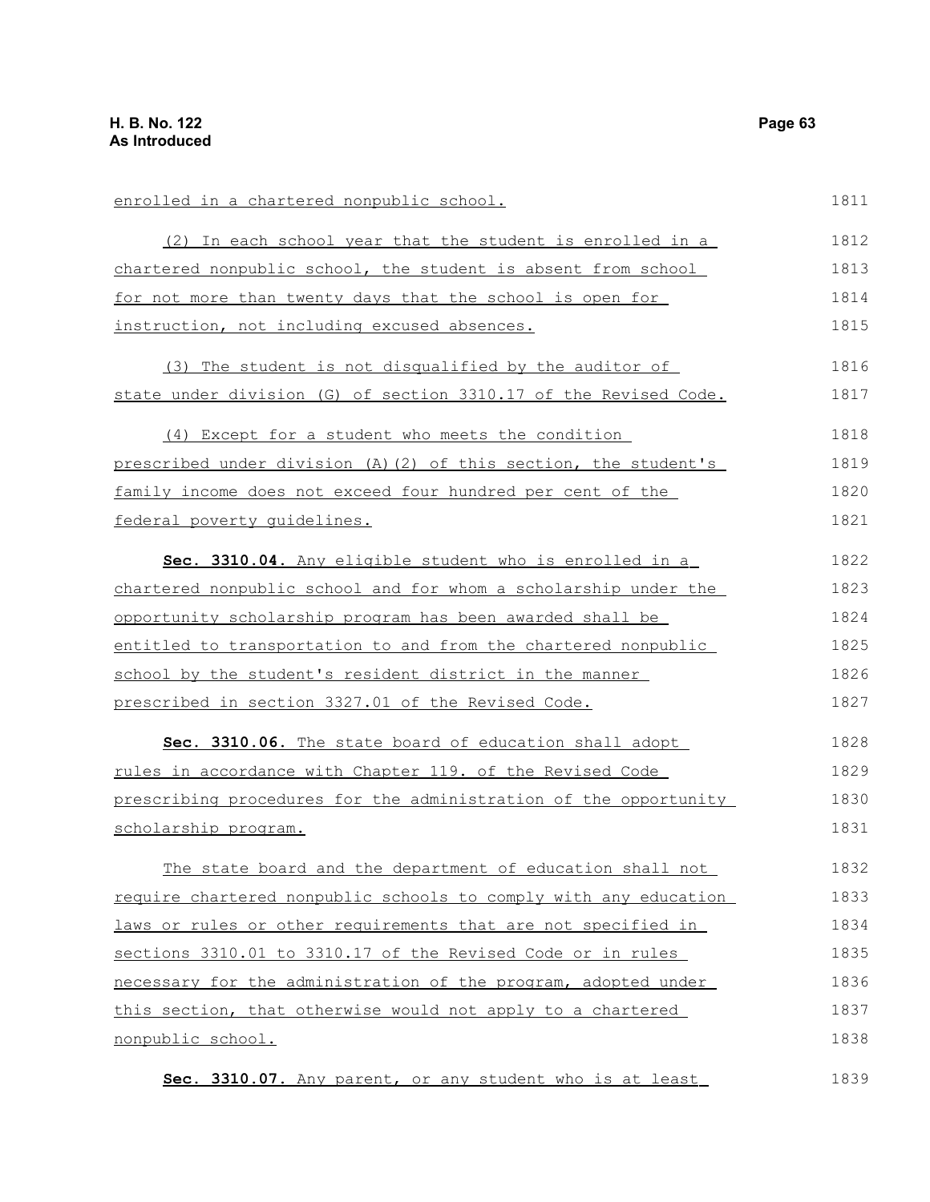enrolled in a chartered nonpublic school.

(2) In each school year that the student is enrolled in a chartered nonpublic school, the student is absent from school for not more than twenty days that the school is open for instruction, not including excused absences.

(3) The student is not disqualified by the auditor of state under division (G) of section 3310.17 of the Revised Code.

(4) Except for a student who meets the condition prescribed under division (A)(2) of this section, the student's family income does not exceed four hundred per cent of the federal poverty guidelines.

**Sec. 3310.04.** Any eligible student who is enrolled in a chartered nonpublic school and for whom a scholarship under the opportunity scholarship program has been awarded shall be entitled to transportation to and from the chartered nonpublic school by the student's resident district in the manner prescribed in section 3327.01 of the Revised Code.

**Sec. 3310.06.** The state board of education shall adopt rules in accordance with Chapter 119. of the Revised Code prescribing procedures for the administration of the opportunity scholarship program.

The state board and the department of education shall not require chartered nonpublic schools to comply with any education laws or rules or other requirements that are not specified in sections 3310.01 to 3310.17 of the Revised Code or in rules necessary for the administration of the program, adopted under this section, that otherwise would not apply to a chartered nonpublic school.

**Sec. 3310.07.** Any parent, or any student who is at least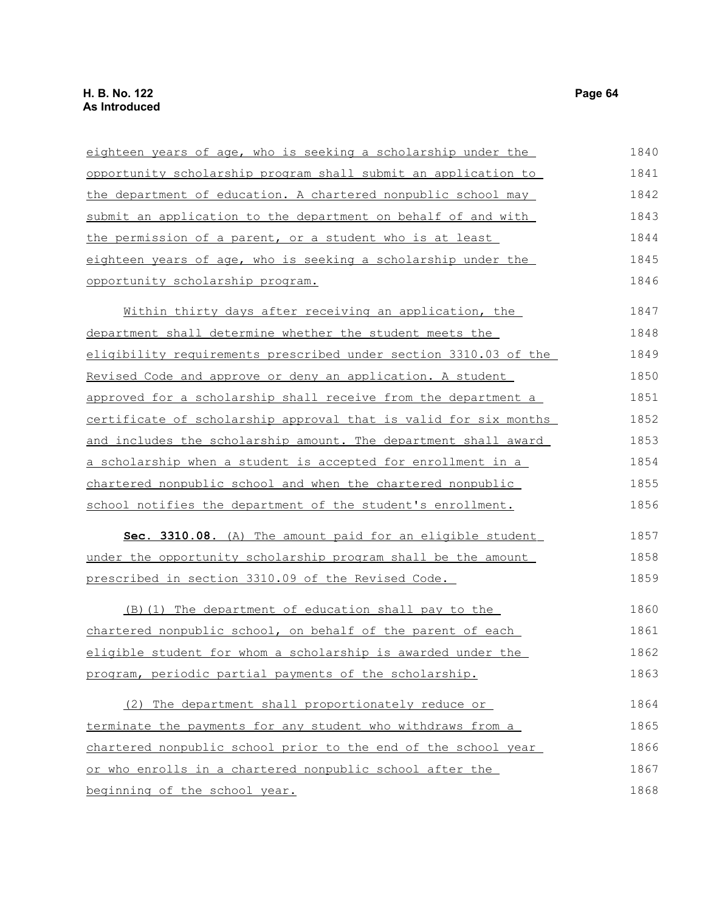eighteen years of age, who is seeking a scholarship under the opportunity scholarship program shall submit an application to the department of education. A chartered nonpublic school may submit an application to the department on behalf of and with the permission of a parent, or a student who is at least eighteen years of age, who is seeking a scholarship under the opportunity scholarship program.

Within thirty days after receiving an application, the department shall determine whether the student meets the eligibility requirements prescribed under section 3310.03 of the Revised Code and approve or deny an application. A student approved for a scholarship shall receive from the department a certificate of scholarship approval that is valid for six months and includes the scholarship amount. The department shall award a scholarship when a student is accepted for enrollment in a chartered nonpublic school and when the chartered nonpublic school notifies the department of the student's enrollment.

**Sec. 3310.08.** (A) The amount paid for an eligible student under the opportunity scholarship program shall be the amount prescribed in section 3310.09 of the Revised Code.

(B)(1) The department of education shall pay to the chartered nonpublic school, on behalf of the parent of each eligible student for whom a scholarship is awarded under the program, periodic partial payments of the scholarship.

(2) The department shall proportionately reduce or terminate the payments for any student who withdraws from a chartered nonpublic school prior to the end of the school year or who enrolls in a chartered nonpublic school after the beginning of the school year.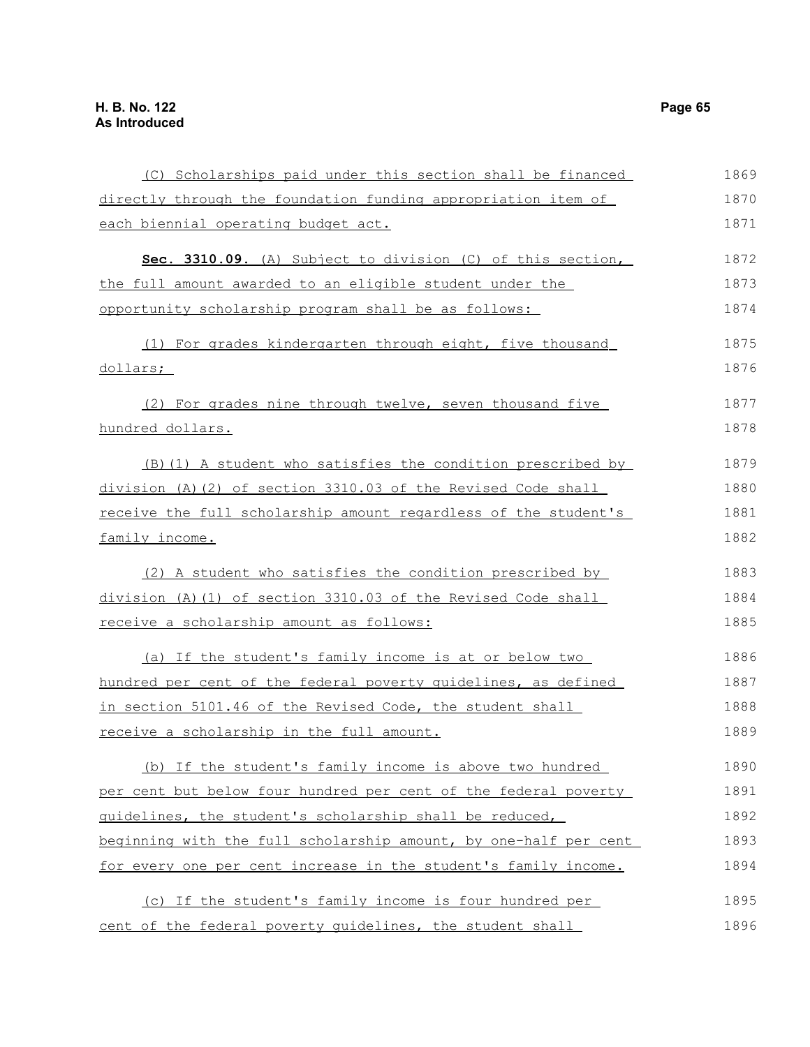(C) Scholarships paid under this section shall be financed directly through the foundation funding appropriation item of each biennial operating budget act.

**Sec. 3310.09.** (A) Subject to division (C) of this section, the full amount awarded to an eligible student under the opportunity scholarship program shall be as follows:

(1) For grades kindergarten through eight, five thousand dollars;

(2) For grades nine through twelve, seven thousand five hundred dollars.

(B)(1) A student who satisfies the condition prescribed by division (A)(2) of section 3310.03 of the Revised Code shall receive the full scholarship amount regardless of the student's family income.

(2) A student who satisfies the condition prescribed by division (A)(1) of section 3310.03 of the Revised Code shall receive a scholarship amount as follows:

(a) If the student's family income is at or below two hundred per cent of the federal poverty guidelines, as defined in section 5101.46 of the Revised Code, the student shall receive a scholarship in the full amount.

(b) If the student's family income is above two hundred per cent but below four hundred per cent of the federal poverty guidelines, the student's scholarship shall be reduced, beginning with the full scholarship amount, by one-half per cent for every one per cent increase in the student's family income.

(c) If the student's family income is four hundred per cent of the federal poverty guidelines, the student shall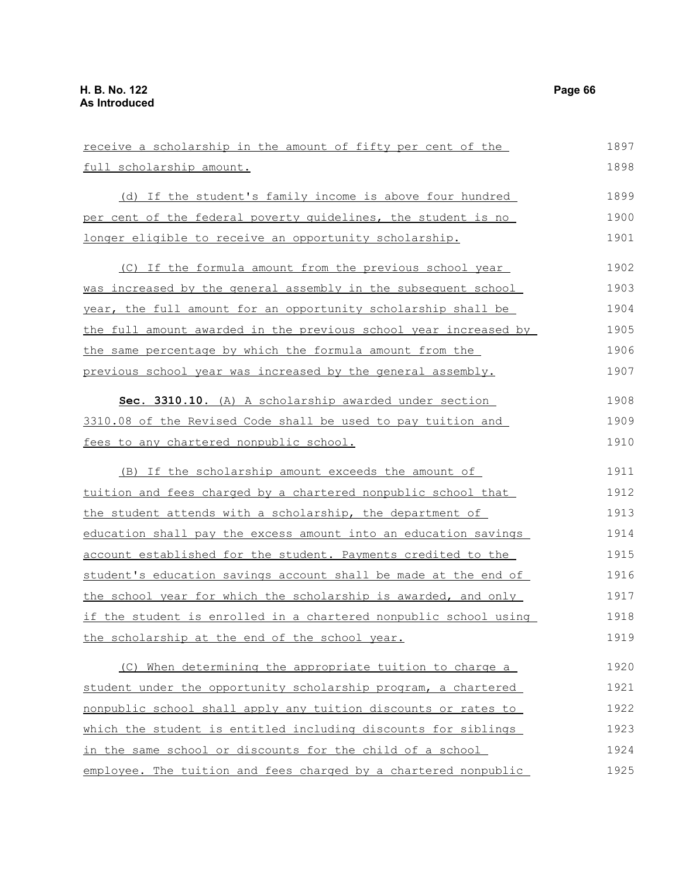receive a scholarship in the amount of fifty per cent of the full scholarship amount.

(d) If the student's family income is above four hundred per cent of the federal poverty guidelines, the student is no longer eligible to receive an opportunity scholarship.

(C) If the formula amount from the previous school year was increased by the general assembly in the subsequent school year, the full amount for an opportunity scholarship shall be the full amount awarded in the previous school year increased by the same percentage by which the formula amount from the previous school year was increased by the general assembly.

**Sec. 3310.10.** (A) A scholarship awarded under section 3310.08 of the Revised Code shall be used to pay tuition and fees to any chartered nonpublic school.

(B) If the scholarship amount exceeds the amount of tuition and fees charged by a chartered nonpublic school that the student attends with a scholarship, the department of education shall pay the excess amount into an education savings account established for the student. Payments credited to the student's education savings account shall be made at the end of the school year for which the scholarship is awarded, and only if the student is enrolled in a chartered nonpublic school using the scholarship at the end of the school year.

(C) When determining the appropriate tuition to charge a student under the opportunity scholarship program, a chartered nonpublic school shall apply any tuition discounts or rates to which the student is entitled including discounts for siblings in the same school or discounts for the child of a school employee. The tuition and fees charged by a chartered nonpublic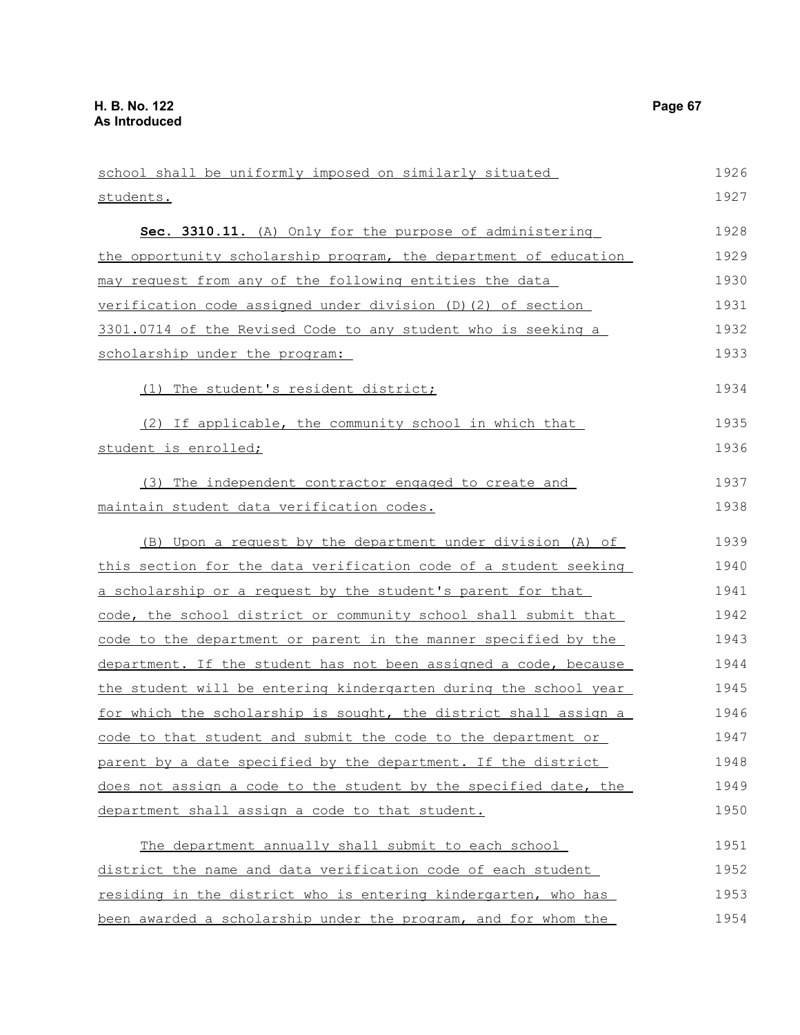school shall be uniformly imposed on similarly situated students.

**Sec. 3310.11.** (A) Only for the purpose of administering the opportunity scholarship program, the department of education may request from any of the following entities the data verification code assigned under division (D)(2) of section 3301.0714 of the Revised Code to any student who is seeking a scholarship under the program:

(1) The student's resident district;

(2) If applicable, the community school in which that student is enrolled;

(3) The independent contractor engaged to create and maintain student data verification codes.

(B) Upon a request by the department under division (A) of this section for the data verification code of a student seeking a scholarship or a request by the student's parent for that code, the school district or community school shall submit that code to the department or parent in the manner specified by the department. If the student has not been assigned a code, because the student will be entering kindergarten during the school year for which the scholarship is sought, the district shall assign a code to that student and submit the code to the department or parent by a date specified by the department. If the district does not assign a code to the student by the specified date, the department shall assign a code to that student.

The department annually shall submit to each school district the name and data verification code of each student residing in the district who is entering kindergarten, who has been awarded a scholarship under the program, and for whom the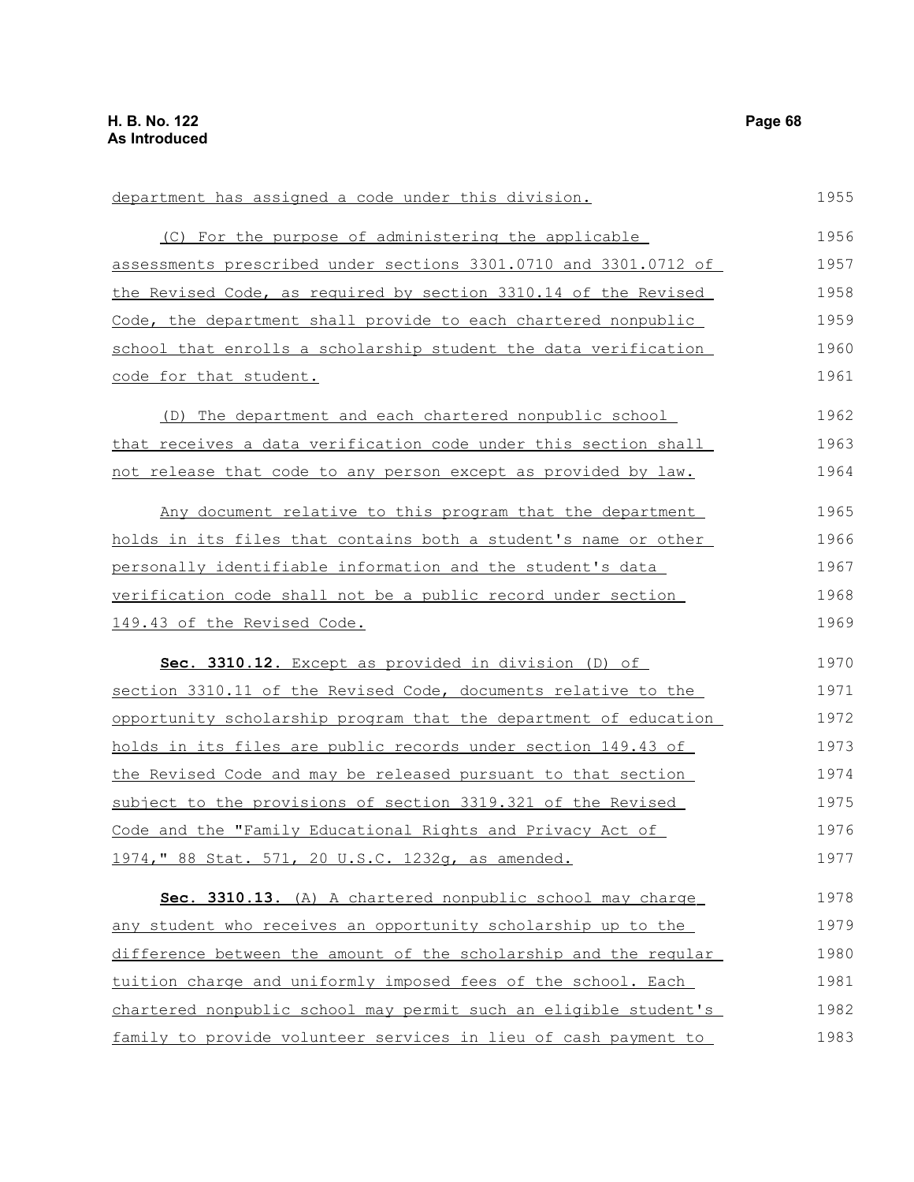department has assigned a code under this division.

(C) For the purpose of administering the applicable assessments prescribed under sections 3301.0710 and 3301.0712 of the Revised Code, as required by section 3310.14 of the Revised Code, the department shall provide to each chartered nonpublic school that enrolls a scholarship student the data verification code for that student.

(D) The department and each chartered nonpublic school that receives a data verification code under this section shall not release that code to any person except as provided by law.

Any document relative to this program that the department holds in its files that contains both a student's name or other personally identifiable information and the student's data verification code shall not be a public record under section 149.43 of the Revised Code.

**Sec. 3310.12.** Except as provided in division (D) of section 3310.11 of the Revised Code, documents relative to the opportunity scholarship program that the department of education holds in its files are public records under section 149.43 of the Revised Code and may be released pursuant to that section subject to the provisions of section 3319.321 of the Revised Code and the "Family Educational Rights and Privacy Act of 1974," 88 Stat. 571, 20 U.S.C. 1232g, as amended.

**Sec. 3310.13.** (A) A chartered nonpublic school may charge any student who receives an opportunity scholarship up to the difference between the amount of the scholarship and the regular tuition charge and uniformly imposed fees of the school. Each chartered nonpublic school may permit such an eligible student's family to provide volunteer services in lieu of cash payment to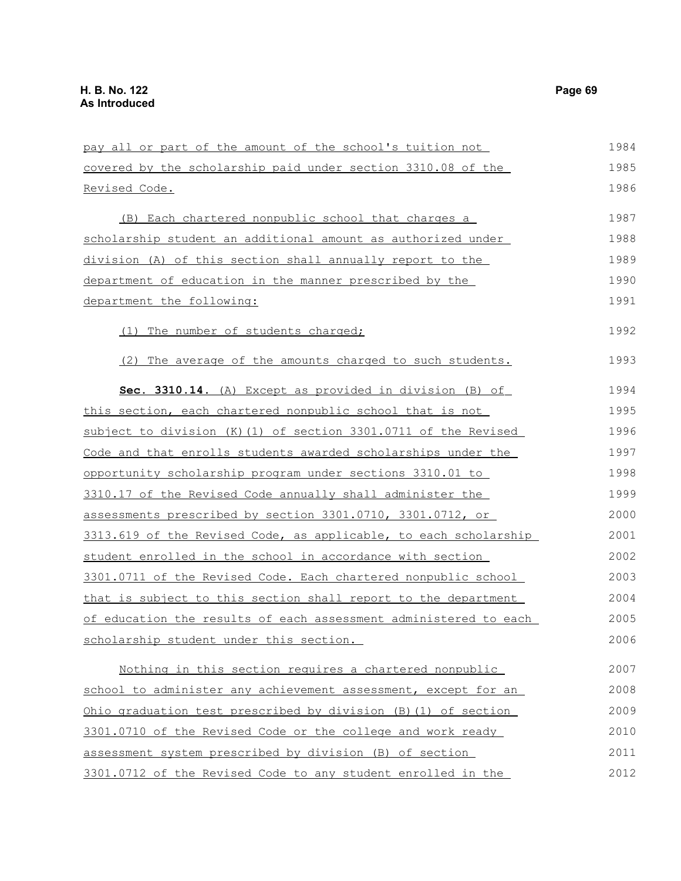pay all or part of the amount of the school's tuition not covered by the scholarship paid under section 3310.08 of the Revised Code.

(B) Each chartered nonpublic school that charges a scholarship student an additional amount as authorized under division (A) of this section shall annually report to the department of education in the manner prescribed by the department the following:

(1) The number of students charged;

(2) The average of the amounts charged to such students.

**Sec. 3310.14.** (A) Except as provided in division (B) of this section, each chartered nonpublic school that is not subject to division (K)(1) of section 3301.0711 of the Revised Code and that enrolls students awarded scholarships under the opportunity scholarship program under sections 3310.01 to 3310.17 of the Revised Code annually shall administer the assessments prescribed by section 3301.0710, 3301.0712, or 3313.619 of the Revised Code, as applicable, to each scholarship student enrolled in the school in accordance with section 3301.0711 of the Revised Code. Each chartered nonpublic school that is subject to this section shall report to the department of education the results of each assessment administered to each scholarship student under this section.

Nothing in this section requires a chartered nonpublic school to administer any achievement assessment, except for an Ohio graduation test prescribed by division (B)(1) of section 3301.0710 of the Revised Code or the college and work ready assessment system prescribed by division (B) of section 3301.0712 of the Revised Code to any student enrolled in the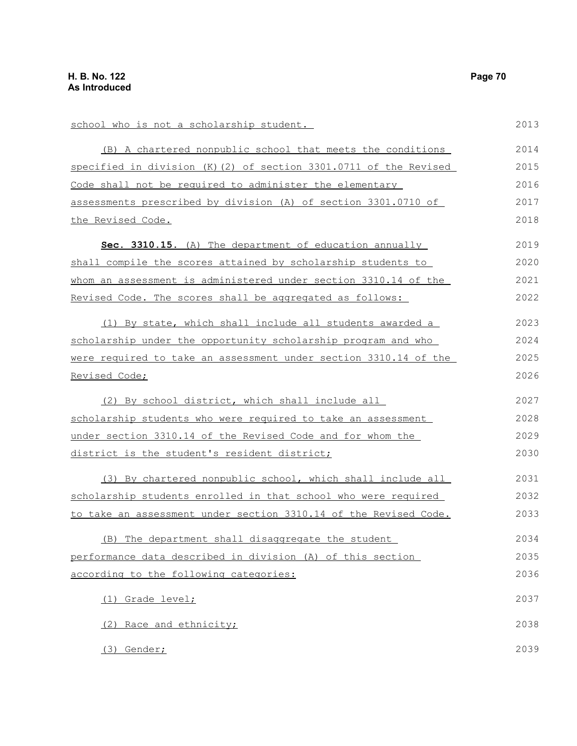school who is not a scholarship student.

(B) A chartered nonpublic school that meets the conditions specified in division (K)(2) of section 3301.0711 of the Revised Code shall not be required to administer the elementary assessments prescribed by division (A) of section 3301.0710 of the Revised Code.

**Sec. 3310.15.** (A) The department of education annually shall compile the scores attained by scholarship students to whom an assessment is administered under section 3310.14 of the Revised Code. The scores shall be aggregated as follows:

(1) By state, which shall include all students awarded a scholarship under the opportunity scholarship program and who were required to take an assessment under section 3310.14 of the Revised Code;

(2) By school district, which shall include all scholarship students who were required to take an assessment under section 3310.14 of the Revised Code and for whom the district is the student's resident district;

(3) By chartered nonpublic school, which shall include all scholarship students enrolled in that school who were required to take an assessment under section 3310.14 of the Revised Code.

(B) The department shall disaggregate the student performance data described in division (A) of this section according to the following categories:

(1) Grade level;

(2) Race and ethnicity;

(3) Gender;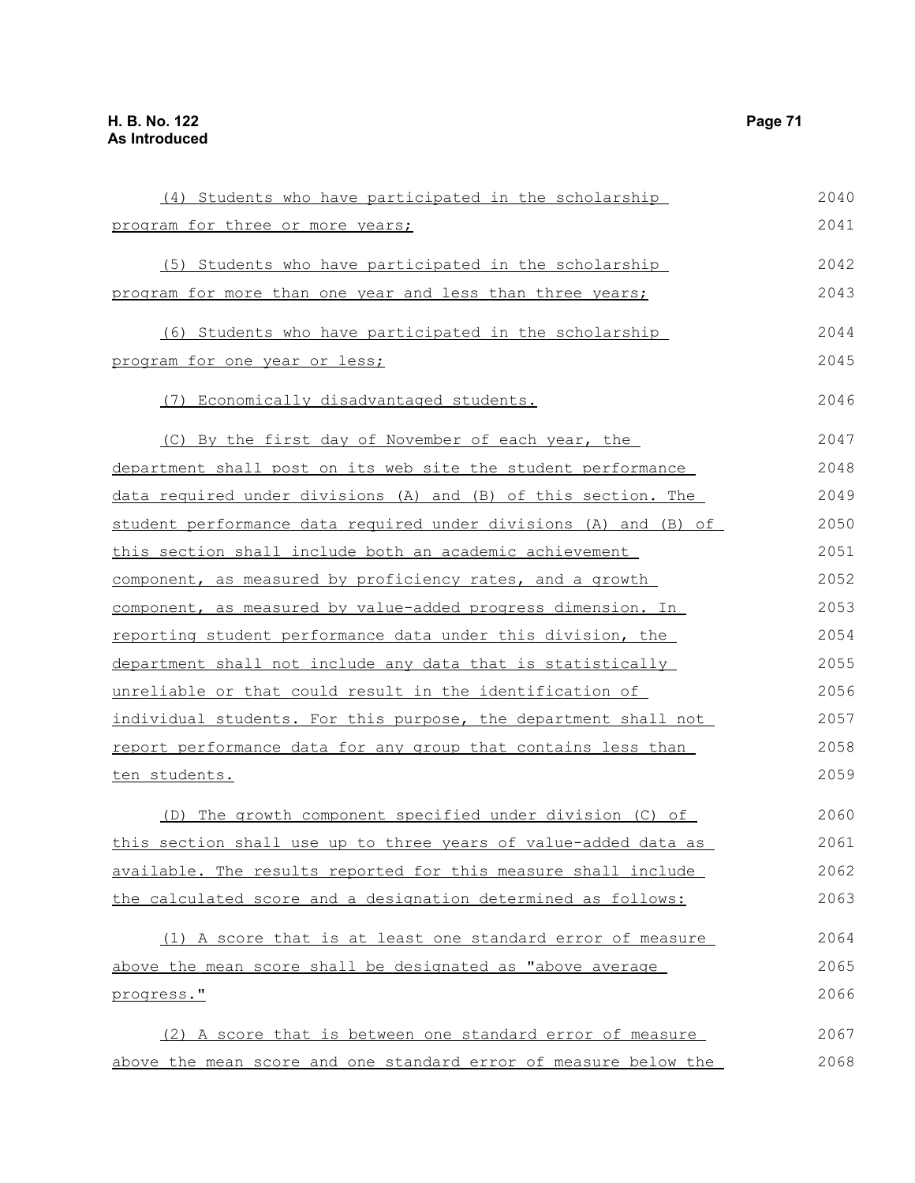(4) Students who have participated in the scholarship program for three or more years;

(5) Students who have participated in the scholarship program for more than one year and less than three years;

(6) Students who have participated in the scholarship program for one year or less;

(7) Economically disadvantaged students.

(C) By the first day of November of each year, the department shall post on its web site the student performance data required under divisions (A) and (B) of this section. The student performance data required under divisions (A) and (B) of this section shall include both an academic achievement component, as measured by proficiency rates, and a growth component, as measured by value-added progress dimension. In reporting student performance data under this division, the department shall not include any data that is statistically unreliable or that could result in the identification of individual students. For this purpose, the department shall not report performance data for any group that contains less than ten students.

(D) The growth component specified under division (C) of this section shall use up to three years of value-added data as available. The results reported for this measure shall include the calculated score and a designation determined as follows:

(1) A score that is at least one standard error of measure above the mean score shall be designated as "above average progress."

(2) A score that is between one standard error of measure above the mean score and one standard error of measure below the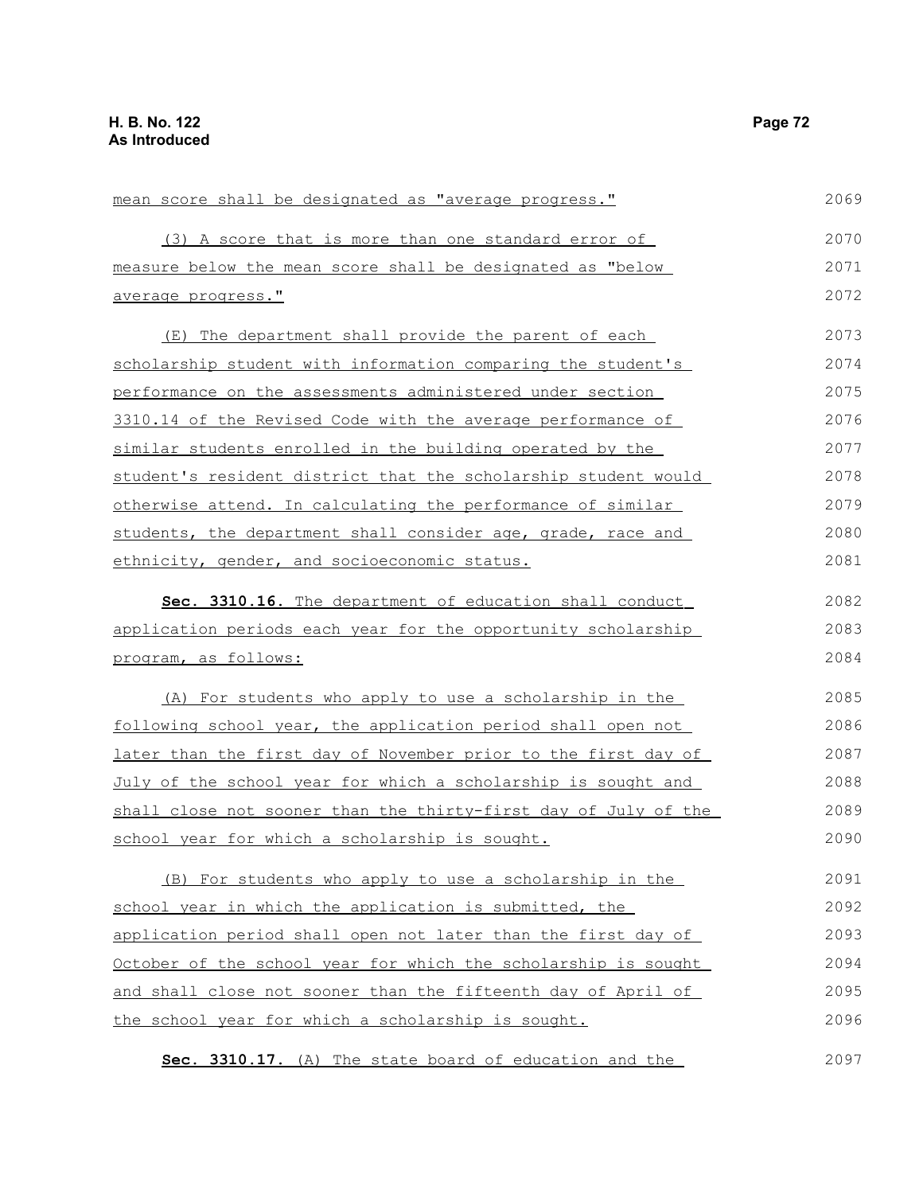mean score shall be designated as "average progress."

(3) A score that is more than one standard error of measure below the mean score shall be designated as "below average progress."

(E) The department shall provide the parent of each scholarship student with information comparing the student's performance on the assessments administered under section 3310.14 of the Revised Code with the average performance of similar students enrolled in the building operated by the student's resident district that the scholarship student would otherwise attend. In calculating the performance of similar students, the department shall consider age, grade, race and ethnicity, gender, and socioeconomic status.

**Sec. 3310.16.** The department of education shall conduct application periods each year for the opportunity scholarship program, as follows:

(A) For students who apply to use a scholarship in the following school year, the application period shall open not later than the first day of November prior to the first day of July of the school year for which a scholarship is sought and shall close not sooner than the thirty-first day of July of the school year for which a scholarship is sought.

(B) For students who apply to use a scholarship in the school year in which the application is submitted, the application period shall open not later than the first day of October of the school year for which the scholarship is sought and shall close not sooner than the fifteenth day of April of the school year for which a scholarship is sought.

**Sec. 3310.17.** (A) The state board of education and the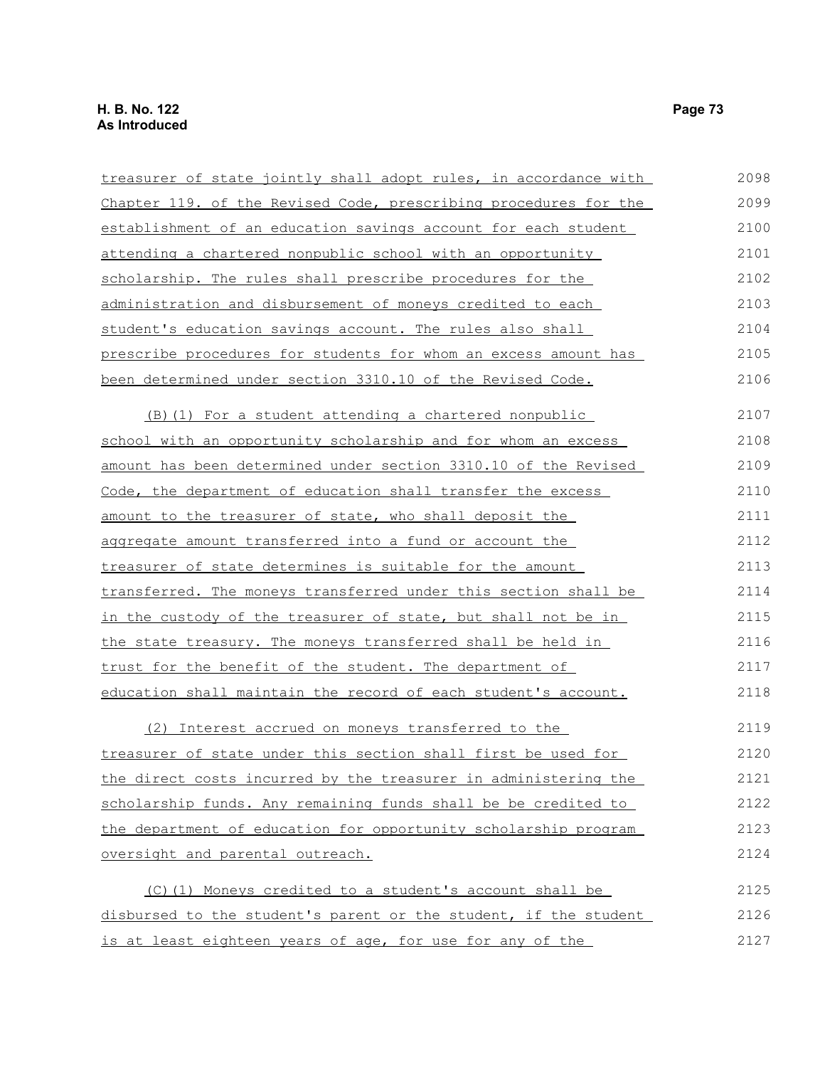treasurer of state jointly shall adopt rules, in accordance with Chapter 119. of the Revised Code, prescribing procedures for the establishment of an education savings account for each student attending a chartered nonpublic school with an opportunity scholarship. The rules shall prescribe procedures for the administration and disbursement of moneys credited to each student's education savings account. The rules also shall prescribe procedures for students for whom an excess amount has been determined under section 3310.10 of the Revised Code.

(B)(1) For a student attending a chartered nonpublic school with an opportunity scholarship and for whom an excess amount has been determined under section 3310.10 of the Revised Code, the department of education shall transfer the excess amount to the treasurer of state, who shall deposit the aggregate amount transferred into a fund or account the treasurer of state determines is suitable for the amount transferred. The moneys transferred under this section shall be in the custody of the treasurer of state, but shall not be in the state treasury. The moneys transferred shall be held in trust for the benefit of the student. The department of education shall maintain the record of each student's account.

(2) Interest accrued on moneys transferred to the treasurer of state under this section shall first be used for the direct costs incurred by the treasurer in administering the scholarship funds. Any remaining funds shall be be credited to the department of education for opportunity scholarship program oversight and parental outreach.

(C)(1) Moneys credited to a student's account shall be disbursed to the student's parent or the student, if the student is at least eighteen years of age, for use for any of the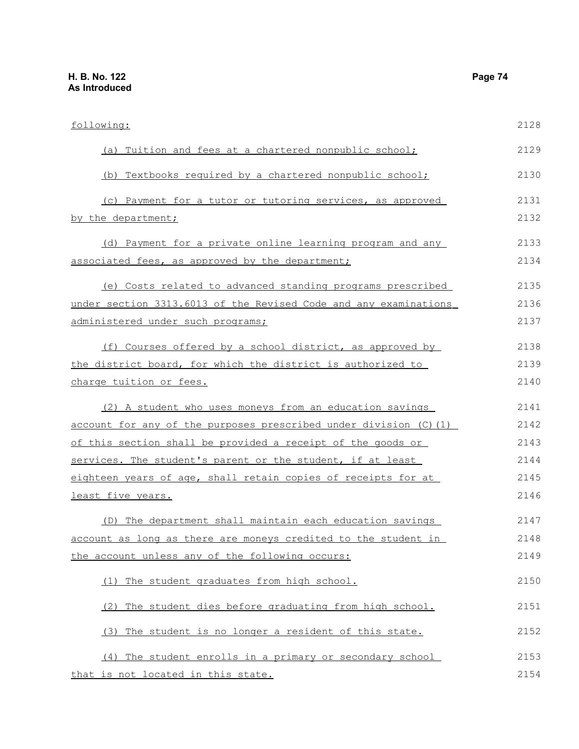following:

(a) Tuition and fees at a chartered nonpublic school;

(b) Textbooks required by a chartered nonpublic school;

(c) Payment for a tutor or tutoring services, as approved by the department;

(d) Payment for a private online learning program and any associated fees, as approved by the department;

(e) Costs related to advanced standing programs prescribed under section 3313.6013 of the Revised Code and any examinations administered under such programs;

(f) Courses offered by a school district, as approved by the district board, for which the district is authorized to charge tuition or fees.

(2) A student who uses moneys from an education savings account for any of the purposes prescribed under division (C)(1) of this section shall be provided a receipt of the goods or services. The student's parent or the student, if at least eighteen years of age, shall retain copies of receipts for at least five years.

(D) The department shall maintain each education savings account as long as there are moneys credited to the student in the account unless any of the following occurs:

(1) The student graduates from high school.

(2) The student dies before graduating from high school.

(3) The student is no longer a resident of this state.

(4) The student enrolls in a primary or secondary school that is not located in this state.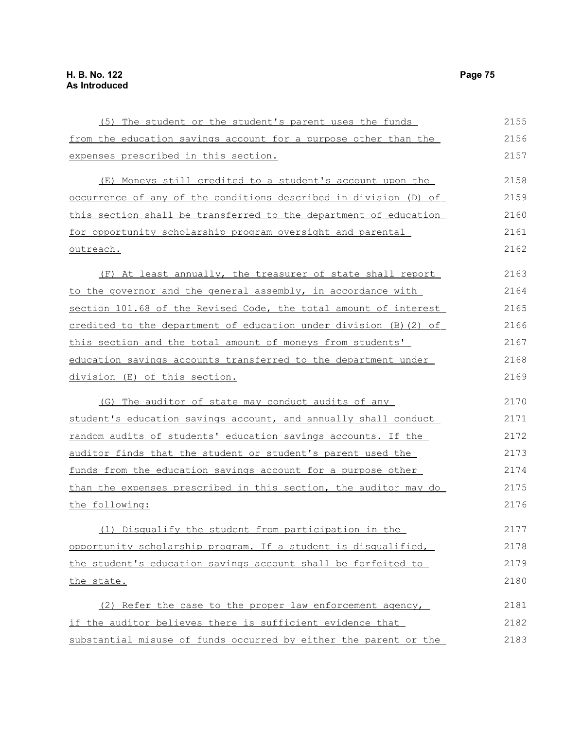(5) The student or the student's parent uses the funds from the education savings account for a purpose other than the expenses prescribed in this section.

(E) Moneys still credited to a student's account upon the occurrence of any of the conditions described in division (D) of this section shall be transferred to the department of education for opportunity scholarship program oversight and parental outreach.

(F) At least annually, the treasurer of state shall report to the governor and the general assembly, in accordance with section 101.68 of the Revised Code, the total amount of interest credited to the department of education under division (B)(2) of this section and the total amount of moneys from students' education savings accounts transferred to the department under division (E) of this section.

(G) The auditor of state may conduct audits of any student's education savings account, and annually shall conduct random audits of students' education savings accounts. If the auditor finds that the student or student's parent used the funds from the education savings account for a purpose other than the expenses prescribed in this section, the auditor may do the following:

(1) Disqualify the student from participation in the opportunity scholarship program. If a student is disqualified, the student's education savings account shall be forfeited to the state.

(2) Refer the case to the proper law enforcement agency, if the auditor believes there is sufficient evidence that substantial misuse of funds occurred by either the parent or the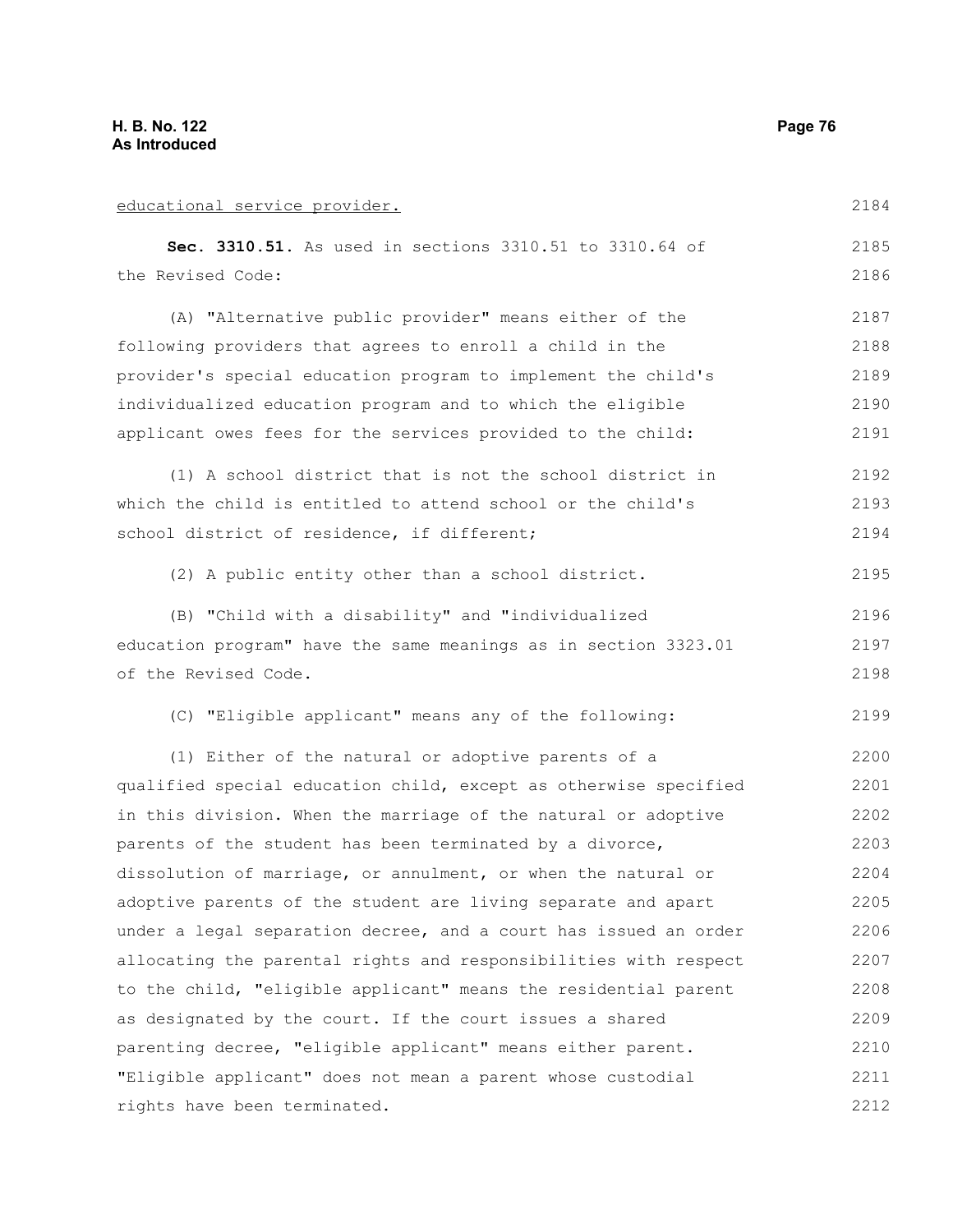educational service provider.

**Sec. 3310.51.** As used in sections 3310.51 to 3310.64 of the Revised Code:

(A) "Alternative public provider" means either of the following providers that agrees to enroll a child in the provider's special education program to implement the child's individualized education program and to which the eligible applicant owes fees for the services provided to the child:

(1) A school district that is not the school district in which the child is entitled to attend school or the child's school district of residence, if different;

(2) A public entity other than a school district.

(B) "Child with a disability" and "individualized education program" have the same meanings as in section 3323.01 of the Revised Code.

(C) "Eligible applicant" means any of the following:

(1) Either of the natural or adoptive parents of a qualified special education child, except as otherwise specified in this division. When the marriage of the natural or adoptive parents of the student has been terminated by a divorce, dissolution of marriage, or annulment, or when the natural or adoptive parents of the student are living separate and apart under a legal separation decree, and a court has issued an order allocating the parental rights and responsibilities with respect to the child, "eligible applicant" means the residential parent as designated by the court. If the court issues a shared parenting decree, "eligible applicant" means either parent. "Eligible applicant" does not mean a parent whose custodial rights have been terminated.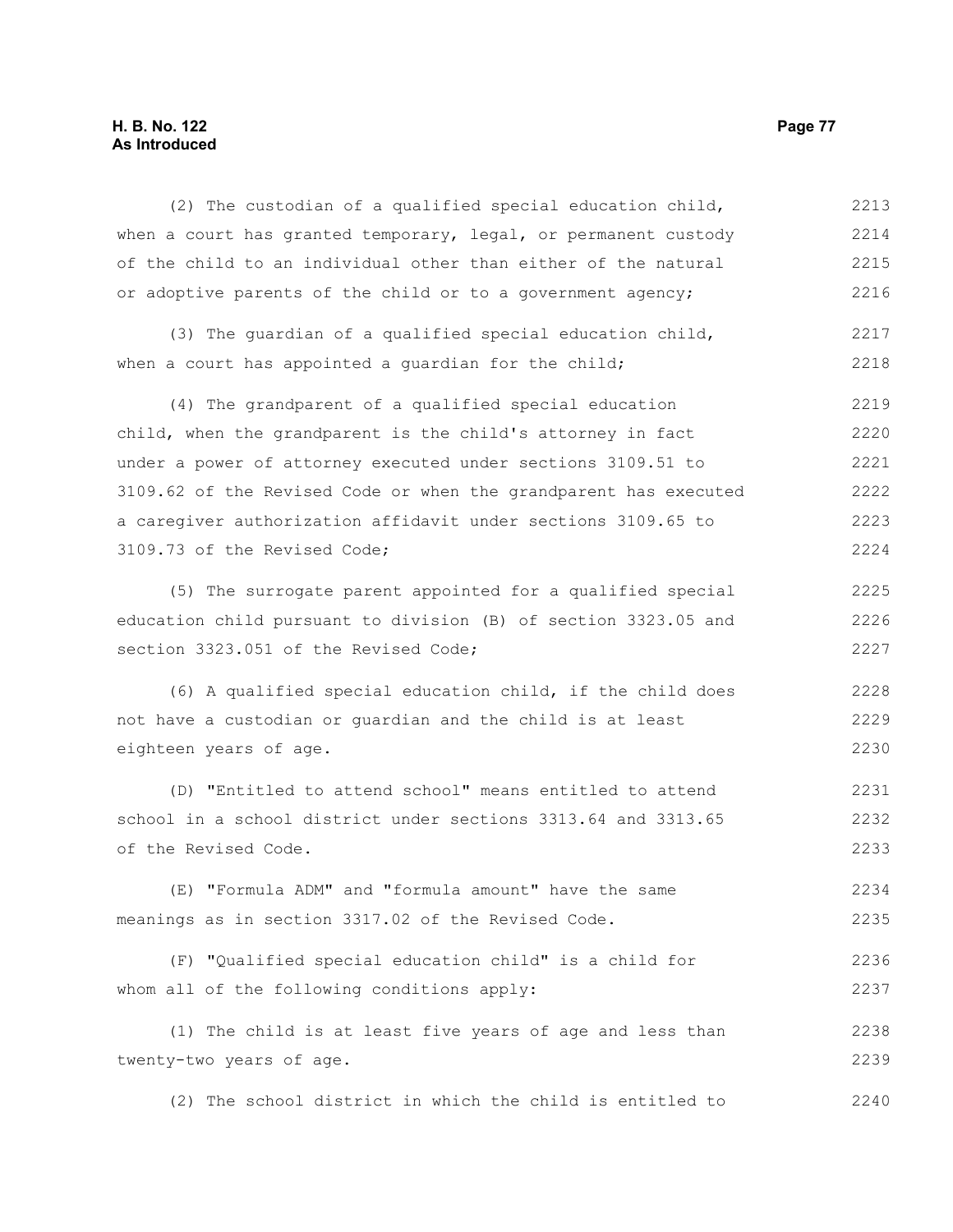(2) The custodian of a qualified special education child, when a court has granted temporary, legal, or permanent custody of the child to an individual other than either of the natural or adoptive parents of the child or to a government agency;

(3) The guardian of a qualified special education child, when a court has appointed a guardian for the child;

(4) The grandparent of a qualified special education child, when the grandparent is the child's attorney in fact under a power of attorney executed under sections 3109.51 to 3109.62 of the Revised Code or when the grandparent has executed a caregiver authorization affidavit under sections 3109.65 to 3109.73 of the Revised Code;

(5) The surrogate parent appointed for a qualified special education child pursuant to division (B) of section 3323.05 and section 3323.051 of the Revised Code;

(6) A qualified special education child, if the child does not have a custodian or guardian and the child is at least eighteen years of age.

(D) "Entitled to attend school" means entitled to attend school in a school district under sections 3313.64 and 3313.65 of the Revised Code.

(E) "Formula ADM" and "formula amount" have the same meanings as in section 3317.02 of the Revised Code.

(F) "Qualified special education child" is a child for whom all of the following conditions apply:

(1) The child is at least five years of age and less than twenty-two years of age.

(2) The school district in which the child is entitled to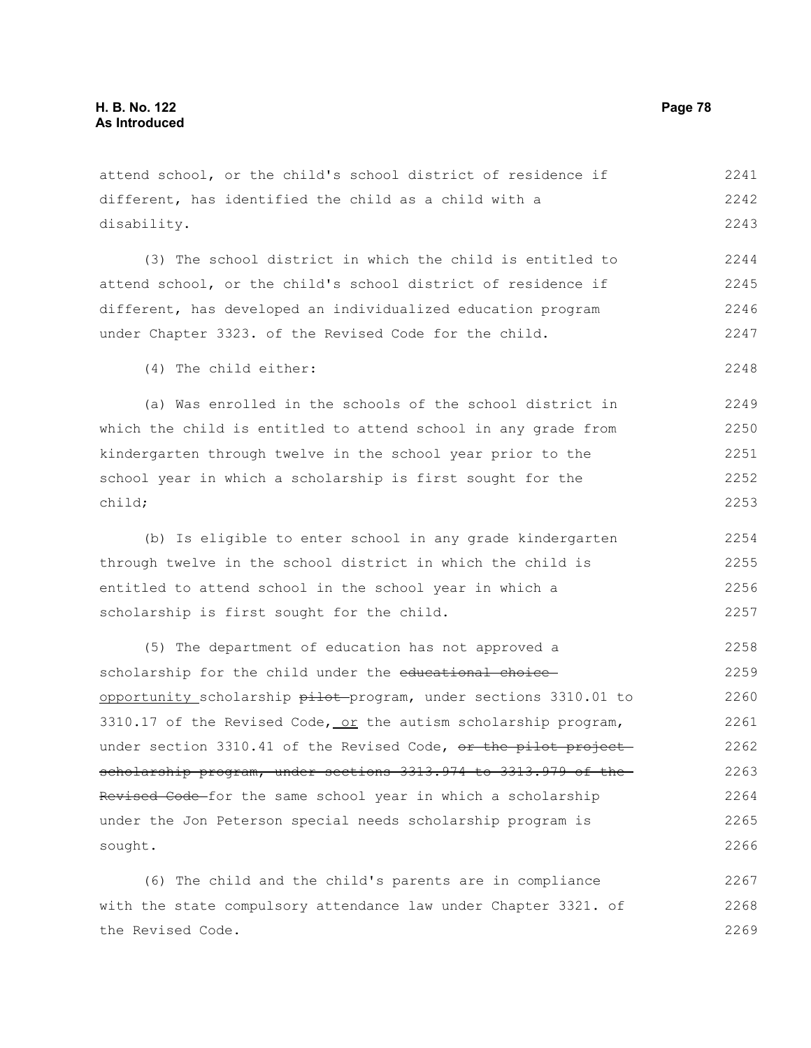attend school, or the child's school district of residence if different, has identified the child as a child with a disability.

(3) The school district in which the child is entitled to attend school, or the child's school district of residence if different, has developed an individualized education program under Chapter 3323. of the Revised Code for the child.

(4) The child either:

(a) Was enrolled in the schools of the school district in which the child is entitled to attend school in any grade from kindergarten through twelve in the school year prior to the school year in which a scholarship is first sought for the child;

(b) Is eligible to enter school in any grade kindergarten through twelve in the school district in which the child is entitled to attend school in the school year in which a scholarship is first sought for the child.

(5) The department of education has not approved a scholarship for the child under the ~~educational choice~~ <u>opportunity</u> scholarship ~~pilot~~ program, under sections 3310.01 to 3310.17 of the Revised Code, <u>or</u> the autism scholarship program, under section 3310.41 of the Revised Code, ~~or the pilot project scholarship program, under sections 3313.974 to 3313.979 of the Revised Code~~ for the same school year in which a scholarship under the Jon Peterson special needs scholarship program is sought.

(6) The child and the child's parents are in compliance with the state compulsory attendance law under Chapter 3321. of the Revised Code.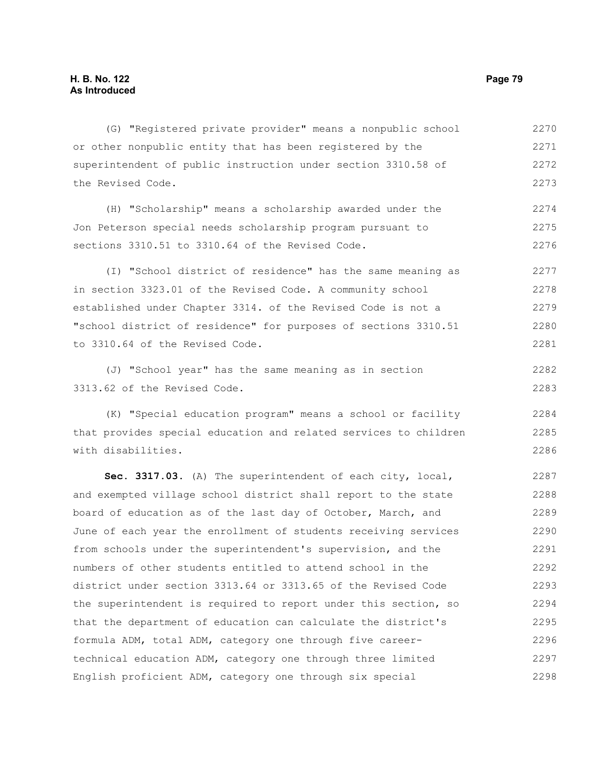(G) "Registered private provider" means a nonpublic school or other nonpublic entity that has been registered by the superintendent of public instruction under section 3310.58 of the Revised Code.

(H) "Scholarship" means a scholarship awarded under the Jon Peterson special needs scholarship program pursuant to sections 3310.51 to 3310.64 of the Revised Code.

(I) "School district of residence" has the same meaning as in section 3323.01 of the Revised Code. A community school established under Chapter 3314. of the Revised Code is not a "school district of residence" for purposes of sections 3310.51 to 3310.64 of the Revised Code.

(J) "School year" has the same meaning as in section 3313.62 of the Revised Code.

(K) "Special education program" means a school or facility that provides special education and related services to children with disabilities.

**Sec. 3317.03.** (A) The superintendent of each city, local, and exempted village school district shall report to the state board of education as of the last day of October, March, and June of each year the enrollment of students receiving services from schools under the superintendent's supervision, and the numbers of other students entitled to attend school in the district under section 3313.64 or 3313.65 of the Revised Code the superintendent is required to report under this section, so that the department of education can calculate the district's formula ADM, total ADM, category one through five career-technical education ADM, category one through three limited English proficient ADM, category one through six special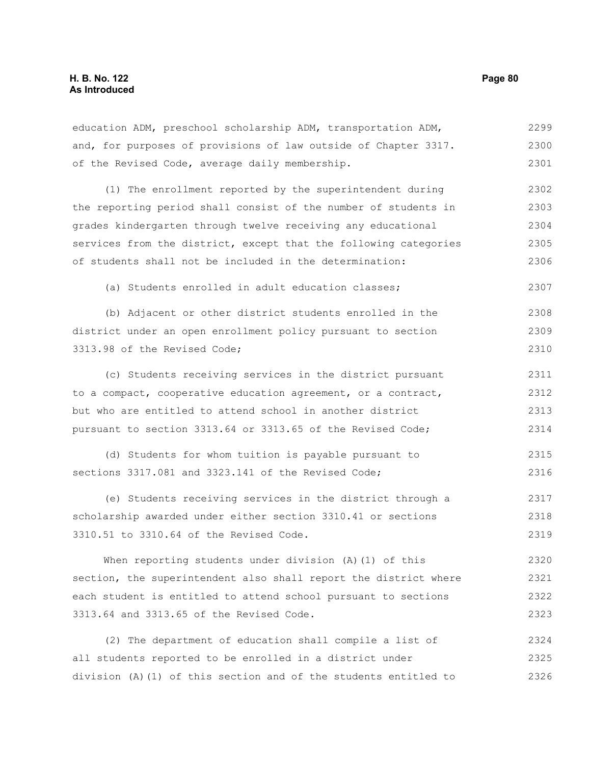education ADM, preschool scholarship ADM, transportation ADM, and, for purposes of provisions of law outside of Chapter 3317. of the Revised Code, average daily membership.

(1) The enrollment reported by the superintendent during the reporting period shall consist of the number of students in grades kindergarten through twelve receiving any educational services from the district, except that the following categories of students shall not be included in the determination:

(a) Students enrolled in adult education classes;

(b) Adjacent or other district students enrolled in the district under an open enrollment policy pursuant to section 3313.98 of the Revised Code;

(c) Students receiving services in the district pursuant to a compact, cooperative education agreement, or a contract, but who are entitled to attend school in another district pursuant to section 3313.64 or 3313.65 of the Revised Code;

(d) Students for whom tuition is payable pursuant to sections 3317.081 and 3323.141 of the Revised Code;

(e) Students receiving services in the district through a scholarship awarded under either section 3310.41 or sections 3310.51 to 3310.64 of the Revised Code.

When reporting students under division (A)(1) of this section, the superintendent also shall report the district where each student is entitled to attend school pursuant to sections 3313.64 and 3313.65 of the Revised Code.

(2) The department of education shall compile a list of all students reported to be enrolled in a district under division (A)(1) of this section and of the students entitled to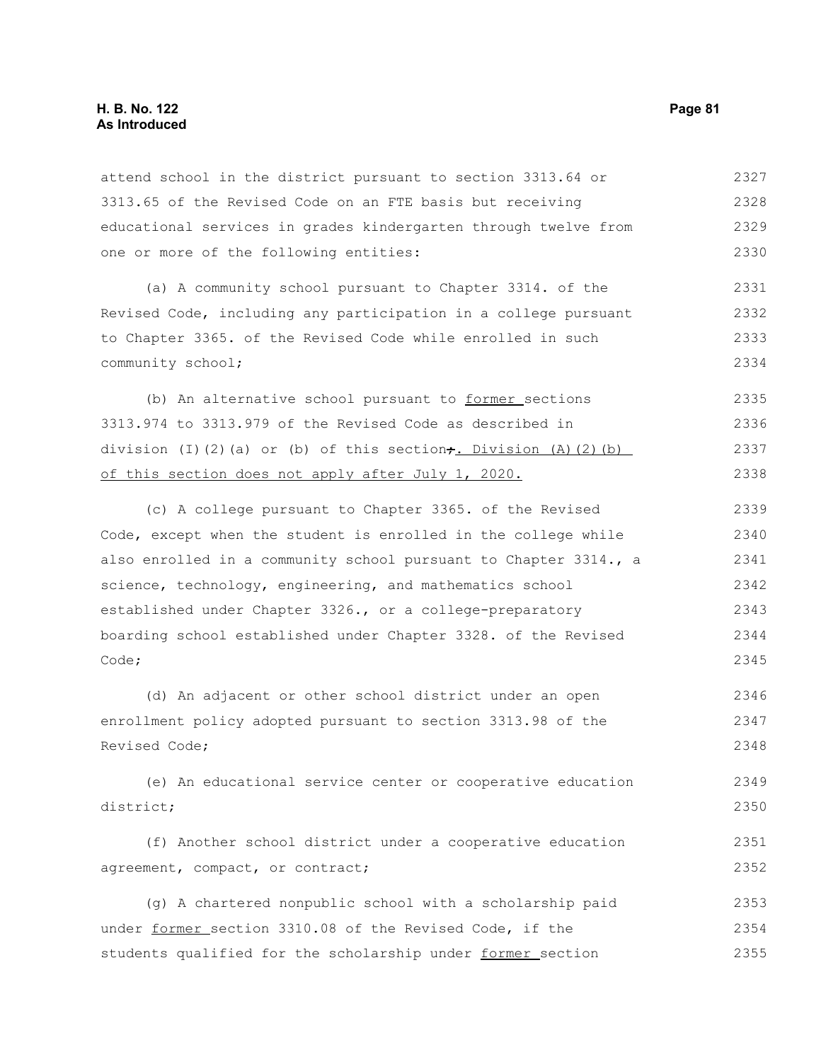attend school in the district pursuant to section 3313.64 or 3313.65 of the Revised Code on an FTE basis but receiving educational services in grades kindergarten through twelve from one or more of the following entities:

(a) A community school pursuant to Chapter 3314. of the Revised Code, including any participation in a college pursuant to Chapter 3365. of the Revised Code while enrolled in such community school;

(b) An alternative school pursuant to former sections 3313.974 to 3313.979 of the Revised Code as described in division (I)(2)(a) or (b) of this section;. Division (A)(2)(b) of this section does not apply after July 1, 2020.

(c) A college pursuant to Chapter 3365. of the Revised Code, except when the student is enrolled in the college while also enrolled in a community school pursuant to Chapter 3314., a science, technology, engineering, and mathematics school established under Chapter 3326., or a college-preparatory boarding school established under Chapter 3328. of the Revised Code;

(d) An adjacent or other school district under an open enrollment policy adopted pursuant to section 3313.98 of the Revised Code;

(e) An educational service center or cooperative education district;

(f) Another school district under a cooperative education agreement, compact, or contract;

(g) A chartered nonpublic school with a scholarship paid under former section 3310.08 of the Revised Code, if the students qualified for the scholarship under former section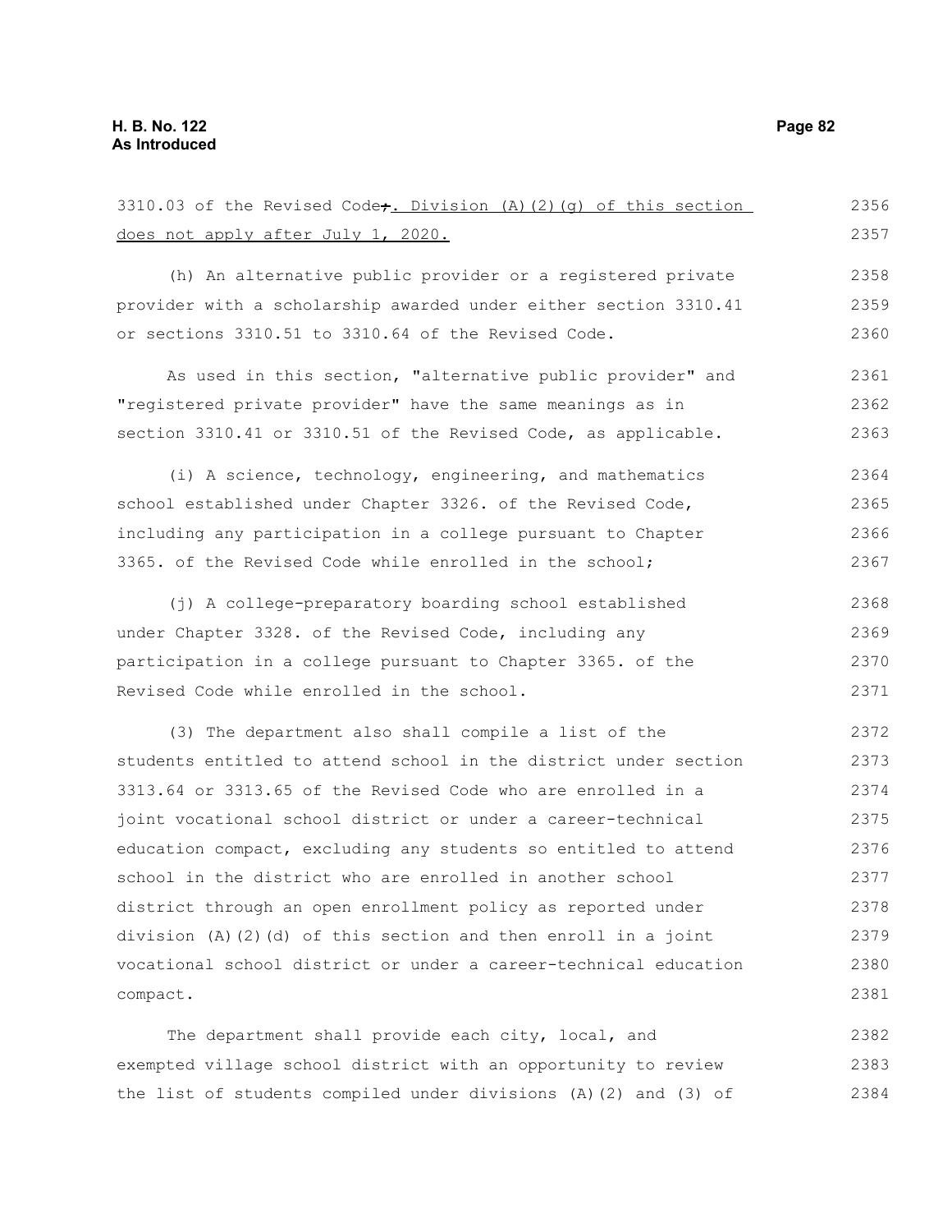3310.03 of the Revised Code;. Division (A)(2)(g) of this section does not apply after July 1, 2020.

(h) An alternative public provider or a registered private provider with a scholarship awarded under either section 3310.41 or sections 3310.51 to 3310.64 of the Revised Code.

As used in this section, "alternative public provider" and "registered private provider" have the same meanings as in section 3310.41 or 3310.51 of the Revised Code, as applicable.

(i) A science, technology, engineering, and mathematics school established under Chapter 3326. of the Revised Code, including any participation in a college pursuant to Chapter 3365. of the Revised Code while enrolled in the school;

(j) A college-preparatory boarding school established under Chapter 3328. of the Revised Code, including any participation in a college pursuant to Chapter 3365. of the Revised Code while enrolled in the school.

(3) The department also shall compile a list of the students entitled to attend school in the district under section 3313.64 or 3313.65 of the Revised Code who are enrolled in a joint vocational school district or under a career-technical education compact, excluding any students so entitled to attend school in the district who are enrolled in another school district through an open enrollment policy as reported under division (A)(2)(d) of this section and then enroll in a joint vocational school district or under a career-technical education compact.

The department shall provide each city, local, and exempted village school district with an opportunity to review the list of students compiled under divisions (A)(2) and (3) of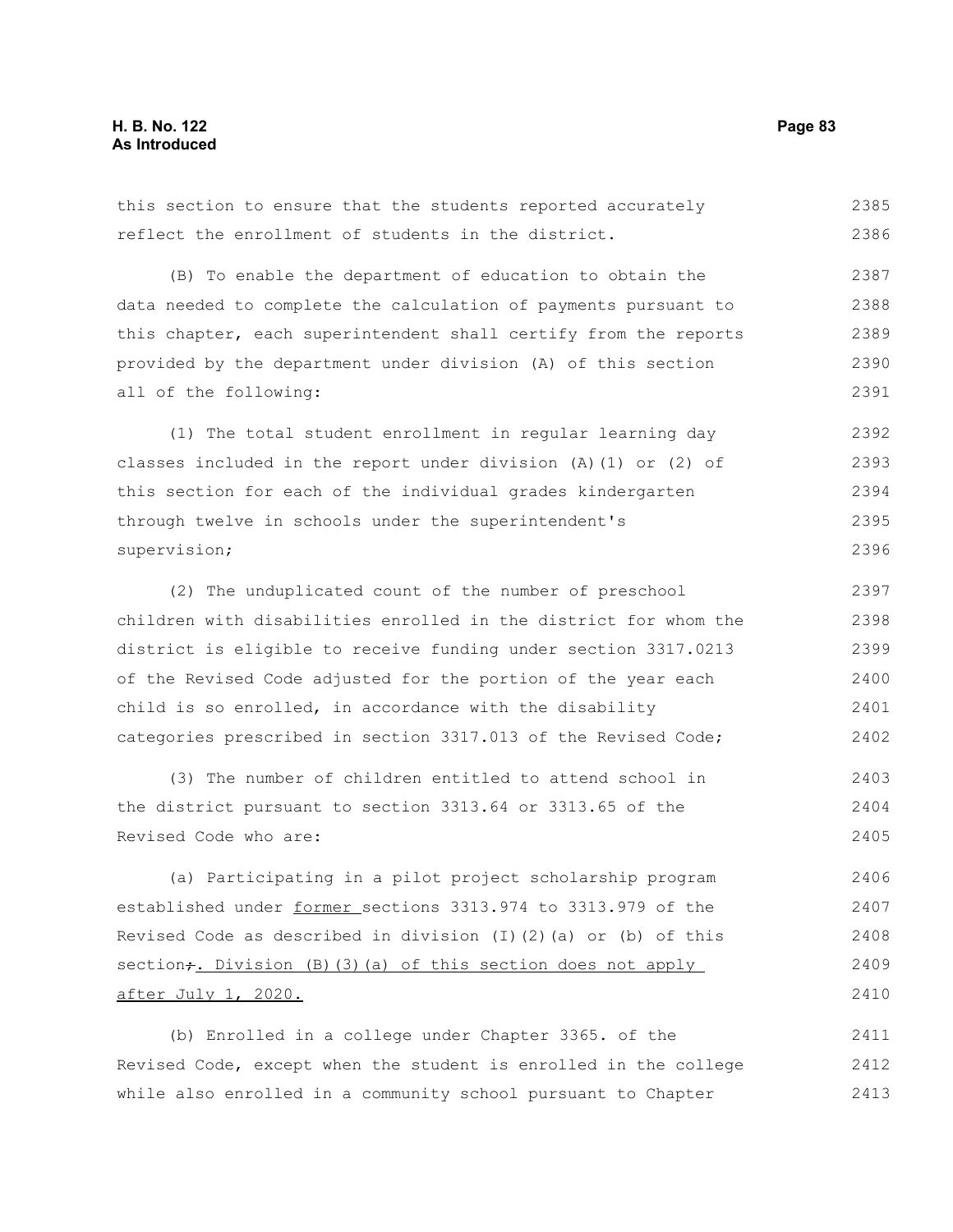this section to ensure that the students reported accurately reflect the enrollment of students in the district.

(B) To enable the department of education to obtain the data needed to complete the calculation of payments pursuant to this chapter, each superintendent shall certify from the reports provided by the department under division (A) of this section all of the following:

(1) The total student enrollment in regular learning day classes included in the report under division (A)(1) or (2) of this section for each of the individual grades kindergarten through twelve in schools under the superintendent's supervision;

(2) The unduplicated count of the number of preschool children with disabilities enrolled in the district for whom the district is eligible to receive funding under section 3317.0213 of the Revised Code adjusted for the portion of the year each child is so enrolled, in accordance with the disability categories prescribed in section 3317.013 of the Revised Code;

(3) The number of children entitled to attend school in the district pursuant to section 3313.64 or 3313.65 of the Revised Code who are:

(a) Participating in a pilot project scholarship program established under former sections 3313.974 to 3313.979 of the Revised Code as described in division (I)(2)(a) or (b) of this section;. Division (B)(3)(a) of this section does not apply after July 1, 2020.

(b) Enrolled in a college under Chapter 3365. of the Revised Code, except when the student is enrolled in the college while also enrolled in a community school pursuant to Chapter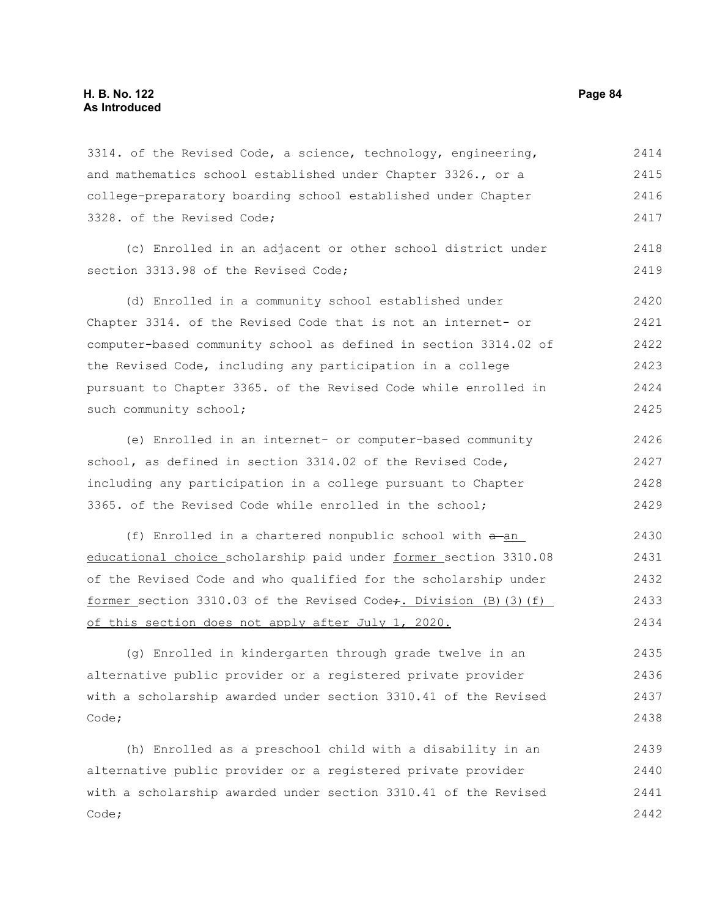3314. of the Revised Code, a science, technology, engineering, and mathematics school established under Chapter 3326., or a college-preparatory boarding school established under Chapter 3328. of the Revised Code;

(c) Enrolled in an adjacent or other school district under section 3313.98 of the Revised Code;

(d) Enrolled in a community school established under Chapter 3314. of the Revised Code that is not an internet- or computer-based community school as defined in section 3314.02 of the Revised Code, including any participation in a college pursuant to Chapter 3365. of the Revised Code while enrolled in such community school;

(e) Enrolled in an internet- or computer-based community school, as defined in section 3314.02 of the Revised Code, including any participation in a college pursuant to Chapter 3365. of the Revised Code while enrolled in the school;

(f) Enrolled in a chartered nonpublic school with ~~a~~ an educational choice scholarship paid under former section 3310.08 of the Revised Code and who qualified for the scholarship under former section 3310.03 of the Revised Code~~;~~. Division (B)(3)(f) of this section does not apply after July 1, 2020.

(g) Enrolled in kindergarten through grade twelve in an alternative public provider or a registered private provider with a scholarship awarded under section 3310.41 of the Revised Code;

(h) Enrolled as a preschool child with a disability in an alternative public provider or a registered private provider with a scholarship awarded under section 3310.41 of the Revised Code;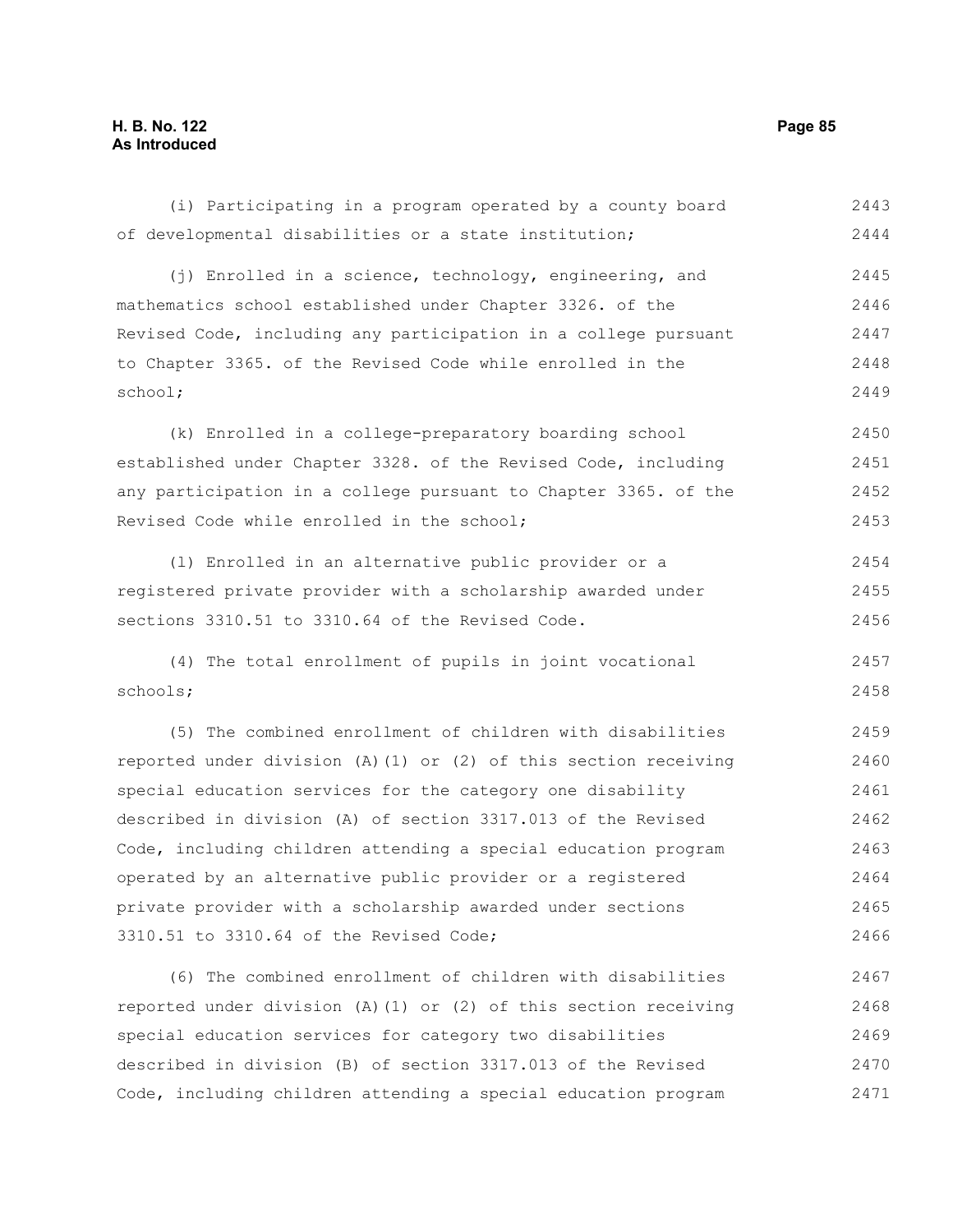(i) Participating in a program operated by a county board of developmental disabilities or a state institution;

(j) Enrolled in a science, technology, engineering, and mathematics school established under Chapter 3326. of the Revised Code, including any participation in a college pursuant to Chapter 3365. of the Revised Code while enrolled in the school;

(k) Enrolled in a college-preparatory boarding school established under Chapter 3328. of the Revised Code, including any participation in a college pursuant to Chapter 3365. of the Revised Code while enrolled in the school;

(l) Enrolled in an alternative public provider or a registered private provider with a scholarship awarded under sections 3310.51 to 3310.64 of the Revised Code.

(4) The total enrollment of pupils in joint vocational schools;

(5) The combined enrollment of children with disabilities reported under division (A)(1) or (2) of this section receiving special education services for the category one disability described in division (A) of section 3317.013 of the Revised Code, including children attending a special education program operated by an alternative public provider or a registered private provider with a scholarship awarded under sections 3310.51 to 3310.64 of the Revised Code;

(6) The combined enrollment of children with disabilities reported under division (A)(1) or (2) of this section receiving special education services for category two disabilities described in division (B) of section 3317.013 of the Revised Code, including children attending a special education program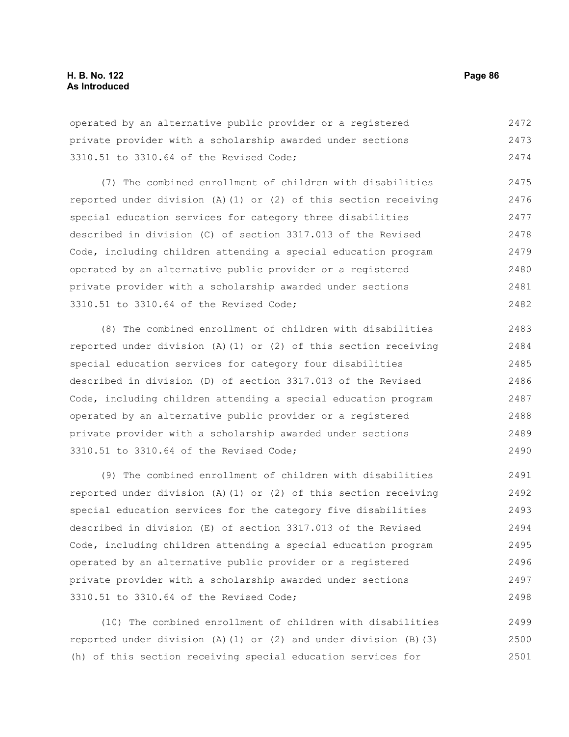operated by an alternative public provider or a registered private provider with a scholarship awarded under sections 3310.51 to 3310.64 of the Revised Code;

(7) The combined enrollment of children with disabilities reported under division (A)(1) or (2) of this section receiving special education services for category three disabilities described in division (C) of section 3317.013 of the Revised Code, including children attending a special education program operated by an alternative public provider or a registered private provider with a scholarship awarded under sections 3310.51 to 3310.64 of the Revised Code;

(8) The combined enrollment of children with disabilities reported under division (A)(1) or (2) of this section receiving special education services for category four disabilities described in division (D) of section 3317.013 of the Revised Code, including children attending a special education program operated by an alternative public provider or a registered private provider with a scholarship awarded under sections 3310.51 to 3310.64 of the Revised Code;

(9) The combined enrollment of children with disabilities reported under division (A)(1) or (2) of this section receiving special education services for the category five disabilities described in division (E) of section 3317.013 of the Revised Code, including children attending a special education program operated by an alternative public provider or a registered private provider with a scholarship awarded under sections 3310.51 to 3310.64 of the Revised Code;

(10) The combined enrollment of children with disabilities reported under division (A)(1) or (2) and under division (B)(3)(h) of this section receiving special education services for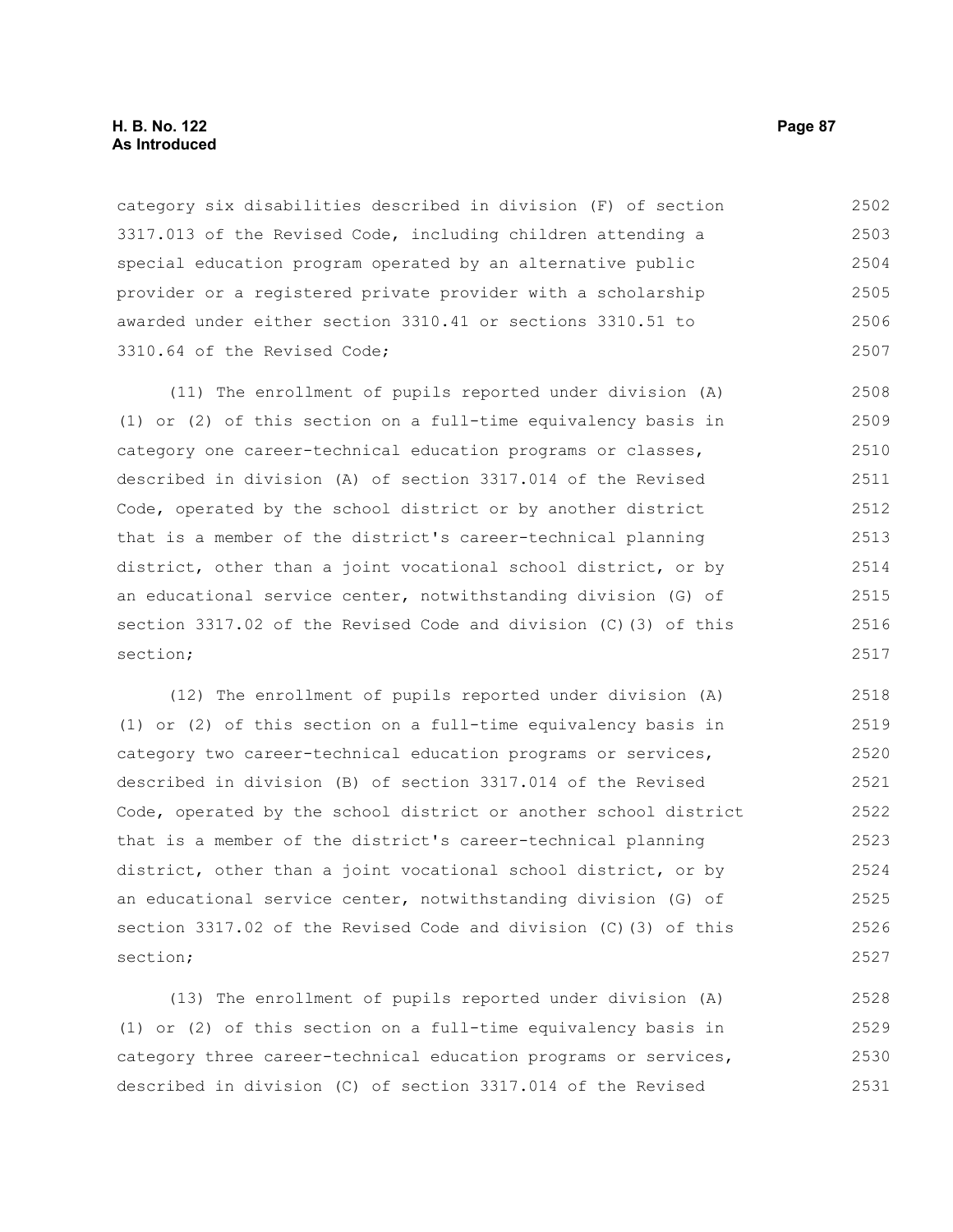category six disabilities described in division (F) of section 3317.013 of the Revised Code, including children attending a special education program operated by an alternative public provider or a registered private provider with a scholarship awarded under either section 3310.41 or sections 3310.51 to 3310.64 of the Revised Code;

(11) The enrollment of pupils reported under division (A)(1) or (2) of this section on a full-time equivalency basis in category one career-technical education programs or classes, described in division (A) of section 3317.014 of the Revised Code, operated by the school district or by another district that is a member of the district's career-technical planning district, other than a joint vocational school district, or by an educational service center, notwithstanding division (G) of section 3317.02 of the Revised Code and division (C)(3) of this section;

(12) The enrollment of pupils reported under division (A)(1) or (2) of this section on a full-time equivalency basis in category two career-technical education programs or services, described in division (B) of section 3317.014 of the Revised Code, operated by the school district or another school district that is a member of the district's career-technical planning district, other than a joint vocational school district, or by an educational service center, notwithstanding division (G) of section 3317.02 of the Revised Code and division (C)(3) of this section;

(13) The enrollment of pupils reported under division (A)(1) or (2) of this section on a full-time equivalency basis in category three career-technical education programs or services, described in division (C) of section 3317.014 of the Revised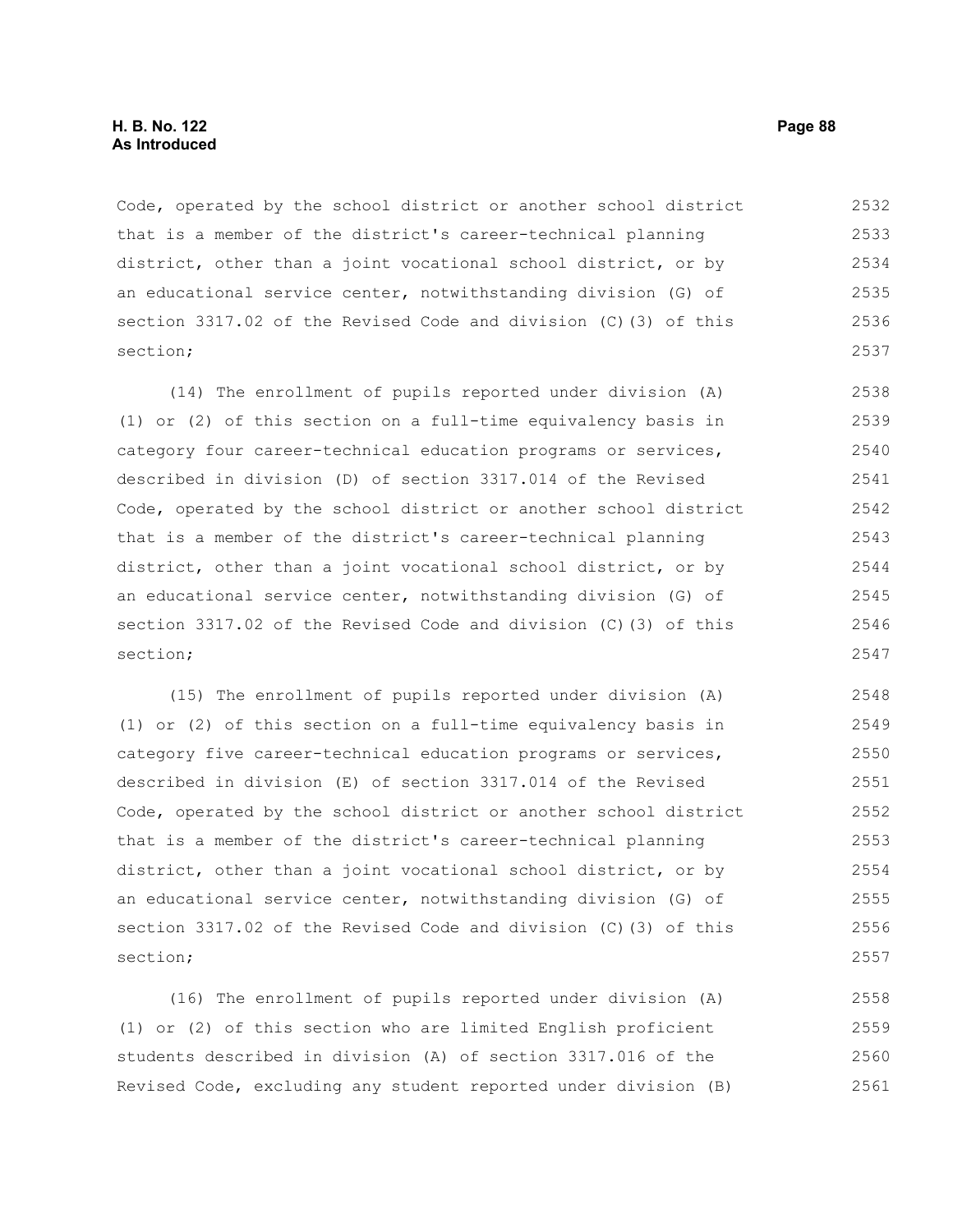Code, operated by the school district or another school district that is a member of the district's career-technical planning district, other than a joint vocational school district, or by an educational service center, notwithstanding division (G) of section 3317.02 of the Revised Code and division (C)(3) of this section;

(14) The enrollment of pupils reported under division (A)(1) or (2) of this section on a full-time equivalency basis in category four career-technical education programs or services, described in division (D) of section 3317.014 of the Revised Code, operated by the school district or another school district that is a member of the district's career-technical planning district, other than a joint vocational school district, or by an educational service center, notwithstanding division (G) of section 3317.02 of the Revised Code and division (C)(3) of this section;

(15) The enrollment of pupils reported under division (A)(1) or (2) of this section on a full-time equivalency basis in category five career-technical education programs or services, described in division (E) of section 3317.014 of the Revised Code, operated by the school district or another school district that is a member of the district's career-technical planning district, other than a joint vocational school district, or by an educational service center, notwithstanding division (G) of section 3317.02 of the Revised Code and division (C)(3) of this section;

(16) The enrollment of pupils reported under division (A)(1) or (2) of this section who are limited English proficient students described in division (A) of section 3317.016 of the Revised Code, excluding any student reported under division (B)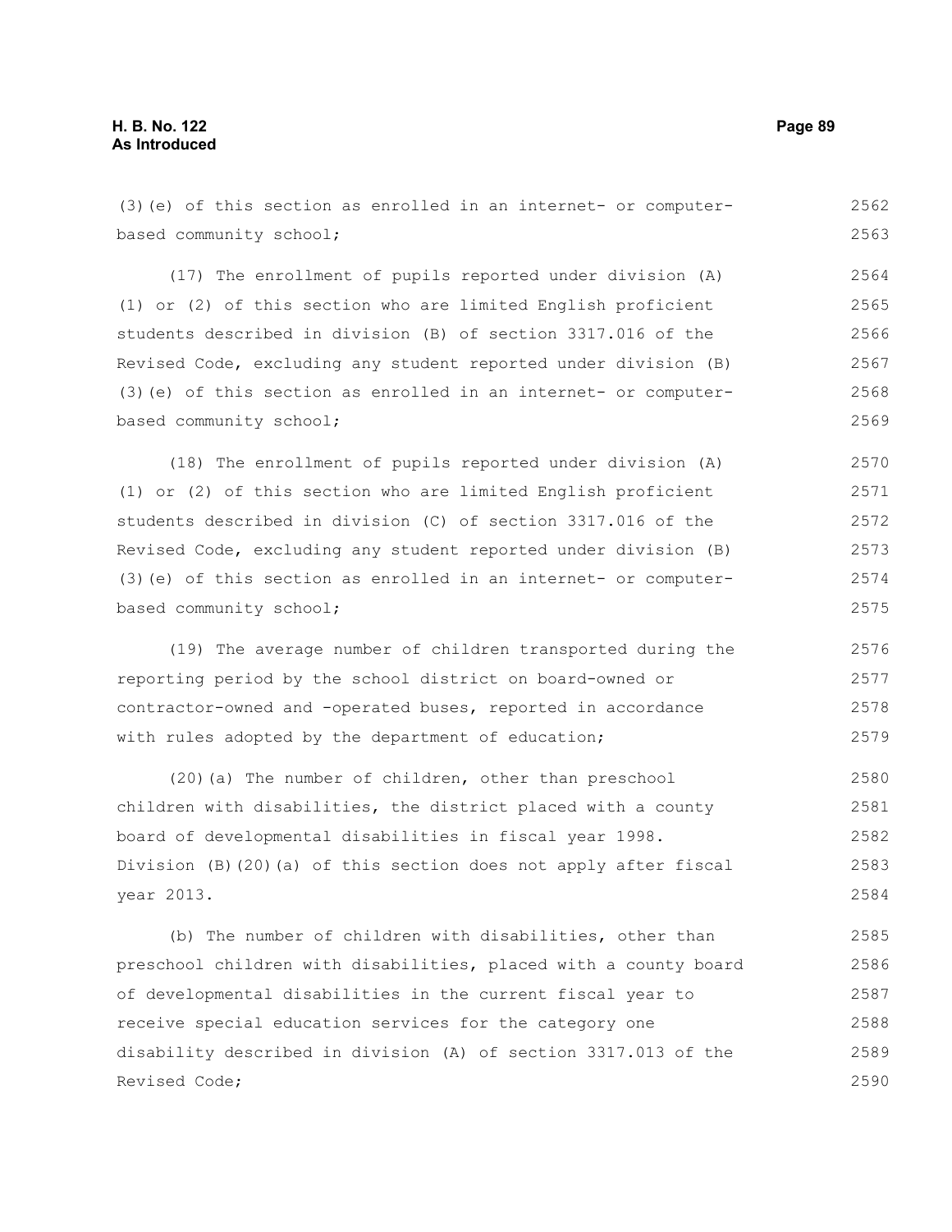(3)(e) of this section as enrolled in an internet- or computer-based community school;

(17) The enrollment of pupils reported under division (A)(1) or (2) of this section who are limited English proficient students described in division (B) of section 3317.016 of the Revised Code, excluding any student reported under division (B)(3)(e) of this section as enrolled in an internet- or computer-based community school;

(18) The enrollment of pupils reported under division (A)(1) or (2) of this section who are limited English proficient students described in division (C) of section 3317.016 of the Revised Code, excluding any student reported under division (B)(3)(e) of this section as enrolled in an internet- or computer-based community school;

(19) The average number of children transported during the reporting period by the school district on board-owned or contractor-owned and -operated buses, reported in accordance with rules adopted by the department of education;

(20)(a) The number of children, other than preschool children with disabilities, the district placed with a county board of developmental disabilities in fiscal year 1998. Division (B)(20)(a) of this section does not apply after fiscal year 2013.

(b) The number of children with disabilities, other than preschool children with disabilities, placed with a county board of developmental disabilities in the current fiscal year to receive special education services for the category one disability described in division (A) of section 3317.013 of the Revised Code;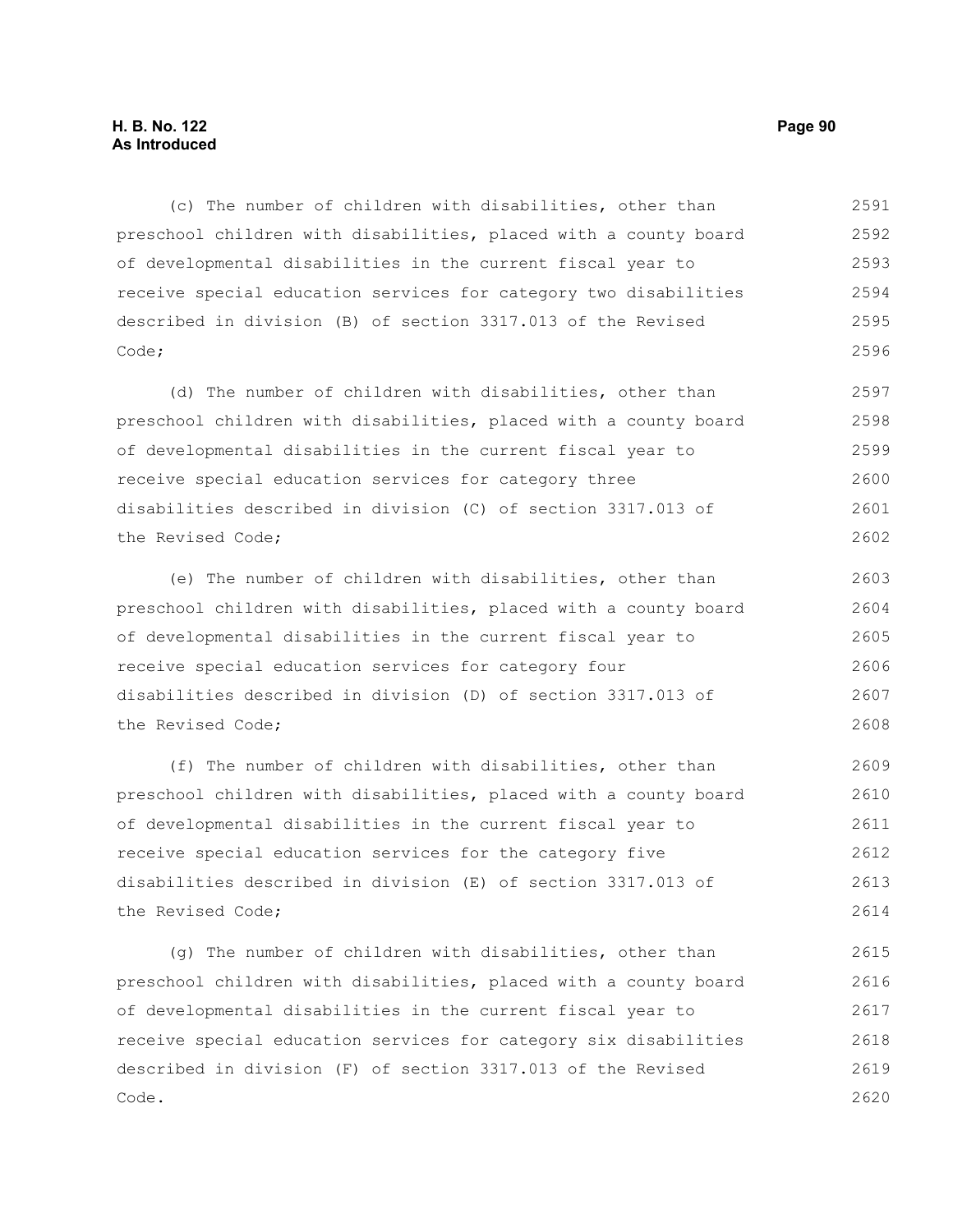(c) The number of children with disabilities, other than preschool children with disabilities, placed with a county board of developmental disabilities in the current fiscal year to receive special education services for category two disabilities described in division (B) of section 3317.013 of the Revised Code;

(d) The number of children with disabilities, other than preschool children with disabilities, placed with a county board of developmental disabilities in the current fiscal year to receive special education services for category three disabilities described in division (C) of section 3317.013 of the Revised Code;

(e) The number of children with disabilities, other than preschool children with disabilities, placed with a county board of developmental disabilities in the current fiscal year to receive special education services for category four disabilities described in division (D) of section 3317.013 of the Revised Code;

(f) The number of children with disabilities, other than preschool children with disabilities, placed with a county board of developmental disabilities in the current fiscal year to receive special education services for the category five disabilities described in division (E) of section 3317.013 of the Revised Code;

(g) The number of children with disabilities, other than preschool children with disabilities, placed with a county board of developmental disabilities in the current fiscal year to receive special education services for category six disabilities described in division (F) of section 3317.013 of the Revised Code.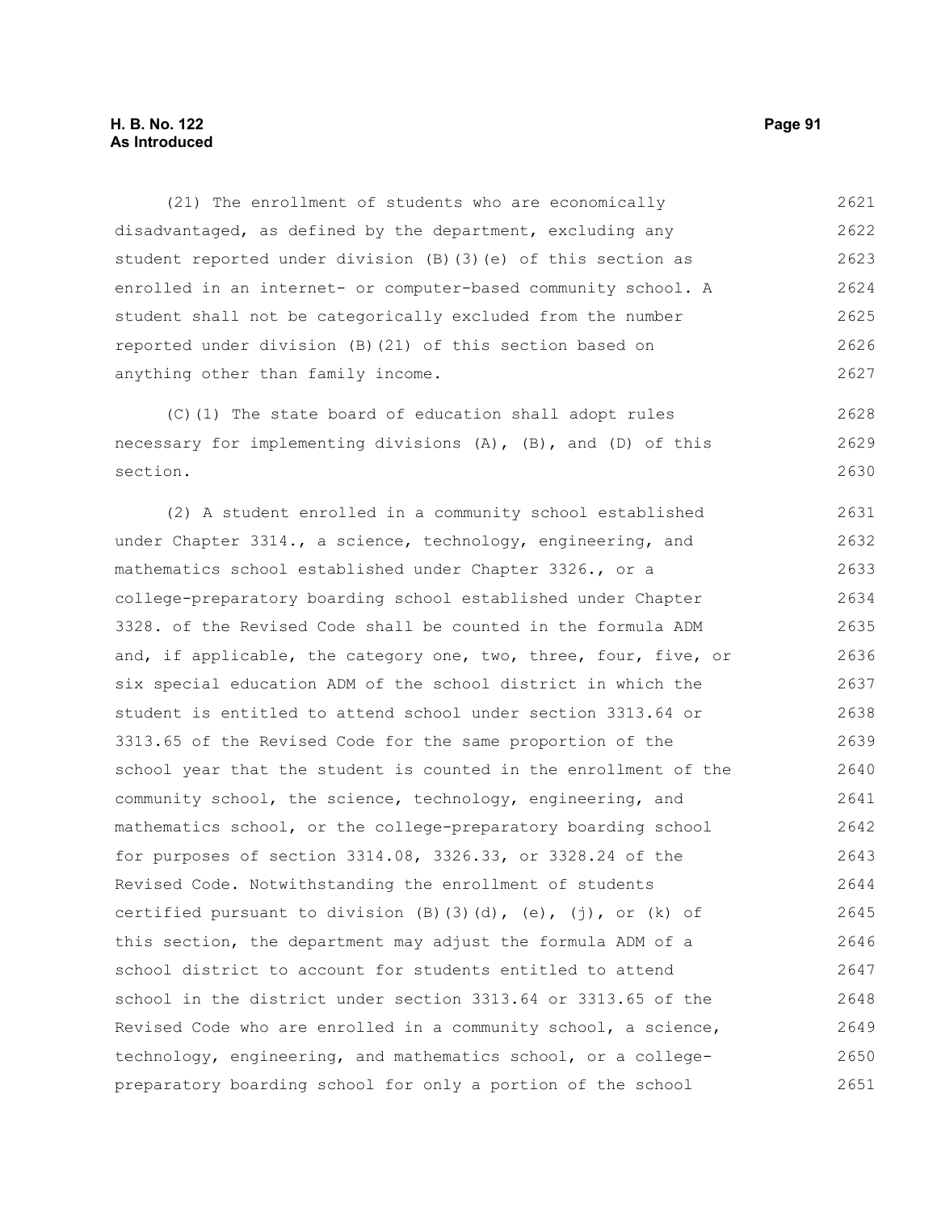(21) The enrollment of students who are economically disadvantaged, as defined by the department, excluding any student reported under division (B)(3)(e) of this section as enrolled in an internet- or computer-based community school. A student shall not be categorically excluded from the number reported under division (B)(21) of this section based on anything other than family income.

(C)(1) The state board of education shall adopt rules necessary for implementing divisions (A), (B), and (D) of this section.

(2) A student enrolled in a community school established under Chapter 3314., a science, technology, engineering, and mathematics school established under Chapter 3326., or a college-preparatory boarding school established under Chapter 3328. of the Revised Code shall be counted in the formula ADM and, if applicable, the category one, two, three, four, five, or six special education ADM of the school district in which the student is entitled to attend school under section 3313.64 or 3313.65 of the Revised Code for the same proportion of the school year that the student is counted in the enrollment of the community school, the science, technology, engineering, and mathematics school, or the college-preparatory boarding school for purposes of section 3314.08, 3326.33, or 3328.24 of the Revised Code. Notwithstanding the enrollment of students certified pursuant to division (B)(3)(d), (e), (j), or (k) of this section, the department may adjust the formula ADM of a school district to account for students entitled to attend school in the district under section 3313.64 or 3313.65 of the Revised Code who are enrolled in a community school, a science, technology, engineering, and mathematics school, or a college-preparatory boarding school for only a portion of the school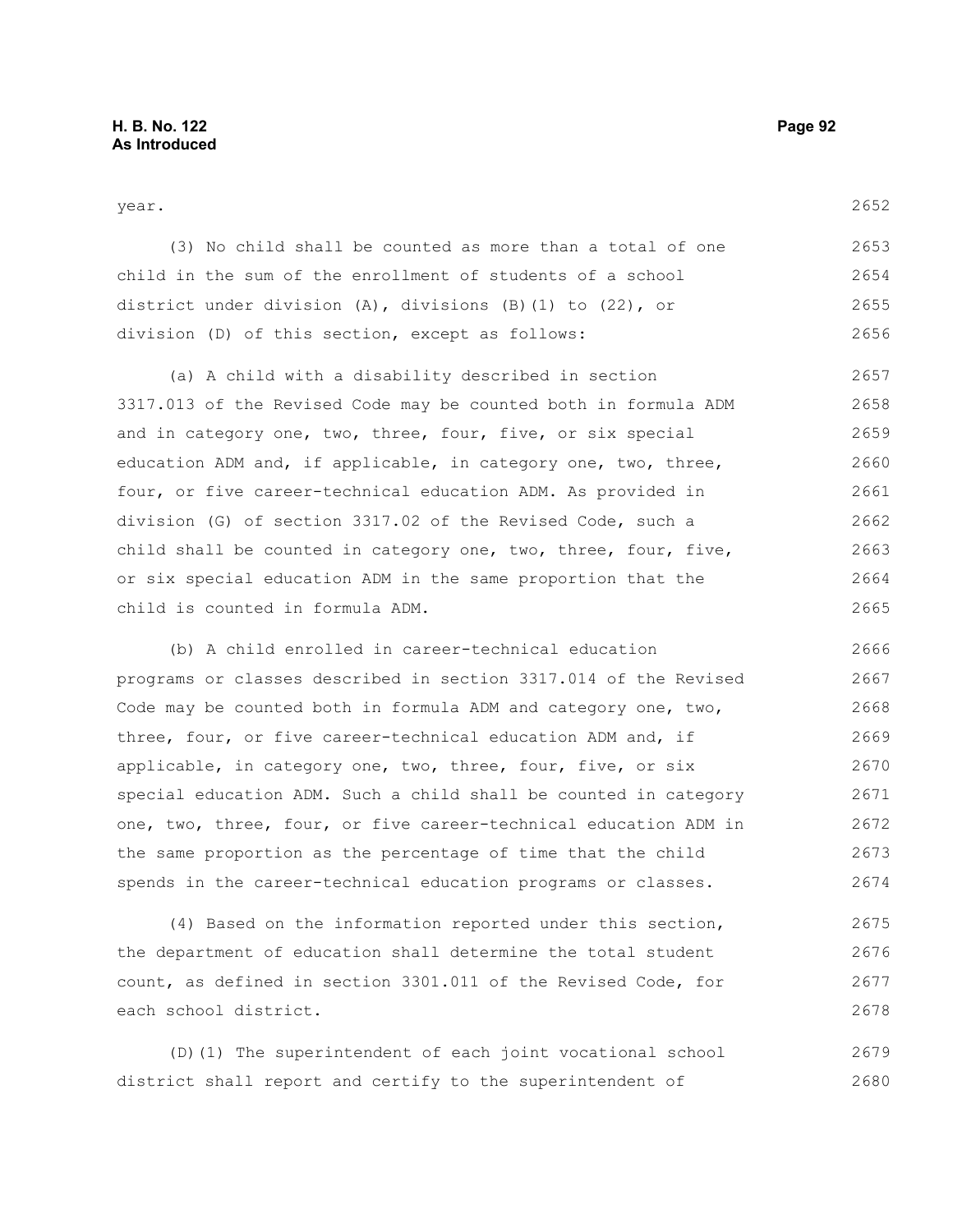year.

(3) No child shall be counted as more than a total of one child in the sum of the enrollment of students of a school district under division (A), divisions (B)(1) to (22), or division (D) of this section, except as follows:

(a) A child with a disability described in section 3317.013 of the Revised Code may be counted both in formula ADM and in category one, two, three, four, five, or six special education ADM and, if applicable, in category one, two, three, four, or five career-technical education ADM. As provided in division (G) of section 3317.02 of the Revised Code, such a child shall be counted in category one, two, three, four, five, or six special education ADM in the same proportion that the child is counted in formula ADM.

(b) A child enrolled in career-technical education programs or classes described in section 3317.014 of the Revised Code may be counted both in formula ADM and category one, two, three, four, or five career-technical education ADM and, if applicable, in category one, two, three, four, five, or six special education ADM. Such a child shall be counted in category one, two, three, four, or five career-technical education ADM in the same proportion as the percentage of time that the child spends in the career-technical education programs or classes.

(4) Based on the information reported under this section, the department of education shall determine the total student count, as defined in section 3301.011 of the Revised Code, for each school district.

(D)(1) The superintendent of each joint vocational school district shall report and certify to the superintendent of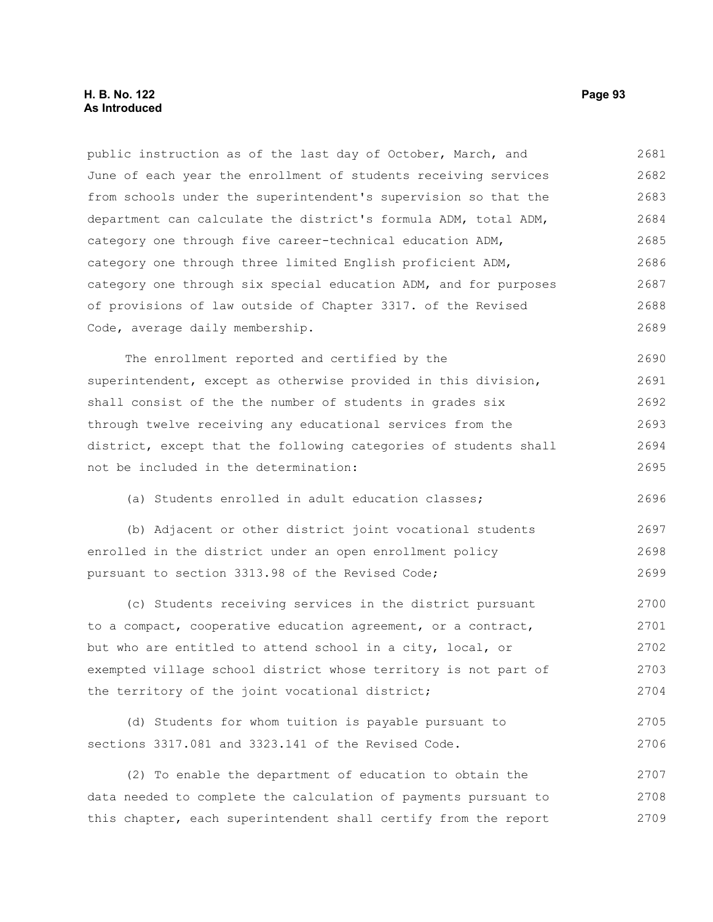public instruction as of the last day of October, March, and June of each year the enrollment of students receiving services from schools under the superintendent's supervision so that the department can calculate the district's formula ADM, total ADM, category one through five career-technical education ADM, category one through three limited English proficient ADM, category one through six special education ADM, and for purposes of provisions of law outside of Chapter 3317. of the Revised Code, average daily membership.

The enrollment reported and certified by the superintendent, except as otherwise provided in this division, shall consist of the the number of students in grades six through twelve receiving any educational services from the district, except that the following categories of students shall not be included in the determination:

(a) Students enrolled in adult education classes;

(b) Adjacent or other district joint vocational students enrolled in the district under an open enrollment policy pursuant to section 3313.98 of the Revised Code;

(c) Students receiving services in the district pursuant to a compact, cooperative education agreement, or a contract, but who are entitled to attend school in a city, local, or exempted village school district whose territory is not part of the territory of the joint vocational district;

(d) Students for whom tuition is payable pursuant to sections 3317.081 and 3323.141 of the Revised Code.

(2) To enable the department of education to obtain the data needed to complete the calculation of payments pursuant to this chapter, each superintendent shall certify from the report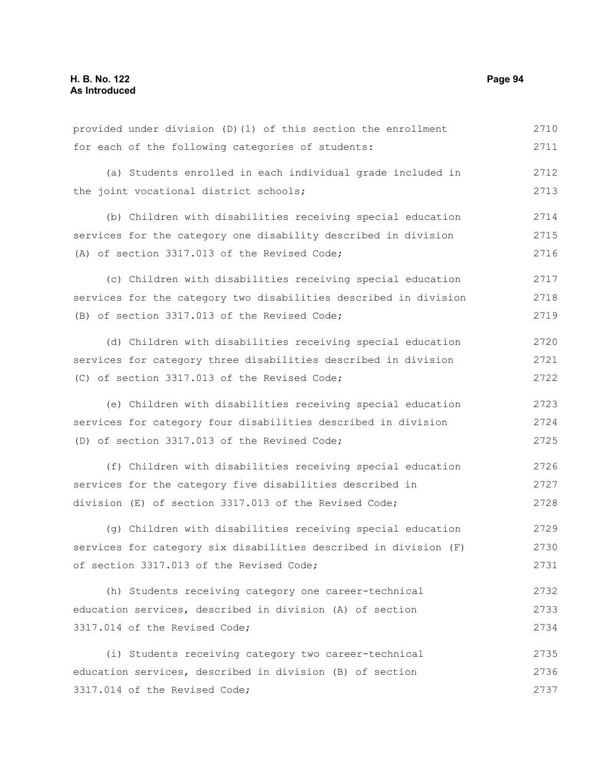provided under division (D)(1) of this section the enrollment for each of the following categories of students:

(a) Students enrolled in each individual grade included in the joint vocational district schools;

(b) Children with disabilities receiving special education services for the category one disability described in division (A) of section 3317.013 of the Revised Code;

(c) Children with disabilities receiving special education services for the category two disabilities described in division (B) of section 3317.013 of the Revised Code;

(d) Children with disabilities receiving special education services for category three disabilities described in division (C) of section 3317.013 of the Revised Code;

(e) Children with disabilities receiving special education services for category four disabilities described in division (D) of section 3317.013 of the Revised Code;

(f) Children with disabilities receiving special education services for the category five disabilities described in division (E) of section 3317.013 of the Revised Code;

(g) Children with disabilities receiving special education services for category six disabilities described in division (F) of section 3317.013 of the Revised Code;

(h) Students receiving category one career-technical education services, described in division (A) of section 3317.014 of the Revised Code;

(i) Students receiving category two career-technical education services, described in division (B) of section 3317.014 of the Revised Code;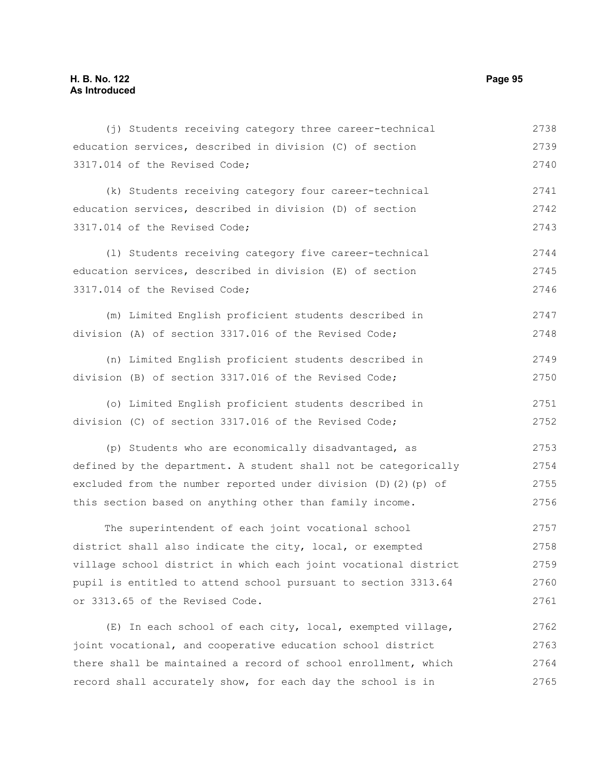(j) Students receiving category three career-technical education services, described in division (C) of section 3317.014 of the Revised Code;

(k) Students receiving category four career-technical education services, described in division (D) of section 3317.014 of the Revised Code;

(l) Students receiving category five career-technical education services, described in division (E) of section 3317.014 of the Revised Code;

(m) Limited English proficient students described in division (A) of section 3317.016 of the Revised Code;

(n) Limited English proficient students described in division (B) of section 3317.016 of the Revised Code;

(o) Limited English proficient students described in division (C) of section 3317.016 of the Revised Code;

(p) Students who are economically disadvantaged, as defined by the department. A student shall not be categorically excluded from the number reported under division (D)(2)(p) of this section based on anything other than family income.

The superintendent of each joint vocational school district shall also indicate the city, local, or exempted village school district in which each joint vocational district pupil is entitled to attend school pursuant to section 3313.64 or 3313.65 of the Revised Code.

(E) In each school of each city, local, exempted village, joint vocational, and cooperative education school district there shall be maintained a record of school enrollment, which record shall accurately show, for each day the school is in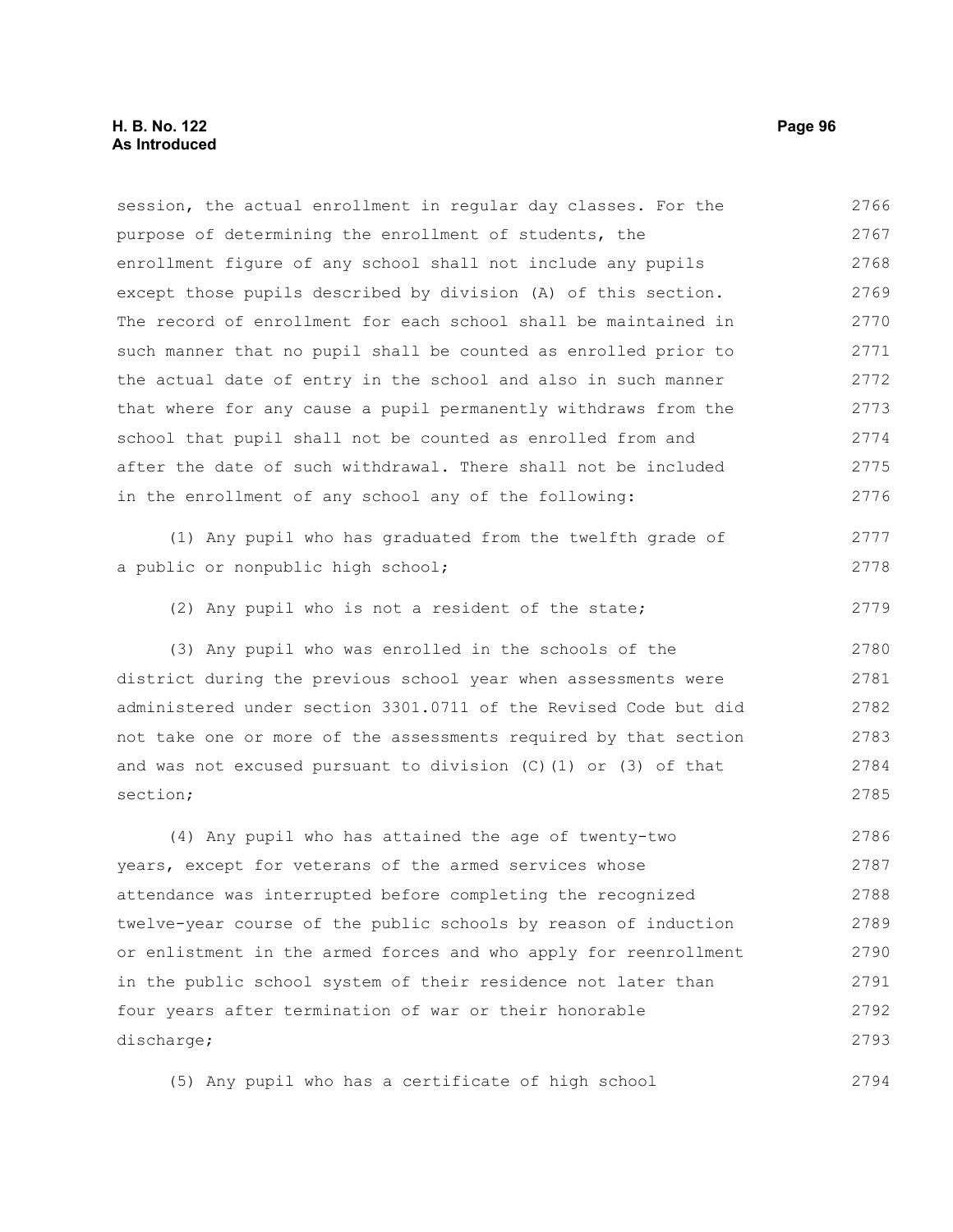session, the actual enrollment in regular day classes. For the purpose of determining the enrollment of students, the enrollment figure of any school shall not include any pupils except those pupils described by division (A) of this section. The record of enrollment for each school shall be maintained in such manner that no pupil shall be counted as enrolled prior to the actual date of entry in the school and also in such manner that where for any cause a pupil permanently withdraws from the school that pupil shall not be counted as enrolled from and after the date of such withdrawal. There shall not be included in the enrollment of any school any of the following:

(1) Any pupil who has graduated from the twelfth grade of a public or nonpublic high school;

(2) Any pupil who is not a resident of the state;

(3) Any pupil who was enrolled in the schools of the district during the previous school year when assessments were administered under section 3301.0711 of the Revised Code but did not take one or more of the assessments required by that section and was not excused pursuant to division (C)(1) or (3) of that section;

(4) Any pupil who has attained the age of twenty-two years, except for veterans of the armed services whose attendance was interrupted before completing the recognized twelve-year course of the public schools by reason of induction or enlistment in the armed forces and who apply for reenrollment in the public school system of their residence not later than four years after termination of war or their honorable discharge;

(5) Any pupil who has a certificate of high school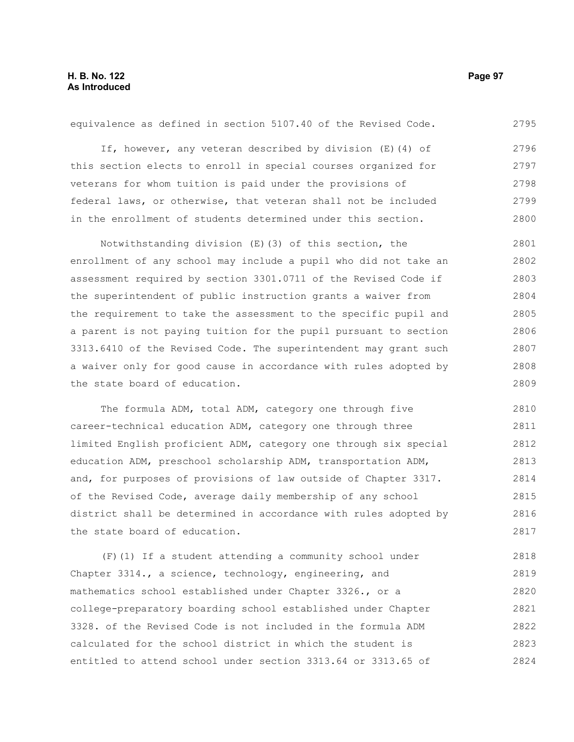equivalence as defined in section 5107.40 of the Revised Code.

If, however, any veteran described by division (E)(4) of this section elects to enroll in special courses organized for veterans for whom tuition is paid under the provisions of federal laws, or otherwise, that veteran shall not be included in the enrollment of students determined under this section.

Notwithstanding division (E)(3) of this section, the enrollment of any school may include a pupil who did not take an assessment required by section 3301.0711 of the Revised Code if the superintendent of public instruction grants a waiver from the requirement to take the assessment to the specific pupil and a parent is not paying tuition for the pupil pursuant to section 3313.6410 of the Revised Code. The superintendent may grant such a waiver only for good cause in accordance with rules adopted by the state board of education.

The formula ADM, total ADM, category one through five career-technical education ADM, category one through three limited English proficient ADM, category one through six special education ADM, preschool scholarship ADM, transportation ADM, and, for purposes of provisions of law outside of Chapter 3317. of the Revised Code, average daily membership of any school district shall be determined in accordance with rules adopted by the state board of education.

(F)(1) If a student attending a community school under Chapter 3314., a science, technology, engineering, and mathematics school established under Chapter 3326., or a college-preparatory boarding school established under Chapter 3328. of the Revised Code is not included in the formula ADM calculated for the school district in which the student is entitled to attend school under section 3313.64 or 3313.65 of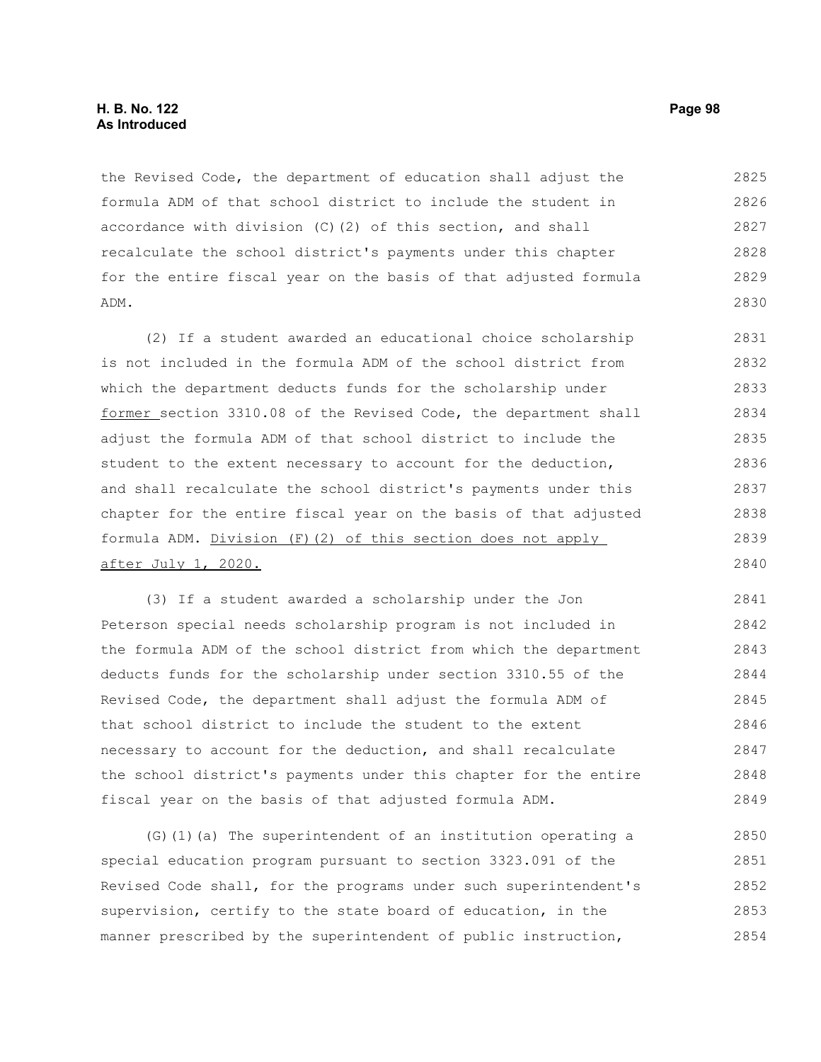the Revised Code, the department of education shall adjust the formula ADM of that school district to include the student in accordance with division (C)(2) of this section, and shall recalculate the school district's payments under this chapter for the entire fiscal year on the basis of that adjusted formula ADM.

(2) If a student awarded an educational choice scholarship is not included in the formula ADM of the school district from which the department deducts funds for the scholarship under <u>former</u> section 3310.08 of the Revised Code, the department shall adjust the formula ADM of that school district to include the student to the extent necessary to account for the deduction, and shall recalculate the school district's payments under this chapter for the entire fiscal year on the basis of that adjusted formula ADM. <u>Division (F)(2) of this section does not apply after July 1, 2020.</u>

(3) If a student awarded a scholarship under the Jon Peterson special needs scholarship program is not included in the formula ADM of the school district from which the department deducts funds for the scholarship under section 3310.55 of the Revised Code, the department shall adjust the formula ADM of that school district to include the student to the extent necessary to account for the deduction, and shall recalculate the school district's payments under this chapter for the entire fiscal year on the basis of that adjusted formula ADM.

(G)(1)(a) The superintendent of an institution operating a special education program pursuant to section 3323.091 of the Revised Code shall, for the programs under such superintendent's supervision, certify to the state board of education, in the manner prescribed by the superintendent of public instruction,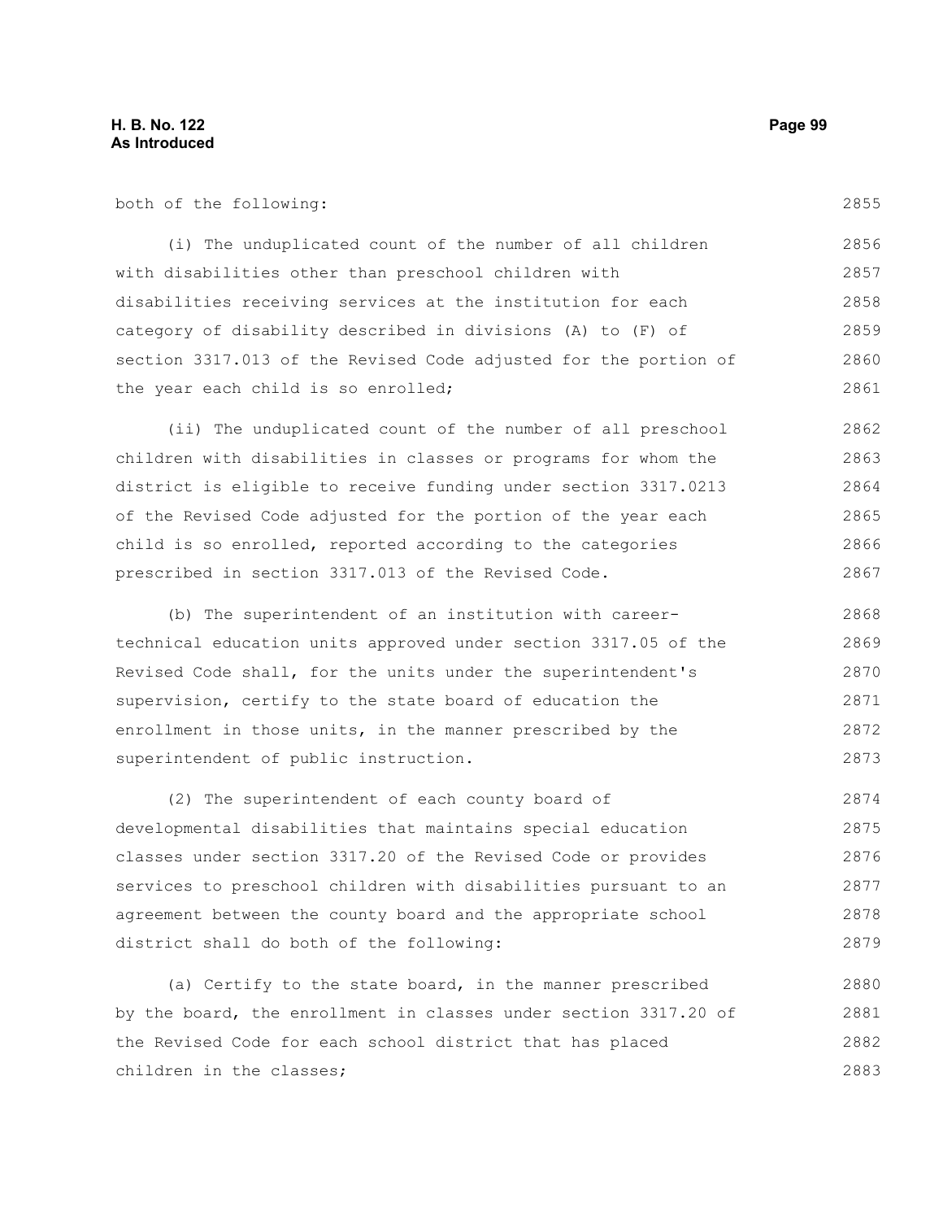both of the following:

(i) The unduplicated count of the number of all children with disabilities other than preschool children with disabilities receiving services at the institution for each category of disability described in divisions (A) to (F) of section 3317.013 of the Revised Code adjusted for the portion of the year each child is so enrolled;

(ii) The unduplicated count of the number of all preschool children with disabilities in classes or programs for whom the district is eligible to receive funding under section 3317.0213 of the Revised Code adjusted for the portion of the year each child is so enrolled, reported according to the categories prescribed in section 3317.013 of the Revised Code.

(b) The superintendent of an institution with career-technical education units approved under section 3317.05 of the Revised Code shall, for the units under the superintendent's supervision, certify to the state board of education the enrollment in those units, in the manner prescribed by the superintendent of public instruction.

(2) The superintendent of each county board of developmental disabilities that maintains special education classes under section 3317.20 of the Revised Code or provides services to preschool children with disabilities pursuant to an agreement between the county board and the appropriate school district shall do both of the following:

(a) Certify to the state board, in the manner prescribed by the board, the enrollment in classes under section 3317.20 of the Revised Code for each school district that has placed children in the classes;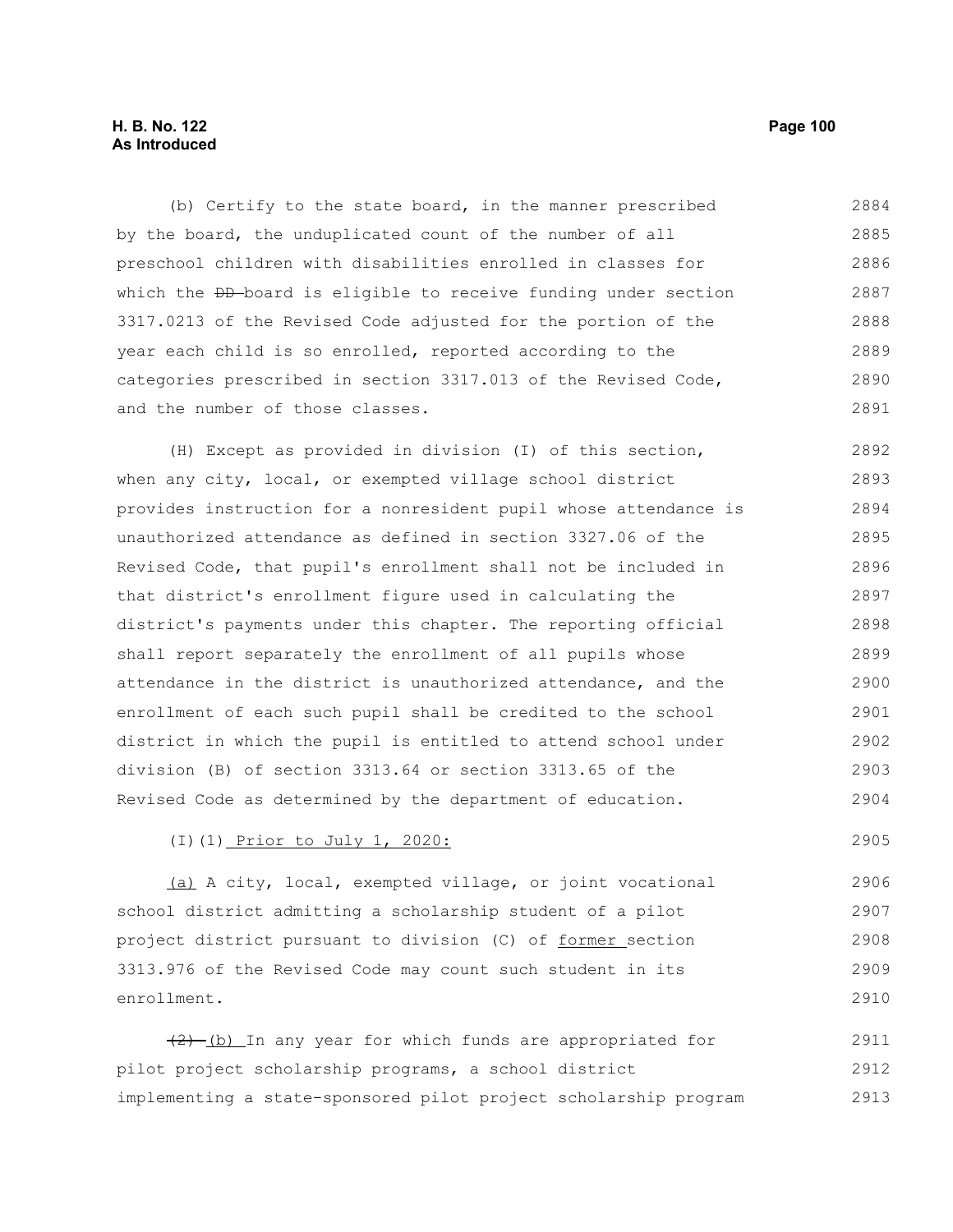(b) Certify to the state board, in the manner prescribed by the board, the unduplicated count of the number of all preschool children with disabilities enrolled in classes for which the ~~DD~~ board is eligible to receive funding under section 3317.0213 of the Revised Code adjusted for the portion of the year each child is so enrolled, reported according to the categories prescribed in section 3317.013 of the Revised Code, and the number of those classes.

(H) Except as provided in division (I) of this section, when any city, local, or exempted village school district provides instruction for a nonresident pupil whose attendance is unauthorized attendance as defined in section 3327.06 of the Revised Code, that pupil's enrollment shall not be included in that district's enrollment figure used in calculating the district's payments under this chapter. The reporting official shall report separately the enrollment of all pupils whose attendance in the district is unauthorized attendance, and the enrollment of each such pupil shall be credited to the school district in which the pupil is entitled to attend school under division (B) of section 3313.64 or section 3313.65 of the Revised Code as determined by the department of education.

(I)(1) Prior to July 1, 2020:

(a) A city, local, exempted village, or joint vocational school district admitting a scholarship student of a pilot project district pursuant to division (C) of former section 3313.976 of the Revised Code may count such student in its enrollment.

~~(2)~~ (b) In any year for which funds are appropriated for pilot project scholarship programs, a school district implementing a state-sponsored pilot project scholarship program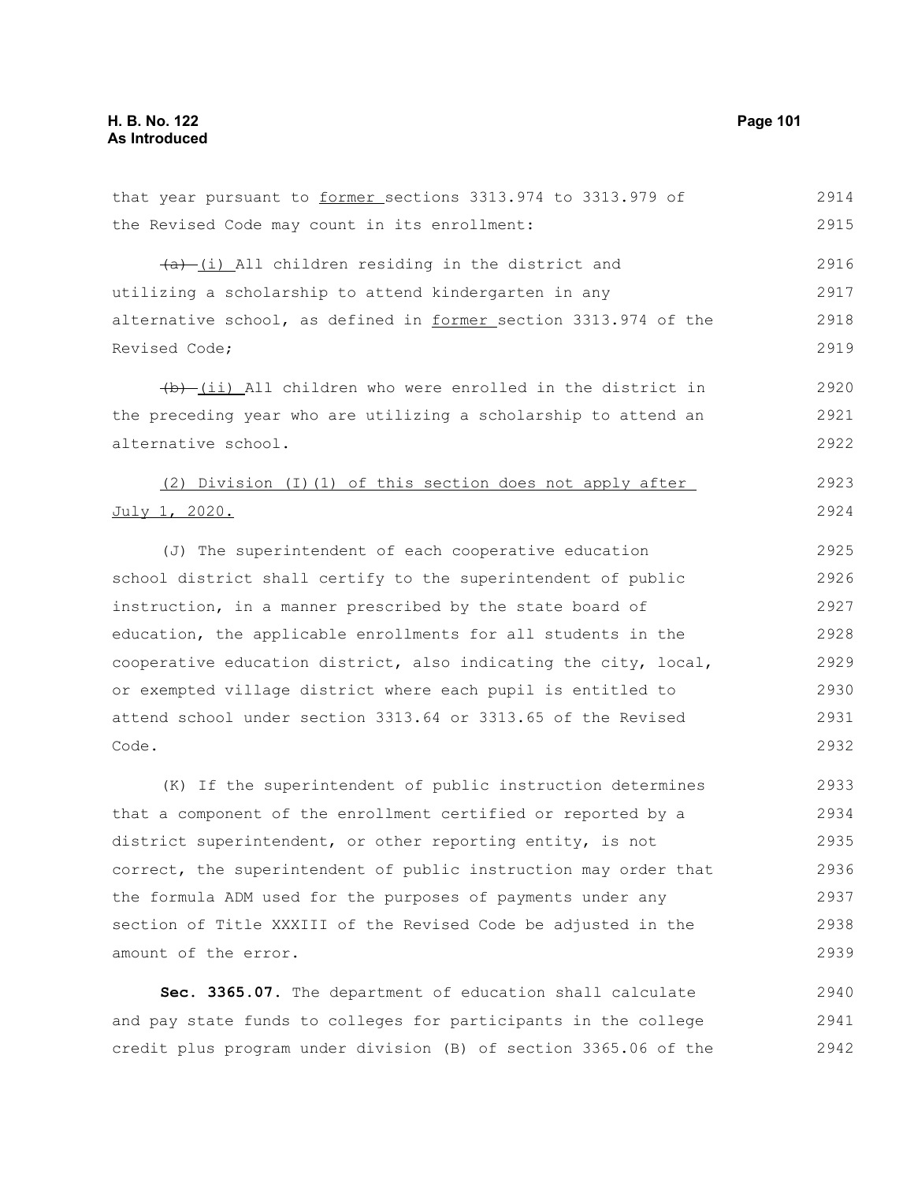that year pursuant to former sections 3313.974 to 3313.979 of the Revised Code may count in its enrollment:

~~(a)~~ (i) All children residing in the district and utilizing a scholarship to attend kindergarten in any alternative school, as defined in former section 3313.974 of the Revised Code;

~~(b)~~ (ii) All children who were enrolled in the district in the preceding year who are utilizing a scholarship to attend an alternative school.

(2) Division (I)(1) of this section does not apply after July 1, 2020.

(J) The superintendent of each cooperative education school district shall certify to the superintendent of public instruction, in a manner prescribed by the state board of education, the applicable enrollments for all students in the cooperative education district, also indicating the city, local, or exempted village district where each pupil is entitled to attend school under section 3313.64 or 3313.65 of the Revised Code.

(K) If the superintendent of public instruction determines that a component of the enrollment certified or reported by a district superintendent, or other reporting entity, is not correct, the superintendent of public instruction may order that the formula ADM used for the purposes of payments under any section of Title XXXIII of the Revised Code be adjusted in the amount of the error.

**Sec. 3365.07.** The department of education shall calculate and pay state funds to colleges for participants in the college credit plus program under division (B) of section 3365.06 of the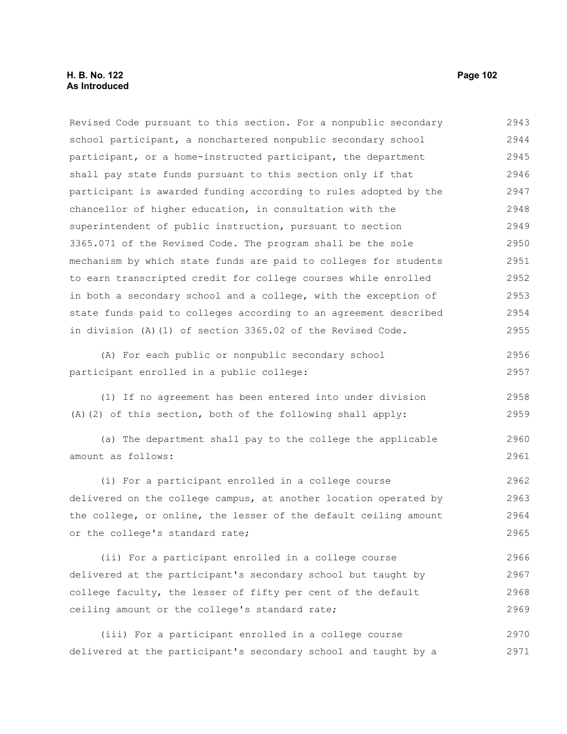Revised Code pursuant to this section. For a nonpublic secondary school participant, a nonchartered nonpublic secondary school participant, or a home-instructed participant, the department shall pay state funds pursuant to this section only if that participant is awarded funding according to rules adopted by the chancellor of higher education, in consultation with the superintendent of public instruction, pursuant to section 3365.071 of the Revised Code. The program shall be the sole mechanism by which state funds are paid to colleges for students to earn transcripted credit for college courses while enrolled in both a secondary school and a college, with the exception of state funds paid to colleges according to an agreement described in division (A)(1) of section 3365.02 of the Revised Code.

(A) For each public or nonpublic secondary school participant enrolled in a public college:

(1) If no agreement has been entered into under division (A)(2) of this section, both of the following shall apply:

(a) The department shall pay to the college the applicable amount as follows:

(i) For a participant enrolled in a college course delivered on the college campus, at another location operated by the college, or online, the lesser of the default ceiling amount or the college's standard rate;

(ii) For a participant enrolled in a college course delivered at the participant's secondary school but taught by college faculty, the lesser of fifty per cent of the default ceiling amount or the college's standard rate;

(iii) For a participant enrolled in a college course delivered at the participant's secondary school and taught by a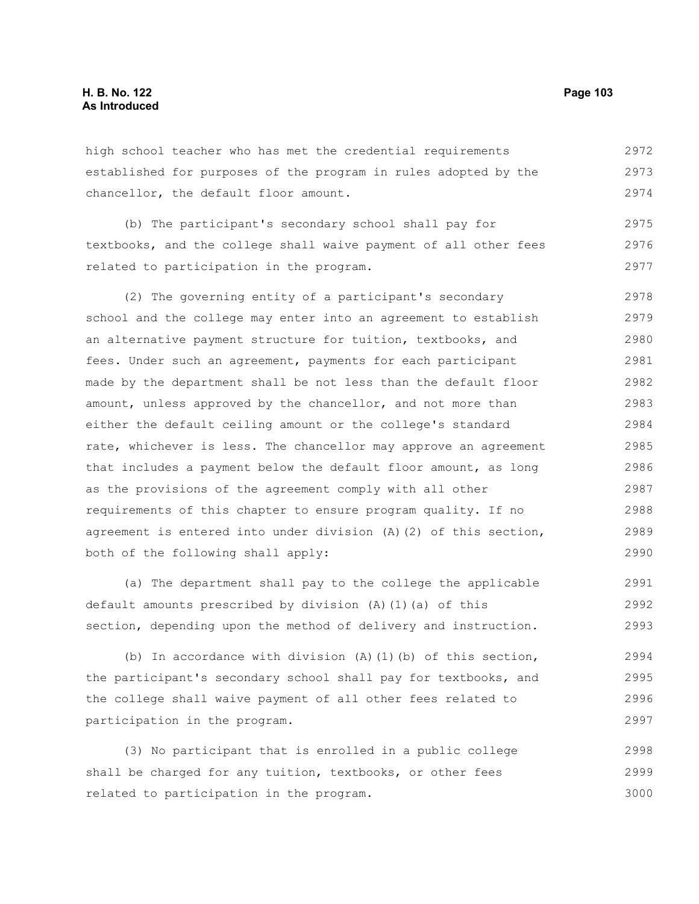high school teacher who has met the credential requirements established for purposes of the program in rules adopted by the chancellor, the default floor amount.

(b) The participant's secondary school shall pay for textbooks, and the college shall waive payment of all other fees related to participation in the program.

(2) The governing entity of a participant's secondary school and the college may enter into an agreement to establish an alternative payment structure for tuition, textbooks, and fees. Under such an agreement, payments for each participant made by the department shall be not less than the default floor amount, unless approved by the chancellor, and not more than either the default ceiling amount or the college's standard rate, whichever is less. The chancellor may approve an agreement that includes a payment below the default floor amount, as long as the provisions of the agreement comply with all other requirements of this chapter to ensure program quality. If no agreement is entered into under division (A)(2) of this section, both of the following shall apply:

(a) The department shall pay to the college the applicable default amounts prescribed by division (A)(1)(a) of this section, depending upon the method of delivery and instruction.

(b) In accordance with division (A)(1)(b) of this section, the participant's secondary school shall pay for textbooks, and the college shall waive payment of all other fees related to participation in the program.

(3) No participant that is enrolled in a public college shall be charged for any tuition, textbooks, or other fees related to participation in the program.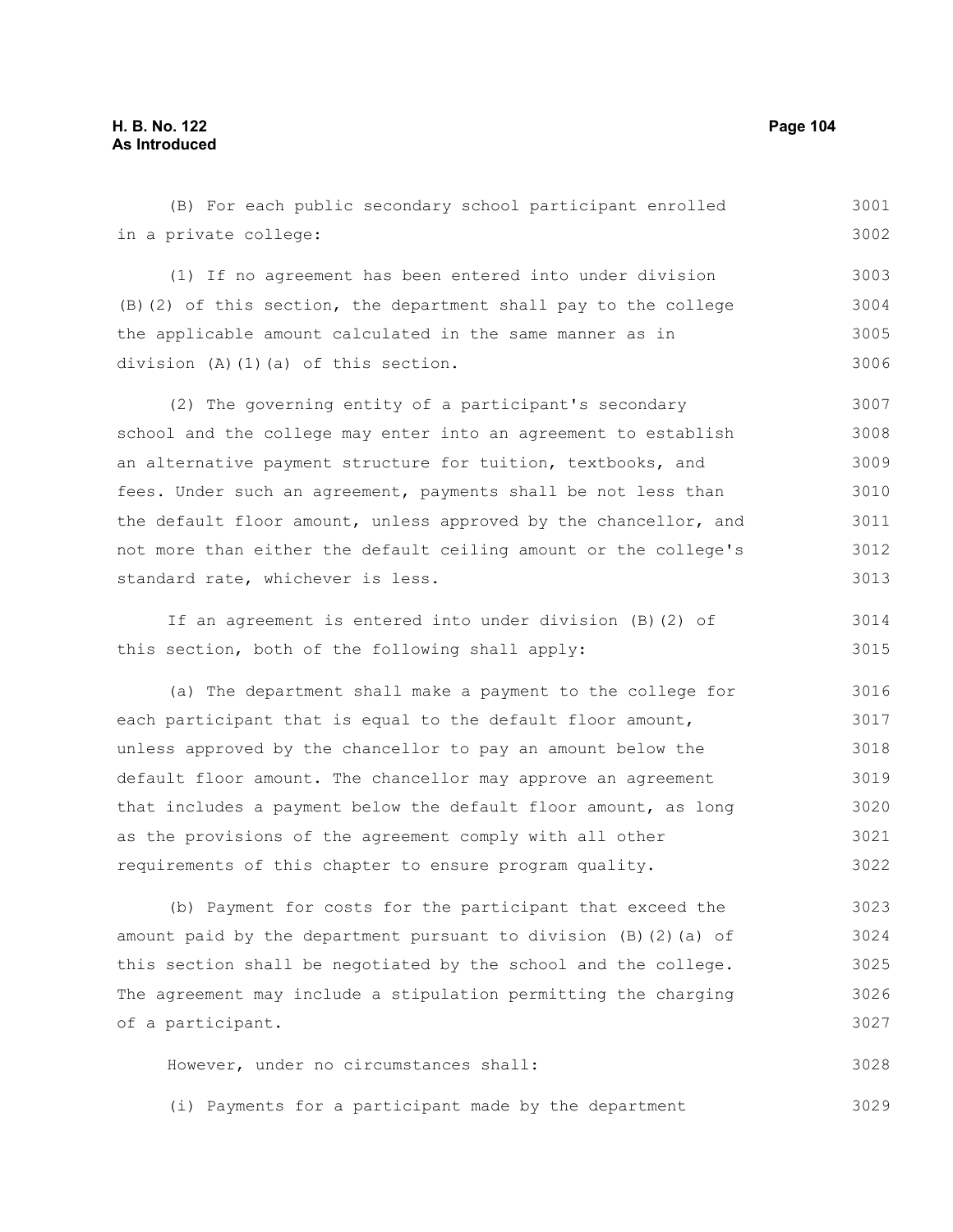(B) For each public secondary school participant enrolled in a private college:

(1) If no agreement has been entered into under division (B)(2) of this section, the department shall pay to the college the applicable amount calculated in the same manner as in division (A)(1)(a) of this section.

(2) The governing entity of a participant's secondary school and the college may enter into an agreement to establish an alternative payment structure for tuition, textbooks, and fees. Under such an agreement, payments shall be not less than the default floor amount, unless approved by the chancellor, and not more than either the default ceiling amount or the college's standard rate, whichever is less.

If an agreement is entered into under division (B)(2) of this section, both of the following shall apply:

(a) The department shall make a payment to the college for each participant that is equal to the default floor amount, unless approved by the chancellor to pay an amount below the default floor amount. The chancellor may approve an agreement that includes a payment below the default floor amount, as long as the provisions of the agreement comply with all other requirements of this chapter to ensure program quality.

(b) Payment for costs for the participant that exceed the amount paid by the department pursuant to division (B)(2)(a) of this section shall be negotiated by the school and the college. The agreement may include a stipulation permitting the charging of a participant.

However, under no circumstances shall:

(i) Payments for a participant made by the department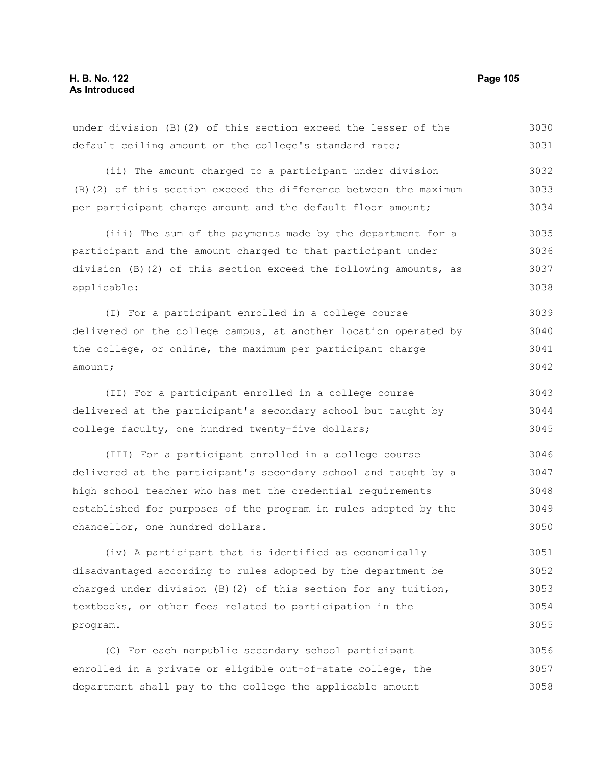under division (B)(2) of this section exceed the lesser of the default ceiling amount or the college's standard rate;

(ii) The amount charged to a participant under division (B)(2) of this section exceed the difference between the maximum per participant charge amount and the default floor amount;

(iii) The sum of the payments made by the department for a participant and the amount charged to that participant under division (B)(2) of this section exceed the following amounts, as applicable:

(I) For a participant enrolled in a college course delivered on the college campus, at another location operated by the college, or online, the maximum per participant charge amount;

(II) For a participant enrolled in a college course delivered at the participant's secondary school but taught by college faculty, one hundred twenty-five dollars;

(III) For a participant enrolled in a college course delivered at the participant's secondary school and taught by a high school teacher who has met the credential requirements established for purposes of the program in rules adopted by the chancellor, one hundred dollars.

(iv) A participant that is identified as economically disadvantaged according to rules adopted by the department be charged under division (B)(2) of this section for any tuition, textbooks, or other fees related to participation in the program.

(C) For each nonpublic secondary school participant enrolled in a private or eligible out-of-state college, the department shall pay to the college the applicable amount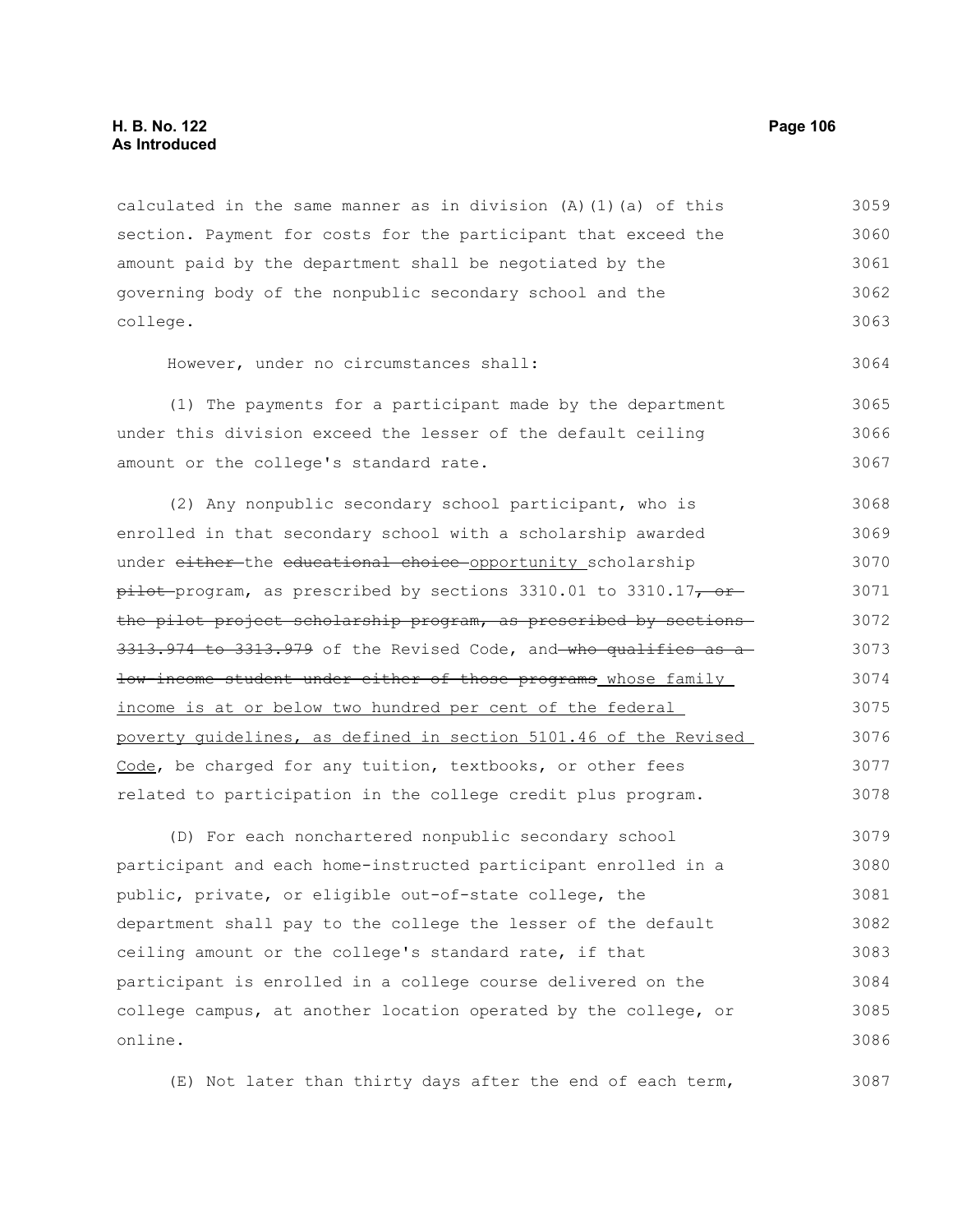calculated in the same manner as in division (A)(1)(a) of this section. Payment for costs for the participant that exceed the amount paid by the department shall be negotiated by the governing body of the nonpublic secondary school and the college.

However, under no circumstances shall:

(1) The payments for a participant made by the department under this division exceed the lesser of the default ceiling amount or the college's standard rate.

(2) Any nonpublic secondary school participant, who is enrolled in that secondary school with a scholarship awarded under ~~either~~ the ~~educational choice~~ opportunity scholarship ~~pilot~~ program, as prescribed by sections 3310.01 to 3310.17~~, or the pilot project scholarship program, as prescribed by sections 3313.974 to 3313.979~~ of the Revised Code, and ~~who qualifies as a low-income student under either of those programs~~ whose family income is at or below two hundred per cent of the federal poverty guidelines, as defined in section 5101.46 of the Revised Code, be charged for any tuition, textbooks, or other fees related to participation in the college credit plus program.

(D) For each nonchartered nonpublic secondary school participant and each home-instructed participant enrolled in a public, private, or eligible out-of-state college, the department shall pay to the college the lesser of the default ceiling amount or the college's standard rate, if that participant is enrolled in a college course delivered on the college campus, at another location operated by the college, or online.

(E) Not later than thirty days after the end of each term,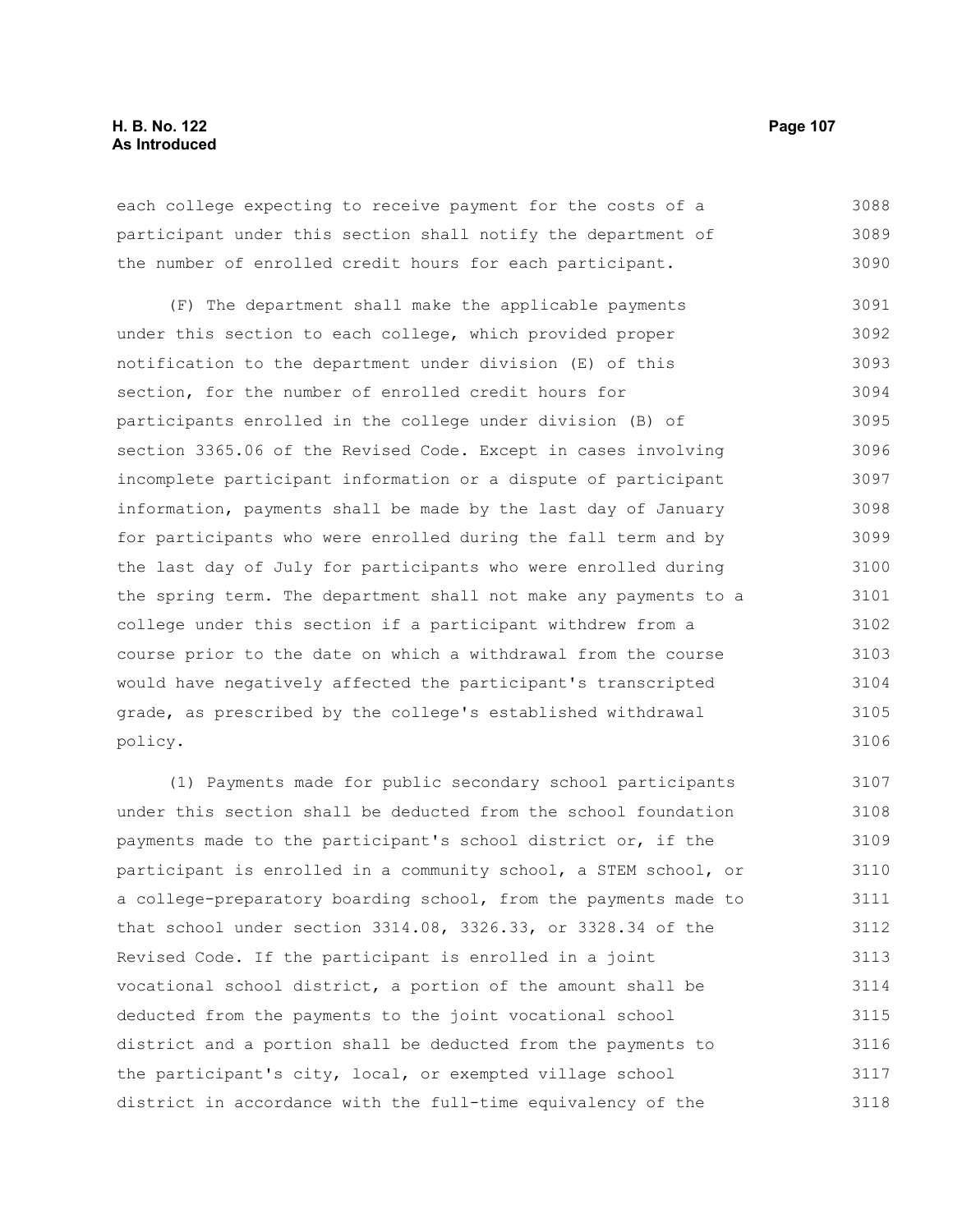each college expecting to receive payment for the costs of a participant under this section shall notify the department of the number of enrolled credit hours for each participant.

(F) The department shall make the applicable payments under this section to each college, which provided proper notification to the department under division (E) of this section, for the number of enrolled credit hours for participants enrolled in the college under division (B) of section 3365.06 of the Revised Code. Except in cases involving incomplete participant information or a dispute of participant information, payments shall be made by the last day of January for participants who were enrolled during the fall term and by the last day of July for participants who were enrolled during the spring term. The department shall not make any payments to a college under this section if a participant withdrew from a course prior to the date on which a withdrawal from the course would have negatively affected the participant's transcripted grade, as prescribed by the college's established withdrawal policy.

(1) Payments made for public secondary school participants under this section shall be deducted from the school foundation payments made to the participant's school district or, if the participant is enrolled in a community school, a STEM school, or a college-preparatory boarding school, from the payments made to that school under section 3314.08, 3326.33, or 3328.34 of the Revised Code. If the participant is enrolled in a joint vocational school district, a portion of the amount shall be deducted from the payments to the joint vocational school district and a portion shall be deducted from the payments to the participant's city, local, or exempted village school district in accordance with the full-time equivalency of the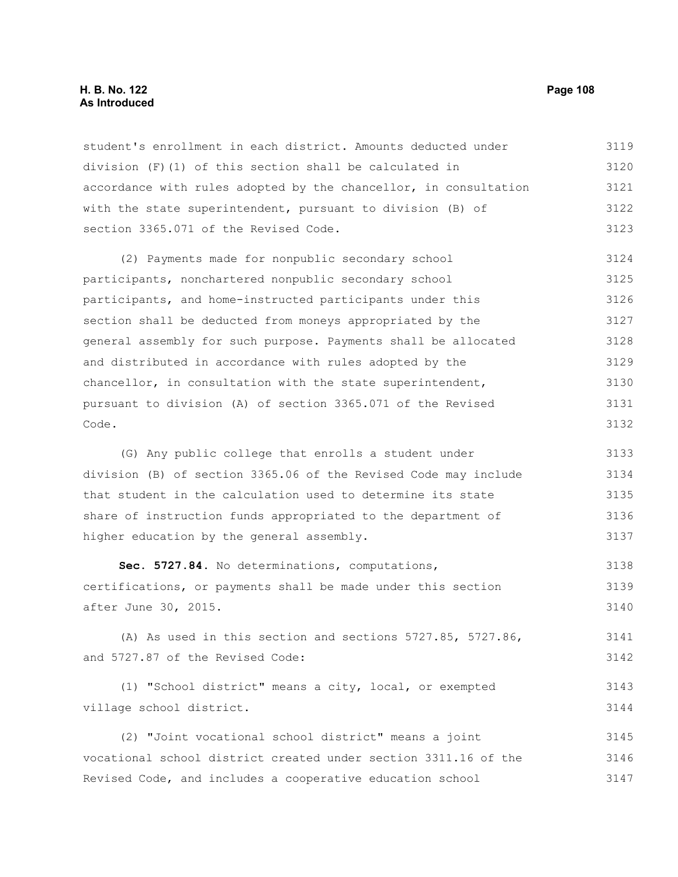student's enrollment in each district. Amounts deducted under division (F)(1) of this section shall be calculated in accordance with rules adopted by the chancellor, in consultation with the state superintendent, pursuant to division (B) of section 3365.071 of the Revised Code.

(2) Payments made for nonpublic secondary school participants, nonchartered nonpublic secondary school participants, and home-instructed participants under this section shall be deducted from moneys appropriated by the general assembly for such purpose. Payments shall be allocated and distributed in accordance with rules adopted by the chancellor, in consultation with the state superintendent, pursuant to division (A) of section 3365.071 of the Revised Code.

(G) Any public college that enrolls a student under division (B) of section 3365.06 of the Revised Code may include that student in the calculation used to determine its state share of instruction funds appropriated to the department of higher education by the general assembly.

**Sec. 5727.84.** No determinations, computations, certifications, or payments shall be made under this section after June 30, 2015.

(A) As used in this section and sections 5727.85, 5727.86, and 5727.87 of the Revised Code:

(1) "School district" means a city, local, or exempted village school district.

(2) "Joint vocational school district" means a joint vocational school district created under section 3311.16 of the Revised Code, and includes a cooperative education school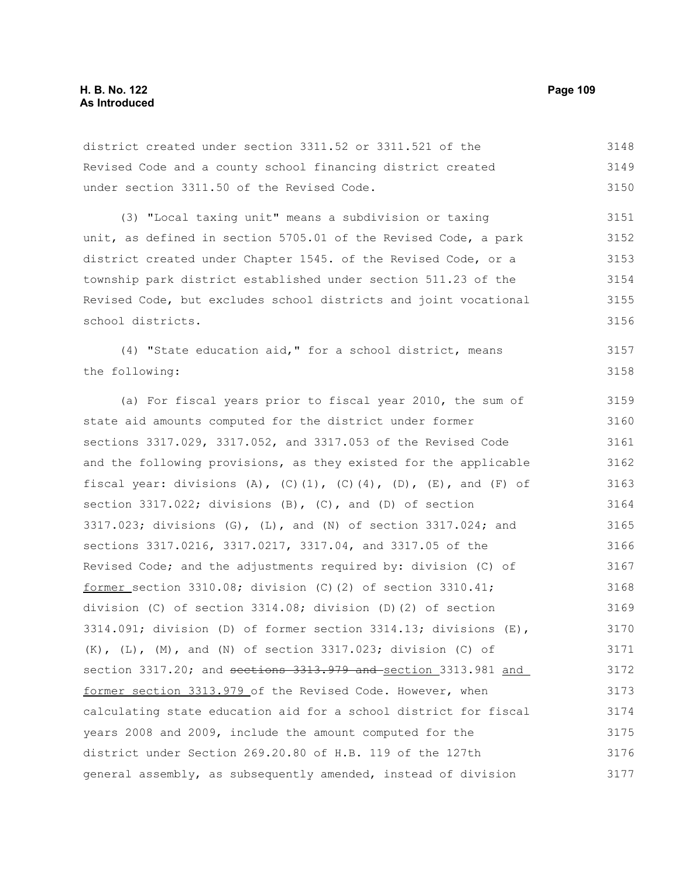district created under section 3311.52 or 3311.521 of the Revised Code and a county school financing district created under section 3311.50 of the Revised Code.

(3) "Local taxing unit" means a subdivision or taxing unit, as defined in section 5705.01 of the Revised Code, a park district created under Chapter 1545. of the Revised Code, or a township park district established under section 511.23 of the Revised Code, but excludes school districts and joint vocational school districts.

(4) "State education aid," for a school district, means the following:

(a) For fiscal years prior to fiscal year 2010, the sum of state aid amounts computed for the district under former sections 3317.029, 3317.052, and 3317.053 of the Revised Code and the following provisions, as they existed for the applicable fiscal year: divisions (A), (C)(1), (C)(4), (D), (E), and (F) of section 3317.022; divisions (B), (C), and (D) of section 3317.023; divisions (G), (L), and (N) of section 3317.024; and sections 3317.0216, 3317.0217, 3317.04, and 3317.05 of the Revised Code; and the adjustments required by: division (C) of former section 3310.08; division (C)(2) of section 3310.41; division (C) of section 3314.08; division (D)(2) of section 3314.091; division (D) of former section 3314.13; divisions (E), (K), (L), (M), and (N) of section 3317.023; division (C) of section 3317.20; and ~~sections 3313.979 and~~ section 3313.981 and former section 3313.979 of the Revised Code. However, when calculating state education aid for a school district for fiscal years 2008 and 2009, include the amount computed for the district under Section 269.20.80 of H.B. 119 of the 127th general assembly, as subsequently amended, instead of division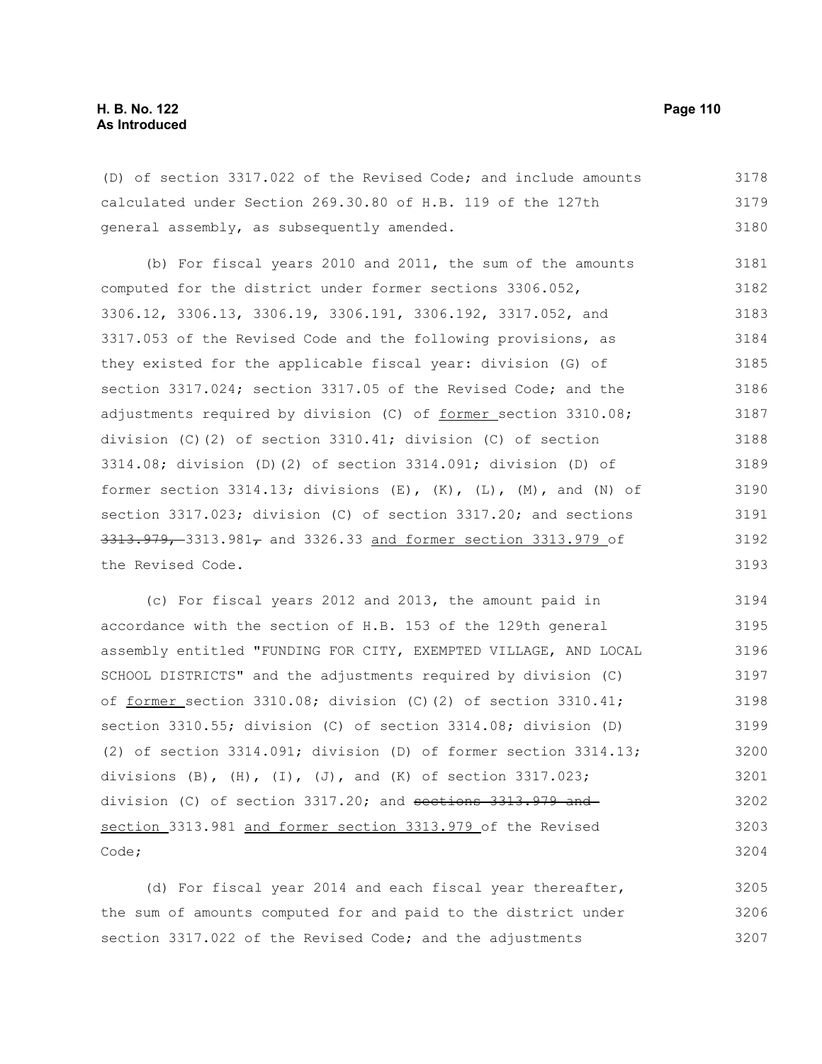(D) of section 3317.022 of the Revised Code; and include amounts calculated under Section 269.30.80 of H.B. 119 of the 127th general assembly, as subsequently amended.

(b) For fiscal years 2010 and 2011, the sum of the amounts computed for the district under former sections 3306.052, 3306.12, 3306.13, 3306.19, 3306.191, 3306.192, 3317.052, and 3317.053 of the Revised Code and the following provisions, as they existed for the applicable fiscal year: division (G) of section 3317.024; section 3317.05 of the Revised Code; and the adjustments required by division (C) of <u>former </u>section 3310.08; division (C)(2) of section 3310.41; division (C) of section 3314.08; division (D)(2) of section 3314.091; division (D) of former section 3314.13; divisions (E), (K), (L), (M), and (N) of section 3317.023; division (C) of section 3317.20; and sections ~~3313.979,~~ 3313.981~~,~~ and 3326.33 <u>and former section 3313.979 </u>of the Revised Code.

(c) For fiscal years 2012 and 2013, the amount paid in accordance with the section of H.B. 153 of the 129th general assembly entitled "FUNDING FOR CITY, EXEMPTED VILLAGE, AND LOCAL SCHOOL DISTRICTS" and the adjustments required by division (C) of <u>former </u>section 3310.08; division (C)(2) of section 3310.41; section 3310.55; division (C) of section 3314.08; division (D)(2) of section 3314.091; division (D) of former section 3314.13; divisions (B), (H), (I), (J), and (K) of section 3317.023; division (C) of section 3317.20; and ~~sections 3313.979 and~~ <u>section </u>3313.981 <u>and former section 3313.979 </u>of the Revised Code;

(d) For fiscal year 2014 and each fiscal year thereafter, the sum of amounts computed for and paid to the district under section 3317.022 of the Revised Code; and the adjustments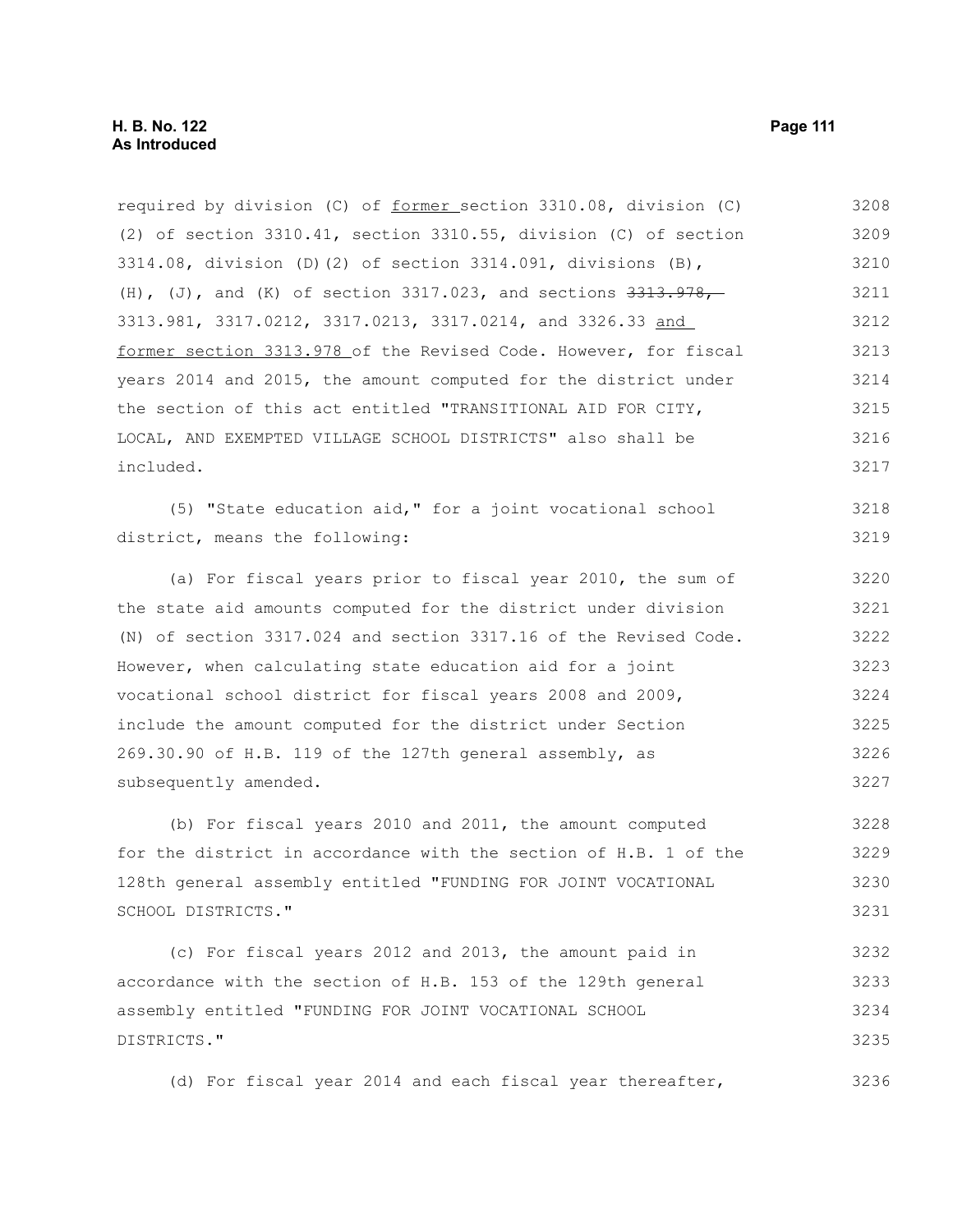required by division (C) of former section 3310.08, division (C)(2) of section 3310.41, section 3310.55, division (C) of section 3314.08, division (D)(2) of section 3314.091, divisions (B), (H), (J), and (K) of section 3317.023, and sections ~~3313.978,~~ 3313.981, 3317.0212, 3317.0213, 3317.0214, and 3326.33 and former section 3313.978 of the Revised Code. However, for fiscal years 2014 and 2015, the amount computed for the district under the section of this act entitled "TRANSITIONAL AID FOR CITY, LOCAL, AND EXEMPTED VILLAGE SCHOOL DISTRICTS" also shall be included.

(5) "State education aid," for a joint vocational school district, means the following:

(a) For fiscal years prior to fiscal year 2010, the sum of the state aid amounts computed for the district under division (N) of section 3317.024 and section 3317.16 of the Revised Code. However, when calculating state education aid for a joint vocational school district for fiscal years 2008 and 2009, include the amount computed for the district under Section 269.30.90 of H.B. 119 of the 127th general assembly, as subsequently amended.

(b) For fiscal years 2010 and 2011, the amount computed for the district in accordance with the section of H.B. 1 of the 128th general assembly entitled "FUNDING FOR JOINT VOCATIONAL SCHOOL DISTRICTS."

(c) For fiscal years 2012 and 2013, the amount paid in accordance with the section of H.B. 153 of the 129th general assembly entitled "FUNDING FOR JOINT VOCATIONAL SCHOOL DISTRICTS."

(d) For fiscal year 2014 and each fiscal year thereafter,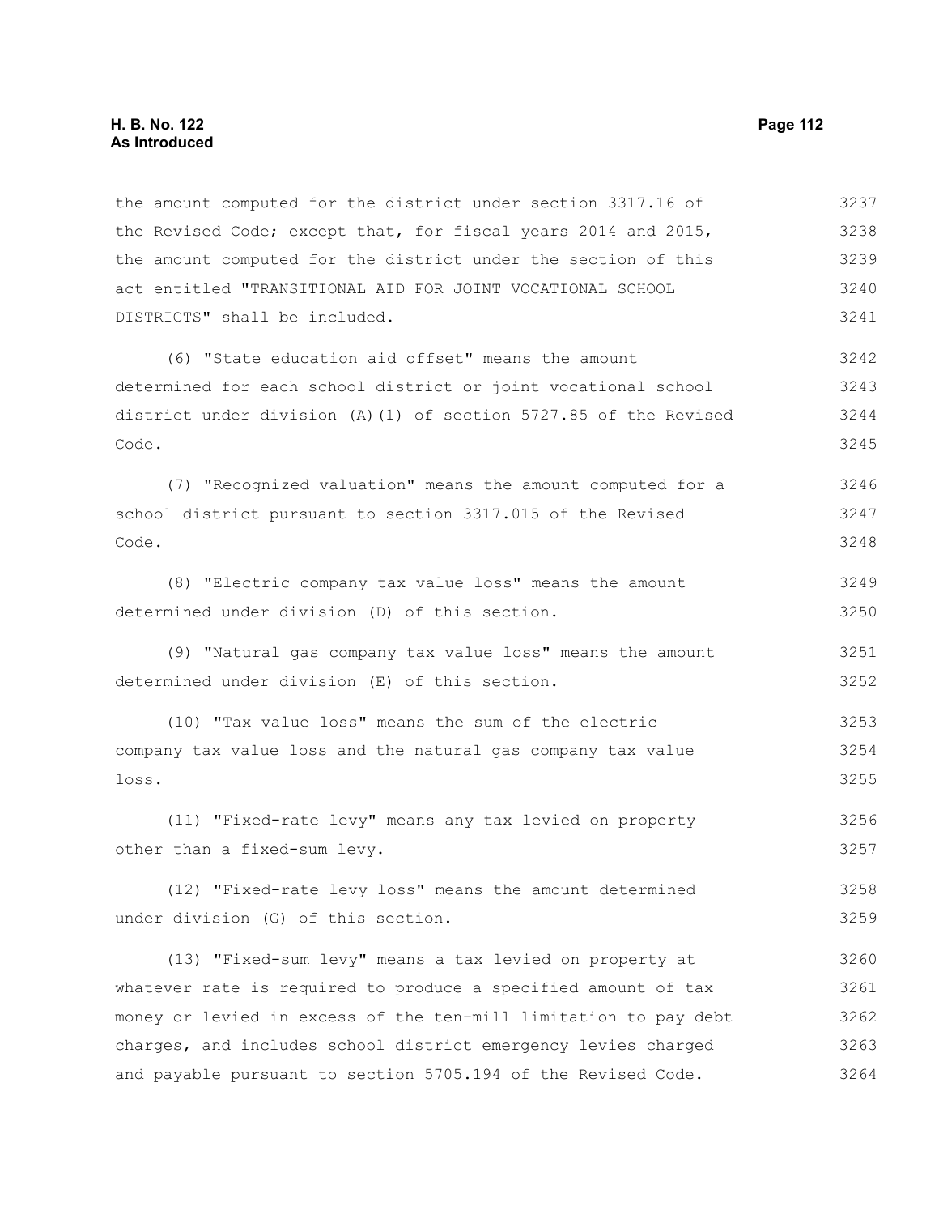the amount computed for the district under section 3317.16 of the Revised Code; except that, for fiscal years 2014 and 2015, the amount computed for the district under the section of this act entitled "TRANSITIONAL AID FOR JOINT VOCATIONAL SCHOOL DISTRICTS" shall be included.

(6) "State education aid offset" means the amount determined for each school district or joint vocational school district under division (A)(1) of section 5727.85 of the Revised Code.

(7) "Recognized valuation" means the amount computed for a school district pursuant to section 3317.015 of the Revised Code.

(8) "Electric company tax value loss" means the amount determined under division (D) of this section.

(9) "Natural gas company tax value loss" means the amount determined under division (E) of this section.

(10) "Tax value loss" means the sum of the electric company tax value loss and the natural gas company tax value loss.

(11) "Fixed-rate levy" means any tax levied on property other than a fixed-sum levy.

(12) "Fixed-rate levy loss" means the amount determined under division (G) of this section.

(13) "Fixed-sum levy" means a tax levied on property at whatever rate is required to produce a specified amount of tax money or levied in excess of the ten-mill limitation to pay debt charges, and includes school district emergency levies charged and payable pursuant to section 5705.194 of the Revised Code.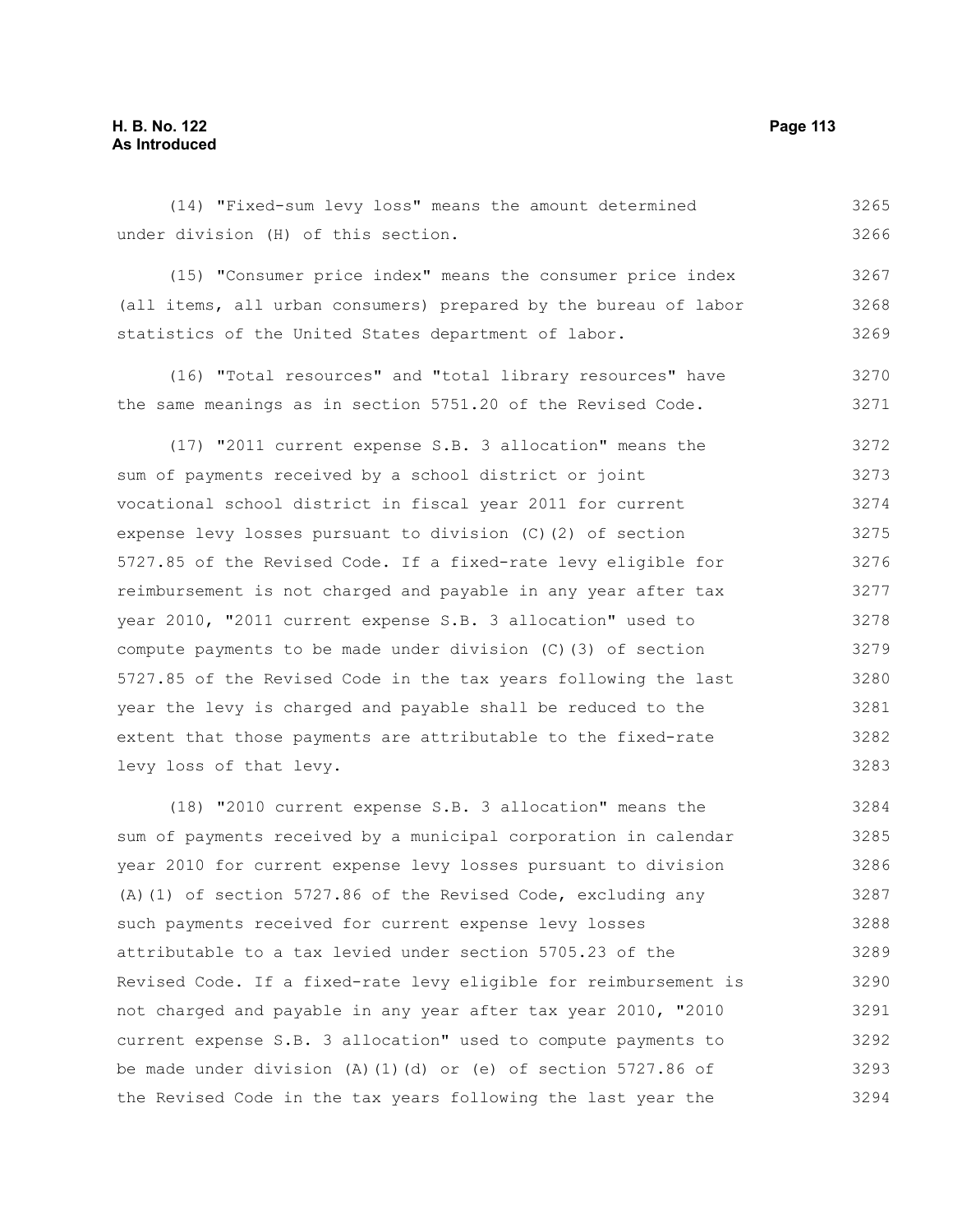(14) "Fixed-sum levy loss" means the amount determined under division (H) of this section.

(15) "Consumer price index" means the consumer price index (all items, all urban consumers) prepared by the bureau of labor statistics of the United States department of labor.

(16) "Total resources" and "total library resources" have the same meanings as in section 5751.20 of the Revised Code.

(17) "2011 current expense S.B. 3 allocation" means the sum of payments received by a school district or joint vocational school district in fiscal year 2011 for current expense levy losses pursuant to division (C)(2) of section 5727.85 of the Revised Code. If a fixed-rate levy eligible for reimbursement is not charged and payable in any year after tax year 2010, "2011 current expense S.B. 3 allocation" used to compute payments to be made under division (C)(3) of section 5727.85 of the Revised Code in the tax years following the last year the levy is charged and payable shall be reduced to the extent that those payments are attributable to the fixed-rate levy loss of that levy.

(18) "2010 current expense S.B. 3 allocation" means the sum of payments received by a municipal corporation in calendar year 2010 for current expense levy losses pursuant to division (A)(1) of section 5727.86 of the Revised Code, excluding any such payments received for current expense levy losses attributable to a tax levied under section 5705.23 of the Revised Code. If a fixed-rate levy eligible for reimbursement is not charged and payable in any year after tax year 2010, "2010 current expense S.B. 3 allocation" used to compute payments to be made under division (A)(1)(d) or (e) of section 5727.86 of the Revised Code in the tax years following the last year the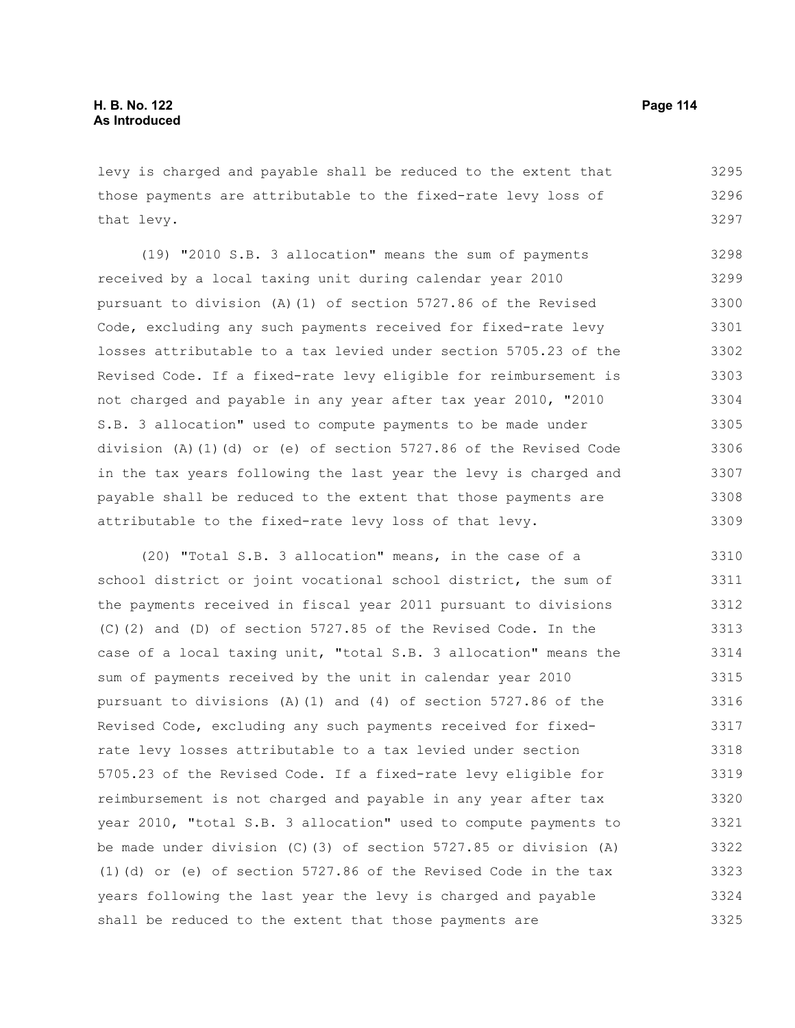levy is charged and payable shall be reduced to the extent that those payments are attributable to the fixed-rate levy loss of that levy.

(19) "2010 S.B. 3 allocation" means the sum of payments received by a local taxing unit during calendar year 2010 pursuant to division (A)(1) of section 5727.86 of the Revised Code, excluding any such payments received for fixed-rate levy losses attributable to a tax levied under section 5705.23 of the Revised Code. If a fixed-rate levy eligible for reimbursement is not charged and payable in any year after tax year 2010, "2010 S.B. 3 allocation" used to compute payments to be made under division (A)(1)(d) or (e) of section 5727.86 of the Revised Code in the tax years following the last year the levy is charged and payable shall be reduced to the extent that those payments are attributable to the fixed-rate levy loss of that levy.

(20) "Total S.B. 3 allocation" means, in the case of a school district or joint vocational school district, the sum of the payments received in fiscal year 2011 pursuant to divisions (C)(2) and (D) of section 5727.85 of the Revised Code. In the case of a local taxing unit, "total S.B. 3 allocation" means the sum of payments received by the unit in calendar year 2010 pursuant to divisions (A)(1) and (4) of section 5727.86 of the Revised Code, excluding any such payments received for fixed-rate levy losses attributable to a tax levied under section 5705.23 of the Revised Code. If a fixed-rate levy eligible for reimbursement is not charged and payable in any year after tax year 2010, "total S.B. 3 allocation" used to compute payments to be made under division (C)(3) of section 5727.85 or division (A)(1)(d) or (e) of section 5727.86 of the Revised Code in the tax years following the last year the levy is charged and payable shall be reduced to the extent that those payments are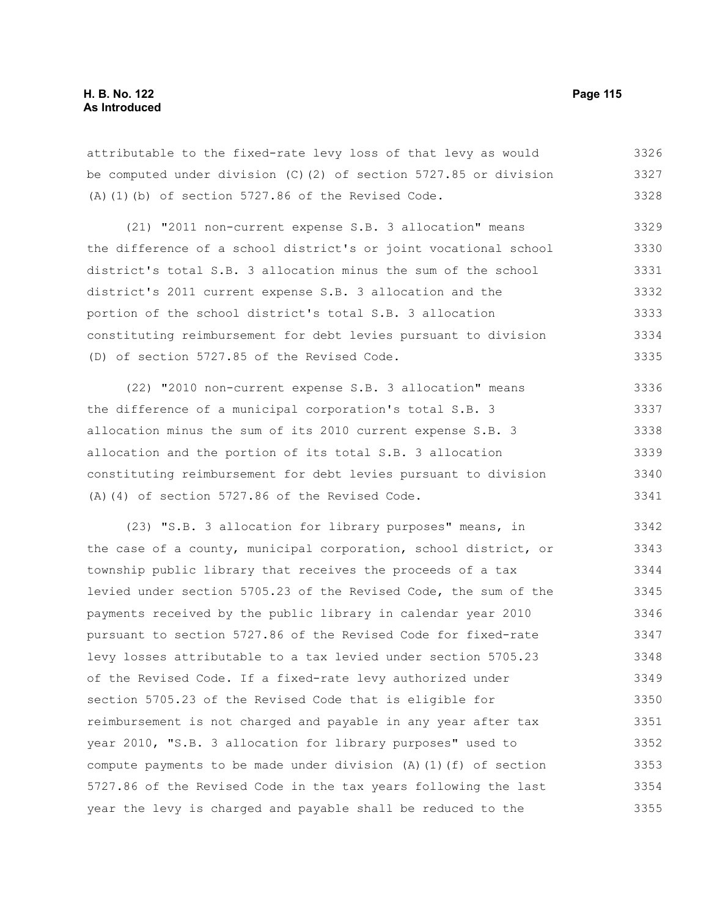attributable to the fixed-rate levy loss of that levy as would be computed under division (C)(2) of section 5727.85 or division (A)(1)(b) of section 5727.86 of the Revised Code.

(21) "2011 non-current expense S.B. 3 allocation" means the difference of a school district's or joint vocational school district's total S.B. 3 allocation minus the sum of the school district's 2011 current expense S.B. 3 allocation and the portion of the school district's total S.B. 3 allocation constituting reimbursement for debt levies pursuant to division (D) of section 5727.85 of the Revised Code.

(22) "2010 non-current expense S.B. 3 allocation" means the difference of a municipal corporation's total S.B. 3 allocation minus the sum of its 2010 current expense S.B. 3 allocation and the portion of its total S.B. 3 allocation constituting reimbursement for debt levies pursuant to division (A)(4) of section 5727.86 of the Revised Code.

(23) "S.B. 3 allocation for library purposes" means, in the case of a county, municipal corporation, school district, or township public library that receives the proceeds of a tax levied under section 5705.23 of the Revised Code, the sum of the payments received by the public library in calendar year 2010 pursuant to section 5727.86 of the Revised Code for fixed-rate levy losses attributable to a tax levied under section 5705.23 of the Revised Code. If a fixed-rate levy authorized under section 5705.23 of the Revised Code that is eligible for reimbursement is not charged and payable in any year after tax year 2010, "S.B. 3 allocation for library purposes" used to compute payments to be made under division (A)(1)(f) of section 5727.86 of the Revised Code in the tax years following the last year the levy is charged and payable shall be reduced to the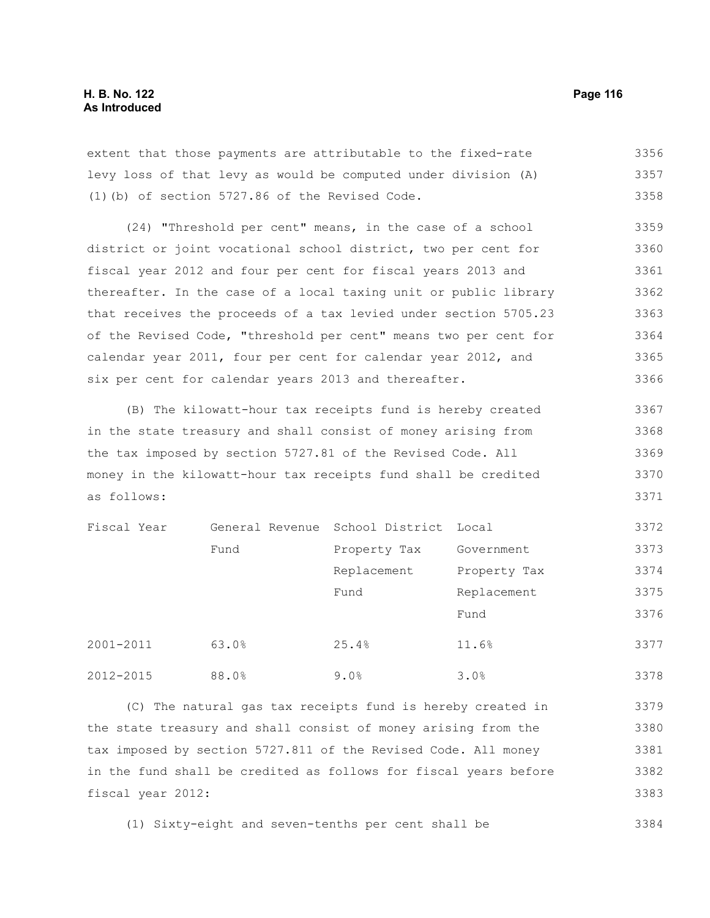extent that those payments are attributable to the fixed-rate levy loss of that levy as would be computed under division (A)(1)(b) of section 5727.86 of the Revised Code.

(24) "Threshold per cent" means, in the case of a school district or joint vocational school district, two per cent for fiscal year 2012 and four per cent for fiscal years 2013 and thereafter. In the case of a local taxing unit or public library that receives the proceeds of a tax levied under section 5705.23 of the Revised Code, "threshold per cent" means two per cent for calendar year 2011, four per cent for calendar year 2012, and six per cent for calendar years 2013 and thereafter.

(B) The kilowatt-hour tax receipts fund is hereby created in the state treasury and shall consist of money arising from the tax imposed by section 5727.81 of the Revised Code. All money in the kilowatt-hour tax receipts fund shall be credited as follows:

| Fiscal Year | General Revenue Fund | School District Property Tax Replacement Fund | Local Government Property Tax Replacement Fund |
|---|---|---|---|
| 2001-2011 | 63.0% | 25.4% | 11.6% |
| 2012-2015 | 88.0% | 9.0% | 3.0% |

(C) The natural gas tax receipts fund is hereby created in the state treasury and shall consist of money arising from the tax imposed by section 5727.811 of the Revised Code. All money in the fund shall be credited as follows for fiscal years before fiscal year 2012:

(1) Sixty-eight and seven-tenths per cent shall be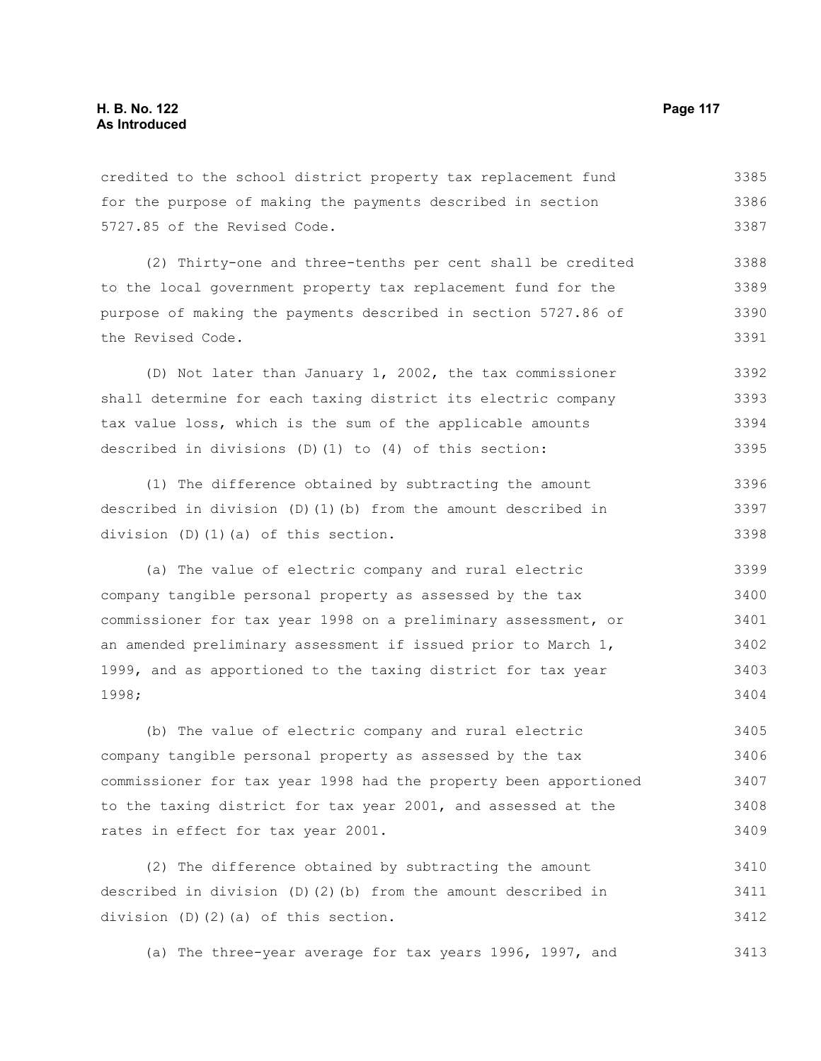credited to the school district property tax replacement fund for the purpose of making the payments described in section 5727.85 of the Revised Code.

(2) Thirty-one and three-tenths per cent shall be credited to the local government property tax replacement fund for the purpose of making the payments described in section 5727.86 of the Revised Code.

(D) Not later than January 1, 2002, the tax commissioner shall determine for each taxing district its electric company tax value loss, which is the sum of the applicable amounts described in divisions (D)(1) to (4) of this section:

(1) The difference obtained by subtracting the amount described in division (D)(1)(b) from the amount described in division (D)(1)(a) of this section.

(a) The value of electric company and rural electric company tangible personal property as assessed by the tax commissioner for tax year 1998 on a preliminary assessment, or an amended preliminary assessment if issued prior to March 1, 1999, and as apportioned to the taxing district for tax year 1998;

(b) The value of electric company and rural electric company tangible personal property as assessed by the tax commissioner for tax year 1998 had the property been apportioned to the taxing district for tax year 2001, and assessed at the rates in effect for tax year 2001.

(2) The difference obtained by subtracting the amount described in division (D)(2)(b) from the amount described in division (D)(2)(a) of this section.

(a) The three-year average for tax years 1996, 1997, and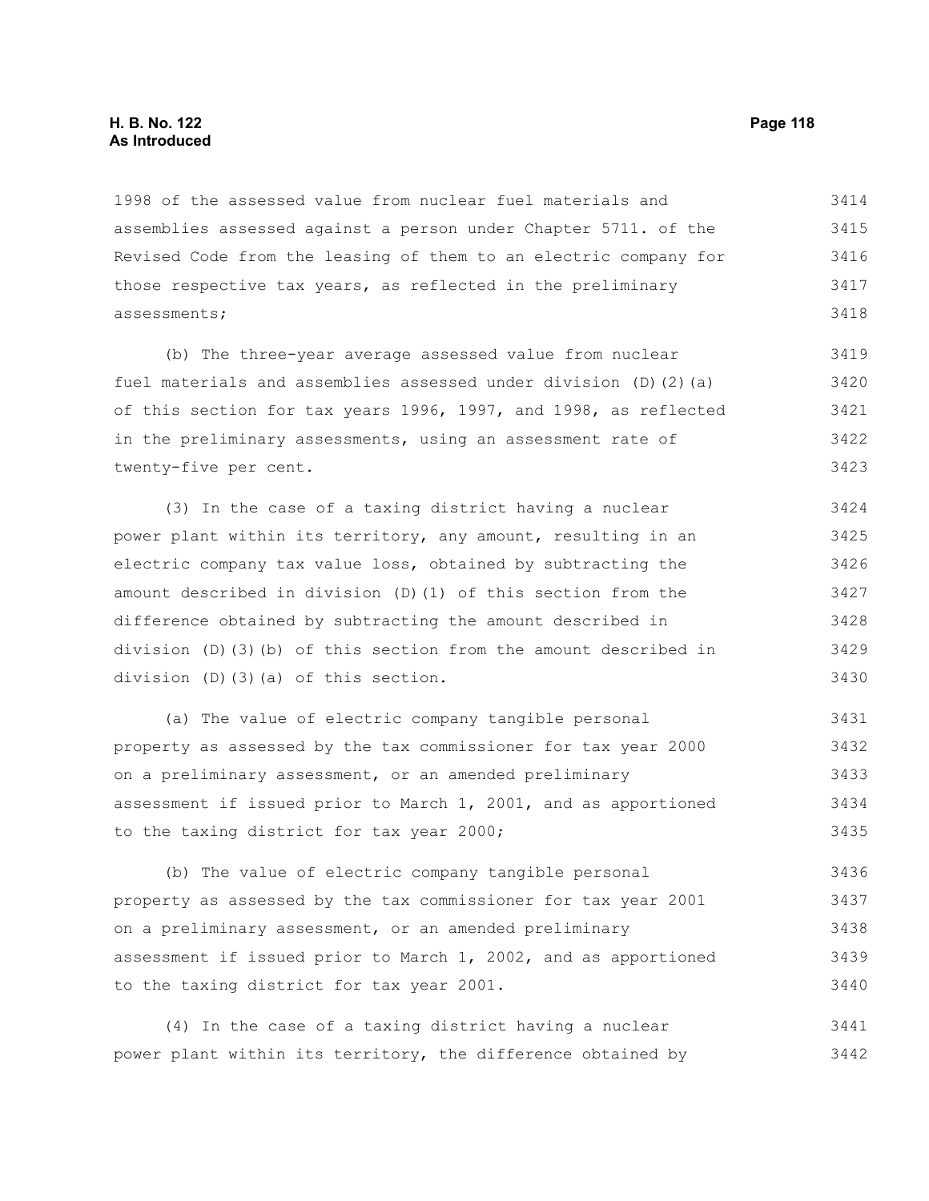1998 of the assessed value from nuclear fuel materials and assemblies assessed against a person under Chapter 5711. of the Revised Code from the leasing of them to an electric company for those respective tax years, as reflected in the preliminary assessments;

(b) The three-year average assessed value from nuclear fuel materials and assemblies assessed under division (D)(2)(a) of this section for tax years 1996, 1997, and 1998, as reflected in the preliminary assessments, using an assessment rate of twenty-five per cent.

(3) In the case of a taxing district having a nuclear power plant within its territory, any amount, resulting in an electric company tax value loss, obtained by subtracting the amount described in division (D)(1) of this section from the difference obtained by subtracting the amount described in division (D)(3)(b) of this section from the amount described in division (D)(3)(a) of this section.

(a) The value of electric company tangible personal property as assessed by the tax commissioner for tax year 2000 on a preliminary assessment, or an amended preliminary assessment if issued prior to March 1, 2001, and as apportioned to the taxing district for tax year 2000;

(b) The value of electric company tangible personal property as assessed by the tax commissioner for tax year 2001 on a preliminary assessment, or an amended preliminary assessment if issued prior to March 1, 2002, and as apportioned to the taxing district for tax year 2001.

(4) In the case of a taxing district having a nuclear power plant within its territory, the difference obtained by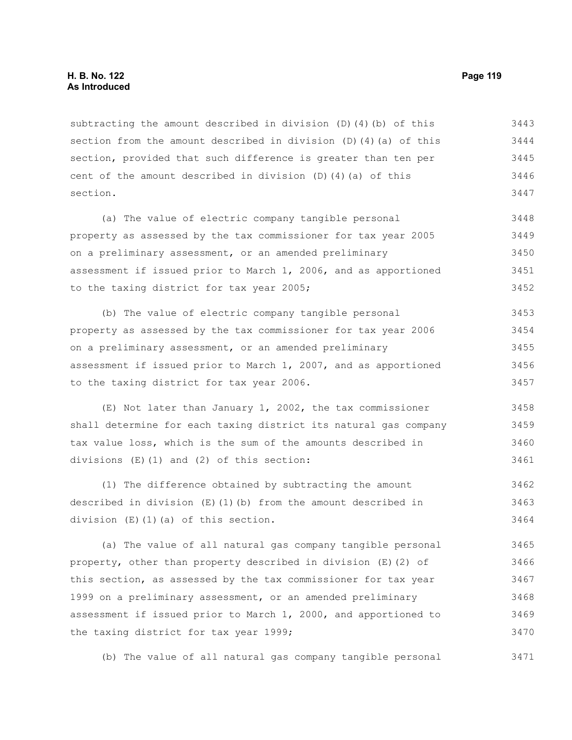subtracting the amount described in division (D)(4)(b) of this section from the amount described in division (D)(4)(a) of this section, provided that such difference is greater than ten per cent of the amount described in division (D)(4)(a) of this section.

(a) The value of electric company tangible personal property as assessed by the tax commissioner for tax year 2005 on a preliminary assessment, or an amended preliminary assessment if issued prior to March 1, 2006, and as apportioned to the taxing district for tax year 2005;

(b) The value of electric company tangible personal property as assessed by the tax commissioner for tax year 2006 on a preliminary assessment, or an amended preliminary assessment if issued prior to March 1, 2007, and as apportioned to the taxing district for tax year 2006.

(E) Not later than January 1, 2002, the tax commissioner shall determine for each taxing district its natural gas company tax value loss, which is the sum of the amounts described in divisions (E)(1) and (2) of this section:

(1) The difference obtained by subtracting the amount described in division (E)(1)(b) from the amount described in division (E)(1)(a) of this section.

(a) The value of all natural gas company tangible personal property, other than property described in division (E)(2) of this section, as assessed by the tax commissioner for tax year 1999 on a preliminary assessment, or an amended preliminary assessment if issued prior to March 1, 2000, and apportioned to the taxing district for tax year 1999;

(b) The value of all natural gas company tangible personal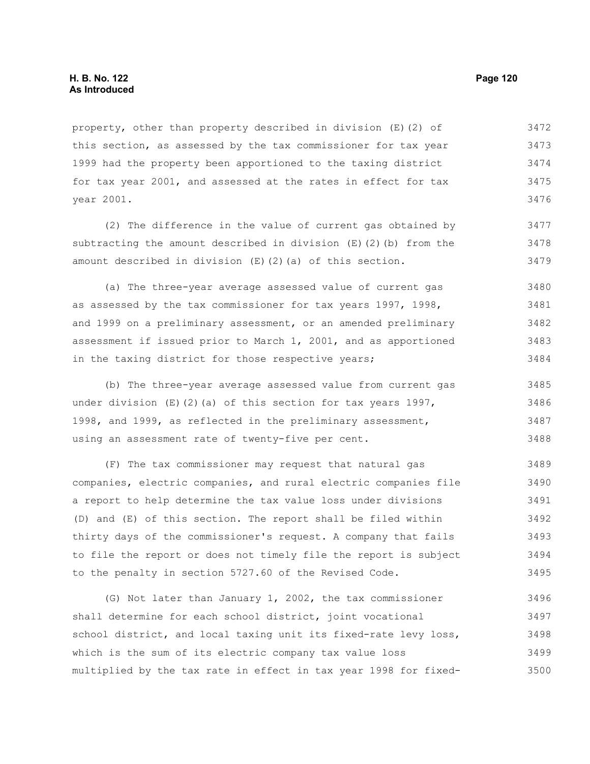property, other than property described in division (E)(2) of this section, as assessed by the tax commissioner for tax year 1999 had the property been apportioned to the taxing district for tax year 2001, and assessed at the rates in effect for tax year 2001.

(2) The difference in the value of current gas obtained by subtracting the amount described in division (E)(2)(b) from the amount described in division (E)(2)(a) of this section.

(a) The three-year average assessed value of current gas as assessed by the tax commissioner for tax years 1997, 1998, and 1999 on a preliminary assessment, or an amended preliminary assessment if issued prior to March 1, 2001, and as apportioned in the taxing district for those respective years;

(b) The three-year average assessed value from current gas under division (E)(2)(a) of this section for tax years 1997, 1998, and 1999, as reflected in the preliminary assessment, using an assessment rate of twenty-five per cent.

(F) The tax commissioner may request that natural gas companies, electric companies, and rural electric companies file a report to help determine the tax value loss under divisions (D) and (E) of this section. The report shall be filed within thirty days of the commissioner's request. A company that fails to file the report or does not timely file the report is subject to the penalty in section 5727.60 of the Revised Code.

(G) Not later than January 1, 2002, the tax commissioner shall determine for each school district, joint vocational school district, and local taxing unit its fixed-rate levy loss, which is the sum of its electric company tax value loss multiplied by the tax rate in effect in tax year 1998 for fixed-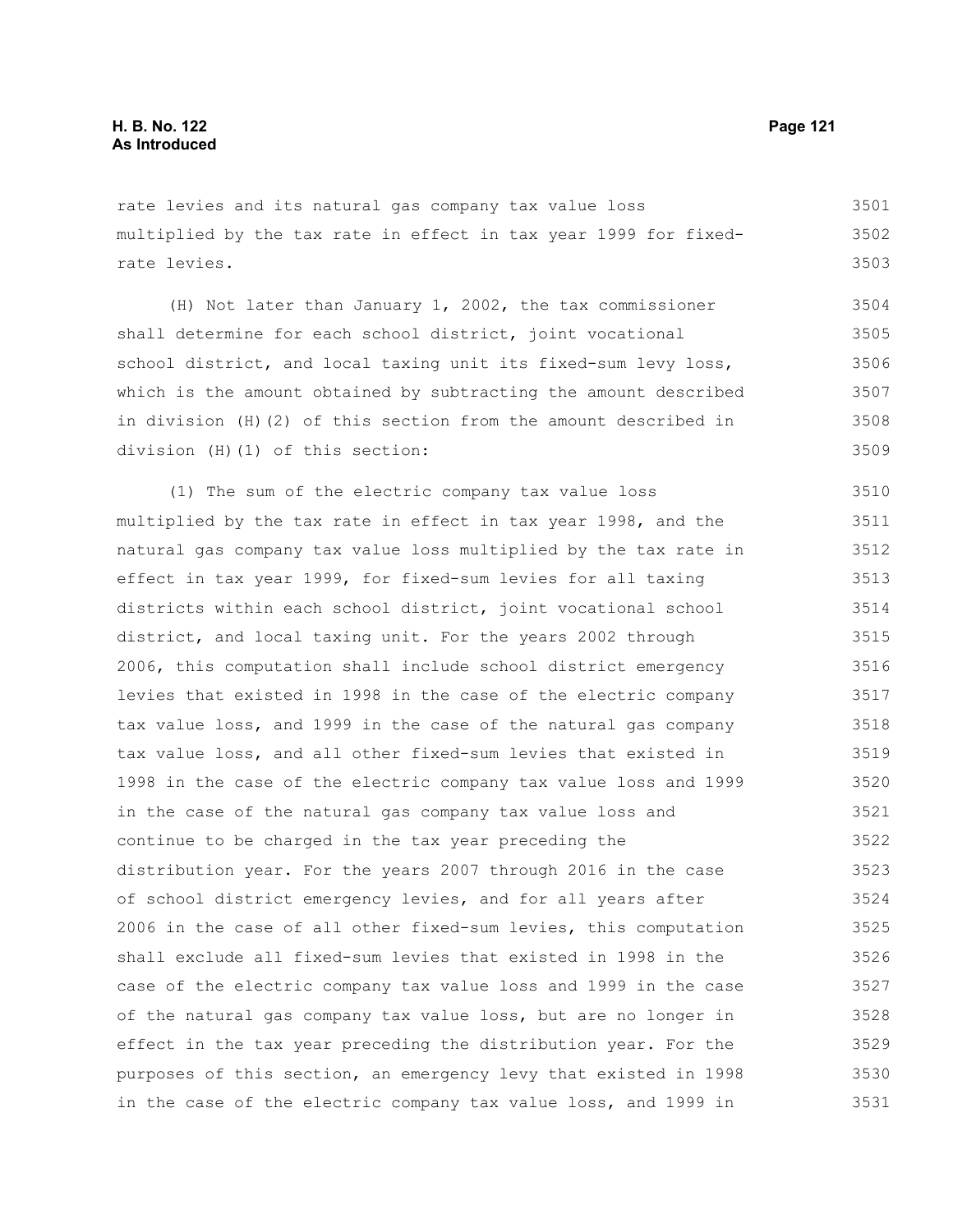rate levies and its natural gas company tax value loss multiplied by the tax rate in effect in tax year 1999 for fixed-rate levies.

(H) Not later than January 1, 2002, the tax commissioner shall determine for each school district, joint vocational school district, and local taxing unit its fixed-sum levy loss, which is the amount obtained by subtracting the amount described in division (H)(2) of this section from the amount described in division (H)(1) of this section:

(1) The sum of the electric company tax value loss multiplied by the tax rate in effect in tax year 1998, and the natural gas company tax value loss multiplied by the tax rate in effect in tax year 1999, for fixed-sum levies for all taxing districts within each school district, joint vocational school district, and local taxing unit. For the years 2002 through 2006, this computation shall include school district emergency levies that existed in 1998 in the case of the electric company tax value loss, and 1999 in the case of the natural gas company tax value loss, and all other fixed-sum levies that existed in 1998 in the case of the electric company tax value loss and 1999 in the case of the natural gas company tax value loss and continue to be charged in the tax year preceding the distribution year. For the years 2007 through 2016 in the case of school district emergency levies, and for all years after 2006 in the case of all other fixed-sum levies, this computation shall exclude all fixed-sum levies that existed in 1998 in the case of the electric company tax value loss and 1999 in the case of the natural gas company tax value loss, but are no longer in effect in the tax year preceding the distribution year. For the purposes of this section, an emergency levy that existed in 1998 in the case of the electric company tax value loss, and 1999 in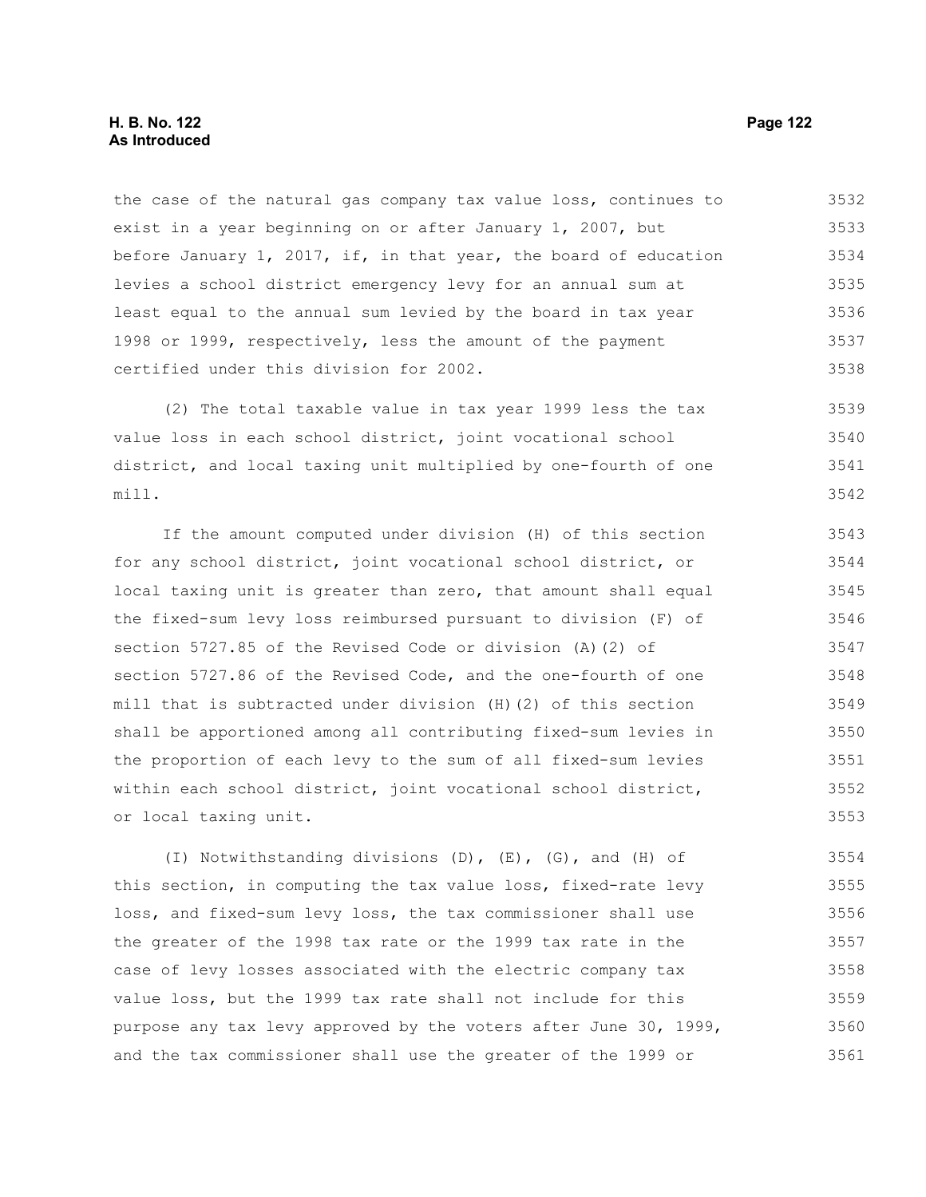the case of the natural gas company tax value loss, continues to exist in a year beginning on or after January 1, 2007, but before January 1, 2017, if, in that year, the board of education levies a school district emergency levy for an annual sum at least equal to the annual sum levied by the board in tax year 1998 or 1999, respectively, less the amount of the payment certified under this division for 2002.

(2) The total taxable value in tax year 1999 less the tax value loss in each school district, joint vocational school district, and local taxing unit multiplied by one-fourth of one mill.

If the amount computed under division (H) of this section for any school district, joint vocational school district, or local taxing unit is greater than zero, that amount shall equal the fixed-sum levy loss reimbursed pursuant to division (F) of section 5727.85 of the Revised Code or division (A)(2) of section 5727.86 of the Revised Code, and the one-fourth of one mill that is subtracted under division (H)(2) of this section shall be apportioned among all contributing fixed-sum levies in the proportion of each levy to the sum of all fixed-sum levies within each school district, joint vocational school district, or local taxing unit.

(I) Notwithstanding divisions (D), (E), (G), and (H) of this section, in computing the tax value loss, fixed-rate levy loss, and fixed-sum levy loss, the tax commissioner shall use the greater of the 1998 tax rate or the 1999 tax rate in the case of levy losses associated with the electric company tax value loss, but the 1999 tax rate shall not include for this purpose any tax levy approved by the voters after June 30, 1999, and the tax commissioner shall use the greater of the 1999 or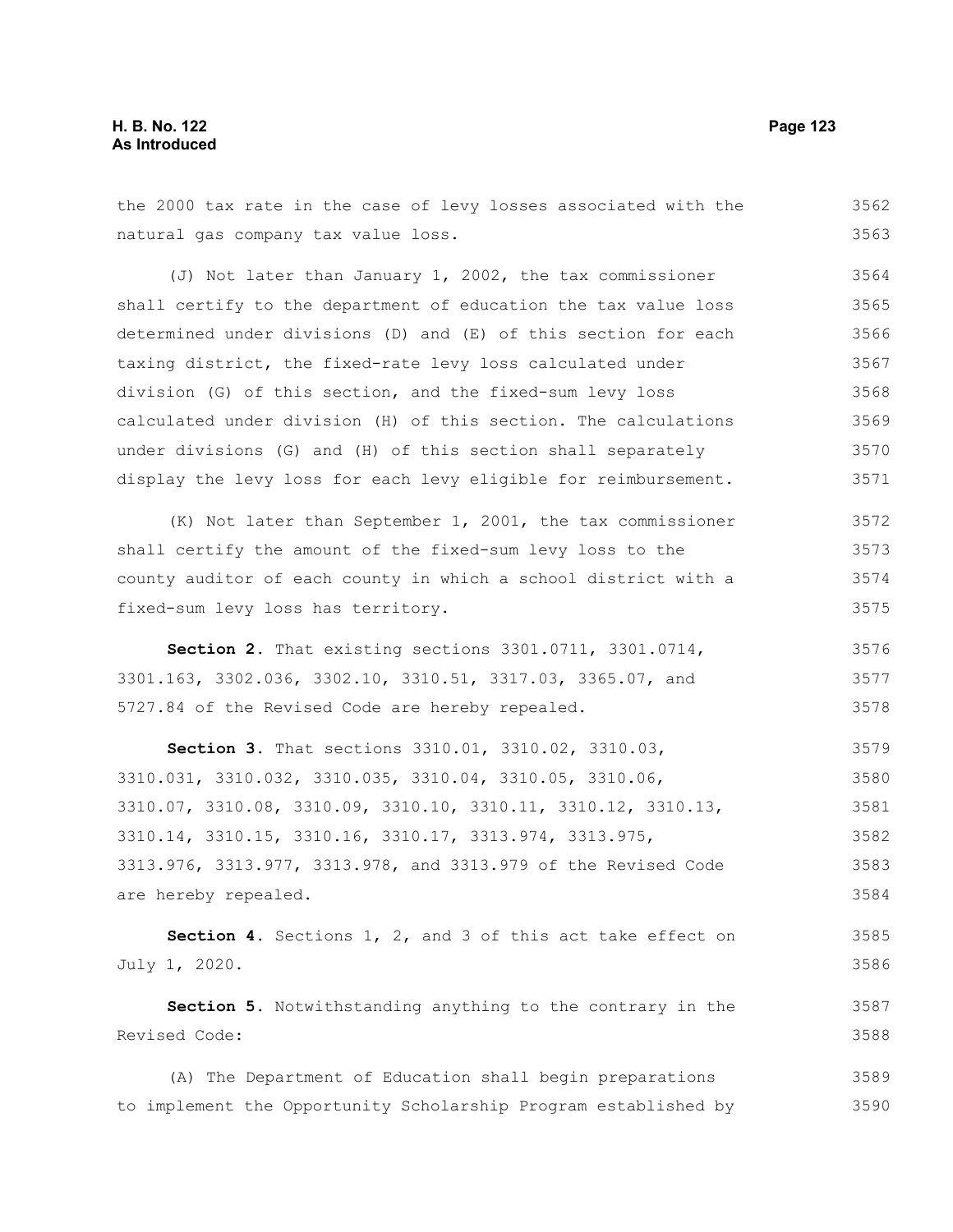the 2000 tax rate in the case of levy losses associated with the natural gas company tax value loss.

(J) Not later than January 1, 2002, the tax commissioner shall certify to the department of education the tax value loss determined under divisions (D) and (E) of this section for each taxing district, the fixed-rate levy loss calculated under division (G) of this section, and the fixed-sum levy loss calculated under division (H) of this section. The calculations under divisions (G) and (H) of this section shall separately display the levy loss for each levy eligible for reimbursement.

(K) Not later than September 1, 2001, the tax commissioner shall certify the amount of the fixed-sum levy loss to the county auditor of each county in which a school district with a fixed-sum levy loss has territory.

**Section 2.** That existing sections 3301.0711, 3301.0714, 3301.163, 3302.036, 3302.10, 3310.51, 3317.03, 3365.07, and 5727.84 of the Revised Code are hereby repealed.

**Section 3.** That sections 3310.01, 3310.02, 3310.03, 3310.031, 3310.032, 3310.035, 3310.04, 3310.05, 3310.06, 3310.07, 3310.08, 3310.09, 3310.10, 3310.11, 3310.12, 3310.13, 3310.14, 3310.15, 3310.16, 3310.17, 3313.974, 3313.975, 3313.976, 3313.977, 3313.978, and 3313.979 of the Revised Code are hereby repealed.

**Section 4.** Sections 1, 2, and 3 of this act take effect on July 1, 2020.

**Section 5.** Notwithstanding anything to the contrary in the Revised Code:

(A) The Department of Education shall begin preparations to implement the Opportunity Scholarship Program established by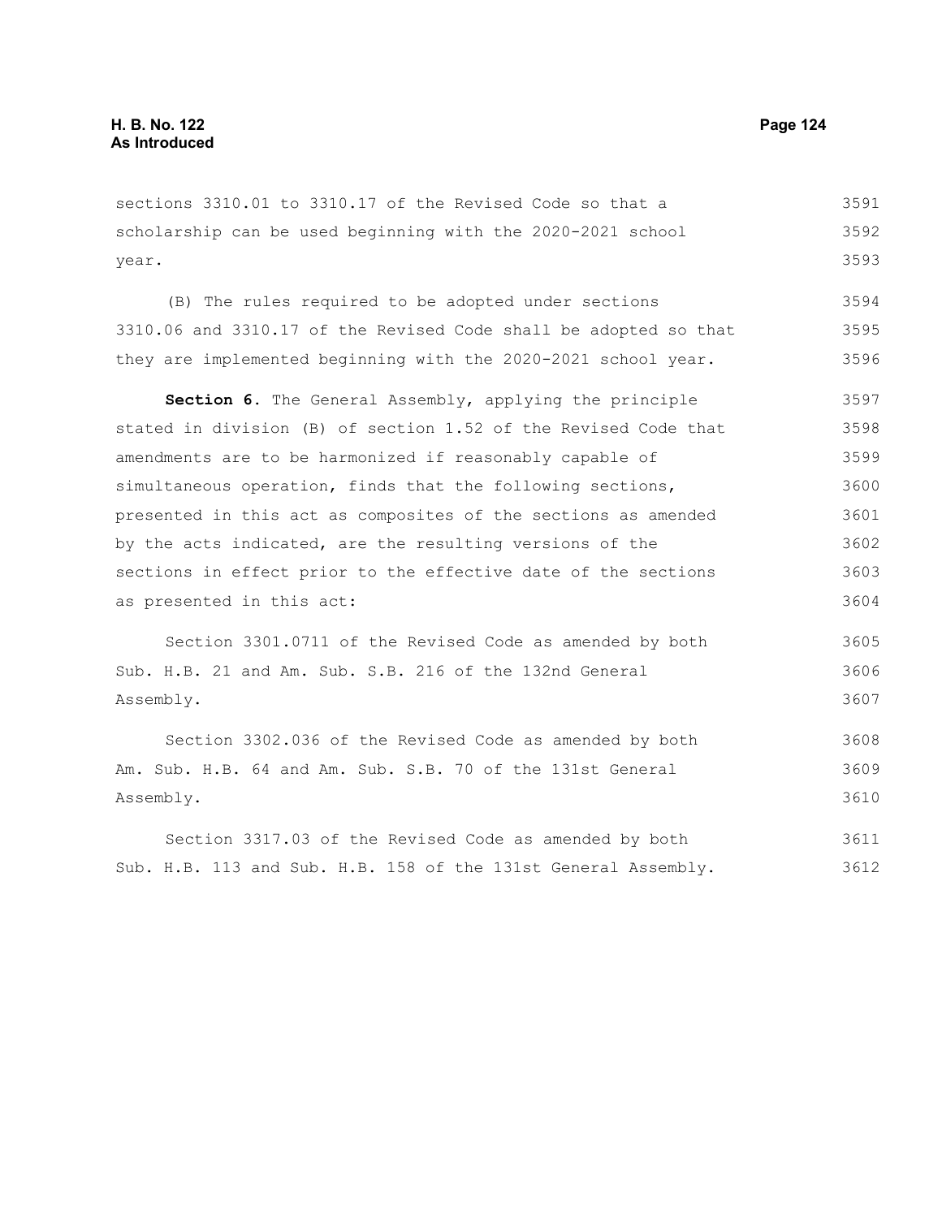sections 3310.01 to 3310.17 of the Revised Code so that a scholarship can be used beginning with the 2020-2021 school year.

(B) The rules required to be adopted under sections 3310.06 and 3310.17 of the Revised Code shall be adopted so that they are implemented beginning with the 2020-2021 school year.

**Section 6.** The General Assembly, applying the principle stated in division (B) of section 1.52 of the Revised Code that amendments are to be harmonized if reasonably capable of simultaneous operation, finds that the following sections, presented in this act as composites of the sections as amended by the acts indicated, are the resulting versions of the sections in effect prior to the effective date of the sections as presented in this act:

Section 3301.0711 of the Revised Code as amended by both Sub. H.B. 21 and Am. Sub. S.B. 216 of the 132nd General Assembly.

Section 3302.036 of the Revised Code as amended by both Am. Sub. H.B. 64 and Am. Sub. S.B. 70 of the 131st General Assembly.

Section 3317.03 of the Revised Code as amended by both Sub. H.B. 113 and Sub. H.B. 158 of the 131st General Assembly.